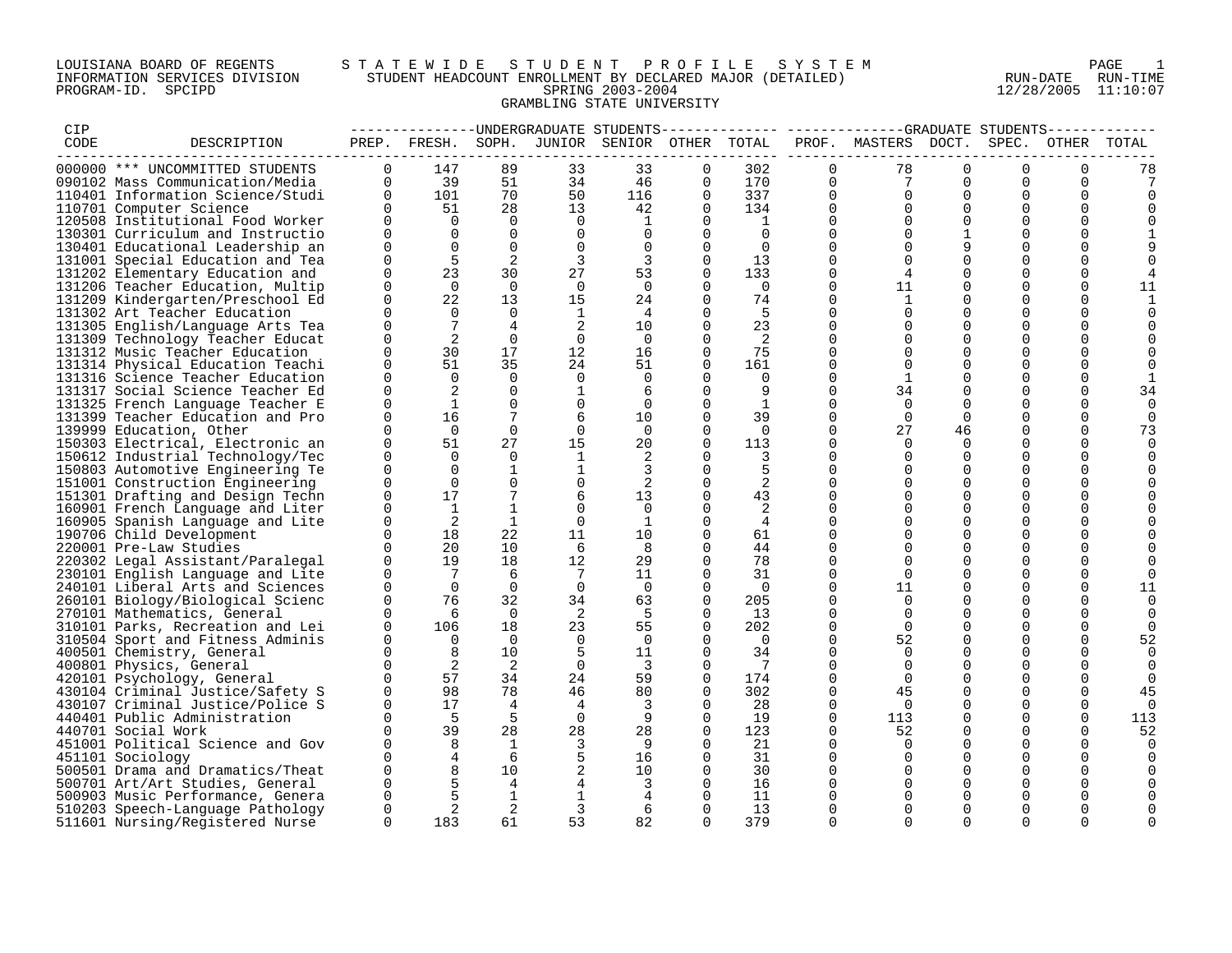LOUISIANA BOARD OF REGENTS — S T A T E W I D E   S T U D E N T   P R O F I L E   S Y S T E M

INFORMATION SERVICES DIVISION — STUDENT HEADCOUNT ENROLLMENT BY DECLARED MAJOR (DETAILED) — RUN-DATE 12/28/2005 RUN-TIME 11:10:07

PROGRAM-ID. SPCIPD — SPRING 2003-2004

GRAMBLING STATE UNIVERSITY

| CIP CODE | DESCRIPTION | UG PREP. | UG FRESH. | UG SOPH. | UG JUNIOR | UG SENIOR | UG OTHER | UG TOTAL | GR PROF. | GR MASTERS | GR DOCT. | GR SPEC. | GR OTHER | GR TOTAL |
|---|---|---|---|---|---|---|---|---|---|---|---|---|---|---|
| 000000 | *** UNCOMMITTED STUDENTS | 0 | 147 | 89 | 33 | 33 | 0 | 302 | 0 | 78 | 0 | 0 | 0 | 78 |
| 090102 | Mass Communication/Media | 0 | 39 | 51 | 34 | 46 | 0 | 170 | 0 | 7 | 0 | 0 | 0 | 7 |
| 110401 | Information Science/Studi | 0 | 101 | 70 | 50 | 116 | 0 | 337 | 0 | 0 | 0 | 0 | 0 | 0 |
| 110701 | Computer Science | 0 | 51 | 28 | 13 | 42 | 0 | 134 | 0 | 0 | 0 | 0 | 0 | 0 |
| 120508 | Institutional Food Worker | 0 | 0 | 0 | 0 | 1 | 0 | 1 | 0 | 0 | 0 | 0 | 0 | 0 |
| 130301 | Curriculum and Instructio | 0 | 0 | 0 | 0 | 0 | 0 | 0 | 0 | 0 | 1 | 0 | 0 | 1 |
| 130401 | Educational Leadership an | 0 | 0 | 0 | 0 | 0 | 0 | 0 | 0 | 0 | 9 | 0 | 0 | 9 |
| 131001 | Special Education and Tea | 0 | 5 | 2 | 3 | 3 | 0 | 13 | 0 | 0 | 0 | 0 | 0 | 0 |
| 131202 | Elementary Education and | 0 | 23 | 30 | 27 | 53 | 0 | 133 | 0 | 4 | 0 | 0 | 0 | 4 |
| 131206 | Teacher Education, Multip | 0 | 0 | 0 | 0 | 0 | 0 | 0 | 0 | 11 | 0 | 0 | 0 | 11 |
| 131209 | Kindergarten/Preschool Ed | 0 | 22 | 13 | 15 | 24 | 0 | 74 | 0 | 1 | 0 | 0 | 0 | 1 |
| 131302 | Art Teacher Education | 0 | 0 | 0 | 1 | 4 | 0 | 5 | 0 | 0 | 0 | 0 | 0 | 0 |
| 131305 | English/Language Arts Tea | 0 | 7 | 4 | 2 | 10 | 0 | 23 | 0 | 0 | 0 | 0 | 0 | 0 |
| 131309 | Technology Teacher Educat | 0 | 2 | 0 | 0 | 0 | 0 | 2 | 0 | 0 | 0 | 0 | 0 | 0 |
| 131312 | Music Teacher Education | 0 | 30 | 17 | 12 | 16 | 0 | 75 | 0 | 0 | 0 | 0 | 0 | 0 |
| 131314 | Physical Education Teachi | 0 | 51 | 35 | 24 | 51 | 0 | 161 | 0 | 0 | 0 | 0 | 0 | 0 |
| 131316 | Science Teacher Education | 0 | 0 | 0 | 0 | 0 | 0 | 0 | 0 | 1 | 0 | 0 | 0 | 1 |
| 131317 | Social Science Teacher Ed | 0 | 2 | 0 | 1 | 6 | 0 | 9 | 0 | 34 | 0 | 0 | 0 | 34 |
| 131325 | French Language Teacher E | 0 | 1 | 0 | 0 | 0 | 0 | 1 | 0 | 0 | 0 | 0 | 0 | 0 |
| 131399 | Teacher Education and Pro | 0 | 16 | 7 | 6 | 10 | 0 | 39 | 0 | 0 | 0 | 0 | 0 | 0 |
| 139999 | Education, Other | 0 | 0 | 0 | 0 | 0 | 0 | 0 | 0 | 27 | 46 | 0 | 0 | 73 |
| 150303 | Electrical, Electronic an | 0 | 51 | 27 | 15 | 20 | 0 | 113 | 0 | 0 | 0 | 0 | 0 | 0 |
| 150612 | Industrial Technology/Tec | 0 | 0 | 0 | 1 | 2 | 0 | 3 | 0 | 0 | 0 | 0 | 0 | 0 |
| 150803 | Automotive Engineering Te | 0 | 0 | 1 | 1 | 3 | 0 | 5 | 0 | 0 | 0 | 0 | 0 | 0 |
| 151001 | Construction Engineering | 0 | 0 | 0 | 0 | 2 | 0 | 2 | 0 | 0 | 0 | 0 | 0 | 0 |
| 151301 | Drafting and Design Techn | 0 | 17 | 7 | 6 | 13 | 0 | 43 | 0 | 0 | 0 | 0 | 0 | 0 |
| 160901 | French Language and Liter | 0 | 1 | 1 | 0 | 0 | 0 | 2 | 0 | 0 | 0 | 0 | 0 | 0 |
| 160905 | Spanish Language and Lite | 0 | 2 | 1 | 0 | 1 | 0 | 4 | 0 | 0 | 0 | 0 | 0 | 0 |
| 190706 | Child Development | 0 | 18 | 22 | 11 | 10 | 0 | 61 | 0 | 0 | 0 | 0 | 0 | 0 |
| 220001 | Pre-Law Studies | 0 | 20 | 10 | 6 | 8 | 0 | 44 | 0 | 0 | 0 | 0 | 0 | 0 |
| 220302 | Legal Assistant/Paralegal | 0 | 19 | 18 | 12 | 29 | 0 | 78 | 0 | 0 | 0 | 0 | 0 | 0 |
| 230101 | English Language and Lite | 0 | 7 | 6 | 7 | 11 | 0 | 31 | 0 | 0 | 0 | 0 | 0 | 0 |
| 240101 | Liberal Arts and Sciences | 0 | 0 | 0 | 0 | 0 | 0 | 0 | 0 | 11 | 0 | 0 | 0 | 11 |
| 260101 | Biology/Biological Scienc | 0 | 76 | 32 | 34 | 63 | 0 | 205 | 0 | 0 | 0 | 0 | 0 | 0 |
| 270101 | Mathematics, General | 0 | 6 | 0 | 2 | 5 | 0 | 13 | 0 | 0 | 0 | 0 | 0 | 0 |
| 310101 | Parks, Recreation and Lei | 0 | 106 | 18 | 23 | 55 | 0 | 202 | 0 | 0 | 0 | 0 | 0 | 0 |
| 310504 | Sport and Fitness Adminis | 0 | 0 | 0 | 0 | 0 | 0 | 0 | 0 | 52 | 0 | 0 | 0 | 52 |
| 400501 | Chemistry, General | 0 | 8 | 10 | 5 | 11 | 0 | 34 | 0 | 0 | 0 | 0 | 0 | 0 |
| 400801 | Physics, General | 0 | 2 | 2 | 0 | 3 | 0 | 7 | 0 | 0 | 0 | 0 | 0 | 0 |
| 420101 | Psychology, General | 0 | 57 | 34 | 24 | 59 | 0 | 174 | 0 | 0 | 0 | 0 | 0 | 0 |
| 430104 | Criminal Justice/Safety S | 0 | 98 | 78 | 46 | 80 | 0 | 302 | 0 | 45 | 0 | 0 | 0 | 45 |
| 430107 | Criminal Justice/Police S | 0 | 17 | 4 | 4 | 3 | 0 | 28 | 0 | 0 | 0 | 0 | 0 | 0 |
| 440401 | Public Administration | 0 | 5 | 5 | 0 | 9 | 0 | 19 | 0 | 113 | 0 | 0 | 0 | 113 |
| 440701 | Social Work | 0 | 39 | 28 | 28 | 28 | 0 | 123 | 0 | 52 | 0 | 0 | 0 | 52 |
| 451001 | Political Science and Gov | 0 | 8 | 1 | 3 | 9 | 0 | 21 | 0 | 0 | 0 | 0 | 0 | 0 |
| 451101 | Sociology | 0 | 4 | 6 | 5 | 16 | 0 | 31 | 0 | 0 | 0 | 0 | 0 | 0 |
| 500501 | Drama and Dramatics/Theat | 0 | 8 | 10 | 2 | 10 | 0 | 30 | 0 | 0 | 0 | 0 | 0 | 0 |
| 500701 | Art/Art Studies, General | 0 | 5 | 4 | 4 | 3 | 0 | 16 | 0 | 0 | 0 | 0 | 0 | 0 |
| 500903 | Music Performance, Genera | 0 | 5 | 1 | 1 | 4 | 0 | 11 | 0 | 0 | 0 | 0 | 0 | 0 |
| 510203 | Speech-Language Pathology | 0 | 2 | 2 | 3 | 6 | 0 | 13 | 0 | 0 | 0 | 0 | 0 | 0 |
| 511601 | Nursing/Registered Nurse | 0 | 183 | 61 | 53 | 82 | 0 | 379 | 0 | 0 | 0 | 0 | 0 | 0 |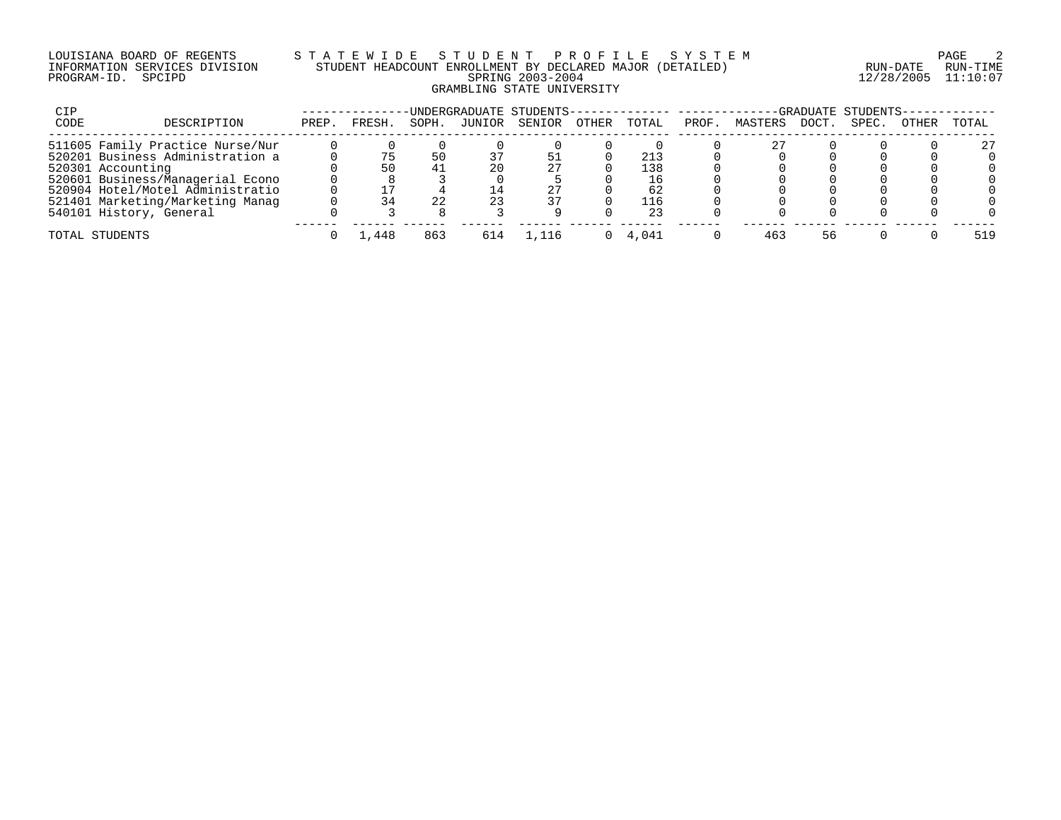LOUISIANA BOARD OF REGENTS — STATEWIDE STUDENT PROFILE SYSTEM
INFORMATION SERVICES DIVISION — STUDENT HEADCOUNT ENROLLMENT BY DECLARED MAJOR (DETAILED)
PROGRAM-ID. SPCIPD — SPRING 2003-2004 — RUN-DATE 12/28/2005 RUN-TIME 11:10:07

GRAMBLING STATE UNIVERSITY

| CIP CODE | DESCRIPTION | UNDERGRADUATE STUDENTS PREP. | FRESH. | SOPH. | JUNIOR | SENIOR | OTHER | TOTAL | GRADUATE STUDENTS PROF. | MASTERS | DOCT. | SPEC. | OTHER | TOTAL |
|---|---|---|---|---|---|---|---|---|---|---|---|---|---|---|
| 511605 | Family Practice Nurse/Nur | 0 | 0 | 0 | 0 | 0 | 0 | 0 | 0 | 27 | 0 | 0 | 0 | 27 |
| 520201 | Business Administration a | 0 | 75 | 50 | 37 | 51 | 0 | 213 | 0 | 0 | 0 | 0 | 0 | 0 |
| 520301 | Accounting | 0 | 50 | 41 | 20 | 27 | 0 | 138 | 0 | 0 | 0 | 0 | 0 | 0 |
| 520601 | Business/Managerial Econo | 0 | 8 | 3 | 0 | 5 | 0 | 16 | 0 | 0 | 0 | 0 | 0 | 0 |
| 520904 | Hotel/Motel Administratio | 0 | 17 | 4 | 14 | 27 | 0 | 62 | 0 | 0 | 0 | 0 | 0 | 0 |
| 521401 | Marketing/Marketing Manag | 0 | 34 | 22 | 23 | 37 | 0 | 116 | 0 | 0 | 0 | 0 | 0 | 0 |
| 540101 | History, General | 0 | 3 | 8 | 3 | 9 | 0 | 23 | 0 | 0 | 0 | 0 | 0 | 0 |
| TOTAL STUDENTS | | 0 | 1,448 | 863 | 614 | 1,116 | 0 | 4,041 | 0 | 463 | 56 | 0 | 0 | 519 |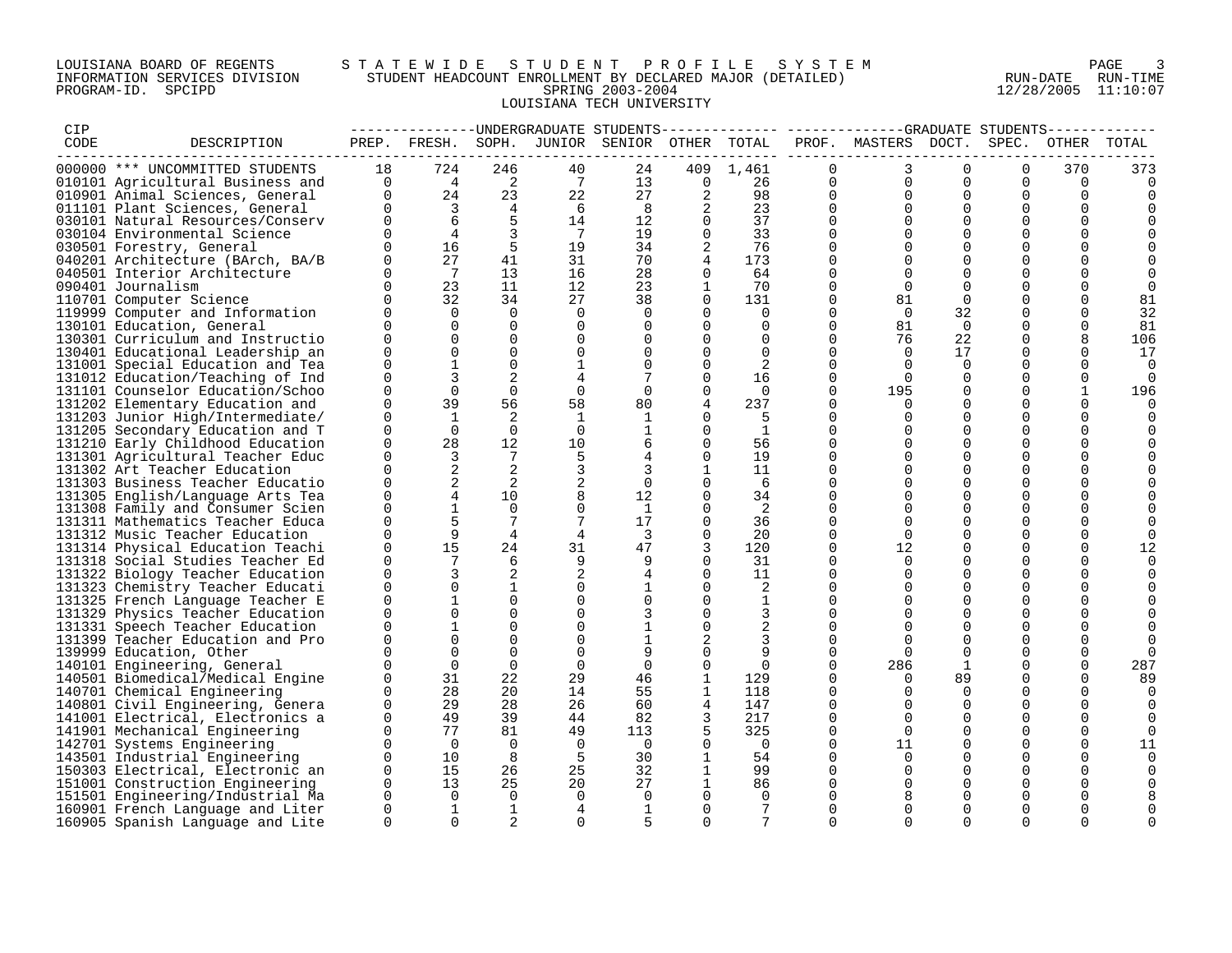LOUISIANA BOARD OF REGENTS — STATEWIDE STUDENT PROFILE SYSTEM
INFORMATION SERVICES DIVISION — STUDENT HEADCOUNT ENROLLMENT BY DECLARED MAJOR (DETAILED)
PROGRAM-ID. SPCIPD — SPRING 2003-2004 — RUN-DATE 12/28/2005 RUN-TIME 11:10:07

LOUISIANA TECH UNIVERSITY

| CIP CODE | DESCRIPTION | UNDERGRADUATE STUDENTS PREP. | FRESH. | SOPH. | JUNIOR | SENIOR | OTHER | TOTAL | GRADUATE STUDENTS PROF. | MASTERS | DOCT. | SPEC. | OTHER | TOTAL |
|---|---|---|---|---|---|---|---|---|---|---|---|---|---|---|
| 000000 | *** UNCOMMITTED STUDENTS | 18 | 724 | 246 | 40 | 24 | 409 | 1,461 | 0 | 3 | 0 | 0 | 370 | 373 |
| 010101 | Agricultural Business and | 0 | 4 | 2 | 7 | 13 | 0 | 26 | 0 | 0 | 0 | 0 | 0 | 0 |
| 010901 | Animal Sciences, General | 0 | 24 | 23 | 22 | 27 | 2 | 98 | 0 | 0 | 0 | 0 | 0 | 0 |
| 011101 | Plant Sciences, General | 0 | 3 | 4 | 6 | 8 | 2 | 23 | 0 | 0 | 0 | 0 | 0 | 0 |
| 030101 | Natural Resources/Conserv | 0 | 6 | 5 | 14 | 12 | 0 | 37 | 0 | 0 | 0 | 0 | 0 | 0 |
| 030104 | Environmental Science | 0 | 4 | 3 | 7 | 19 | 0 | 33 | 0 | 0 | 0 | 0 | 0 | 0 |
| 030501 | Forestry, General | 0 | 16 | 5 | 19 | 34 | 2 | 76 | 0 | 0 | 0 | 0 | 0 | 0 |
| 040201 | Architecture (BArch, BA/B | 0 | 27 | 41 | 31 | 70 | 4 | 173 | 0 | 0 | 0 | 0 | 0 | 0 |
| 040501 | Interior Architecture | 0 | 7 | 13 | 16 | 28 | 0 | 64 | 0 | 0 | 0 | 0 | 0 | 0 |
| 090401 | Journalism | 0 | 23 | 11 | 12 | 23 | 1 | 70 | 0 | 0 | 0 | 0 | 0 | 0 |
| 110701 | Computer Science | 0 | 32 | 34 | 27 | 38 | 0 | 131 | 0 | 81 | 0 | 0 | 0 | 81 |
| 119999 | Computer and Information | 0 | 0 | 0 | 0 | 0 | 0 | 0 | 0 | 0 | 32 | 0 | 0 | 32 |
| 130101 | Education, General | 0 | 0 | 0 | 0 | 0 | 0 | 0 | 0 | 81 | 0 | 0 | 0 | 81 |
| 130301 | Curriculum and Instructio | 0 | 0 | 0 | 0 | 0 | 0 | 0 | 0 | 76 | 22 | 0 | 8 | 106 |
| 130401 | Educational Leadership an | 0 | 0 | 0 | 0 | 0 | 0 | 0 | 0 | 0 | 17 | 0 | 0 | 17 |
| 131001 | Special Education and Tea | 0 | 1 | 0 | 1 | 0 | 0 | 2 | 0 | 0 | 0 | 0 | 0 | 0 |
| 131012 | Education/Teaching of Ind | 0 | 3 | 2 | 4 | 7 | 0 | 16 | 0 | 0 | 0 | 0 | 0 | 0 |
| 131101 | Counselor Education/Schoo | 0 | 0 | 0 | 0 | 0 | 0 | 0 | 0 | 195 | 0 | 0 | 1 | 196 |
| 131202 | Elementary Education and | 0 | 39 | 56 | 58 | 80 | 4 | 237 | 0 | 0 | 0 | 0 | 0 | 0 |
| 131203 | Junior High/Intermediate/ | 0 | 1 | 2 | 1 | 1 | 0 | 5 | 0 | 0 | 0 | 0 | 0 | 0 |
| 131205 | Secondary Education and T | 0 | 0 | 0 | 0 | 1 | 0 | 1 | 0 | 0 | 0 | 0 | 0 | 0 |
| 131210 | Early Childhood Education | 0 | 28 | 12 | 10 | 6 | 0 | 56 | 0 | 0 | 0 | 0 | 0 | 0 |
| 131301 | Agricultural Teacher Educ | 0 | 3 | 7 | 5 | 4 | 0 | 19 | 0 | 0 | 0 | 0 | 0 | 0 |
| 131302 | Art Teacher Education | 0 | 2 | 2 | 3 | 3 | 1 | 11 | 0 | 0 | 0 | 0 | 0 | 0 |
| 131303 | Business Teacher Educatio | 0 | 2 | 2 | 2 | 0 | 0 | 6 | 0 | 0 | 0 | 0 | 0 | 0 |
| 131305 | English/Language Arts Tea | 0 | 4 | 10 | 8 | 12 | 0 | 34 | 0 | 0 | 0 | 0 | 0 | 0 |
| 131308 | Family and Consumer Scien | 0 | 1 | 0 | 0 | 1 | 0 | 2 | 0 | 0 | 0 | 0 | 0 | 0 |
| 131311 | Mathematics Teacher Educa | 0 | 5 | 7 | 7 | 17 | 0 | 36 | 0 | 0 | 0 | 0 | 0 | 0 |
| 131312 | Music Teacher Education | 0 | 9 | 4 | 4 | 3 | 0 | 20 | 0 | 0 | 0 | 0 | 0 | 0 |
| 131314 | Physical Education Teachi | 0 | 15 | 24 | 31 | 47 | 3 | 120 | 0 | 12 | 0 | 0 | 0 | 12 |
| 131318 | Social Studies Teacher Ed | 0 | 7 | 6 | 9 | 9 | 0 | 31 | 0 | 0 | 0 | 0 | 0 | 0 |
| 131322 | Biology Teacher Education | 0 | 3 | 2 | 2 | 4 | 0 | 11 | 0 | 0 | 0 | 0 | 0 | 0 |
| 131323 | Chemistry Teacher Educati | 0 | 0 | 1 | 0 | 1 | 0 | 2 | 0 | 0 | 0 | 0 | 0 | 0 |
| 131325 | French Language Teacher E | 0 | 1 | 0 | 0 | 0 | 0 | 1 | 0 | 0 | 0 | 0 | 0 | 0 |
| 131329 | Physics Teacher Education | 0 | 0 | 0 | 0 | 3 | 0 | 3 | 0 | 0 | 0 | 0 | 0 | 0 |
| 131331 | Speech Teacher Education | 0 | 1 | 0 | 0 | 1 | 0 | 2 | 0 | 0 | 0 | 0 | 0 | 0 |
| 131399 | Teacher Education and Pro | 0 | 0 | 0 | 0 | 1 | 2 | 3 | 0 | 0 | 0 | 0 | 0 | 0 |
| 139999 | Education, Other | 0 | 0 | 0 | 0 | 9 | 0 | 9 | 0 | 0 | 0 | 0 | 0 | 0 |
| 140101 | Engineering, General | 0 | 0 | 0 | 0 | 0 | 0 | 0 | 0 | 286 | 1 | 0 | 0 | 287 |
| 140501 | Biomedical/Medical Engine | 0 | 31 | 22 | 29 | 46 | 1 | 129 | 0 | 0 | 89 | 0 | 0 | 89 |
| 140701 | Chemical Engineering | 0 | 28 | 20 | 14 | 55 | 1 | 118 | 0 | 0 | 0 | 0 | 0 | 0 |
| 140801 | Civil Engineering, Genera | 0 | 29 | 28 | 26 | 60 | 4 | 147 | 0 | 0 | 0 | 0 | 0 | 0 |
| 141001 | Electrical, Electronics a | 0 | 49 | 39 | 44 | 82 | 3 | 217 | 0 | 0 | 0 | 0 | 0 | 0 |
| 141901 | Mechanical Engineering | 0 | 77 | 81 | 49 | 113 | 5 | 325 | 0 | 0 | 0 | 0 | 0 | 0 |
| 142701 | Systems Engineering | 0 | 0 | 0 | 0 | 0 | 0 | 0 | 0 | 11 | 0 | 0 | 0 | 11 |
| 143501 | Industrial Engineering | 0 | 10 | 8 | 5 | 30 | 1 | 54 | 0 | 0 | 0 | 0 | 0 | 0 |
| 150303 | Electrical, Electronic an | 0 | 15 | 26 | 25 | 32 | 1 | 99 | 0 | 0 | 0 | 0 | 0 | 0 |
| 151001 | Construction Engineering | 0 | 13 | 25 | 20 | 27 | 1 | 86 | 0 | 0 | 0 | 0 | 0 | 0 |
| 151501 | Engineering/Industrial Ma | 0 | 0 | 0 | 0 | 0 | 0 | 0 | 0 | 8 | 0 | 0 | 0 | 8 |
| 160901 | French Language and Liter | 0 | 1 | 1 | 4 | 1 | 0 | 7 | 0 | 0 | 0 | 0 | 0 | 0 |
| 160905 | Spanish Language and Lite | 0 | 0 | 2 | 0 | 5 | 0 | 7 | 0 | 0 | 0 | 0 | 0 | 0 |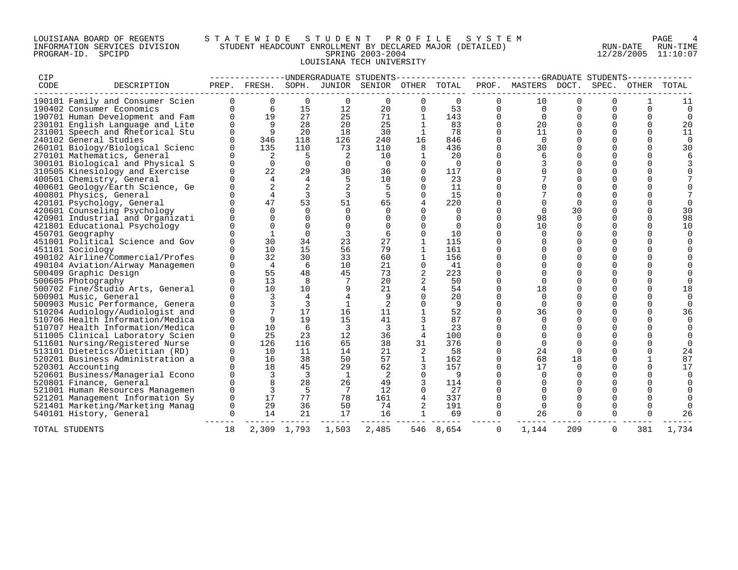LOUISIANA BOARD OF REGENTS
INFORMATION SERVICES DIVISION
PROGRAM-ID. SPCIPD

STATEWIDE STUDENT PROFILE SYSTEM
STUDENT HEADCOUNT ENROLLMENT BY DECLARED MAJOR (DETAILED)
SPRING 2003-2004
LOUISIANA TECH UNIVERSITY

RUN-DATE 12/28/2005 RUN-TIME 11:10:07

| CIP CODE | DESCRIPTION | UNDERGRADUATE STUDENTS PREP. | FRESH. | SOPH. | JUNIOR | SENIOR | OTHER | TOTAL | GRADUATE STUDENTS PROF. | MASTERS | DOCT. | SPEC. | OTHER | TOTAL |
|---|---|---|---|---|---|---|---|---|---|---|---|---|---|---|
| 190101 | Family and Consumer Scien | 0 | 0 | 0 | 0 | 0 | 0 | 0 | 0 | 10 | 0 | 0 | 1 | 11 |
| 190402 | Consumer Economics | 0 | 6 | 15 | 12 | 20 | 0 | 53 | 0 | 0 | 0 | 0 | 0 | 0 |
| 190701 | Human Development and Fam | 0 | 19 | 27 | 25 | 71 | 1 | 143 | 0 | 0 | 0 | 0 | 0 | 0 |
| 230101 | English Language and Lite | 0 | 9 | 28 | 20 | 25 | 1 | 83 | 0 | 20 | 0 | 0 | 0 | 20 |
| 231001 | Speech and Rhetorical Stu | 0 | 9 | 20 | 18 | 30 | 1 | 78 | 0 | 11 | 0 | 0 | 0 | 11 |
| 240102 | General Studies | 0 | 346 | 118 | 126 | 240 | 16 | 846 | 0 | 0 | 0 | 0 | 0 | 0 |
| 260101 | Biology/Biological Scienc | 0 | 135 | 110 | 73 | 110 | 8 | 436 | 0 | 30 | 0 | 0 | 0 | 30 |
| 270101 | Mathematics, General | 0 | 2 | 5 | 2 | 10 | 1 | 20 | 0 | 6 | 0 | 0 | 0 | 6 |
| 300101 | Biological and Physical S | 0 | 0 | 0 | 0 | 0 | 0 | 0 | 0 | 3 | 0 | 0 | 0 | 3 |
| 310505 | Kinesiology and Exercise | 0 | 22 | 29 | 30 | 36 | 0 | 117 | 0 | 0 | 0 | 0 | 0 | 0 |
| 400501 | Chemistry, General | 0 | 4 | 4 | 5 | 10 | 0 | 23 | 0 | 7 | 0 | 0 | 0 | 7 |
| 400601 | Geology/Earth Science, Ge | 0 | 2 | 2 | 2 | 5 | 0 | 11 | 0 | 0 | 0 | 0 | 0 | 0 |
| 400801 | Physics, General | 0 | 4 | 3 | 3 | 5 | 0 | 15 | 0 | 7 | 0 | 0 | 0 | 7 |
| 420101 | Psychology, General | 0 | 47 | 53 | 51 | 65 | 4 | 220 | 0 | 0 | 0 | 0 | 0 | 0 |
| 420601 | Counseling Psychology | 0 | 0 | 0 | 0 | 0 | 0 | 0 | 0 | 0 | 30 | 0 | 0 | 30 |
| 420901 | Industrial and Organizati | 0 | 0 | 0 | 0 | 0 | 0 | 0 | 0 | 98 | 0 | 0 | 0 | 98 |
| 421801 | Educational Psychology | 0 | 0 | 0 | 0 | 0 | 0 | 0 | 0 | 10 | 0 | 0 | 0 | 10 |
| 450701 | Geography | 0 | 1 | 0 | 3 | 6 | 0 | 10 | 0 | 0 | 0 | 0 | 0 | 0 |
| 451001 | Political Science and Gov | 0 | 30 | 34 | 23 | 27 | 1 | 115 | 0 | 0 | 0 | 0 | 0 | 0 |
| 451101 | Sociology | 0 | 10 | 15 | 56 | 79 | 1 | 161 | 0 | 0 | 0 | 0 | 0 | 0 |
| 490102 | Airline/Commercial/Profes | 0 | 32 | 30 | 33 | 60 | 1 | 156 | 0 | 0 | 0 | 0 | 0 | 0 |
| 490104 | Aviation/Airway Managemen | 0 | 4 | 6 | 10 | 21 | 0 | 41 | 0 | 0 | 0 | 0 | 0 | 0 |
| 500409 | Graphic Design | 0 | 55 | 48 | 45 | 73 | 2 | 223 | 0 | 0 | 0 | 0 | 0 | 0 |
| 500605 | Photography | 0 | 13 | 8 | 7 | 20 | 2 | 50 | 0 | 0 | 0 | 0 | 0 | 0 |
| 500702 | Fine/Studio Arts, General | 0 | 10 | 10 | 9 | 21 | 4 | 54 | 0 | 18 | 0 | 0 | 0 | 18 |
| 500901 | Music, General | 0 | 3 | 4 | 4 | 9 | 0 | 20 | 0 | 0 | 0 | 0 | 0 | 0 |
| 500903 | Music Performance, Genera | 0 | 3 | 3 | 1 | 2 | 0 | 9 | 0 | 0 | 0 | 0 | 0 | 0 |
| 510204 | Audiology/Audiologist and | 0 | 7 | 17 | 16 | 11 | 1 | 52 | 0 | 36 | 0 | 0 | 0 | 36 |
| 510706 | Health Information/Medica | 0 | 9 | 19 | 15 | 41 | 3 | 87 | 0 | 0 | 0 | 0 | 0 | 0 |
| 510707 | Health Information/Medica | 0 | 10 | 6 | 3 | 3 | 1 | 23 | 0 | 0 | 0 | 0 | 0 | 0 |
| 511005 | Clinical Laboratory Scien | 0 | 25 | 23 | 12 | 36 | 4 | 100 | 0 | 0 | 0 | 0 | 0 | 0 |
| 511601 | Nursing/Registered Nurse | 0 | 126 | 116 | 65 | 38 | 31 | 376 | 0 | 0 | 0 | 0 | 0 | 0 |
| 513101 | Dietetics/Dietitian (RD) | 0 | 10 | 11 | 14 | 21 | 2 | 58 | 0 | 24 | 0 | 0 | 0 | 24 |
| 520201 | Business Administration a | 0 | 16 | 38 | 50 | 57 | 1 | 162 | 0 | 68 | 18 | 0 | 1 | 87 |
| 520301 | Accounting | 0 | 18 | 45 | 29 | 62 | 3 | 157 | 0 | 17 | 0 | 0 | 0 | 17 |
| 520601 | Business/Managerial Econo | 0 | 3 | 3 | 1 | 2 | 0 | 9 | 0 | 0 | 0 | 0 | 0 | 0 |
| 520801 | Finance, General | 0 | 8 | 28 | 26 | 49 | 3 | 114 | 0 | 0 | 0 | 0 | 0 | 0 |
| 521001 | Human Resources Managemen | 0 | 3 | 5 | 7 | 12 | 0 | 27 | 0 | 0 | 0 | 0 | 0 | 0 |
| 521201 | Management Information Sy | 0 | 17 | 77 | 78 | 161 | 4 | 337 | 0 | 0 | 0 | 0 | 0 | 0 |
| 521401 | Marketing/Marketing Manag | 0 | 29 | 36 | 50 | 74 | 2 | 191 | 0 | 0 | 0 | 0 | 0 | 0 |
| 540101 | History, General | 0 | 14 | 21 | 17 | 16 | 1 | 69 | 0 | 26 | 0 | 0 | 0 | 26 |
| TOTAL STUDENTS | | 18 | 2,309 | 1,793 | 1,503 | 2,485 | 546 | 8,654 | 0 | 1,144 | 209 | 0 | 381 | 1,734 |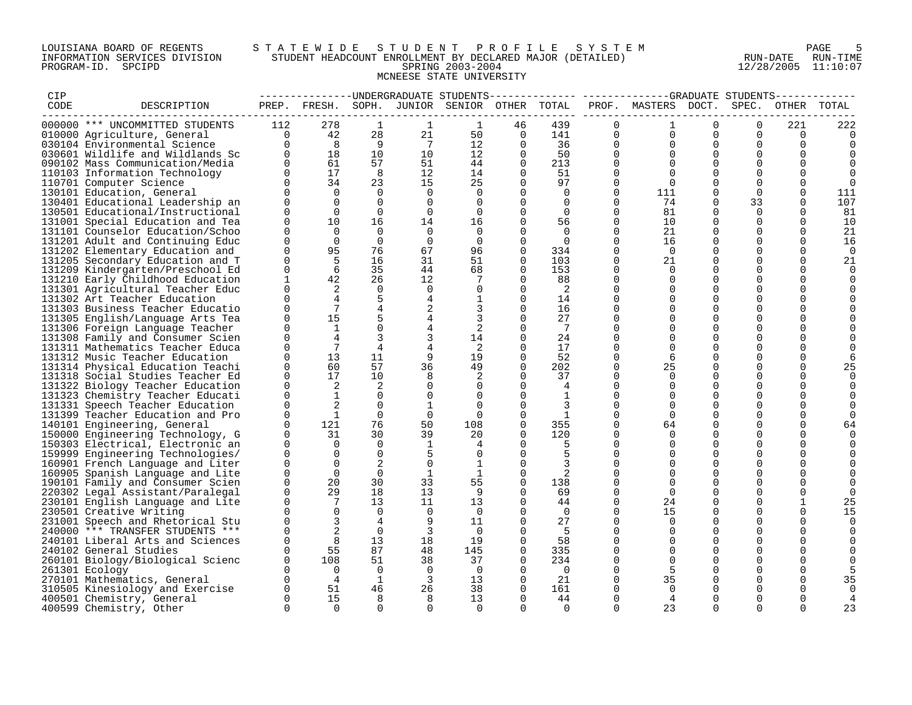LOUISIANA BOARD OF REGENTS — STATEWIDE STUDENT PROFILE SYSTEM
INFORMATION SERVICES DIVISION — STUDENT HEADCOUNT ENROLLMENT BY DECLARED MAJOR (DETAILED)
PROGRAM-ID. SPCIPD — SPRING 2003-2004 — RUN-DATE 12/28/2005 RUN-TIME 11:10:07

MCNEESE STATE UNIVERSITY

| CIP CODE | DESCRIPTION | UNDERGRADUATE STUDENTS PREP. | FRESH. | SOPH. | JUNIOR | SENIOR | OTHER | TOTAL | GRADUATE STUDENTS PROF. | MASTERS | DOCT. | SPEC. | OTHER | TOTAL |
|---|---|---|---|---|---|---|---|---|---|---|---|---|---|---|
| 000000 | *** UNCOMMITTED STUDENTS | 112 | 278 | 1 | 1 | 1 | 46 | 439 | 0 | 1 | 0 | 0 | 221 | 222 |
| 010000 | Agriculture, General | 0 | 42 | 28 | 21 | 50 | 0 | 141 | 0 | 0 | 0 | 0 | 0 | 0 |
| 030104 | Environmental Science | 0 | 8 | 9 | 7 | 12 | 0 | 36 | 0 | 0 | 0 | 0 | 0 | 0 |
| 030601 | Wildlife and Wildlands Sc | 0 | 18 | 10 | 10 | 12 | 0 | 50 | 0 | 0 | 0 | 0 | 0 | 0 |
| 090102 | Mass Communication/Media | 0 | 61 | 57 | 51 | 44 | 0 | 213 | 0 | 0 | 0 | 0 | 0 | 0 |
| 110103 | Information Technology | 0 | 17 | 8 | 12 | 14 | 0 | 51 | 0 | 0 | 0 | 0 | 0 | 0 |
| 110701 | Computer Science | 0 | 34 | 23 | 15 | 25 | 0 | 97 | 0 | 0 | 0 | 0 | 0 | 0 |
| 130101 | Education, General | 0 | 0 | 0 | 0 | 0 | 0 | 0 | 0 | 111 | 0 | 0 | 0 | 111 |
| 130401 | Educational Leadership an | 0 | 0 | 0 | 0 | 0 | 0 | 0 | 0 | 74 | 0 | 33 | 0 | 107 |
| 130501 | Educational/Instructional | 0 | 0 | 0 | 0 | 0 | 0 | 0 | 0 | 81 | 0 | 0 | 0 | 81 |
| 131001 | Special Education and Tea | 0 | 10 | 16 | 14 | 16 | 0 | 56 | 0 | 10 | 0 | 0 | 0 | 10 |
| 131101 | Counselor Education/Schoo | 0 | 0 | 0 | 0 | 0 | 0 | 0 | 0 | 21 | 0 | 0 | 0 | 21 |
| 131201 | Adult and Continuing Educ | 0 | 0 | 0 | 0 | 0 | 0 | 0 | 0 | 16 | 0 | 0 | 0 | 16 |
| 131202 | Elementary Education and | 0 | 95 | 76 | 67 | 96 | 0 | 334 | 0 | 0 | 0 | 0 | 0 | 0 |
| 131205 | Secondary Education and T | 0 | 5 | 16 | 31 | 51 | 0 | 103 | 0 | 21 | 0 | 0 | 0 | 21 |
| 131209 | Kindergarten/Preschool Ed | 0 | 6 | 35 | 44 | 68 | 0 | 153 | 0 | 0 | 0 | 0 | 0 | 0 |
| 131210 | Early Childhood Education | 1 | 42 | 26 | 12 | 7 | 0 | 88 | 0 | 0 | 0 | 0 | 0 | 0 |
| 131301 | Agricultural Teacher Educ | 0 | 2 | 0 | 0 | 0 | 0 | 2 | 0 | 0 | 0 | 0 | 0 | 0 |
| 131302 | Art Teacher Education | 0 | 4 | 5 | 4 | 1 | 0 | 14 | 0 | 0 | 0 | 0 | 0 | 0 |
| 131303 | Business Teacher Educatio | 0 | 7 | 4 | 2 | 3 | 0 | 16 | 0 | 0 | 0 | 0 | 0 | 0 |
| 131305 | English/Language Arts Tea | 0 | 15 | 5 | 4 | 3 | 0 | 27 | 0 | 0 | 0 | 0 | 0 | 0 |
| 131306 | Foreign Language Teacher | 0 | 1 | 0 | 4 | 2 | 0 | 7 | 0 | 0 | 0 | 0 | 0 | 0 |
| 131308 | Family and Consumer Scien | 0 | 4 | 3 | 3 | 14 | 0 | 24 | 0 | 0 | 0 | 0 | 0 | 0 |
| 131311 | Mathematics Teacher Educa | 0 | 7 | 4 | 4 | 2 | 0 | 17 | 0 | 0 | 0 | 0 | 0 | 0 |
| 131312 | Music Teacher Education | 0 | 13 | 11 | 9 | 19 | 0 | 52 | 0 | 6 | 0 | 0 | 0 | 6 |
| 131314 | Physical Education Teachi | 0 | 60 | 57 | 36 | 49 | 0 | 202 | 0 | 25 | 0 | 0 | 0 | 25 |
| 131318 | Social Studies Teacher Ed | 0 | 17 | 10 | 8 | 2 | 0 | 37 | 0 | 0 | 0 | 0 | 0 | 0 |
| 131322 | Biology Teacher Education | 0 | 2 | 2 | 0 | 0 | 0 | 4 | 0 | 0 | 0 | 0 | 0 | 0 |
| 131323 | Chemistry Teacher Educati | 0 | 1 | 0 | 0 | 0 | 0 | 1 | 0 | 0 | 0 | 0 | 0 | 0 |
| 131331 | Speech Teacher Education | 0 | 2 | 0 | 1 | 0 | 0 | 3 | 0 | 0 | 0 | 0 | 0 | 0 |
| 131399 | Teacher Education and Pro | 0 | 1 | 0 | 0 | 0 | 0 | 1 | 0 | 0 | 0 | 0 | 0 | 0 |
| 140101 | Engineering, General | 0 | 121 | 76 | 50 | 108 | 0 | 355 | 0 | 64 | 0 | 0 | 0 | 64 |
| 150000 | Engineering Technology, G | 0 | 31 | 30 | 39 | 20 | 0 | 120 | 0 | 0 | 0 | 0 | 0 | 0 |
| 150303 | Electrical, Electronic an | 0 | 0 | 0 | 1 | 4 | 0 | 5 | 0 | 0 | 0 | 0 | 0 | 0 |
| 159999 | Engineering Technologies/ | 0 | 0 | 0 | 5 | 0 | 0 | 5 | 0 | 0 | 0 | 0 | 0 | 0 |
| 160901 | French Language and Liter | 0 | 0 | 2 | 0 | 1 | 0 | 3 | 0 | 0 | 0 | 0 | 0 | 0 |
| 160905 | Spanish Language and Lite | 0 | 0 | 0 | 1 | 1 | 0 | 2 | 0 | 0 | 0 | 0 | 0 | 0 |
| 190101 | Family and Consumer Scien | 0 | 20 | 30 | 33 | 55 | 0 | 138 | 0 | 0 | 0 | 0 | 0 | 0 |
| 220302 | Legal Assistant/Paralegal | 0 | 29 | 18 | 13 | 9 | 0 | 69 | 0 | 0 | 0 | 0 | 0 | 0 |
| 230101 | English Language and Lite | 0 | 7 | 13 | 11 | 13 | 0 | 44 | 0 | 24 | 0 | 0 | 1 | 25 |
| 230501 | Creative Writing | 0 | 0 | 0 | 0 | 0 | 0 | 0 | 0 | 15 | 0 | 0 | 0 | 15 |
| 231001 | Speech and Rhetorical Stu | 0 | 3 | 4 | 9 | 11 | 0 | 27 | 0 | 0 | 0 | 0 | 0 | 0 |
| 240000 | *** TRANSFER STUDENTS *** | 0 | 2 | 0 | 3 | 0 | 0 | 5 | 0 | 0 | 0 | 0 | 0 | 0 |
| 240101 | Liberal Arts and Sciences | 0 | 8 | 13 | 18 | 19 | 0 | 58 | 0 | 0 | 0 | 0 | 0 | 0 |
| 240102 | General Studies | 0 | 55 | 87 | 48 | 145 | 0 | 335 | 0 | 0 | 0 | 0 | 0 | 0 |
| 260101 | Biology/Biological Scienc | 0 | 108 | 51 | 38 | 37 | 0 | 234 | 0 | 0 | 0 | 0 | 0 | 0 |
| 261301 | Ecology | 0 | 0 | 0 | 0 | 0 | 0 | 0 | 0 | 5 | 0 | 0 | 0 | 5 |
| 270101 | Mathematics, General | 0 | 4 | 1 | 3 | 13 | 0 | 21 | 0 | 35 | 0 | 0 | 0 | 35 |
| 310505 | Kinesiology and Exercise | 0 | 51 | 46 | 26 | 38 | 0 | 161 | 0 | 0 | 0 | 0 | 0 | 0 |
| 400501 | Chemistry, General | 0 | 15 | 8 | 8 | 13 | 0 | 44 | 0 | 4 | 0 | 0 | 0 | 4 |
| 400599 | Chemistry, Other | 0 | 0 | 0 | 0 | 0 | 0 | 0 | 0 | 23 | 0 | 0 | 0 | 23 |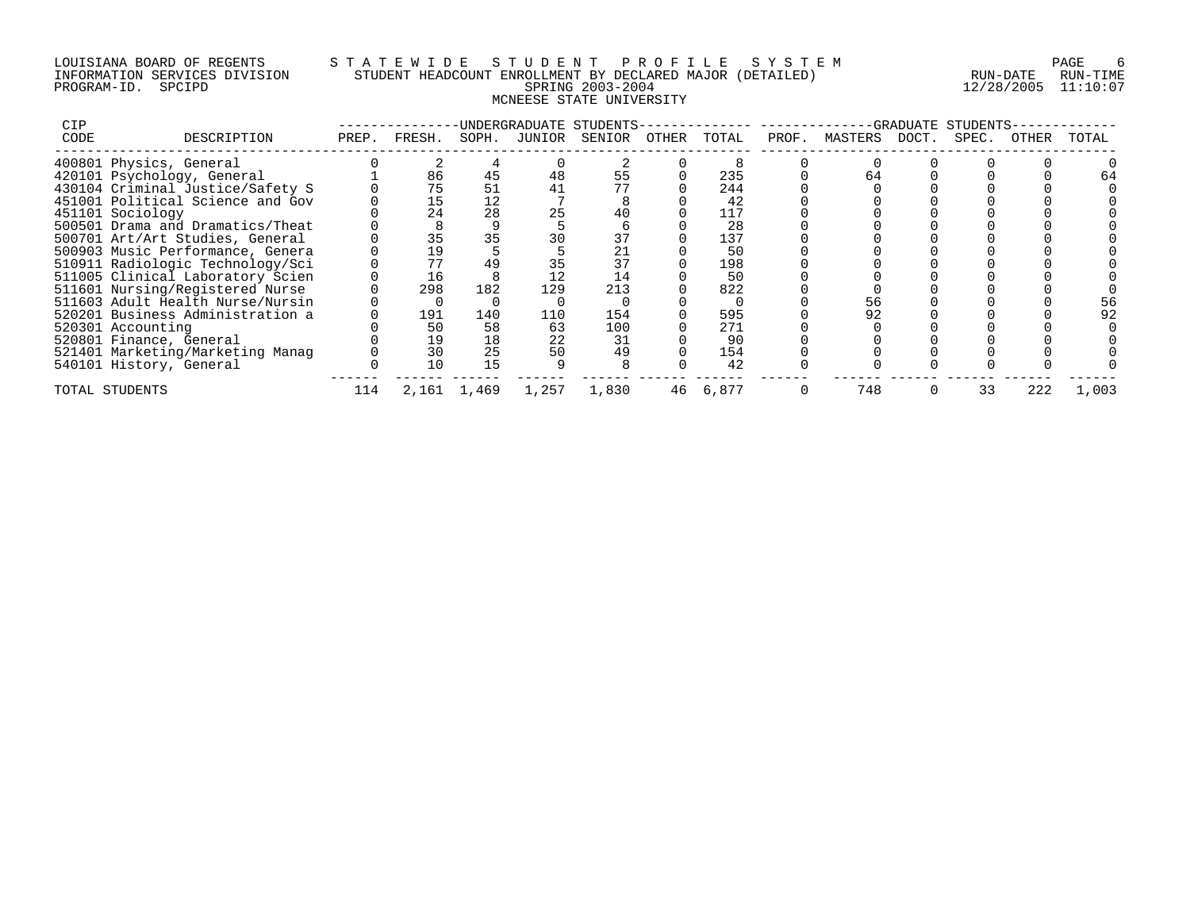LOUISIANA BOARD OF REGENTS — STATEWIDE STUDENT PROFILE SYSTEM
INFORMATION SERVICES DIVISION — STUDENT HEADCOUNT ENROLLMENT BY DECLARED MAJOR (DETAILED) — RUN-DATE 12/28/2005 RUN-TIME 11:10:07
PROGRAM-ID. SPCIPD — SPRING 2003-2004

MCNEESE STATE UNIVERSITY

| CIP CODE | DESCRIPTION | UNDERGRADUATE STUDENTS PREP. | FRESH. | SOPH. | JUNIOR | SENIOR | OTHER | TOTAL | GRADUATE STUDENTS PROF. | MASTERS | DOCT. | SPEC. | OTHER | TOTAL |
|---|---|---|---|---|---|---|---|---|---|---|---|---|---|---|
| 400801 | Physics, General | 0 | 2 | 4 | 0 | 2 | 0 | 8 | 0 | 0 | 0 | 0 | 0 | 0 |
| 420101 | Psychology, General | 1 | 86 | 45 | 48 | 55 | 0 | 235 | 0 | 64 | 0 | 0 | 0 | 64 |
| 430104 | Criminal Justice/Safety S | 0 | 75 | 51 | 41 | 77 | 0 | 244 | 0 | 0 | 0 | 0 | 0 | 0 |
| 451001 | Political Science and Gov | 0 | 15 | 12 | 7 | 8 | 0 | 42 | 0 | 0 | 0 | 0 | 0 | 0 |
| 451101 | Sociology | 0 | 24 | 28 | 25 | 40 | 0 | 117 | 0 | 0 | 0 | 0 | 0 | 0 |
| 500501 | Drama and Dramatics/Theat | 0 | 8 | 9 | 5 | 6 | 0 | 28 | 0 | 0 | 0 | 0 | 0 | 0 |
| 500701 | Art/Art Studies, General | 0 | 35 | 35 | 30 | 37 | 0 | 137 | 0 | 0 | 0 | 0 | 0 | 0 |
| 500903 | Music Performance, Genera | 0 | 19 | 5 | 5 | 21 | 0 | 50 | 0 | 0 | 0 | 0 | 0 | 0 |
| 510911 | Radiologic Technology/Sci | 0 | 77 | 49 | 35 | 37 | 0 | 198 | 0 | 0 | 0 | 0 | 0 | 0 |
| 511005 | Clinical Laboratory Scien | 0 | 16 | 8 | 12 | 14 | 0 | 50 | 0 | 0 | 0 | 0 | 0 | 0 |
| 511601 | Nursing/Registered Nurse | 0 | 298 | 182 | 129 | 213 | 0 | 822 | 0 | 0 | 0 | 0 | 0 | 0 |
| 511603 | Adult Health Nurse/Nursin | 0 | 0 | 0 | 0 | 0 | 0 | 0 | 0 | 56 | 0 | 0 | 0 | 56 |
| 520201 | Business Administration a | 0 | 191 | 140 | 110 | 154 | 0 | 595 | 0 | 92 | 0 | 0 | 0 | 92 |
| 520301 | Accounting | 0 | 50 | 58 | 63 | 100 | 0 | 271 | 0 | 0 | 0 | 0 | 0 | 0 |
| 520801 | Finance, General | 0 | 19 | 18 | 22 | 31 | 0 | 90 | 0 | 0 | 0 | 0 | 0 | 0 |
| 521401 | Marketing/Marketing Manag | 0 | 30 | 25 | 50 | 49 | 0 | 154 | 0 | 0 | 0 | 0 | 0 | 0 |
| 540101 | History, General | 0 | 10 | 15 | 9 | 8 | 0 | 42 | 0 | 0 | 0 | 0 | 0 | 0 |
| TOTAL STUDENTS | | 114 | 2,161 | 1,469 | 1,257 | 1,830 | 46 | 6,877 | 0 | 748 | 0 | 33 | 222 | 1,003 |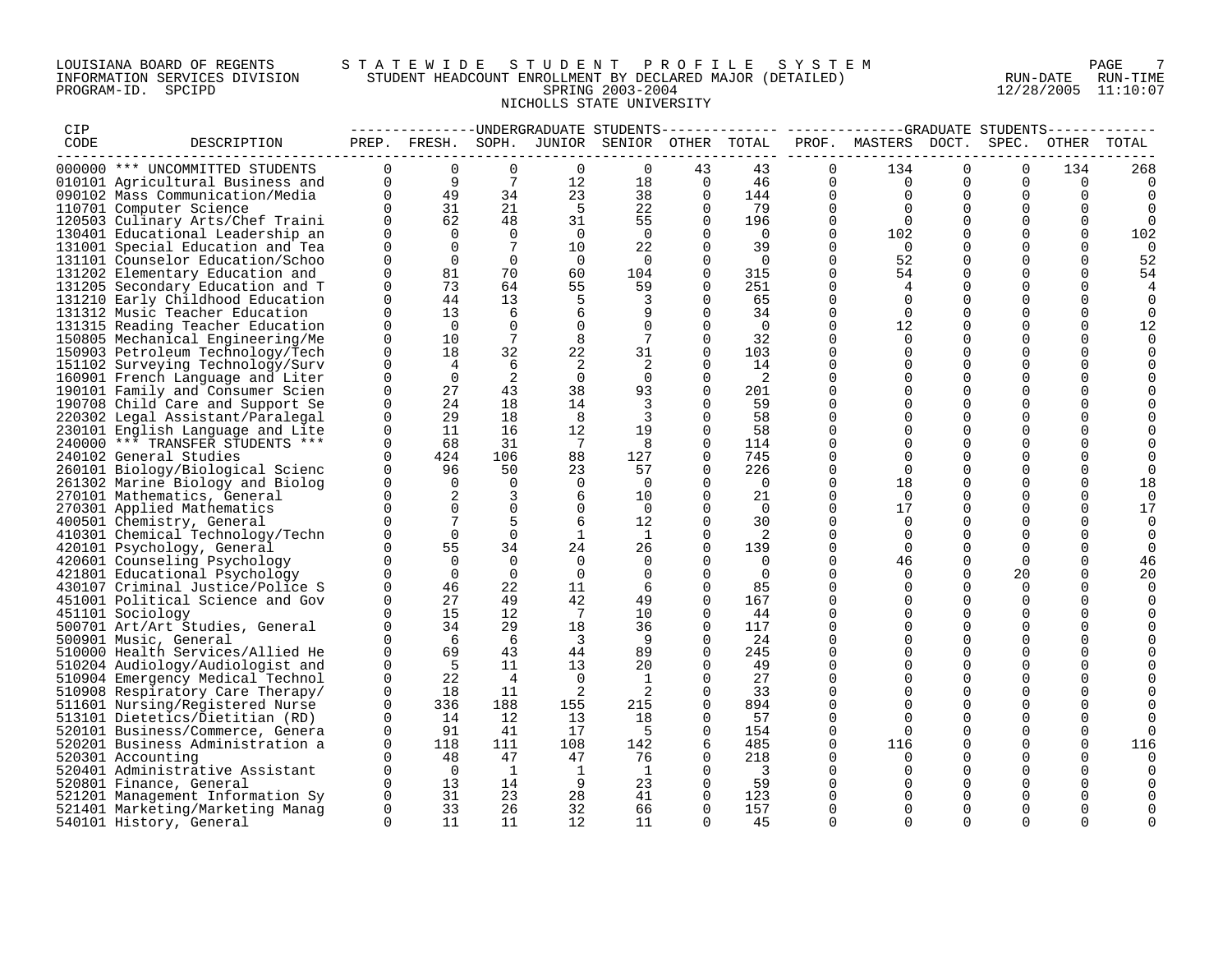LOUISIANA BOARD OF REGENTS
INFORMATION SERVICES DIVISION
PROGRAM-ID. SPCIPD

STATEWIDE STUDENT PROFILE SYSTEM
STUDENT HEADCOUNT ENROLLMENT BY DECLARED MAJOR (DETAILED)
SPRING 2003-2004
NICHOLLS STATE UNIVERSITY

RUN-DATE 12/28/2005 RUN-TIME 11:10:07

| CIP CODE | DESCRIPTION | UNDERGRADUATE STUDENTS PREP. | FRESH. | SOPH. | JUNIOR | SENIOR | OTHER | TOTAL | GRADUATE STUDENTS PROF. | MASTERS | DOCT. | SPEC. | OTHER | TOTAL |
|---|---|---|---|---|---|---|---|---|---|---|---|---|---|---|
| 000000 | *** UNCOMMITTED STUDENTS | 0 | 0 | 0 | 0 | 0 | 43 | 43 | 0 | 134 | 0 | 0 | 134 | 268 |
| 010101 | Agricultural Business and | 0 | 9 | 7 | 12 | 18 | 0 | 46 | 0 | 0 | 0 | 0 | 0 | 0 |
| 090102 | Mass Communication/Media | 0 | 49 | 34 | 23 | 38 | 0 | 144 | 0 | 0 | 0 | 0 | 0 | 0 |
| 110701 | Computer Science | 0 | 31 | 21 | 5 | 22 | 0 | 79 | 0 | 0 | 0 | 0 | 0 | 0 |
| 120503 | Culinary Arts/Chef Traini | 0 | 62 | 48 | 31 | 55 | 0 | 196 | 0 | 0 | 0 | 0 | 0 | 0 |
| 130401 | Educational Leadership an | 0 | 0 | 0 | 0 | 0 | 0 | 0 | 0 | 102 | 0 | 0 | 0 | 102 |
| 131001 | Special Education and Tea | 0 | 0 | 7 | 10 | 22 | 0 | 39 | 0 | 0 | 0 | 0 | 0 | 0 |
| 131101 | Counselor Education/Schoo | 0 | 0 | 0 | 0 | 0 | 0 | 0 | 0 | 52 | 0 | 0 | 0 | 52 |
| 131202 | Elementary Education and | 0 | 81 | 70 | 60 | 104 | 0 | 315 | 0 | 54 | 0 | 0 | 0 | 54 |
| 131205 | Secondary Education and T | 0 | 73 | 64 | 55 | 59 | 0 | 251 | 0 | 4 | 0 | 0 | 0 | 4 |
| 131210 | Early Childhood Education | 0 | 44 | 13 | 5 | 3 | 0 | 65 | 0 | 0 | 0 | 0 | 0 | 0 |
| 131312 | Music Teacher Education | 0 | 13 | 6 | 6 | 9 | 0 | 34 | 0 | 0 | 0 | 0 | 0 | 0 |
| 131315 | Reading Teacher Education | 0 | 0 | 0 | 0 | 0 | 0 | 0 | 0 | 12 | 0 | 0 | 0 | 12 |
| 150805 | Mechanical Engineering/Me | 0 | 10 | 7 | 8 | 7 | 0 | 32 | 0 | 0 | 0 | 0 | 0 | 0 |
| 150903 | Petroleum Technology/Tech | 0 | 18 | 32 | 22 | 31 | 0 | 103 | 0 | 0 | 0 | 0 | 0 | 0 |
| 151102 | Surveying Technology/Surv | 0 | 4 | 6 | 2 | 2 | 0 | 14 | 0 | 0 | 0 | 0 | 0 | 0 |
| 160901 | French Language and Liter | 0 | 0 | 2 | 0 | 0 | 0 | 2 | 0 | 0 | 0 | 0 | 0 | 0 |
| 190101 | Family and Consumer Scien | 0 | 27 | 43 | 38 | 93 | 0 | 201 | 0 | 0 | 0 | 0 | 0 | 0 |
| 190708 | Child Care and Support Se | 0 | 24 | 18 | 14 | 3 | 0 | 59 | 0 | 0 | 0 | 0 | 0 | 0 |
| 220302 | Legal Assistant/Paralegal | 0 | 29 | 18 | 8 | 3 | 0 | 58 | 0 | 0 | 0 | 0 | 0 | 0 |
| 230101 | English Language and Lite | 0 | 11 | 16 | 12 | 19 | 0 | 58 | 0 | 0 | 0 | 0 | 0 | 0 |
| 240000 | *** TRANSFER STUDENTS *** | 0 | 68 | 31 | 7 | 8 | 0 | 114 | 0 | 0 | 0 | 0 | 0 | 0 |
| 240102 | General Studies | 0 | 424 | 106 | 88 | 127 | 0 | 745 | 0 | 0 | 0 | 0 | 0 | 0 |
| 260101 | Biology/Biological Scienc | 0 | 96 | 50 | 23 | 57 | 0 | 226 | 0 | 0 | 0 | 0 | 0 | 0 |
| 261302 | Marine Biology and Biolog | 0 | 0 | 0 | 0 | 0 | 0 | 0 | 0 | 18 | 0 | 0 | 0 | 18 |
| 270101 | Mathematics, General | 0 | 2 | 3 | 6 | 10 | 0 | 21 | 0 | 0 | 0 | 0 | 0 | 0 |
| 270301 | Applied Mathematics | 0 | 0 | 0 | 0 | 0 | 0 | 0 | 0 | 17 | 0 | 0 | 0 | 17 |
| 400501 | Chemistry, General | 0 | 7 | 5 | 6 | 12 | 0 | 30 | 0 | 0 | 0 | 0 | 0 | 0 |
| 410301 | Chemical Technology/Techn | 0 | 0 | 0 | 1 | 1 | 0 | 2 | 0 | 0 | 0 | 0 | 0 | 0 |
| 420101 | Psychology, General | 0 | 55 | 34 | 24 | 26 | 0 | 139 | 0 | 0 | 0 | 0 | 0 | 0 |
| 420601 | Counseling Psychology | 0 | 0 | 0 | 0 | 0 | 0 | 0 | 0 | 46 | 0 | 0 | 0 | 46 |
| 421801 | Educational Psychology | 0 | 0 | 0 | 0 | 0 | 0 | 0 | 0 | 0 | 0 | 20 | 0 | 20 |
| 430107 | Criminal Justice/Police S | 0 | 46 | 22 | 11 | 6 | 0 | 85 | 0 | 0 | 0 | 0 | 0 | 0 |
| 451001 | Political Science and Gov | 0 | 27 | 49 | 42 | 49 | 0 | 167 | 0 | 0 | 0 | 0 | 0 | 0 |
| 451101 | Sociology | 0 | 15 | 12 | 7 | 10 | 0 | 44 | 0 | 0 | 0 | 0 | 0 | 0 |
| 500701 | Art/Art Studies, General | 0 | 34 | 29 | 18 | 36 | 0 | 117 | 0 | 0 | 0 | 0 | 0 | 0 |
| 500901 | Music, General | 0 | 6 | 6 | 3 | 9 | 0 | 24 | 0 | 0 | 0 | 0 | 0 | 0 |
| 510000 | Health Services/Allied He | 0 | 69 | 43 | 44 | 89 | 0 | 245 | 0 | 0 | 0 | 0 | 0 | 0 |
| 510204 | Audiology/Audiologist and | 0 | 5 | 11 | 13 | 20 | 0 | 49 | 0 | 0 | 0 | 0 | 0 | 0 |
| 510904 | Emergency Medical Technol | 0 | 22 | 4 | 0 | 1 | 0 | 27 | 0 | 0 | 0 | 0 | 0 | 0 |
| 510908 | Respiratory Care Therapy/ | 0 | 18 | 11 | 2 | 2 | 0 | 33 | 0 | 0 | 0 | 0 | 0 | 0 |
| 511601 | Nursing/Registered Nurse | 0 | 336 | 188 | 155 | 215 | 0 | 894 | 0 | 0 | 0 | 0 | 0 | 0 |
| 513101 | Dietetics/Dietitian (RD) | 0 | 14 | 12 | 13 | 18 | 0 | 57 | 0 | 0 | 0 | 0 | 0 | 0 |
| 520101 | Business/Commerce, Genera | 0 | 91 | 41 | 17 | 5 | 0 | 154 | 0 | 0 | 0 | 0 | 0 | 0 |
| 520201 | Business Administration a | 0 | 118 | 111 | 108 | 142 | 6 | 485 | 0 | 116 | 0 | 0 | 0 | 116 |
| 520301 | Accounting | 0 | 48 | 47 | 47 | 76 | 0 | 218 | 0 | 0 | 0 | 0 | 0 | 0 |
| 520401 | Administrative Assistant | 0 | 0 | 1 | 1 | 1 | 0 | 3 | 0 | 0 | 0 | 0 | 0 | 0 |
| 520801 | Finance, General | 0 | 13 | 14 | 9 | 23 | 0 | 59 | 0 | 0 | 0 | 0 | 0 | 0 |
| 521201 | Management Information Sy | 0 | 31 | 23 | 28 | 41 | 0 | 123 | 0 | 0 | 0 | 0 | 0 | 0 |
| 521401 | Marketing/Marketing Manag | 0 | 33 | 26 | 32 | 66 | 0 | 157 | 0 | 0 | 0 | 0 | 0 | 0 |
| 540101 | History, General | 0 | 11 | 11 | 12 | 11 | 0 | 45 | 0 | 0 | 0 | 0 | 0 | 0 |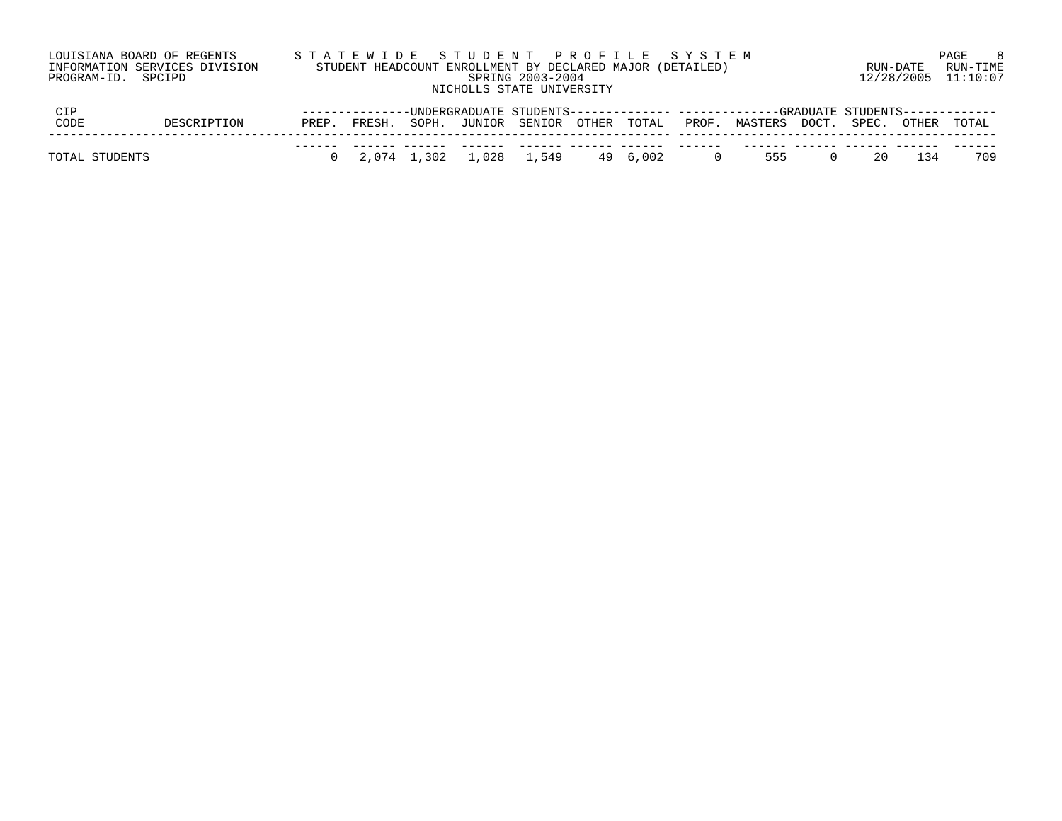LOUISIANA BOARD OF REGENTS
INFORMATION SERVICES DIVISION
PROGRAM-ID. SPCIPD

STATEWIDE STUDENT PROFILE SYSTEM
STUDENT HEADCOUNT ENROLLMENT BY DECLARED MAJOR (DETAILED)
SPRING 2003-2004
NICHOLLS STATE UNIVERSITY

RUN-DATE 12/28/2005 RUN-TIME 11:10:07

| CIP CODE | DESCRIPTION | UNDERGRADUATE STUDENTS | | | | | | | GRADUATE STUDENTS | | | | | |
|---|---|---|---|---|---|---|---|---|---|---|---|---|---|---|
| | | PREP. | FRESH. | SOPH. | JUNIOR | SENIOR | OTHER | TOTAL | PROF. | MASTERS | DOCT. | SPEC. | OTHER | TOTAL |
| TOTAL STUDENTS | | 0 | 2,074 | 1,302 | 1,028 | 1,549 | 49 | 6,002 | 0 | 555 | 0 | 20 | 134 | 709 |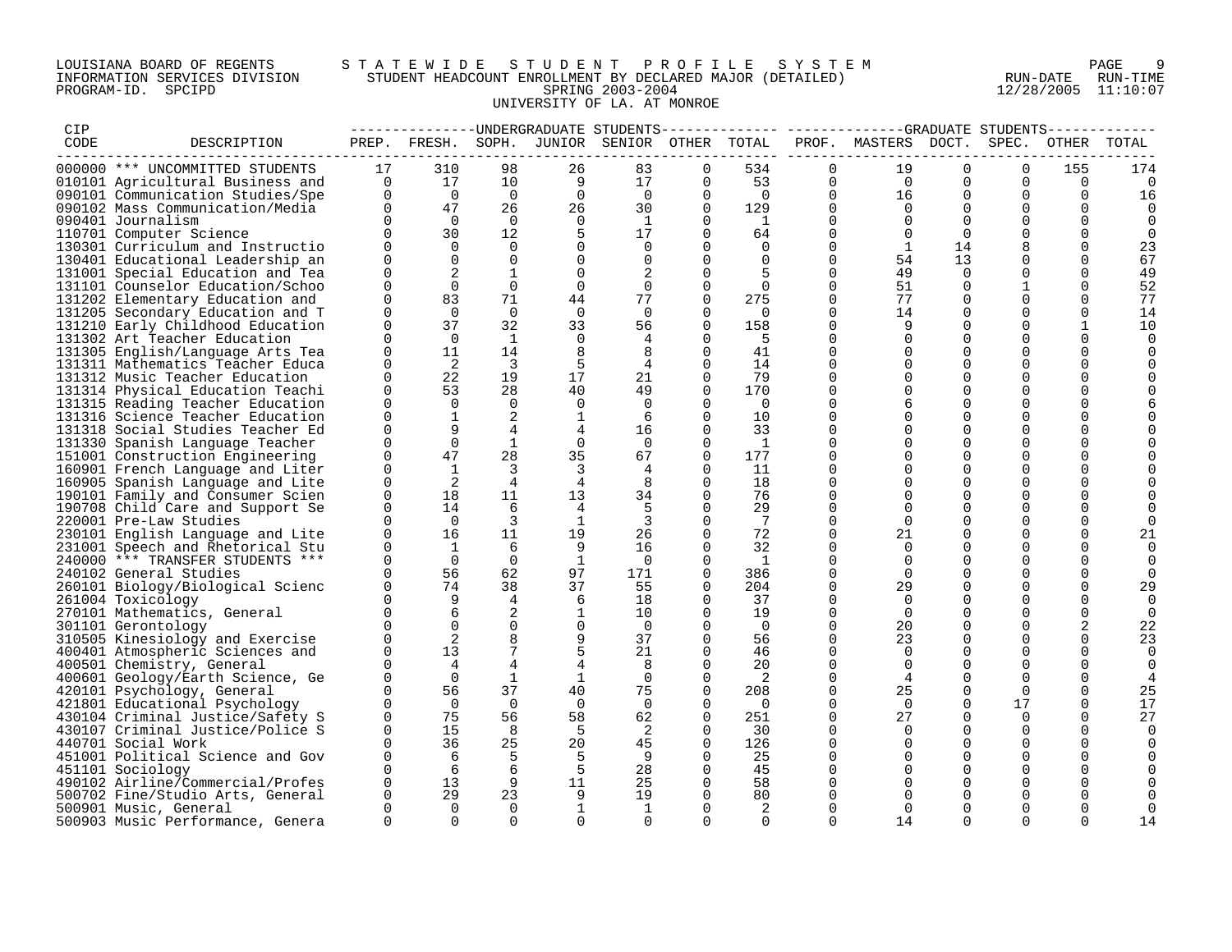LOUISIANA BOARD OF REGENTS — STATEWIDE STUDENT PROFILE SYSTEM
INFORMATION SERVICES DIVISION — STUDENT HEADCOUNT ENROLLMENT BY DECLARED MAJOR (DETAILED)
PROGRAM-ID. SPCIPD — SPRING 2003-2004 — RUN-DATE 12/28/2005 RUN-TIME 11:10:07

UNIVERSITY OF LA. AT MONROE

| CIP CODE | DESCRIPTION | UNDERGRADUATE STUDENTS | | | | | | | GRADUATE STUDENTS | | | | | |
|---|---|---|---|---|---|---|---|---|---|---|---|---|---|---|
| | | PREP. | FRESH. | SOPH. | JUNIOR | SENIOR | OTHER | TOTAL | PROF. | MASTERS | DOCT. | SPEC. | OTHER | TOTAL |
| 000000 | *** UNCOMMITTED STUDENTS | 17 | 310 | 98 | 26 | 83 | 0 | 534 | 0 | 19 | 0 | 0 | 155 | 174 |
| 010101 | Agricultural Business and | 0 | 17 | 10 | 9 | 17 | 0 | 53 | 0 | 0 | 0 | 0 | 0 | 0 |
| 090101 | Communication Studies/Spe | 0 | 0 | 0 | 0 | 0 | 0 | 0 | 0 | 16 | 0 | 0 | 0 | 16 |
| 090102 | Mass Communication/Media | 0 | 47 | 26 | 26 | 30 | 0 | 129 | 0 | 0 | 0 | 0 | 0 | 0 |
| 090401 | Journalism | 0 | 0 | 0 | 0 | 1 | 0 | 1 | 0 | 0 | 0 | 0 | 0 | 0 |
| 110701 | Computer Science | 0 | 30 | 12 | 5 | 17 | 0 | 64 | 0 | 0 | 0 | 0 | 0 | 0 |
| 130301 | Curriculum and Instructio | 0 | 0 | 0 | 0 | 0 | 0 | 0 | 0 | 1 | 14 | 8 | 0 | 23 |
| 130401 | Educational Leadership an | 0 | 0 | 0 | 0 | 0 | 0 | 0 | 0 | 54 | 13 | 0 | 0 | 67 |
| 131001 | Special Education and Tea | 0 | 2 | 1 | 0 | 2 | 0 | 5 | 0 | 49 | 0 | 0 | 0 | 49 |
| 131101 | Counselor Education/Schoo | 0 | 0 | 0 | 0 | 0 | 0 | 0 | 0 | 51 | 0 | 1 | 0 | 52 |
| 131202 | Elementary Education and | 0 | 83 | 71 | 44 | 77 | 0 | 275 | 0 | 77 | 0 | 0 | 0 | 77 |
| 131205 | Secondary Education and T | 0 | 0 | 0 | 0 | 0 | 0 | 0 | 0 | 14 | 0 | 0 | 0 | 14 |
| 131210 | Early Childhood Education | 0 | 37 | 32 | 33 | 56 | 0 | 158 | 0 | 9 | 0 | 0 | 1 | 10 |
| 131302 | Art Teacher Education | 0 | 0 | 1 | 0 | 4 | 0 | 5 | 0 | 0 | 0 | 0 | 0 | 0 |
| 131305 | English/Language Arts Tea | 0 | 11 | 14 | 8 | 8 | 0 | 41 | 0 | 0 | 0 | 0 | 0 | 0 |
| 131311 | Mathematics Teacher Educa | 0 | 2 | 3 | 5 | 4 | 0 | 14 | 0 | 0 | 0 | 0 | 0 | 0 |
| 131312 | Music Teacher Education | 0 | 22 | 19 | 17 | 21 | 0 | 79 | 0 | 0 | 0 | 0 | 0 | 0 |
| 131314 | Physical Education Teachi | 0 | 53 | 28 | 40 | 49 | 0 | 170 | 0 | 0 | 0 | 0 | 0 | 0 |
| 131315 | Reading Teacher Education | 0 | 0 | 0 | 0 | 0 | 0 | 0 | 0 | 6 | 0 | 0 | 0 | 6 |
| 131316 | Science Teacher Education | 0 | 1 | 2 | 1 | 6 | 0 | 10 | 0 | 0 | 0 | 0 | 0 | 0 |
| 131318 | Social Studies Teacher Ed | 0 | 9 | 4 | 4 | 16 | 0 | 33 | 0 | 0 | 0 | 0 | 0 | 0 |
| 131330 | Spanish Language Teacher | 0 | 0 | 1 | 0 | 0 | 0 | 1 | 0 | 0 | 0 | 0 | 0 | 0 |
| 151001 | Construction Engineering | 0 | 47 | 28 | 35 | 67 | 0 | 177 | 0 | 0 | 0 | 0 | 0 | 0 |
| 160901 | French Language and Liter | 0 | 1 | 3 | 3 | 4 | 0 | 11 | 0 | 0 | 0 | 0 | 0 | 0 |
| 160905 | Spanish Language and Lite | 0 | 2 | 4 | 4 | 8 | 0 | 18 | 0 | 0 | 0 | 0 | 0 | 0 |
| 190101 | Family and Consumer Scien | 0 | 18 | 11 | 13 | 34 | 0 | 76 | 0 | 0 | 0 | 0 | 0 | 0 |
| 190708 | Child Care and Support Se | 0 | 14 | 6 | 4 | 5 | 0 | 29 | 0 | 0 | 0 | 0 | 0 | 0 |
| 220001 | Pre-Law Studies | 0 | 0 | 3 | 1 | 3 | 0 | 7 | 0 | 0 | 0 | 0 | 0 | 0 |
| 230101 | English Language and Lite | 0 | 16 | 11 | 19 | 26 | 0 | 72 | 0 | 21 | 0 | 0 | 0 | 21 |
| 231001 | Speech and Rhetorical Stu | 0 | 1 | 6 | 9 | 16 | 0 | 32 | 0 | 0 | 0 | 0 | 0 | 0 |
| 240000 | *** TRANSFER STUDENTS *** | 0 | 0 | 0 | 1 | 0 | 0 | 1 | 0 | 0 | 0 | 0 | 0 | 0 |
| 240102 | General Studies | 0 | 56 | 62 | 97 | 171 | 0 | 386 | 0 | 0 | 0 | 0 | 0 | 0 |
| 260101 | Biology/Biological Scienc | 0 | 74 | 38 | 37 | 55 | 0 | 204 | 0 | 29 | 0 | 0 | 0 | 29 |
| 261004 | Toxicology | 0 | 9 | 4 | 6 | 18 | 0 | 37 | 0 | 0 | 0 | 0 | 0 | 0 |
| 270101 | Mathematics, General | 0 | 6 | 2 | 1 | 10 | 0 | 19 | 0 | 0 | 0 | 0 | 0 | 0 |
| 301101 | Gerontology | 0 | 0 | 0 | 0 | 0 | 0 | 0 | 0 | 20 | 0 | 0 | 2 | 22 |
| 310505 | Kinesiology and Exercise | 0 | 2 | 8 | 9 | 37 | 0 | 56 | 0 | 23 | 0 | 0 | 0 | 23 |
| 400401 | Atmospheric Sciences and | 0 | 13 | 7 | 5 | 21 | 0 | 46 | 0 | 0 | 0 | 0 | 0 | 0 |
| 400501 | Chemistry, General | 0 | 4 | 4 | 4 | 8 | 0 | 20 | 0 | 0 | 0 | 0 | 0 | 0 |
| 400601 | Geology/Earth Science, Ge | 0 | 0 | 1 | 1 | 0 | 0 | 2 | 0 | 4 | 0 | 0 | 0 | 4 |
| 420101 | Psychology, General | 0 | 56 | 37 | 40 | 75 | 0 | 208 | 0 | 25 | 0 | 0 | 0 | 25 |
| 421801 | Educational Psychology | 0 | 0 | 0 | 0 | 0 | 0 | 0 | 0 | 0 | 0 | 17 | 0 | 17 |
| 430104 | Criminal Justice/Safety S | 0 | 75 | 56 | 58 | 62 | 0 | 251 | 0 | 27 | 0 | 0 | 0 | 27 |
| 430107 | Criminal Justice/Police S | 0 | 15 | 8 | 5 | 2 | 0 | 30 | 0 | 0 | 0 | 0 | 0 | 0 |
| 440701 | Social Work | 0 | 36 | 25 | 20 | 45 | 0 | 126 | 0 | 0 | 0 | 0 | 0 | 0 |
| 451001 | Political Science and Gov | 0 | 6 | 5 | 5 | 9 | 0 | 25 | 0 | 0 | 0 | 0 | 0 | 0 |
| 451101 | Sociology | 0 | 6 | 6 | 5 | 28 | 0 | 45 | 0 | 0 | 0 | 0 | 0 | 0 |
| 490102 | Airline/Commercial/Profes | 0 | 13 | 9 | 11 | 25 | 0 | 58 | 0 | 0 | 0 | 0 | 0 | 0 |
| 500702 | Fine/Studio Arts, General | 0 | 29 | 23 | 9 | 19 | 0 | 80 | 0 | 0 | 0 | 0 | 0 | 0 |
| 500901 | Music, General | 0 | 0 | 0 | 1 | 1 | 0 | 2 | 0 | 0 | 0 | 0 | 0 | 0 |
| 500903 | Music Performance, Genera | 0 | 0 | 0 | 0 | 0 | 0 | 0 | 0 | 14 | 0 | 0 | 0 | 14 |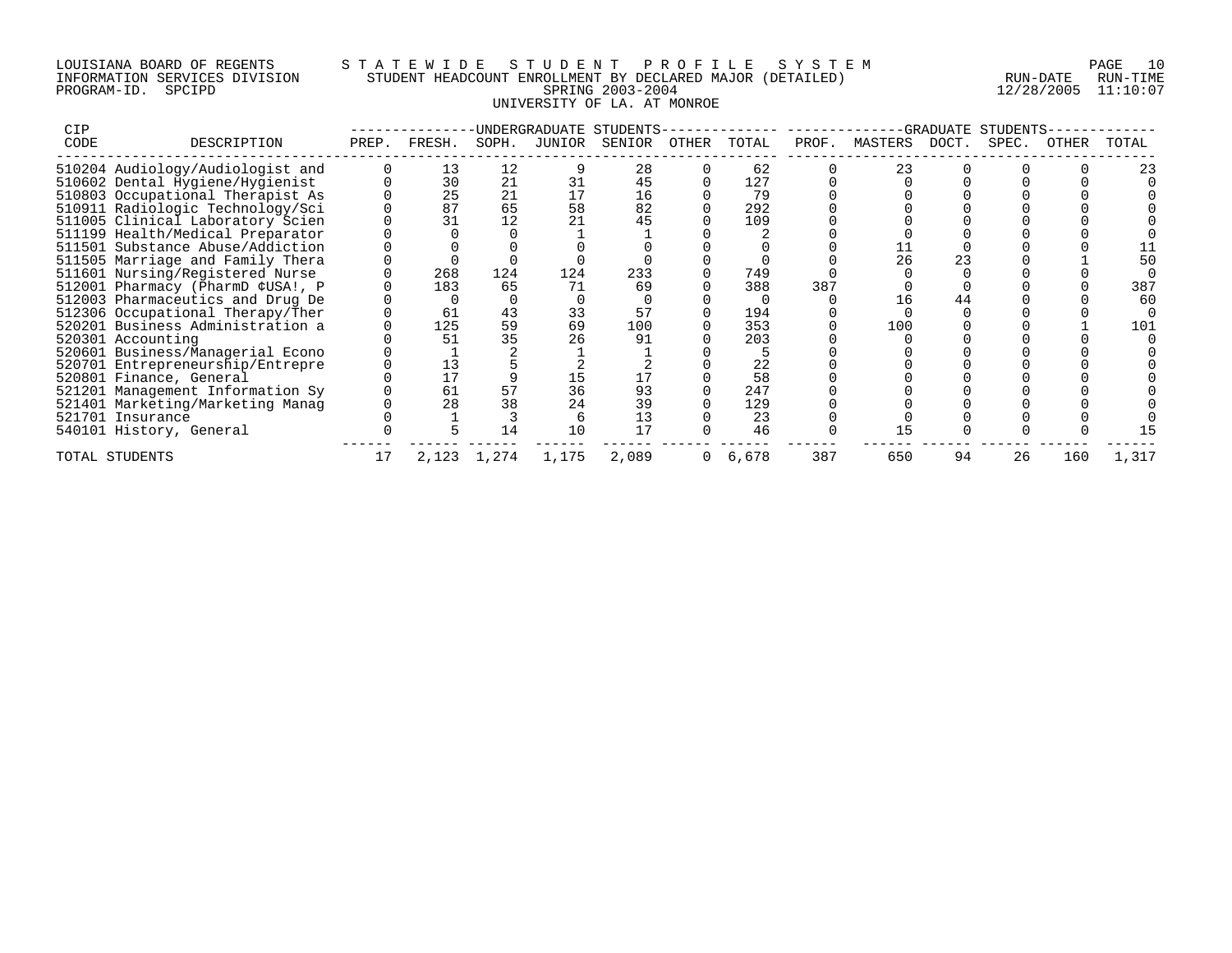LOUISIANA BOARD OF REGENTS
INFORMATION SERVICES DIVISION
PROGRAM-ID. SPCIPD

STATEWIDE STUDENT PROFILE SYSTEM
STUDENT HEADCOUNT ENROLLMENT BY DECLARED MAJOR (DETAILED)
SPRING 2003-2004
UNIVERSITY OF LA. AT MONROE

RUN-DATE 12/28/2005 RUN-TIME 11:10:07

| CIP CODE | DESCRIPTION | UNDERGRADUATE STUDENTS PREP. | FRESH. | SOPH. | JUNIOR | SENIOR | OTHER | TOTAL | GRADUATE STUDENTS PROF. | MASTERS | DOCT. | SPEC. | OTHER | TOTAL |
|---|---|---|---|---|---|---|---|---|---|---|---|---|---|---|
| 510204 | Audiology/Audiologist and | 0 | 13 | 12 | 9 | 28 | 0 | 62 | 0 | 23 | 0 | 0 | 0 | 23 |
| 510602 | Dental Hygiene/Hygienist | 0 | 30 | 21 | 31 | 45 | 0 | 127 | 0 | 0 | 0 | 0 | 0 | 0 |
| 510803 | Occupational Therapist As | 0 | 25 | 21 | 17 | 16 | 0 | 79 | 0 | 0 | 0 | 0 | 0 | 0 |
| 510911 | Radiologic Technology/Sci | 0 | 87 | 65 | 58 | 82 | 0 | 292 | 0 | 0 | 0 | 0 | 0 | 0 |
| 511005 | Clinical Laboratory Scien | 0 | 31 | 12 | 21 | 45 | 0 | 109 | 0 | 0 | 0 | 0 | 0 | 0 |
| 511199 | Health/Medical Preparator | 0 | 0 | 0 | 1 | 1 | 0 | 2 | 0 | 0 | 0 | 0 | 0 | 0 |
| 511501 | Substance Abuse/Addiction | 0 | 0 | 0 | 0 | 0 | 0 | 0 | 0 | 11 | 0 | 0 | 0 | 11 |
| 511505 | Marriage and Family Thera | 0 | 0 | 0 | 0 | 0 | 0 | 0 | 0 | 26 | 23 | 0 | 1 | 50 |
| 511601 | Nursing/Registered Nurse | 0 | 268 | 124 | 124 | 233 | 0 | 749 | 0 | 0 | 0 | 0 | 0 | 0 |
| 512001 | Pharmacy (PharmD ¢USA!, P | 0 | 183 | 65 | 71 | 69 | 0 | 388 | 387 | 0 | 0 | 0 | 0 | 387 |
| 512003 | Pharmaceutics and Drug De | 0 | 0 | 0 | 0 | 0 | 0 | 0 | 0 | 16 | 44 | 0 | 0 | 60 |
| 512306 | Occupational Therapy/Ther | 0 | 61 | 43 | 33 | 57 | 0 | 194 | 0 | 0 | 0 | 0 | 0 | 0 |
| 520201 | Business Administration a | 0 | 125 | 59 | 69 | 100 | 0 | 353 | 0 | 100 | 0 | 0 | 1 | 101 |
| 520301 | Accounting | 0 | 51 | 35 | 26 | 91 | 0 | 203 | 0 | 0 | 0 | 0 | 0 | 0 |
| 520601 | Business/Managerial Econo | 0 | 1 | 2 | 1 | 1 | 0 | 5 | 0 | 0 | 0 | 0 | 0 | 0 |
| 520701 | Entrepreneurship/Entrepre | 0 | 13 | 5 | 2 | 2 | 0 | 22 | 0 | 0 | 0 | 0 | 0 | 0 |
| 520801 | Finance, General | 0 | 17 | 9 | 15 | 17 | 0 | 58 | 0 | 0 | 0 | 0 | 0 | 0 |
| 521201 | Management Information Sy | 0 | 61 | 57 | 36 | 93 | 0 | 247 | 0 | 0 | 0 | 0 | 0 | 0 |
| 521401 | Marketing/Marketing Manag | 0 | 28 | 38 | 24 | 39 | 0 | 129 | 0 | 0 | 0 | 0 | 0 | 0 |
| 521701 | Insurance | 0 | 1 | 3 | 6 | 13 | 0 | 23 | 0 | 0 | 0 | 0 | 0 | 0 |
| 540101 | History, General | 0 | 5 | 14 | 10 | 17 | 0 | 46 | 0 | 15 | 0 | 0 | 0 | 15 |
| TOTAL STUDENTS | | 17 | 2,123 | 1,274 | 1,175 | 2,089 | 0 | 6,678 | 387 | 650 | 94 | 26 | 160 | 1,317 |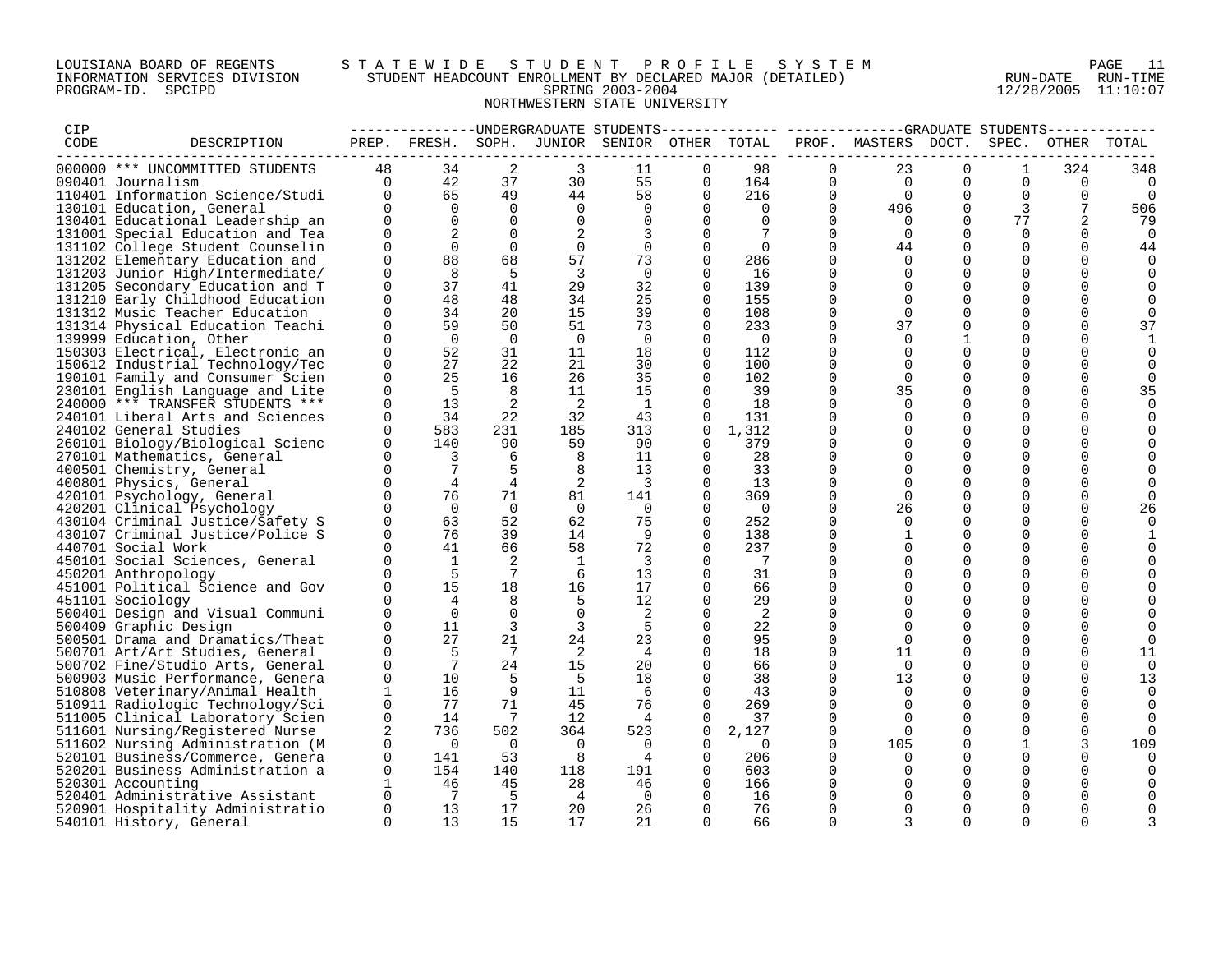LOUISIANA BOARD OF REGENTS — STATEWIDE STUDENT PROFILE SYSTEM
INFORMATION SERVICES DIVISION — STUDENT HEADCOUNT ENROLLMENT BY DECLARED MAJOR (DETAILED) — RUN-DATE 12/28/2005 RUN-TIME 11:10:07
PROGRAM-ID. SPCIPD — SPRING 2003-2004

NORTHWESTERN STATE UNIVERSITY

| CIP CODE | DESCRIPTION | UNDERGRADUATE STUDENTS PREP. | FRESH. | SOPH. | JUNIOR | SENIOR | OTHER | TOTAL | GRADUATE STUDENTS PROF. | MASTERS | DOCT. | SPEC. | OTHER | TOTAL |
|---|---|---|---|---|---|---|---|---|---|---|---|---|---|---|
| 000000 | *** UNCOMMITTED STUDENTS | 48 | 34 | 2 | 3 | 11 | 0 | 98 | 0 | 23 | 0 | 1 | 324 | 348 |
| 090401 | Journalism | 0 | 42 | 37 | 30 | 55 | 0 | 164 | 0 | 0 | 0 | 0 | 0 | 0 |
| 110401 | Information Science/Studi | 0 | 65 | 49 | 44 | 58 | 0 | 216 | 0 | 0 | 0 | 0 | 0 | 0 |
| 130101 | Education, General | 0 | 0 | 0 | 0 | 0 | 0 | 0 | 0 | 496 | 0 | 3 | 7 | 506 |
| 130401 | Educational Leadership an | 0 | 0 | 0 | 0 | 0 | 0 | 0 | 0 | 0 | 0 | 77 | 2 | 79 |
| 131001 | Special Education and Tea | 0 | 2 | 0 | 2 | 3 | 0 | 7 | 0 | 0 | 0 | 0 | 0 | 0 |
| 131102 | College Student Counselin | 0 | 0 | 0 | 0 | 0 | 0 | 0 | 0 | 44 | 0 | 0 | 0 | 44 |
| 131202 | Elementary Education and | 0 | 88 | 68 | 57 | 73 | 0 | 286 | 0 | 0 | 0 | 0 | 0 | 0 |
| 131203 | Junior High/Intermediate/ | 0 | 8 | 5 | 3 | 0 | 0 | 16 | 0 | 0 | 0 | 0 | 0 | 0 |
| 131205 | Secondary Education and T | 0 | 37 | 41 | 29 | 32 | 0 | 139 | 0 | 0 | 0 | 0 | 0 | 0 |
| 131210 | Early Childhood Education | 0 | 48 | 48 | 34 | 25 | 0 | 155 | 0 | 0 | 0 | 0 | 0 | 0 |
| 131312 | Music Teacher Education | 0 | 34 | 20 | 15 | 39 | 0 | 108 | 0 | 0 | 0 | 0 | 0 | 0 |
| 131314 | Physical Education Teachi | 0 | 59 | 50 | 51 | 73 | 0 | 233 | 0 | 37 | 0 | 0 | 0 | 37 |
| 139999 | Education, Other | 0 | 0 | 0 | 0 | 0 | 0 | 0 | 0 | 0 | 1 | 0 | 0 | 1 |
| 150303 | Electrical, Electronic an | 0 | 52 | 31 | 11 | 18 | 0 | 112 | 0 | 0 | 0 | 0 | 0 | 0 |
| 150612 | Industrial Technology/Tec | 0 | 27 | 22 | 21 | 30 | 0 | 100 | 0 | 0 | 0 | 0 | 0 | 0 |
| 190101 | Family and Consumer Scien | 0 | 25 | 16 | 26 | 35 | 0 | 102 | 0 | 0 | 0 | 0 | 0 | 0 |
| 230101 | English Language and Lite | 0 | 5 | 8 | 11 | 15 | 0 | 39 | 0 | 35 | 0 | 0 | 0 | 35 |
| 240000 | *** TRANSFER STUDENTS *** | 0 | 13 | 2 | 2 | 1 | 0 | 18 | 0 | 0 | 0 | 0 | 0 | 0 |
| 240101 | Liberal Arts and Sciences | 0 | 34 | 22 | 32 | 43 | 0 | 131 | 0 | 0 | 0 | 0 | 0 | 0 |
| 240102 | General Studies | 0 | 583 | 231 | 185 | 313 | 0 | 1,312 | 0 | 0 | 0 | 0 | 0 | 0 |
| 260101 | Biology/Biological Scienc | 0 | 140 | 90 | 59 | 90 | 0 | 379 | 0 | 0 | 0 | 0 | 0 | 0 |
| 270101 | Mathematics, General | 0 | 3 | 6 | 8 | 11 | 0 | 28 | 0 | 0 | 0 | 0 | 0 | 0 |
| 400501 | Chemistry, General | 0 | 7 | 5 | 8 | 13 | 0 | 33 | 0 | 0 | 0 | 0 | 0 | 0 |
| 400801 | Physics, General | 0 | 4 | 4 | 2 | 3 | 0 | 13 | 0 | 0 | 0 | 0 | 0 | 0 |
| 420101 | Psychology, General | 0 | 76 | 71 | 81 | 141 | 0 | 369 | 0 | 0 | 0 | 0 | 0 | 0 |
| 420201 | Clinical Psychology | 0 | 0 | 0 | 0 | 0 | 0 | 0 | 0 | 26 | 0 | 0 | 0 | 26 |
| 430104 | Criminal Justice/Safety S | 0 | 63 | 52 | 62 | 75 | 0 | 252 | 0 | 0 | 0 | 0 | 0 | 0 |
| 430107 | Criminal Justice/Police S | 0 | 76 | 39 | 14 | 9 | 0 | 138 | 0 | 1 | 0 | 0 | 0 | 1 |
| 440701 | Social Work | 0 | 41 | 66 | 58 | 72 | 0 | 237 | 0 | 0 | 0 | 0 | 0 | 0 |
| 450101 | Social Sciences, General | 0 | 1 | 2 | 1 | 3 | 0 | 7 | 0 | 0 | 0 | 0 | 0 | 0 |
| 450201 | Anthropology | 0 | 5 | 7 | 6 | 13 | 0 | 31 | 0 | 0 | 0 | 0 | 0 | 0 |
| 451001 | Political Science and Gov | 0 | 15 | 18 | 16 | 17 | 0 | 66 | 0 | 0 | 0 | 0 | 0 | 0 |
| 451101 | Sociology | 0 | 4 | 8 | 5 | 12 | 0 | 29 | 0 | 0 | 0 | 0 | 0 | 0 |
| 500401 | Design and Visual Communi | 0 | 0 | 0 | 0 | 2 | 0 | 2 | 0 | 0 | 0 | 0 | 0 | 0 |
| 500409 | Graphic Design | 0 | 11 | 3 | 3 | 5 | 0 | 22 | 0 | 0 | 0 | 0 | 0 | 0 |
| 500501 | Drama and Dramatics/Theat | 0 | 27 | 21 | 24 | 23 | 0 | 95 | 0 | 0 | 0 | 0 | 0 | 0 |
| 500701 | Art/Art Studies, General | 0 | 5 | 7 | 2 | 4 | 0 | 18 | 0 | 11 | 0 | 0 | 0 | 11 |
| 500702 | Fine/Studio Arts, General | 0 | 7 | 24 | 15 | 20 | 0 | 66 | 0 | 0 | 0 | 0 | 0 | 0 |
| 500903 | Music Performance, Genera | 0 | 10 | 5 | 5 | 18 | 0 | 38 | 0 | 13 | 0 | 0 | 0 | 13 |
| 510808 | Veterinary/Animal Health | 1 | 16 | 9 | 11 | 6 | 0 | 43 | 0 | 0 | 0 | 0 | 0 | 0 |
| 510911 | Radiologic Technology/Sci | 0 | 77 | 71 | 45 | 76 | 0 | 269 | 0 | 0 | 0 | 0 | 0 | 0 |
| 511005 | Clinical Laboratory Scien | 0 | 14 | 7 | 12 | 4 | 0 | 37 | 0 | 0 | 0 | 0 | 0 | 0 |
| 511601 | Nursing/Registered Nurse | 2 | 736 | 502 | 364 | 523 | 0 | 2,127 | 0 | 0 | 0 | 0 | 0 | 0 |
| 511602 | Nursing Administration (M | 0 | 0 | 0 | 0 | 0 | 0 | 0 | 0 | 105 | 0 | 1 | 3 | 109 |
| 520101 | Business/Commerce, Genera | 0 | 141 | 53 | 8 | 4 | 0 | 206 | 0 | 0 | 0 | 0 | 0 | 0 |
| 520201 | Business Administration a | 0 | 154 | 140 | 118 | 191 | 0 | 603 | 0 | 0 | 0 | 0 | 0 | 0 |
| 520301 | Accounting | 1 | 46 | 45 | 28 | 46 | 0 | 166 | 0 | 0 | 0 | 0 | 0 | 0 |
| 520401 | Administrative Assistant | 0 | 7 | 5 | 4 | 0 | 0 | 16 | 0 | 0 | 0 | 0 | 0 | 0 |
| 520901 | Hospitality Administratio | 0 | 13 | 17 | 20 | 26 | 0 | 76 | 0 | 0 | 0 | 0 | 0 | 0 |
| 540101 | History, General | 0 | 13 | 15 | 17 | 21 | 0 | 66 | 0 | 3 | 0 | 0 | 0 | 3 |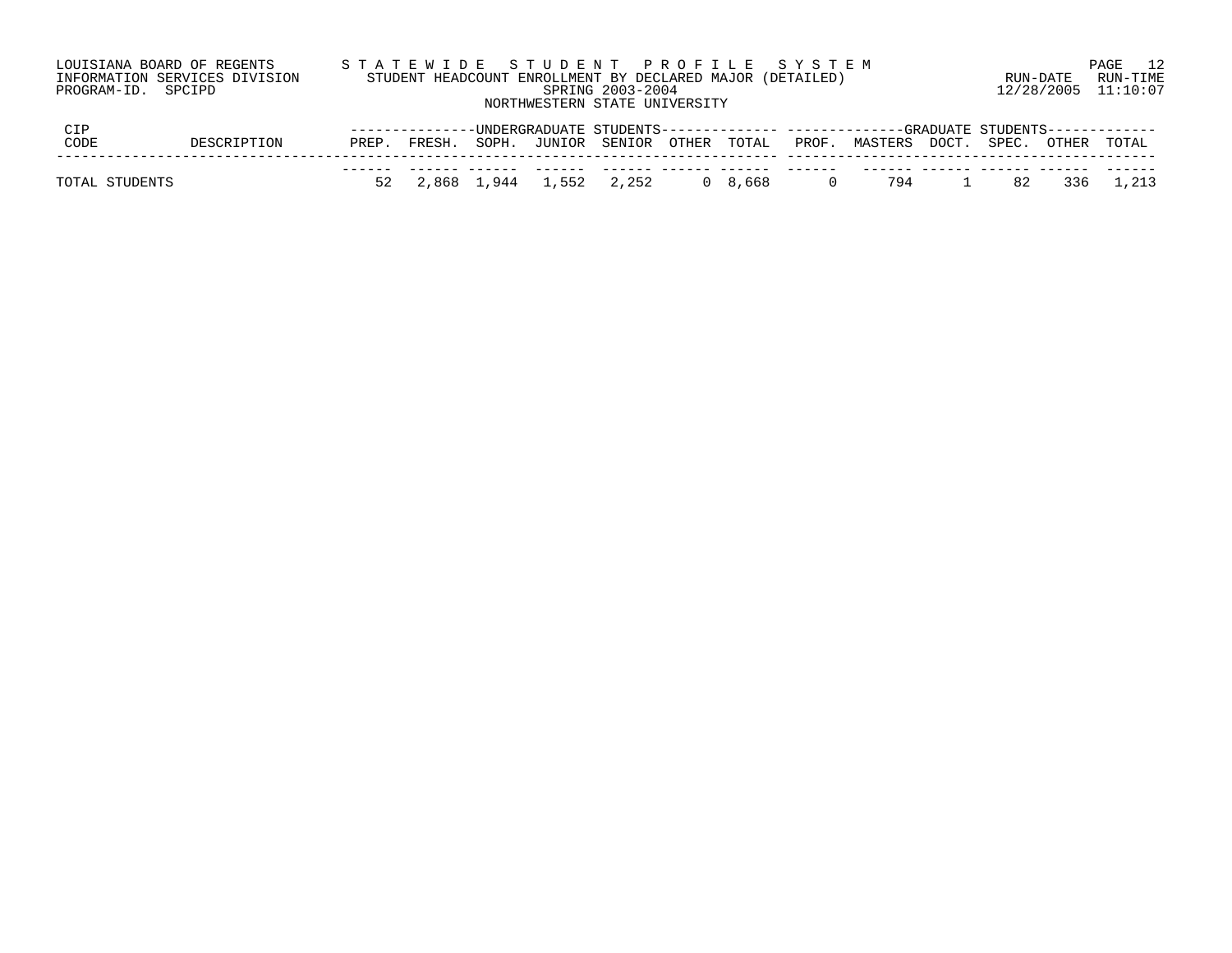LOUISIANA BOARD OF REGENTS — STATEWIDE STUDENT PROFILE SYSTEM
INFORMATION SERVICES DIVISION — STUDENT HEADCOUNT ENROLLMENT BY DECLARED MAJOR (DETAILED)
PROGRAM-ID. SPCIPD — SPRING 2003-2004
RUN-DATE 12/28/2005 RUN-TIME 11:10:07

NORTHWESTERN STATE UNIVERSITY

| CIP CODE | DESCRIPTION | UNDERGRADUATE STUDENTS | | | | | | | GRADUATE STUDENTS | | | | | |
|---|---|---|---|---|---|---|---|---|---|---|---|---|---|---|
| | | PREP. | FRESH. | SOPH. | JUNIOR | SENIOR | OTHER | TOTAL | PROF. | MASTERS | DOCT. | SPEC. | OTHER | TOTAL |
| TOTAL STUDENTS | | 52 | 2,868 | 1,944 | 1,552 | 2,252 | 0 | 8,668 | 0 | 794 | 1 | 82 | 336 | 1,213 |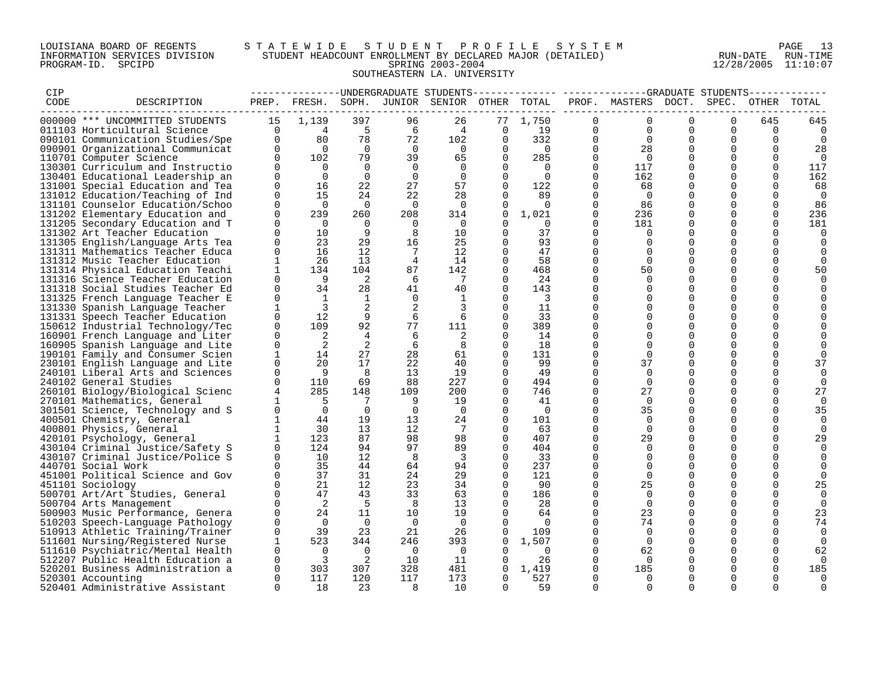LOUISIANA BOARD OF REGENTS — STATEWIDE STUDENT PROFILE SYSTEM
INFORMATION SERVICES DIVISION — STUDENT HEADCOUNT ENROLLMENT BY DECLARED MAJOR (DETAILED) — RUN-DATE 12/28/2005 RUN-TIME 11:10:07
PROGRAM-ID. SPCIPD — SPRING 2003-2004
SOUTHEASTERN LA. UNIVERSITY

| CIP CODE | DESCRIPTION | UNDERGRADUATE STUDENTS PREP. | FRESH. | SOPH. | JUNIOR | SENIOR | OTHER | TOTAL | GRADUATE STUDENTS PROF. | MASTERS | DOCT. | SPEC. | OTHER | TOTAL |
|---|---|---|---|---|---|---|---|---|---|---|---|---|---|---|
| 000000 | *** UNCOMMITTED STUDENTS | 15 | 1,139 | 397 | 96 | 26 | 77 | 1,750 | 0 | 0 | 0 | 0 | 645 | 645 |
| 011103 | Horticultural Science | 0 | 4 | 5 | 6 | 4 | 0 | 19 | 0 | 0 | 0 | 0 | 0 | 0 |
| 090101 | Communication Studies/Spe | 0 | 80 | 78 | 72 | 102 | 0 | 332 | 0 | 0 | 0 | 0 | 0 | 0 |
| 090901 | Organizational Communicat | 0 | 0 | 0 | 0 | 0 | 0 | 0 | 0 | 28 | 0 | 0 | 0 | 28 |
| 110701 | Computer Science | 0 | 102 | 79 | 39 | 65 | 0 | 285 | 0 | 0 | 0 | 0 | 0 | 0 |
| 130301 | Curriculum and Instructio | 0 | 0 | 0 | 0 | 0 | 0 | 0 | 0 | 117 | 0 | 0 | 0 | 117 |
| 130401 | Educational Leadership an | 0 | 0 | 0 | 0 | 0 | 0 | 0 | 0 | 162 | 0 | 0 | 0 | 162 |
| 131001 | Special Education and Tea | 0 | 16 | 22 | 27 | 57 | 0 | 122 | 0 | 68 | 0 | 0 | 0 | 68 |
| 131012 | Education/Teaching of Ind | 0 | 15 | 24 | 22 | 28 | 0 | 89 | 0 | 0 | 0 | 0 | 0 | 0 |
| 131101 | Counselor Education/Schoo | 0 | 0 | 0 | 0 | 0 | 0 | 0 | 0 | 86 | 0 | 0 | 0 | 86 |
| 131202 | Elementary Education and | 0 | 239 | 260 | 208 | 314 | 0 | 1,021 | 0 | 236 | 0 | 0 | 0 | 236 |
| 131205 | Secondary Education and T | 0 | 0 | 0 | 0 | 0 | 0 | 0 | 0 | 181 | 0 | 0 | 0 | 181 |
| 131302 | Art Teacher Education | 0 | 10 | 9 | 8 | 10 | 0 | 37 | 0 | 0 | 0 | 0 | 0 | 0 |
| 131305 | English/Language Arts Tea | 0 | 23 | 29 | 16 | 25 | 0 | 93 | 0 | 0 | 0 | 0 | 0 | 0 |
| 131311 | Mathematics Teacher Educa | 0 | 16 | 12 | 7 | 12 | 0 | 47 | 0 | 0 | 0 | 0 | 0 | 0 |
| 131312 | Music Teacher Education | 1 | 26 | 13 | 4 | 14 | 0 | 58 | 0 | 0 | 0 | 0 | 0 | 0 |
| 131314 | Physical Education Teachi | 1 | 134 | 104 | 87 | 142 | 0 | 468 | 0 | 50 | 0 | 0 | 0 | 50 |
| 131316 | Science Teacher Education | 0 | 9 | 2 | 6 | 7 | 0 | 24 | 0 | 0 | 0 | 0 | 0 | 0 |
| 131318 | Social Studies Teacher Ed | 0 | 34 | 28 | 41 | 40 | 0 | 143 | 0 | 0 | 0 | 0 | 0 | 0 |
| 131325 | French Language Teacher E | 0 | 1 | 1 | 0 | 1 | 0 | 3 | 0 | 0 | 0 | 0 | 0 | 0 |
| 131330 | Spanish Language Teacher | 1 | 3 | 2 | 2 | 3 | 0 | 11 | 0 | 0 | 0 | 0 | 0 | 0 |
| 131331 | Speech Teacher Education | 0 | 12 | 9 | 6 | 6 | 0 | 33 | 0 | 0 | 0 | 0 | 0 | 0 |
| 150612 | Industrial Technology/Tec | 0 | 109 | 92 | 77 | 111 | 0 | 389 | 0 | 0 | 0 | 0 | 0 | 0 |
| 160901 | French Language and Liter | 0 | 2 | 4 | 6 | 2 | 0 | 14 | 0 | 0 | 0 | 0 | 0 | 0 |
| 160905 | Spanish Language and Lite | 0 | 2 | 2 | 6 | 8 | 0 | 18 | 0 | 0 | 0 | 0 | 0 | 0 |
| 190101 | Family and Consumer Scien | 1 | 14 | 27 | 28 | 61 | 0 | 131 | 0 | 0 | 0 | 0 | 0 | 0 |
| 230101 | English Language and Lite | 0 | 20 | 17 | 22 | 40 | 0 | 99 | 0 | 37 | 0 | 0 | 0 | 37 |
| 240101 | Liberal Arts and Sciences | 0 | 9 | 8 | 13 | 19 | 0 | 49 | 0 | 0 | 0 | 0 | 0 | 0 |
| 240102 | General Studies | 0 | 110 | 69 | 88 | 227 | 0 | 494 | 0 | 0 | 0 | 0 | 0 | 0 |
| 260101 | Biology/Biological Scienc | 4 | 285 | 148 | 109 | 200 | 0 | 746 | 0 | 27 | 0 | 0 | 0 | 27 |
| 270101 | Mathematics, General | 1 | 5 | 7 | 9 | 19 | 0 | 41 | 0 | 0 | 0 | 0 | 0 | 0 |
| 301501 | Science, Technology and S | 0 | 0 | 0 | 0 | 0 | 0 | 0 | 0 | 35 | 0 | 0 | 0 | 35 |
| 400501 | Chemistry, General | 1 | 44 | 19 | 13 | 24 | 0 | 101 | 0 | 0 | 0 | 0 | 0 | 0 |
| 400801 | Physics, General | 1 | 30 | 13 | 12 | 7 | 0 | 63 | 0 | 0 | 0 | 0 | 0 | 0 |
| 420101 | Psychology, General | 1 | 123 | 87 | 98 | 98 | 0 | 407 | 0 | 29 | 0 | 0 | 0 | 29 |
| 430104 | Criminal Justice/Safety S | 0 | 124 | 94 | 97 | 89 | 0 | 404 | 0 | 0 | 0 | 0 | 0 | 0 |
| 430107 | Criminal Justice/Police S | 0 | 10 | 12 | 8 | 3 | 0 | 33 | 0 | 0 | 0 | 0 | 0 | 0 |
| 440701 | Social Work | 0 | 35 | 44 | 64 | 94 | 0 | 237 | 0 | 0 | 0 | 0 | 0 | 0 |
| 451001 | Political Science and Gov | 0 | 37 | 31 | 24 | 29 | 0 | 121 | 0 | 0 | 0 | 0 | 0 | 0 |
| 451101 | Sociology | 0 | 21 | 12 | 23 | 34 | 0 | 90 | 0 | 25 | 0 | 0 | 0 | 25 |
| 500701 | Art/Art Studies, General | 0 | 47 | 43 | 33 | 63 | 0 | 186 | 0 | 0 | 0 | 0 | 0 | 0 |
| 500704 | Arts Management | 0 | 2 | 5 | 8 | 13 | 0 | 28 | 0 | 0 | 0 | 0 | 0 | 0 |
| 500903 | Music Performance, Genera | 0 | 24 | 11 | 10 | 19 | 0 | 64 | 0 | 23 | 0 | 0 | 0 | 23 |
| 510203 | Speech-Language Pathology | 0 | 0 | 0 | 0 | 0 | 0 | 0 | 0 | 74 | 0 | 0 | 0 | 74 |
| 510913 | Athletic Training/Trainer | 0 | 39 | 23 | 21 | 26 | 0 | 109 | 0 | 0 | 0 | 0 | 0 | 0 |
| 511601 | Nursing/Registered Nurse | 1 | 523 | 344 | 246 | 393 | 0 | 1,507 | 0 | 0 | 0 | 0 | 0 | 0 |
| 511610 | Psychiatric/Mental Health | 0 | 0 | 0 | 0 | 0 | 0 | 0 | 0 | 62 | 0 | 0 | 0 | 62 |
| 512207 | Public Health Education a | 0 | 3 | 2 | 10 | 11 | 0 | 26 | 0 | 0 | 0 | 0 | 0 | 0 |
| 520201 | Business Administration a | 0 | 303 | 307 | 328 | 481 | 0 | 1,419 | 0 | 185 | 0 | 0 | 0 | 185 |
| 520301 | Accounting | 0 | 117 | 120 | 117 | 173 | 0 | 527 | 0 | 0 | 0 | 0 | 0 | 0 |
| 520401 | Administrative Assistant | 0 | 18 | 23 | 8 | 10 | 0 | 59 | 0 | 0 | 0 | 0 | 0 | 0 |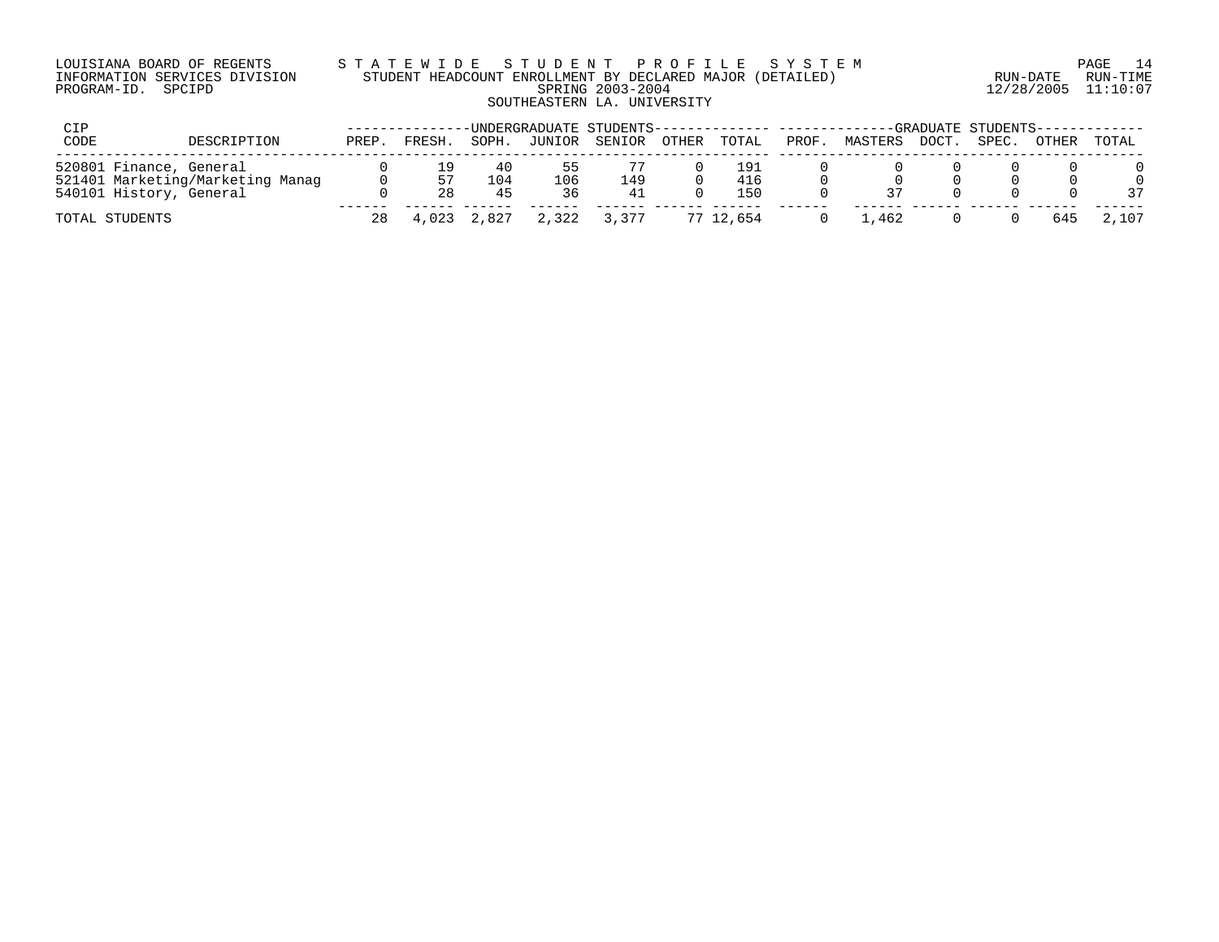LOUISIANA BOARD OF REGENTS — STATEWIDE STUDENT PROFILE SYSTEM
INFORMATION SERVICES DIVISION — STUDENT HEADCOUNT ENROLLMENT BY DECLARED MAJOR (DETAILED)
PROGRAM-ID. SPCIPD — SPRING 2003-2004 — RUN-DATE 12/28/2005 RUN-TIME 11:10:07

SOUTHEASTERN LA. UNIVERSITY

| CIP CODE | DESCRIPTION | UNDERGRADUATE STUDENTS | | | | | | | GRADUATE STUDENTS | | | | | |
|---|---|---|---|---|---|---|---|---|---|---|---|---|---|---|
| | | PREP. | FRESH. | SOPH. | JUNIOR | SENIOR | OTHER | TOTAL | PROF. | MASTERS | DOCT. | SPEC. | OTHER | TOTAL |
| 520801 | Finance, General | 0 | 19 | 40 | 55 | 77 | 0 | 191 | 0 | 0 | 0 | 0 | 0 | 0 |
| 521401 | Marketing/Marketing Manag | 0 | 57 | 104 | 106 | 149 | 0 | 416 | 0 | 0 | 0 | 0 | 0 | 0 |
| 540101 | History, General | 0 | 28 | 45 | 36 | 41 | 0 | 150 | 0 | 37 | 0 | 0 | 0 | 37 |
| TOTAL STUDENTS | | 28 | 4,023 | 2,827 | 2,322 | 3,377 | 77 | 12,654 | 0 | 1,462 | 0 | 0 | 645 | 2,107 |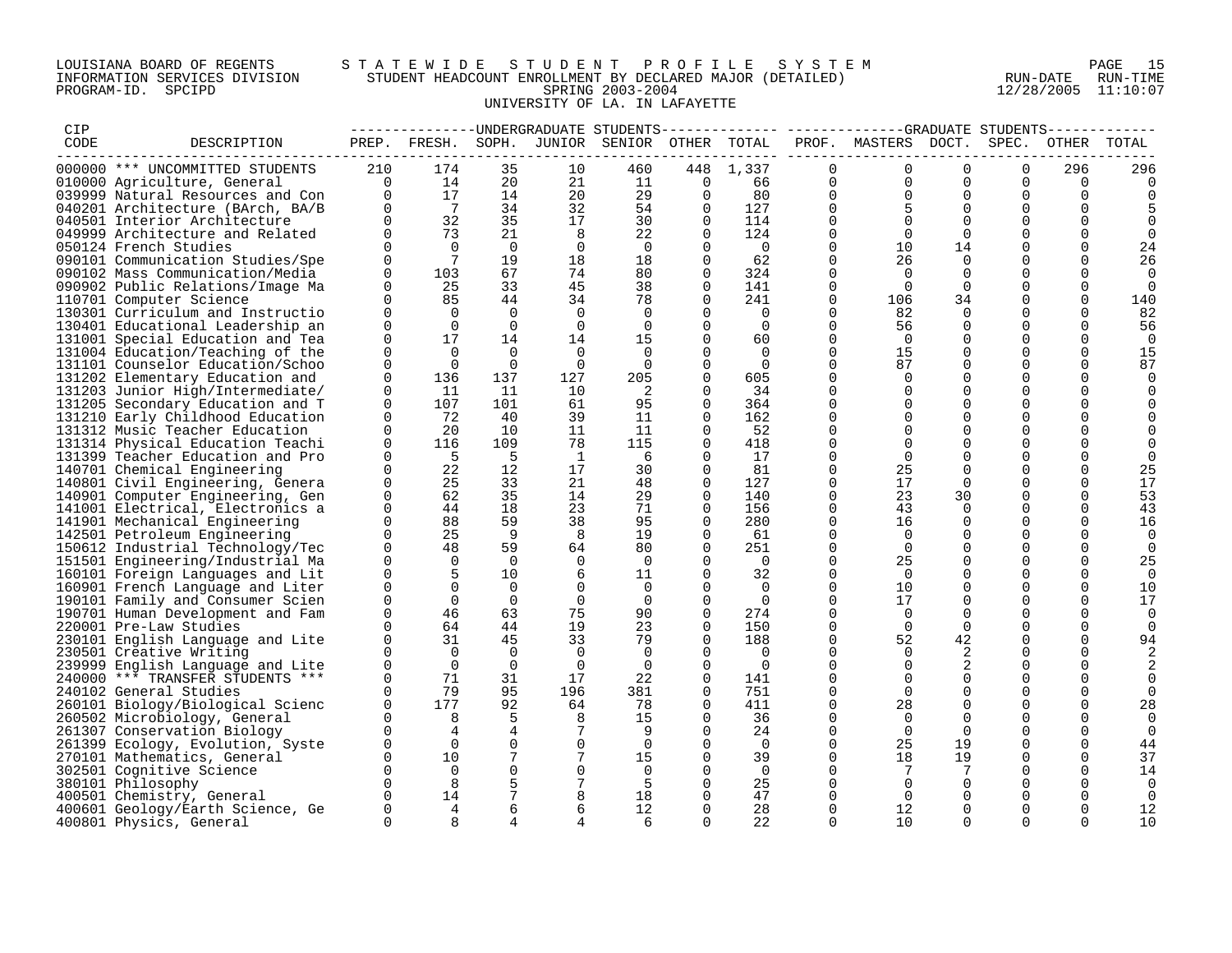LOUISIANA BOARD OF REGENTS — INFORMATION SERVICES DIVISION — PROGRAM-ID. SPCIPD

STATEWIDE STUDENT PROFILE SYSTEM

STUDENT HEADCOUNT ENROLLMENT BY DECLARED MAJOR (DETAILED)

SPRING 2003-2004

UNIVERSITY OF LA. IN LAFAYETTE

RUN-DATE 12/28/2005 RUN-TIME 11:10:07

| CIP CODE | DESCRIPTION | UNDERGRADUATE STUDENTS PREP. | FRESH. | SOPH. | JUNIOR | SENIOR | OTHER | TOTAL | GRADUATE STUDENTS PROF. | MASTERS | DOCT. | SPEC. | OTHER | TOTAL |
|---|---|---|---|---|---|---|---|---|---|---|---|---|---|---|
| 000000 | *** UNCOMMITTED STUDENTS | 210 | 174 | 35 | 10 | 460 | 448 | 1,337 | 0 | 0 | 0 | 0 | 296 | 296 |
| 010000 | Agriculture, General | 0 | 14 | 20 | 21 | 11 | 0 | 66 | 0 | 0 | 0 | 0 | 0 | 0 |
| 039999 | Natural Resources and Con | 0 | 17 | 14 | 20 | 29 | 0 | 80 | 0 | 0 | 0 | 0 | 0 | 0 |
| 040201 | Architecture (BArch, BA/B | 0 | 7 | 34 | 32 | 54 | 0 | 127 | 0 | 5 | 0 | 0 | 0 | 5 |
| 040501 | Interior Architecture | 0 | 32 | 35 | 17 | 30 | 0 | 114 | 0 | 0 | 0 | 0 | 0 | 0 |
| 049999 | Architecture and Related | 0 | 73 | 21 | 8 | 22 | 0 | 124 | 0 | 0 | 0 | 0 | 0 | 0 |
| 050124 | French Studies | 0 | 0 | 0 | 0 | 0 | 0 | 0 | 0 | 10 | 14 | 0 | 0 | 24 |
| 090101 | Communication Studies/Spe | 0 | 7 | 19 | 18 | 18 | 0 | 62 | 0 | 26 | 0 | 0 | 0 | 26 |
| 090102 | Mass Communication/Media | 0 | 103 | 67 | 74 | 80 | 0 | 324 | 0 | 0 | 0 | 0 | 0 | 0 |
| 090902 | Public Relations/Image Ma | 0 | 25 | 33 | 45 | 38 | 0 | 141 | 0 | 0 | 0 | 0 | 0 | 0 |
| 110701 | Computer Science | 0 | 85 | 44 | 34 | 78 | 0 | 241 | 0 | 106 | 34 | 0 | 0 | 140 |
| 130301 | Curriculum and Instructio | 0 | 0 | 0 | 0 | 0 | 0 | 0 | 0 | 82 | 0 | 0 | 0 | 82 |
| 130401 | Educational Leadership an | 0 | 0 | 0 | 0 | 0 | 0 | 0 | 0 | 56 | 0 | 0 | 0 | 56 |
| 131001 | Special Education and Tea | 0 | 17 | 14 | 14 | 15 | 0 | 60 | 0 | 0 | 0 | 0 | 0 | 0 |
| 131004 | Education/Teaching of the | 0 | 0 | 0 | 0 | 0 | 0 | 0 | 0 | 15 | 0 | 0 | 0 | 15 |
| 131101 | Counselor Education/Schoo | 0 | 0 | 0 | 0 | 0 | 0 | 0 | 0 | 87 | 0 | 0 | 0 | 87 |
| 131202 | Elementary Education and | 0 | 136 | 137 | 127 | 205 | 0 | 605 | 0 | 0 | 0 | 0 | 0 | 0 |
| 131203 | Junior High/Intermediate/ | 0 | 11 | 11 | 10 | 2 | 0 | 34 | 0 | 0 | 0 | 0 | 0 | 0 |
| 131205 | Secondary Education and T | 0 | 107 | 101 | 61 | 95 | 0 | 364 | 0 | 0 | 0 | 0 | 0 | 0 |
| 131210 | Early Childhood Education | 0 | 72 | 40 | 39 | 11 | 0 | 162 | 0 | 0 | 0 | 0 | 0 | 0 |
| 131312 | Music Teacher Education | 0 | 20 | 10 | 11 | 11 | 0 | 52 | 0 | 0 | 0 | 0 | 0 | 0 |
| 131314 | Physical Education Teachi | 0 | 116 | 109 | 78 | 115 | 0 | 418 | 0 | 0 | 0 | 0 | 0 | 0 |
| 131399 | Teacher Education and Pro | 0 | 5 | 5 | 1 | 6 | 0 | 17 | 0 | 0 | 0 | 0 | 0 | 0 |
| 140701 | Chemical Engineering | 0 | 22 | 12 | 17 | 30 | 0 | 81 | 0 | 25 | 0 | 0 | 0 | 25 |
| 140801 | Civil Engineering, Genera | 0 | 25 | 33 | 21 | 48 | 0 | 127 | 0 | 17 | 0 | 0 | 0 | 17 |
| 140901 | Computer Engineering, Gen | 0 | 62 | 35 | 14 | 29 | 0 | 140 | 0 | 23 | 30 | 0 | 0 | 53 |
| 141001 | Electrical, Electronics a | 0 | 44 | 18 | 23 | 71 | 0 | 156 | 0 | 43 | 0 | 0 | 0 | 43 |
| 141901 | Mechanical Engineering | 0 | 88 | 59 | 38 | 95 | 0 | 280 | 0 | 16 | 0 | 0 | 0 | 16 |
| 142501 | Petroleum Engineering | 0 | 25 | 9 | 8 | 19 | 0 | 61 | 0 | 0 | 0 | 0 | 0 | 0 |
| 150612 | Industrial Technology/Tec | 0 | 48 | 59 | 64 | 80 | 0 | 251 | 0 | 0 | 0 | 0 | 0 | 0 |
| 151501 | Engineering/Industrial Ma | 0 | 0 | 0 | 0 | 0 | 0 | 0 | 0 | 25 | 0 | 0 | 0 | 25 |
| 160101 | Foreign Languages and Lit | 0 | 5 | 10 | 6 | 11 | 0 | 32 | 0 | 0 | 0 | 0 | 0 | 0 |
| 160901 | French Language and Liter | 0 | 0 | 0 | 0 | 0 | 0 | 0 | 0 | 10 | 0 | 0 | 0 | 10 |
| 190101 | Family and Consumer Scien | 0 | 0 | 0 | 0 | 0 | 0 | 0 | 0 | 17 | 0 | 0 | 0 | 17 |
| 190701 | Human Development and Fam | 0 | 46 | 63 | 75 | 90 | 0 | 274 | 0 | 0 | 0 | 0 | 0 | 0 |
| 220001 | Pre-Law Studies | 0 | 64 | 44 | 19 | 23 | 0 | 150 | 0 | 0 | 0 | 0 | 0 | 0 |
| 230101 | English Language and Lite | 0 | 31 | 45 | 33 | 79 | 0 | 188 | 0 | 52 | 42 | 0 | 0 | 94 |
| 230501 | Creative Writing | 0 | 0 | 0 | 0 | 0 | 0 | 0 | 0 | 0 | 2 | 0 | 0 | 2 |
| 239999 | English Language and Lite | 0 | 0 | 0 | 0 | 0 | 0 | 0 | 0 | 0 | 2 | 0 | 0 | 2 |
| 240000 | *** TRANSFER STUDENTS *** | 0 | 71 | 31 | 17 | 22 | 0 | 141 | 0 | 0 | 0 | 0 | 0 | 0 |
| 240102 | General Studies | 0 | 79 | 95 | 196 | 381 | 0 | 751 | 0 | 0 | 0 | 0 | 0 | 0 |
| 260101 | Biology/Biological Scienc | 0 | 177 | 92 | 64 | 78 | 0 | 411 | 0 | 28 | 0 | 0 | 0 | 28 |
| 260502 | Microbiology, General | 0 | 8 | 5 | 8 | 15 | 0 | 36 | 0 | 0 | 0 | 0 | 0 | 0 |
| 261307 | Conservation Biology | 0 | 4 | 4 | 7 | 9 | 0 | 24 | 0 | 0 | 0 | 0 | 0 | 0 |
| 261399 | Ecology, Evolution, Syste | 0 | 0 | 0 | 0 | 0 | 0 | 0 | 0 | 25 | 19 | 0 | 0 | 44 |
| 270101 | Mathematics, General | 0 | 10 | 7 | 7 | 15 | 0 | 39 | 0 | 18 | 19 | 0 | 0 | 37 |
| 302501 | Cognitive Science | 0 | 0 | 0 | 0 | 0 | 0 | 0 | 0 | 7 | 7 | 0 | 0 | 14 |
| 380101 | Philosophy | 0 | 8 | 5 | 7 | 5 | 0 | 25 | 0 | 0 | 0 | 0 | 0 | 0 |
| 400501 | Chemistry, General | 0 | 14 | 7 | 8 | 18 | 0 | 47 | 0 | 0 | 0 | 0 | 0 | 0 |
| 400601 | Geology/Earth Science, Ge | 0 | 4 | 6 | 6 | 12 | 0 | 28 | 0 | 12 | 0 | 0 | 0 | 12 |
| 400801 | Physics, General | 0 | 8 | 4 | 4 | 6 | 0 | 22 | 0 | 10 | 0 | 0 | 0 | 10 |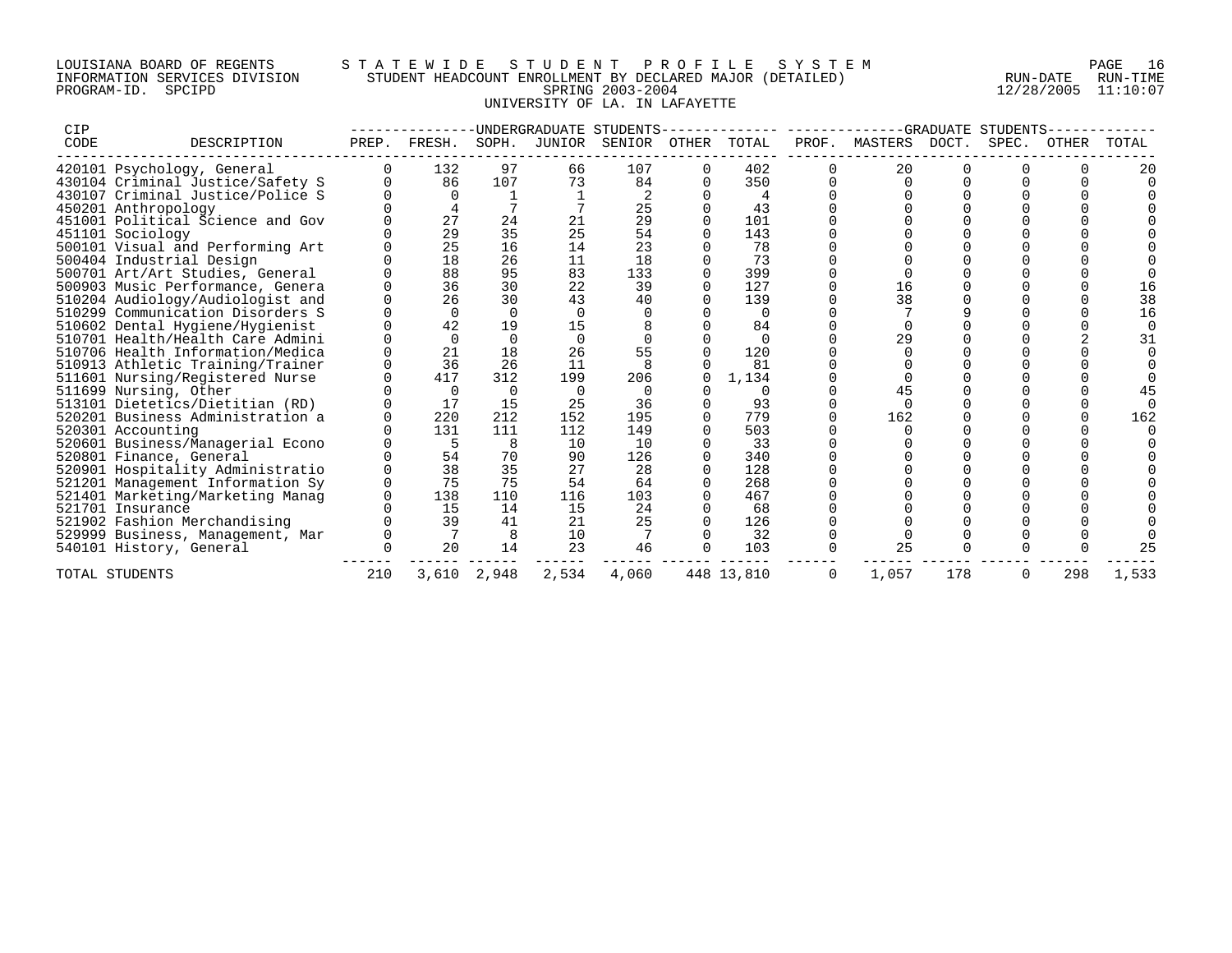LOUISIANA BOARD OF REGENTS — STATEWIDE STUDENT PROFILE SYSTEM
INFORMATION SERVICES DIVISION — STUDENT HEADCOUNT ENROLLMENT BY DECLARED MAJOR (DETAILED)
PROGRAM-ID. SPCIPD — SPRING 2003-2004 — RUN-DATE 12/28/2005 RUN-TIME 11:10:07

UNIVERSITY OF LA. IN LAFAYETTE

| CIP CODE | DESCRIPTION | UNDERGRADUATE STUDENTS PREP. | FRESH. | SOPH. | JUNIOR | SENIOR | OTHER | TOTAL | GRADUATE STUDENTS PROF. | MASTERS | DOCT. | SPEC. | OTHER | TOTAL |
|---|---|---|---|---|---|---|---|---|---|---|---|---|---|---|
| 420101 | Psychology, General | 0 | 132 | 97 | 66 | 107 | 0 | 402 | 0 | 20 | 0 | 0 | 0 | 20 |
| 430104 | Criminal Justice/Safety S | 0 | 86 | 107 | 73 | 84 | 0 | 350 | 0 | 0 | 0 | 0 | 0 | 0 |
| 430107 | Criminal Justice/Police S | 0 | 0 | 1 | 1 | 2 | 0 | 4 | 0 | 0 | 0 | 0 | 0 | 0 |
| 450201 | Anthropology | 0 | 4 | 7 | 7 | 25 | 0 | 43 | 0 | 0 | 0 | 0 | 0 | 0 |
| 451001 | Political Science and Gov | 0 | 27 | 24 | 21 | 29 | 0 | 101 | 0 | 0 | 0 | 0 | 0 | 0 |
| 451101 | Sociology | 0 | 29 | 35 | 25 | 54 | 0 | 143 | 0 | 0 | 0 | 0 | 0 | 0 |
| 500101 | Visual and Performing Art | 0 | 25 | 16 | 14 | 23 | 0 | 78 | 0 | 0 | 0 | 0 | 0 | 0 |
| 500404 | Industrial Design | 0 | 18 | 26 | 11 | 18 | 0 | 73 | 0 | 0 | 0 | 0 | 0 | 0 |
| 500701 | Art/Art Studies, General | 0 | 88 | 95 | 83 | 133 | 0 | 399 | 0 | 0 | 0 | 0 | 0 | 0 |
| 500903 | Music Performance, Genera | 0 | 36 | 30 | 22 | 39 | 0 | 127 | 0 | 16 | 0 | 0 | 0 | 16 |
| 510204 | Audiology/Audiologist and | 0 | 26 | 30 | 43 | 40 | 0 | 139 | 0 | 38 | 0 | 0 | 0 | 38 |
| 510299 | Communication Disorders S | 0 | 0 | 0 | 0 | 0 | 0 | 0 | 0 | 7 | 9 | 0 | 0 | 16 |
| 510602 | Dental Hygiene/Hygienist | 0 | 42 | 19 | 15 | 8 | 0 | 84 | 0 | 0 | 0 | 0 | 0 | 0 |
| 510701 | Health/Health Care Admini | 0 | 0 | 0 | 0 | 0 | 0 | 0 | 0 | 29 | 0 | 0 | 2 | 31 |
| 510706 | Health Information/Medica | 0 | 21 | 18 | 26 | 55 | 0 | 120 | 0 | 0 | 0 | 0 | 0 | 0 |
| 510913 | Athletic Training/Trainer | 0 | 36 | 26 | 11 | 8 | 0 | 81 | 0 | 0 | 0 | 0 | 0 | 0 |
| 511601 | Nursing/Registered Nurse | 0 | 417 | 312 | 199 | 206 | 0 | 1,134 | 0 | 0 | 0 | 0 | 0 | 0 |
| 511699 | Nursing, Other | 0 | 0 | 0 | 0 | 0 | 0 | 0 | 0 | 45 | 0 | 0 | 0 | 45 |
| 513101 | Dietetics/Dietitian (RD) | 0 | 17 | 15 | 25 | 36 | 0 | 93 | 0 | 0 | 0 | 0 | 0 | 0 |
| 520201 | Business Administration a | 0 | 220 | 212 | 152 | 195 | 0 | 779 | 0 | 162 | 0 | 0 | 0 | 162 |
| 520301 | Accounting | 0 | 131 | 111 | 112 | 149 | 0 | 503 | 0 | 0 | 0 | 0 | 0 | 0 |
| 520601 | Business/Managerial Econo | 0 | 5 | 8 | 10 | 10 | 0 | 33 | 0 | 0 | 0 | 0 | 0 | 0 |
| 520801 | Finance, General | 0 | 54 | 70 | 90 | 126 | 0 | 340 | 0 | 0 | 0 | 0 | 0 | 0 |
| 520901 | Hospitality Administratio | 0 | 38 | 35 | 27 | 28 | 0 | 128 | 0 | 0 | 0 | 0 | 0 | 0 |
| 521201 | Management Information Sy | 0 | 75 | 75 | 54 | 64 | 0 | 268 | 0 | 0 | 0 | 0 | 0 | 0 |
| 521401 | Marketing/Marketing Manag | 0 | 138 | 110 | 116 | 103 | 0 | 467 | 0 | 0 | 0 | 0 | 0 | 0 |
| 521701 | Insurance | 0 | 15 | 14 | 15 | 24 | 0 | 68 | 0 | 0 | 0 | 0 | 0 | 0 |
| 521902 | Fashion Merchandising | 0 | 39 | 41 | 21 | 25 | 0 | 126 | 0 | 0 | 0 | 0 | 0 | 0 |
| 529999 | Business, Management, Mar | 0 | 7 | 8 | 10 | 7 | 0 | 32 | 0 | 0 | 0 | 0 | 0 | 0 |
| 540101 | History, General | 0 | 20 | 14 | 23 | 46 | 0 | 103 | 0 | 25 | 0 | 0 | 0 | 25 |
| TOTAL STUDENTS | | 210 | 3,610 | 2,948 | 2,534 | 4,060 | 448 | 13,810 | 0 | 1,057 | 178 | 0 | 298 | 1,533 |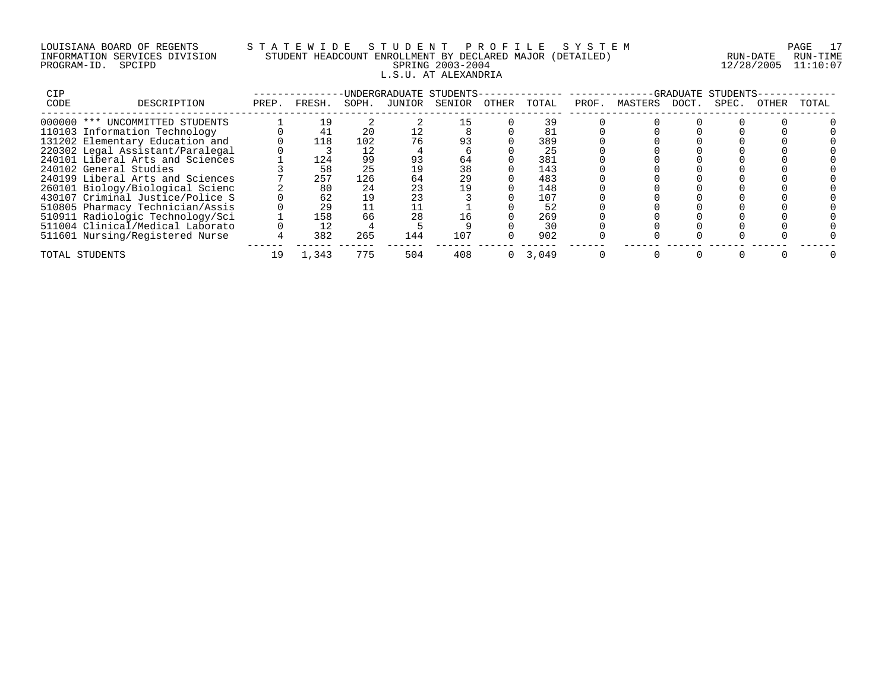LOUISIANA BOARD OF REGENTS — STATEWIDE STUDENT PROFILE SYSTEM
INFORMATION SERVICES DIVISION — STUDENT HEADCOUNT ENROLLMENT BY DECLARED MAJOR (DETAILED) — RUN-DATE 12/28/2005 RUN-TIME 11:10:07
PROGRAM-ID. SPCIPD — SPRING 2003-2004

L.S.U. AT ALEXANDRIA

| CIP CODE | DESCRIPTION | UNDERGRADUATE STUDENTS | | | | | | | GRADUATE STUDENTS | | | | | |
|---|---|---|---|---|---|---|---|---|---|---|---|---|---|---|
| | | PREP. | FRESH. | SOPH. | JUNIOR | SENIOR | OTHER | TOTAL | PROF. | MASTERS | DOCT. | SPEC. | OTHER | TOTAL |
| 000000 | *** UNCOMMITTED STUDENTS | 1 | 19 | 2 | 2 | 15 | 0 | 39 | 0 | 0 | 0 | 0 | 0 | 0 |
| 110103 | Information Technology | 0 | 41 | 20 | 12 | 8 | 0 | 81 | 0 | 0 | 0 | 0 | 0 | 0 |
| 131202 | Elementary Education and | 0 | 118 | 102 | 76 | 93 | 0 | 389 | 0 | 0 | 0 | 0 | 0 | 0 |
| 220302 | Legal Assistant/Paralegal | 0 | 3 | 12 | 4 | 6 | 0 | 25 | 0 | 0 | 0 | 0 | 0 | 0 |
| 240101 | Liberal Arts and Sciences | 1 | 124 | 99 | 93 | 64 | 0 | 381 | 0 | 0 | 0 | 0 | 0 | 0 |
| 240102 | General Studies | 3 | 58 | 25 | 19 | 38 | 0 | 143 | 0 | 0 | 0 | 0 | 0 | 0 |
| 240199 | Liberal Arts and Sciences | 7 | 257 | 126 | 64 | 29 | 0 | 483 | 0 | 0 | 0 | 0 | 0 | 0 |
| 260101 | Biology/Biological Scienc | 2 | 80 | 24 | 23 | 19 | 0 | 148 | 0 | 0 | 0 | 0 | 0 | 0 |
| 430107 | Criminal Justice/Police S | 0 | 62 | 19 | 23 | 3 | 0 | 107 | 0 | 0 | 0 | 0 | 0 | 0 |
| 510805 | Pharmacy Technician/Assis | 0 | 29 | 11 | 11 | 1 | 0 | 52 | 0 | 0 | 0 | 0 | 0 | 0 |
| 510911 | Radiologic Technology/Sci | 1 | 158 | 66 | 28 | 16 | 0 | 269 | 0 | 0 | 0 | 0 | 0 | 0 |
| 511004 | Clinical/Medical Laborato | 0 | 12 | 4 | 5 | 9 | 0 | 30 | 0 | 0 | 0 | 0 | 0 | 0 |
| 511601 | Nursing/Registered Nurse | 4 | 382 | 265 | 144 | 107 | 0 | 902 | 0 | 0 | 0 | 0 | 0 | 0 |
| TOTAL STUDENTS | | 19 | 1,343 | 775 | 504 | 408 | 0 | 3,049 | 0 | 0 | 0 | 0 | 0 | 0 |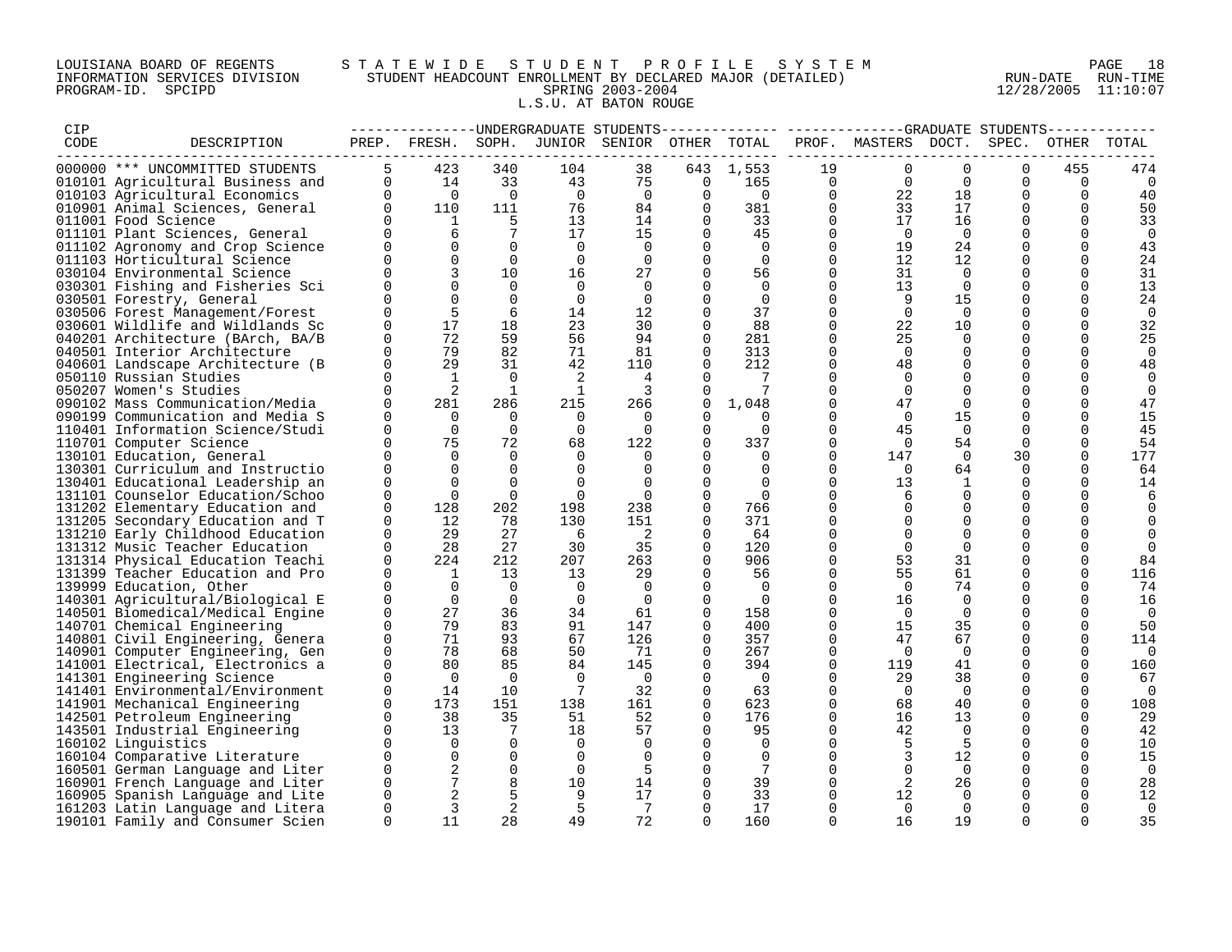LOUISIANA BOARD OF REGENTS — INFORMATION SERVICES DIVISION — PROGRAM-ID. SPCIPD

STATEWIDE STUDENT PROFILE SYSTEM
STUDENT HEADCOUNT ENROLLMENT BY DECLARED MAJOR (DETAILED)
SPRING 2003-2004
L.S.U. AT BATON ROUGE

RUN-DATE 12/28/2005 RUN-TIME 11:10:07

| CIP CODE | DESCRIPTION | UG PREP. | UG FRESH. | UG SOPH. | UG JUNIOR | UG SENIOR | UG OTHER | UG TOTAL | GR PROF. | GR MASTERS | GR DOCT. | GR SPEC. | GR OTHER | GR TOTAL |
|---|---|---|---|---|---|---|---|---|---|---|---|---|---|---|
| 000000 | *** UNCOMMITTED STUDENTS | 5 | 423 | 340 | 104 | 38 | 643 | 1,553 | 19 | 0 | 0 | 0 | 455 | 474 |
| 010101 | Agricultural Business and | 0 | 14 | 33 | 43 | 75 | 0 | 165 | 0 | 0 | 0 | 0 | 0 | 0 |
| 010103 | Agricultural Economics | 0 | 0 | 0 | 0 | 0 | 0 | 0 | 0 | 22 | 18 | 0 | 0 | 40 |
| 010901 | Animal Sciences, General | 0 | 110 | 111 | 76 | 84 | 0 | 381 | 0 | 33 | 17 | 0 | 0 | 50 |
| 011001 | Food Science | 0 | 1 | 5 | 13 | 14 | 0 | 33 | 0 | 17 | 16 | 0 | 0 | 33 |
| 011101 | Plant Sciences, General | 0 | 6 | 7 | 17 | 15 | 0 | 45 | 0 | 0 | 0 | 0 | 0 | 0 |
| 011102 | Agronomy and Crop Science | 0 | 0 | 0 | 0 | 0 | 0 | 0 | 0 | 19 | 24 | 0 | 0 | 43 |
| 011103 | Horticultural Science | 0 | 0 | 0 | 0 | 0 | 0 | 0 | 0 | 12 | 12 | 0 | 0 | 24 |
| 030104 | Environmental Science | 0 | 3 | 10 | 16 | 27 | 0 | 56 | 0 | 31 | 0 | 0 | 0 | 31 |
| 030301 | Fishing and Fisheries Sci | 0 | 0 | 0 | 0 | 0 | 0 | 0 | 0 | 13 | 0 | 0 | 0 | 13 |
| 030501 | Forestry, General | 0 | 0 | 0 | 0 | 0 | 0 | 0 | 0 | 9 | 15 | 0 | 0 | 24 |
| 030506 | Forest Management/Forest | 0 | 5 | 6 | 14 | 12 | 0 | 37 | 0 | 0 | 0 | 0 | 0 | 0 |
| 030601 | Wildlife and Wildlands Sc | 0 | 17 | 18 | 23 | 30 | 0 | 88 | 0 | 22 | 10 | 0 | 0 | 32 |
| 040201 | Architecture (BArch, BA/B | 0 | 72 | 59 | 56 | 94 | 0 | 281 | 0 | 25 | 0 | 0 | 0 | 25 |
| 040501 | Interior Architecture | 0 | 79 | 82 | 71 | 81 | 0 | 313 | 0 | 0 | 0 | 0 | 0 | 0 |
| 040601 | Landscape Architecture (B | 0 | 29 | 31 | 42 | 110 | 0 | 212 | 0 | 48 | 0 | 0 | 0 | 48 |
| 050110 | Russian Studies | 0 | 1 | 0 | 2 | 4 | 0 | 7 | 0 | 0 | 0 | 0 | 0 | 0 |
| 050207 | Women's Studies | 0 | 2 | 1 | 1 | 3 | 0 | 7 | 0 | 0 | 0 | 0 | 0 | 0 |
| 090102 | Mass Communication/Media | 0 | 281 | 286 | 215 | 266 | 0 | 1,048 | 0 | 47 | 0 | 0 | 0 | 47 |
| 090199 | Communication and Media S | 0 | 0 | 0 | 0 | 0 | 0 | 0 | 0 | 0 | 15 | 0 | 0 | 15 |
| 110401 | Information Science/Studi | 0 | 0 | 0 | 0 | 0 | 0 | 0 | 0 | 45 | 0 | 0 | 0 | 45 |
| 110701 | Computer Science | 0 | 75 | 72 | 68 | 122 | 0 | 337 | 0 | 0 | 54 | 0 | 0 | 54 |
| 130101 | Education, General | 0 | 0 | 0 | 0 | 0 | 0 | 0 | 0 | 147 | 0 | 30 | 0 | 177 |
| 130301 | Curriculum and Instructio | 0 | 0 | 0 | 0 | 0 | 0 | 0 | 0 | 0 | 64 | 0 | 0 | 64 |
| 130401 | Educational Leadership an | 0 | 0 | 0 | 0 | 0 | 0 | 0 | 0 | 13 | 1 | 0 | 0 | 14 |
| 131101 | Counselor Education/Schoo | 0 | 0 | 0 | 0 | 0 | 0 | 0 | 0 | 6 | 0 | 0 | 0 | 6 |
| 131202 | Elementary Education and | 0 | 128 | 202 | 198 | 238 | 0 | 766 | 0 | 0 | 0 | 0 | 0 | 0 |
| 131205 | Secondary Education and T | 0 | 12 | 78 | 130 | 151 | 0 | 371 | 0 | 0 | 0 | 0 | 0 | 0 |
| 131210 | Early Childhood Education | 0 | 29 | 27 | 6 | 2 | 0 | 64 | 0 | 0 | 0 | 0 | 0 | 0 |
| 131312 | Music Teacher Education | 0 | 28 | 27 | 30 | 35 | 0 | 120 | 0 | 0 | 0 | 0 | 0 | 0 |
| 131314 | Physical Education Teachi | 0 | 224 | 212 | 207 | 263 | 0 | 906 | 0 | 53 | 31 | 0 | 0 | 84 |
| 131399 | Teacher Education and Pro | 0 | 1 | 13 | 13 | 29 | 0 | 56 | 0 | 55 | 61 | 0 | 0 | 116 |
| 139999 | Education, Other | 0 | 0 | 0 | 0 | 0 | 0 | 0 | 0 | 0 | 74 | 0 | 0 | 74 |
| 140301 | Agricultural/Biological E | 0 | 0 | 0 | 0 | 0 | 0 | 0 | 0 | 16 | 0 | 0 | 0 | 16 |
| 140501 | Biomedical/Medical Engine | 0 | 27 | 36 | 34 | 61 | 0 | 158 | 0 | 0 | 0 | 0 | 0 | 0 |
| 140701 | Chemical Engineering | 0 | 79 | 83 | 91 | 147 | 0 | 400 | 0 | 15 | 35 | 0 | 0 | 50 |
| 140801 | Civil Engineering, Genera | 0 | 71 | 93 | 67 | 126 | 0 | 357 | 0 | 47 | 67 | 0 | 0 | 114 |
| 140901 | Computer Engineering, Gen | 0 | 78 | 68 | 50 | 71 | 0 | 267 | 0 | 0 | 0 | 0 | 0 | 0 |
| 141001 | Electrical, Electronics a | 0 | 80 | 85 | 84 | 145 | 0 | 394 | 0 | 119 | 41 | 0 | 0 | 160 |
| 141301 | Engineering Science | 0 | 0 | 0 | 0 | 0 | 0 | 0 | 0 | 29 | 38 | 0 | 0 | 67 |
| 141401 | Environmental/Environment | 0 | 14 | 10 | 7 | 32 | 0 | 63 | 0 | 0 | 0 | 0 | 0 | 0 |
| 141901 | Mechanical Engineering | 0 | 173 | 151 | 138 | 161 | 0 | 623 | 0 | 68 | 40 | 0 | 0 | 108 |
| 142501 | Petroleum Engineering | 0 | 38 | 35 | 51 | 52 | 0 | 176 | 0 | 16 | 13 | 0 | 0 | 29 |
| 143501 | Industrial Engineering | 0 | 13 | 7 | 18 | 57 | 0 | 95 | 0 | 42 | 0 | 0 | 0 | 42 |
| 160102 | Linguistics | 0 | 0 | 0 | 0 | 0 | 0 | 0 | 0 | 5 | 5 | 0 | 0 | 10 |
| 160104 | Comparative Literature | 0 | 0 | 0 | 0 | 0 | 0 | 0 | 0 | 3 | 12 | 0 | 0 | 15 |
| 160501 | German Language and Liter | 0 | 2 | 0 | 0 | 5 | 0 | 7 | 0 | 0 | 0 | 0 | 0 | 0 |
| 160901 | French Language and Liter | 0 | 7 | 8 | 10 | 14 | 0 | 39 | 0 | 2 | 26 | 0 | 0 | 28 |
| 160905 | Spanish Language and Lite | 0 | 2 | 5 | 9 | 17 | 0 | 33 | 0 | 12 | 0 | 0 | 0 | 12 |
| 161203 | Latin Language and Litera | 0 | 3 | 2 | 5 | 7 | 0 | 17 | 0 | 0 | 0 | 0 | 0 | 0 |
| 190101 | Family and Consumer Scien | 0 | 11 | 28 | 49 | 72 | 0 | 160 | 0 | 16 | 19 | 0 | 0 | 35 |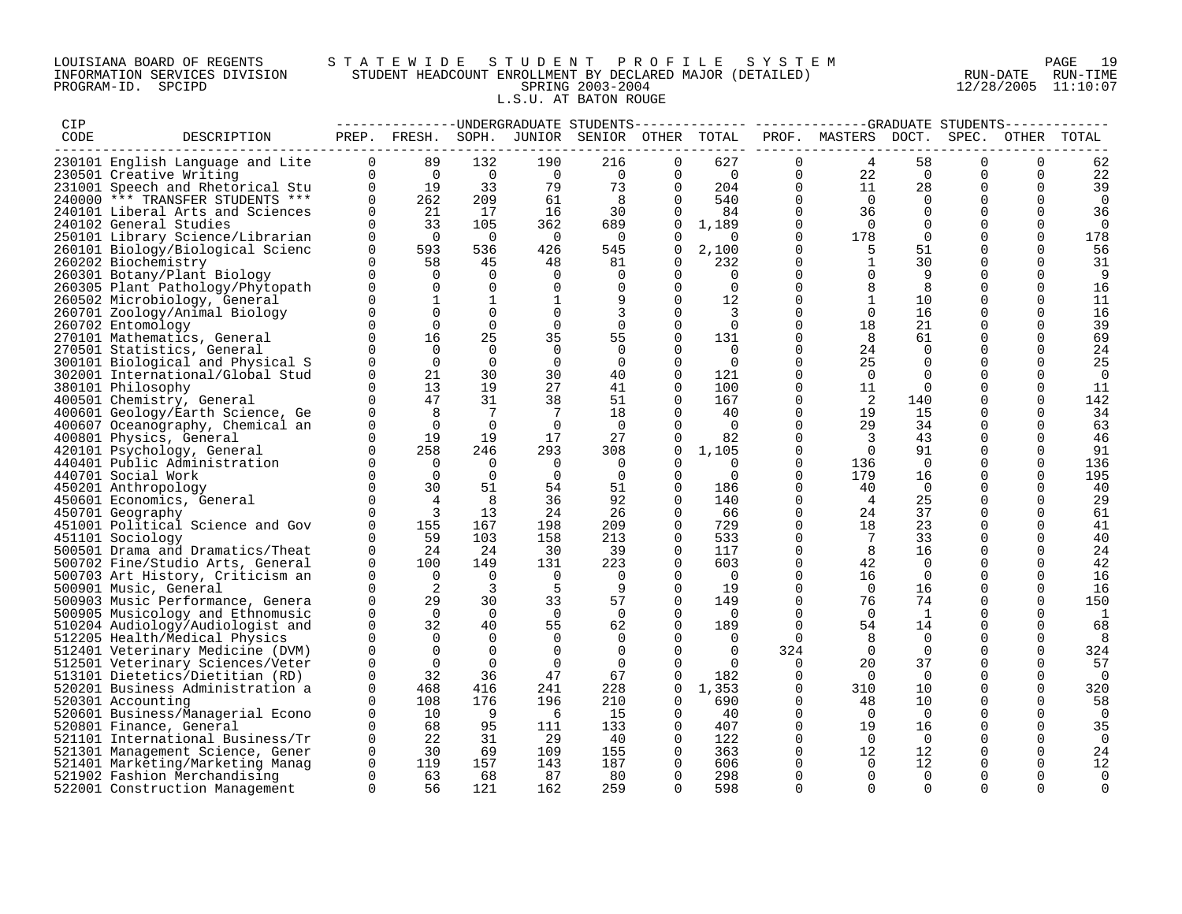LOUISIANA BOARD OF REGENTS
INFORMATION SERVICES DIVISION
PROGRAM-ID. SPCIPD

STATEWIDE STUDENT PROFILE SYSTEM
STUDENT HEADCOUNT ENROLLMENT BY DECLARED MAJOR (DETAILED)
SPRING 2003-2004
L.S.U. AT BATON ROUGE

RUN-DATE 12/28/2005 RUN-TIME 11:10:07

| CIP CODE | DESCRIPTION | UNDERGRADUATE STUDENTS PREP. | FRESH. | SOPH. | JUNIOR | SENIOR | OTHER | TOTAL | GRADUATE STUDENTS PROF. | MASTERS | DOCT. | SPEC. | OTHER | TOTAL |
|---|---|---|---|---|---|---|---|---|---|---|---|---|---|---|
| 230101 | English Language and Lite | 0 | 89 | 132 | 190 | 216 | 0 | 627 | 0 | 4 | 58 | 0 | 0 | 62 |
| 230501 | Creative Writing | 0 | 0 | 0 | 0 | 0 | 0 | 0 | 0 | 22 | 0 | 0 | 0 | 22 |
| 231001 | Speech and Rhetorical Stu | 0 | 19 | 33 | 79 | 73 | 0 | 204 | 0 | 11 | 28 | 0 | 0 | 39 |
| 240000 | *** TRANSFER STUDENTS *** | 0 | 262 | 209 | 61 | 8 | 0 | 540 | 0 | 0 | 0 | 0 | 0 | 0 |
| 240101 | Liberal Arts and Sciences | 0 | 21 | 17 | 16 | 30 | 0 | 84 | 0 | 36 | 0 | 0 | 0 | 36 |
| 240102 | General Studies | 0 | 33 | 105 | 362 | 689 | 0 | 1,189 | 0 | 0 | 0 | 0 | 0 | 0 |
| 250101 | Library Science/Librarian | 0 | 0 | 0 | 0 | 0 | 0 | 0 | 0 | 178 | 0 | 0 | 0 | 178 |
| 260101 | Biology/Biological Scienc | 0 | 593 | 536 | 426 | 545 | 0 | 2,100 | 0 | 5 | 51 | 0 | 0 | 56 |
| 260202 | Biochemistry | 0 | 58 | 45 | 48 | 81 | 0 | 232 | 0 | 1 | 30 | 0 | 0 | 31 |
| 260301 | Botany/Plant Biology | 0 | 0 | 0 | 0 | 0 | 0 | 0 | 0 | 0 | 9 | 0 | 0 | 9 |
| 260305 | Plant Pathology/Phytopath | 0 | 0 | 0 | 0 | 0 | 0 | 0 | 0 | 8 | 8 | 0 | 0 | 16 |
| 260502 | Microbiology, General | 0 | 1 | 1 | 1 | 9 | 0 | 12 | 0 | 1 | 10 | 0 | 0 | 11 |
| 260701 | Zoology/Animal Biology | 0 | 0 | 0 | 0 | 3 | 0 | 3 | 0 | 0 | 16 | 0 | 0 | 16 |
| 260702 | Entomology | 0 | 0 | 0 | 0 | 0 | 0 | 0 | 0 | 18 | 21 | 0 | 0 | 39 |
| 270101 | Mathematics, General | 0 | 16 | 25 | 35 | 55 | 0 | 131 | 0 | 8 | 61 | 0 | 0 | 69 |
| 270501 | Statistics, General | 0 | 0 | 0 | 0 | 0 | 0 | 0 | 0 | 24 | 0 | 0 | 0 | 24 |
| 300101 | Biological and Physical S | 0 | 0 | 0 | 0 | 0 | 0 | 0 | 0 | 25 | 0 | 0 | 0 | 25 |
| 302001 | International/Global Stud | 0 | 21 | 30 | 30 | 40 | 0 | 121 | 0 | 0 | 0 | 0 | 0 | 0 |
| 380101 | Philosophy | 0 | 13 | 19 | 27 | 41 | 0 | 100 | 0 | 11 | 0 | 0 | 0 | 11 |
| 400501 | Chemistry, General | 0 | 47 | 31 | 38 | 51 | 0 | 167 | 0 | 2 | 140 | 0 | 0 | 142 |
| 400601 | Geology/Earth Science, Ge | 0 | 8 | 7 | 7 | 18 | 0 | 40 | 0 | 19 | 15 | 0 | 0 | 34 |
| 400607 | Oceanography, Chemical an | 0 | 0 | 0 | 0 | 0 | 0 | 0 | 0 | 29 | 34 | 0 | 0 | 63 |
| 400801 | Physics, General | 0 | 19 | 19 | 17 | 27 | 0 | 82 | 0 | 3 | 43 | 0 | 0 | 46 |
| 420101 | Psychology, General | 0 | 258 | 246 | 293 | 308 | 0 | 1,105 | 0 | 0 | 91 | 0 | 0 | 91 |
| 440401 | Public Administration | 0 | 0 | 0 | 0 | 0 | 0 | 0 | 0 | 136 | 0 | 0 | 0 | 136 |
| 440701 | Social Work | 0 | 0 | 0 | 0 | 0 | 0 | 0 | 0 | 179 | 16 | 0 | 0 | 195 |
| 450201 | Anthropology | 0 | 30 | 51 | 54 | 51 | 0 | 186 | 0 | 40 | 0 | 0 | 0 | 40 |
| 450601 | Economics, General | 0 | 4 | 8 | 36 | 92 | 0 | 140 | 0 | 4 | 25 | 0 | 0 | 29 |
| 450701 | Geography | 0 | 3 | 13 | 24 | 26 | 0 | 66 | 0 | 24 | 37 | 0 | 0 | 61 |
| 451001 | Political Science and Gov | 0 | 155 | 167 | 198 | 209 | 0 | 729 | 0 | 18 | 23 | 0 | 0 | 41 |
| 451101 | Sociology | 0 | 59 | 103 | 158 | 213 | 0 | 533 | 0 | 7 | 33 | 0 | 0 | 40 |
| 500501 | Drama and Dramatics/Theat | 0 | 24 | 24 | 30 | 39 | 0 | 117 | 0 | 8 | 16 | 0 | 0 | 24 |
| 500702 | Fine/Studio Arts, General | 0 | 100 | 149 | 131 | 223 | 0 | 603 | 0 | 42 | 0 | 0 | 0 | 42 |
| 500703 | Art History, Criticism an | 0 | 0 | 0 | 0 | 0 | 0 | 0 | 0 | 16 | 0 | 0 | 0 | 16 |
| 500901 | Music, General | 0 | 2 | 3 | 5 | 9 | 0 | 19 | 0 | 0 | 16 | 0 | 0 | 16 |
| 500903 | Music Performance, Genera | 0 | 29 | 30 | 33 | 57 | 0 | 149 | 0 | 76 | 74 | 0 | 0 | 150 |
| 500905 | Musicology and Ethnomusic | 0 | 0 | 0 | 0 | 0 | 0 | 0 | 0 | 0 | 1 | 0 | 0 | 1 |
| 510204 | Audiology/Audiologist and | 0 | 32 | 40 | 55 | 62 | 0 | 189 | 0 | 54 | 14 | 0 | 0 | 68 |
| 512205 | Health/Medical Physics | 0 | 0 | 0 | 0 | 0 | 0 | 0 | 0 | 8 | 0 | 0 | 0 | 8 |
| 512401 | Veterinary Medicine (DVM) | 0 | 0 | 0 | 0 | 0 | 0 | 0 | 324 | 0 | 0 | 0 | 0 | 324 |
| 512501 | Veterinary Sciences/Veter | 0 | 0 | 0 | 0 | 0 | 0 | 0 | 0 | 20 | 37 | 0 | 0 | 57 |
| 513101 | Dietetics/Dietitian (RD) | 0 | 32 | 36 | 47 | 67 | 0 | 182 | 0 | 0 | 0 | 0 | 0 | 0 |
| 520201 | Business Administration a | 0 | 468 | 416 | 241 | 228 | 0 | 1,353 | 0 | 310 | 10 | 0 | 0 | 320 |
| 520301 | Accounting | 0 | 108 | 176 | 196 | 210 | 0 | 690 | 0 | 48 | 10 | 0 | 0 | 58 |
| 520601 | Business/Managerial Econo | 0 | 10 | 9 | 6 | 15 | 0 | 40 | 0 | 0 | 0 | 0 | 0 | 0 |
| 520801 | Finance, General | 0 | 68 | 95 | 111 | 133 | 0 | 407 | 0 | 19 | 16 | 0 | 0 | 35 |
| 521101 | International Business/Tr | 0 | 22 | 31 | 29 | 40 | 0 | 122 | 0 | 0 | 0 | 0 | 0 | 0 |
| 521301 | Management Science, Gener | 0 | 30 | 69 | 109 | 155 | 0 | 363 | 0 | 12 | 12 | 0 | 0 | 24 |
| 521401 | Marketing/Marketing Manag | 0 | 119 | 157 | 143 | 187 | 0 | 606 | 0 | 0 | 12 | 0 | 0 | 12 |
| 521902 | Fashion Merchandising | 0 | 63 | 68 | 87 | 80 | 0 | 298 | 0 | 0 | 0 | 0 | 0 | 0 |
| 522001 | Construction Management | 0 | 56 | 121 | 162 | 259 | 0 | 598 | 0 | 0 | 0 | 0 | 0 | 0 |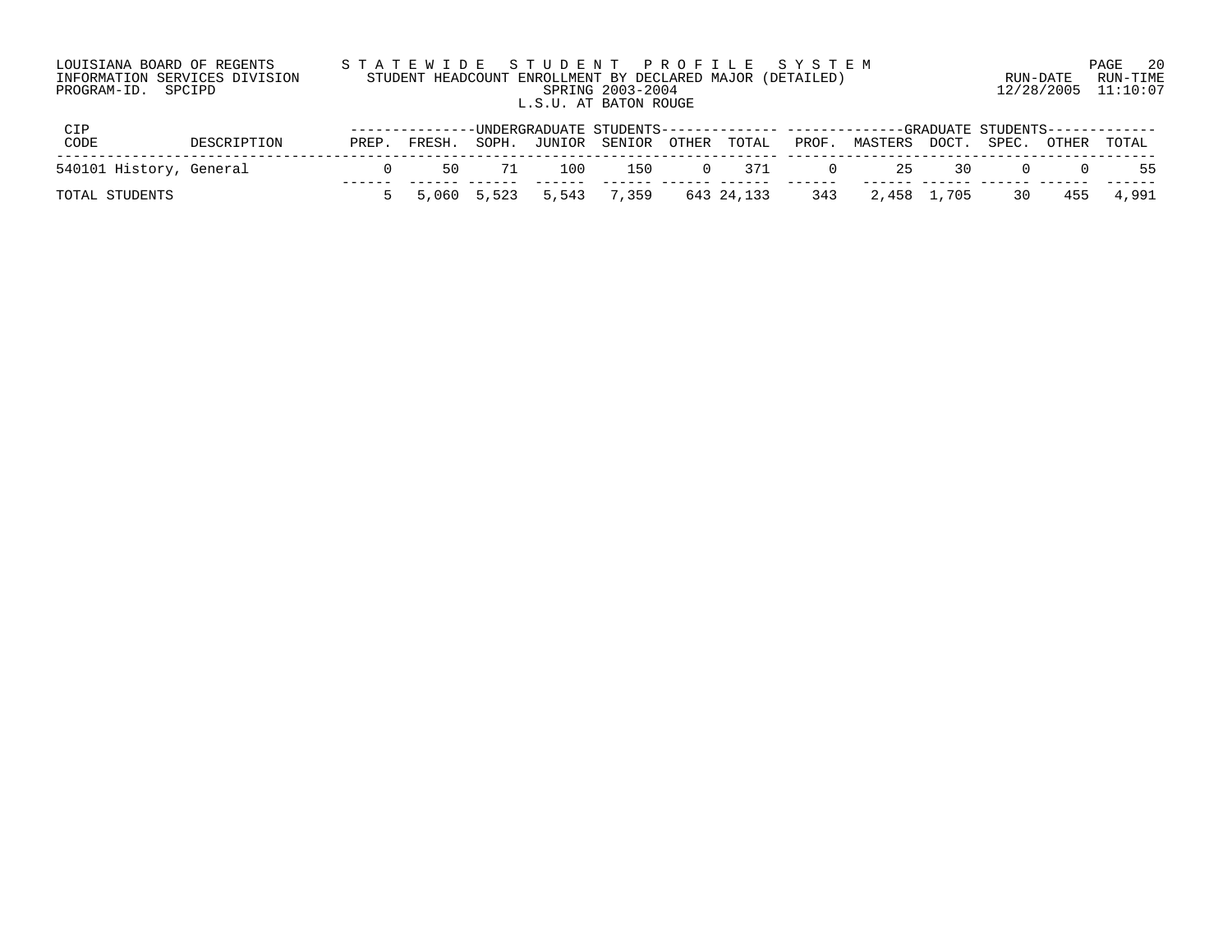LOUISIANA BOARD OF REGENTS
INFORMATION SERVICES DIVISION
PROGRAM-ID. SPCIPD

# STATEWIDE STUDENT PROFILE SYSTEM

STUDENT HEADCOUNT ENROLLMENT BY DECLARED MAJOR (DETAILED)
SPRING 2003-2004
L.S.U. AT BATON ROUGE

RUN-DATE 12/28/2005 RUN-TIME 11:10:07

| CIP CODE | DESCRIPTION | UNDERGRADUATE STUDENTS PREP. | FRESH. | SOPH. | JUNIOR | SENIOR | OTHER | TOTAL | GRADUATE STUDENTS PROF. | MASTERS | DOCT. | SPEC. | OTHER | TOTAL |
|---|---|---|---|---|---|---|---|---|---|---|---|---|---|---|
| 540101 | History, General | 0 | 50 | 71 | 100 | 150 | 0 | 371 | 0 | 25 | 30 | 0 | 0 | 55 |
| TOTAL STUDENTS | | 5 | 5,060 | 5,523 | 5,543 | 7,359 | 643 | 24,133 | 343 | 2,458 | 1,705 | 30 | 455 | 4,991 |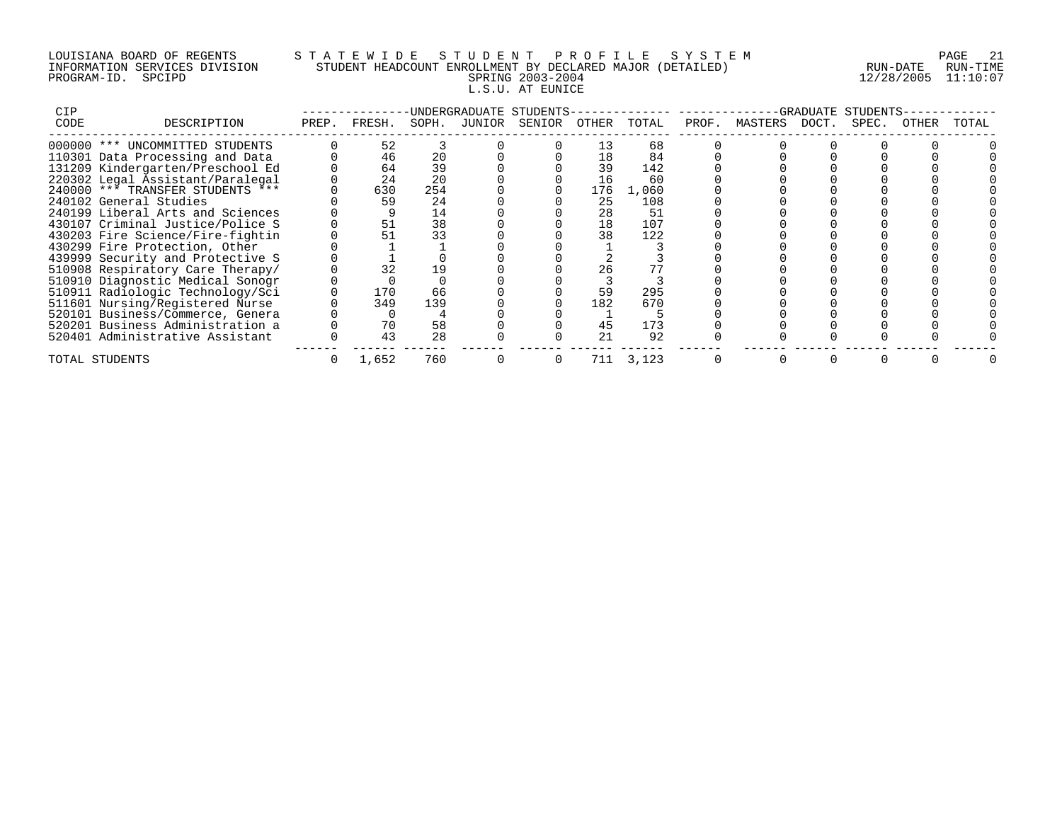LOUISIANA BOARD OF REGENTS — STATEWIDE STUDENT PROFILE SYSTEM
INFORMATION SERVICES DIVISION — STUDENT HEADCOUNT ENROLLMENT BY DECLARED MAJOR (DETAILED)
PROGRAM-ID. SPCIPD — SPRING 2003-2004
RUN-DATE 12/28/2005 RUN-TIME 11:10:07

L.S.U. AT EUNICE

| CIP CODE | DESCRIPTION | UNDERGRADUATE STUDENTS | | | | | | | GRADUATE STUDENTS | | | | | |
|---|---|---|---|---|---|---|---|---|---|---|---|---|---|---|
| | | PREP. | FRESH. | SOPH. | JUNIOR | SENIOR | OTHER | TOTAL | PROF. | MASTERS | DOCT. | SPEC. | OTHER | TOTAL |
| 000000 | *** UNCOMMITTED STUDENTS | 0 | 52 | 3 | 0 | 0 | 13 | 68 | 0 | 0 | 0 | 0 | 0 | 0 |
| 110301 | Data Processing and Data | 0 | 46 | 20 | 0 | 0 | 18 | 84 | 0 | 0 | 0 | 0 | 0 | 0 |
| 131209 | Kindergarten/Preschool Ed | 0 | 64 | 39 | 0 | 0 | 39 | 142 | 0 | 0 | 0 | 0 | 0 | 0 |
| 220302 | Legal Assistant/Paralegal | 0 | 24 | 20 | 0 | 0 | 16 | 60 | 0 | 0 | 0 | 0 | 0 | 0 |
| 240000 | *** TRANSFER STUDENTS *** | 0 | 630 | 254 | 0 | 0 | 176 | 1,060 | 0 | 0 | 0 | 0 | 0 | 0 |
| 240102 | General Studies | 0 | 59 | 24 | 0 | 0 | 25 | 108 | 0 | 0 | 0 | 0 | 0 | 0 |
| 240199 | Liberal Arts and Sciences | 0 | 9 | 14 | 0 | 0 | 28 | 51 | 0 | 0 | 0 | 0 | 0 | 0 |
| 430107 | Criminal Justice/Police S | 0 | 51 | 38 | 0 | 0 | 18 | 107 | 0 | 0 | 0 | 0 | 0 | 0 |
| 430203 | Fire Science/Fire-fightin | 0 | 51 | 33 | 0 | 0 | 38 | 122 | 0 | 0 | 0 | 0 | 0 | 0 |
| 430299 | Fire Protection, Other | 0 | 1 | 1 | 0 | 0 | 1 | 3 | 0 | 0 | 0 | 0 | 0 | 0 |
| 439999 | Security and Protective S | 0 | 1 | 0 | 0 | 0 | 2 | 3 | 0 | 0 | 0 | 0 | 0 | 0 |
| 510908 | Respiratory Care Therapy/ | 0 | 32 | 19 | 0 | 0 | 26 | 77 | 0 | 0 | 0 | 0 | 0 | 0 |
| 510910 | Diagnostic Medical Sonogr | 0 | 0 | 0 | 0 | 0 | 3 | 3 | 0 | 0 | 0 | 0 | 0 | 0 |
| 510911 | Radiologic Technology/Sci | 0 | 170 | 66 | 0 | 0 | 59 | 295 | 0 | 0 | 0 | 0 | 0 | 0 |
| 511601 | Nursing/Registered Nurse | 0 | 349 | 139 | 0 | 0 | 182 | 670 | 0 | 0 | 0 | 0 | 0 | 0 |
| 520101 | Business/Commerce, Genera | 0 | 0 | 4 | 0 | 0 | 1 | 5 | 0 | 0 | 0 | 0 | 0 | 0 |
| 520201 | Business Administration a | 0 | 70 | 58 | 0 | 0 | 45 | 173 | 0 | 0 | 0 | 0 | 0 | 0 |
| 520401 | Administrative Assistant | 0 | 43 | 28 | 0 | 0 | 21 | 92 | 0 | 0 | 0 | 0 | 0 | 0 |
| TOTAL STUDENTS | | 0 | 1,652 | 760 | 0 | 0 | 711 | 3,123 | 0 | 0 | 0 | 0 | 0 | 0 |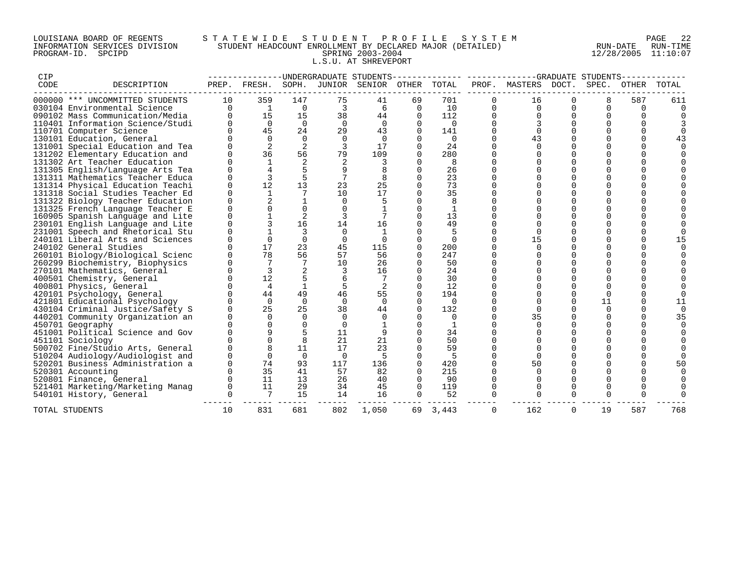LOUISIANA BOARD OF REGENTS — STATEWIDE STUDENT PROFILE SYSTEM
INFORMATION SERVICES DIVISION — STUDENT HEADCOUNT ENROLLMENT BY DECLARED MAJOR (DETAILED)
PROGRAM-ID. SPCIPD — SPRING 2003-2004 — RUN-DATE 12/28/2005 RUN-TIME 11:10:07

L.S.U. AT SHREVEPORT

| CIP CODE | DESCRIPTION | UG PREP. | UG FRESH. | UG SOPH. | UG JUNIOR | UG SENIOR | UG OTHER | UG TOTAL | GR PROF. | GR MASTERS | GR DOCT. | GR SPEC. | GR OTHER | GR TOTAL |
|---|---|---|---|---|---|---|---|---|---|---|---|---|---|---|
| 000000 | *** UNCOMMITTED STUDENTS | 10 | 359 | 147 | 75 | 41 | 69 | 701 | 0 | 16 | 0 | 8 | 587 | 611 |
| 030104 | Environmental Science | 0 | 1 | 0 | 3 | 6 | 0 | 10 | 0 | 0 | 0 | 0 | 0 | 0 |
| 090102 | Mass Communication/Media | 0 | 15 | 15 | 38 | 44 | 0 | 112 | 0 | 0 | 0 | 0 | 0 | 0 |
| 110401 | Information Science/Studi | 0 | 0 | 0 | 0 | 0 | 0 | 0 | 0 | 3 | 0 | 0 | 0 | 3 |
| 110701 | Computer Science | 0 | 45 | 24 | 29 | 43 | 0 | 141 | 0 | 0 | 0 | 0 | 0 | 0 |
| 130101 | Education, General | 0 | 0 | 0 | 0 | 0 | 0 | 0 | 0 | 43 | 0 | 0 | 0 | 43 |
| 131001 | Special Education and Tea | 0 | 2 | 2 | 3 | 17 | 0 | 24 | 0 | 0 | 0 | 0 | 0 | 0 |
| 131202 | Elementary Education and | 0 | 36 | 56 | 79 | 109 | 0 | 280 | 0 | 0 | 0 | 0 | 0 | 0 |
| 131302 | Art Teacher Education | 0 | 1 | 2 | 2 | 3 | 0 | 8 | 0 | 0 | 0 | 0 | 0 | 0 |
| 131305 | English/Language Arts Tea | 0 | 4 | 5 | 9 | 8 | 0 | 26 | 0 | 0 | 0 | 0 | 0 | 0 |
| 131311 | Mathematics Teacher Educa | 0 | 3 | 5 | 7 | 8 | 0 | 23 | 0 | 0 | 0 | 0 | 0 | 0 |
| 131314 | Physical Education Teachi | 0 | 12 | 13 | 23 | 25 | 0 | 73 | 0 | 0 | 0 | 0 | 0 | 0 |
| 131318 | Social Studies Teacher Ed | 0 | 1 | 7 | 10 | 17 | 0 | 35 | 0 | 0 | 0 | 0 | 0 | 0 |
| 131322 | Biology Teacher Education | 0 | 2 | 1 | 0 | 5 | 0 | 8 | 0 | 0 | 0 | 0 | 0 | 0 |
| 131325 | French Language Teacher E | 0 | 0 | 0 | 0 | 1 | 0 | 1 | 0 | 0 | 0 | 0 | 0 | 0 |
| 160905 | Spanish Language and Lite | 0 | 1 | 2 | 3 | 7 | 0 | 13 | 0 | 0 | 0 | 0 | 0 | 0 |
| 230101 | English Language and Lite | 0 | 3 | 16 | 14 | 16 | 0 | 49 | 0 | 0 | 0 | 0 | 0 | 0 |
| 231001 | Speech and Rhetorical Stu | 0 | 1 | 3 | 0 | 1 | 0 | 5 | 0 | 0 | 0 | 0 | 0 | 0 |
| 240101 | Liberal Arts and Sciences | 0 | 0 | 0 | 0 | 0 | 0 | 0 | 0 | 15 | 0 | 0 | 0 | 15 |
| 240102 | General Studies | 0 | 17 | 23 | 45 | 115 | 0 | 200 | 0 | 0 | 0 | 0 | 0 | 0 |
| 260101 | Biology/Biological Scienc | 0 | 78 | 56 | 57 | 56 | 0 | 247 | 0 | 0 | 0 | 0 | 0 | 0 |
| 260299 | Biochemistry, Biophysics | 0 | 7 | 7 | 10 | 26 | 0 | 50 | 0 | 0 | 0 | 0 | 0 | 0 |
| 270101 | Mathematics, General | 0 | 3 | 2 | 3 | 16 | 0 | 24 | 0 | 0 | 0 | 0 | 0 | 0 |
| 400501 | Chemistry, General | 0 | 12 | 5 | 6 | 7 | 0 | 30 | 0 | 0 | 0 | 0 | 0 | 0 |
| 400801 | Physics, General | 0 | 4 | 1 | 5 | 2 | 0 | 12 | 0 | 0 | 0 | 0 | 0 | 0 |
| 420101 | Psychology, General | 0 | 44 | 49 | 46 | 55 | 0 | 194 | 0 | 0 | 0 | 0 | 0 | 0 |
| 421801 | Educational Psychology | 0 | 0 | 0 | 0 | 0 | 0 | 0 | 0 | 0 | 0 | 11 | 0 | 11 |
| 430104 | Criminal Justice/Safety S | 0 | 25 | 25 | 38 | 44 | 0 | 132 | 0 | 0 | 0 | 0 | 0 | 0 |
| 440201 | Community Organization an | 0 | 0 | 0 | 0 | 0 | 0 | 0 | 0 | 35 | 0 | 0 | 0 | 35 |
| 450701 | Geography | 0 | 0 | 0 | 0 | 1 | 0 | 1 | 0 | 0 | 0 | 0 | 0 | 0 |
| 451001 | Political Science and Gov | 0 | 9 | 5 | 11 | 9 | 0 | 34 | 0 | 0 | 0 | 0 | 0 | 0 |
| 451101 | Sociology | 0 | 0 | 8 | 21 | 21 | 0 | 50 | 0 | 0 | 0 | 0 | 0 | 0 |
| 500702 | Fine/Studio Arts, General | 0 | 8 | 11 | 17 | 23 | 0 | 59 | 0 | 0 | 0 | 0 | 0 | 0 |
| 510204 | Audiology/Audiologist and | 0 | 0 | 0 | 0 | 5 | 0 | 5 | 0 | 0 | 0 | 0 | 0 | 0 |
| 520201 | Business Administration a | 0 | 74 | 93 | 117 | 136 | 0 | 420 | 0 | 50 | 0 | 0 | 0 | 50 |
| 520301 | Accounting | 0 | 35 | 41 | 57 | 82 | 0 | 215 | 0 | 0 | 0 | 0 | 0 | 0 |
| 520801 | Finance, General | 0 | 11 | 13 | 26 | 40 | 0 | 90 | 0 | 0 | 0 | 0 | 0 | 0 |
| 521401 | Marketing/Marketing Manag | 0 | 11 | 29 | 34 | 45 | 0 | 119 | 0 | 0 | 0 | 0 | 0 | 0 |
| 540101 | History, General | 0 | 7 | 15 | 14 | 16 | 0 | 52 | 0 | 0 | 0 | 0 | 0 | 0 |
| TOTAL STUDENTS | | 10 | 831 | 681 | 802 | 1,050 | 69 | 3,443 | 0 | 162 | 0 | 19 | 587 | 768 |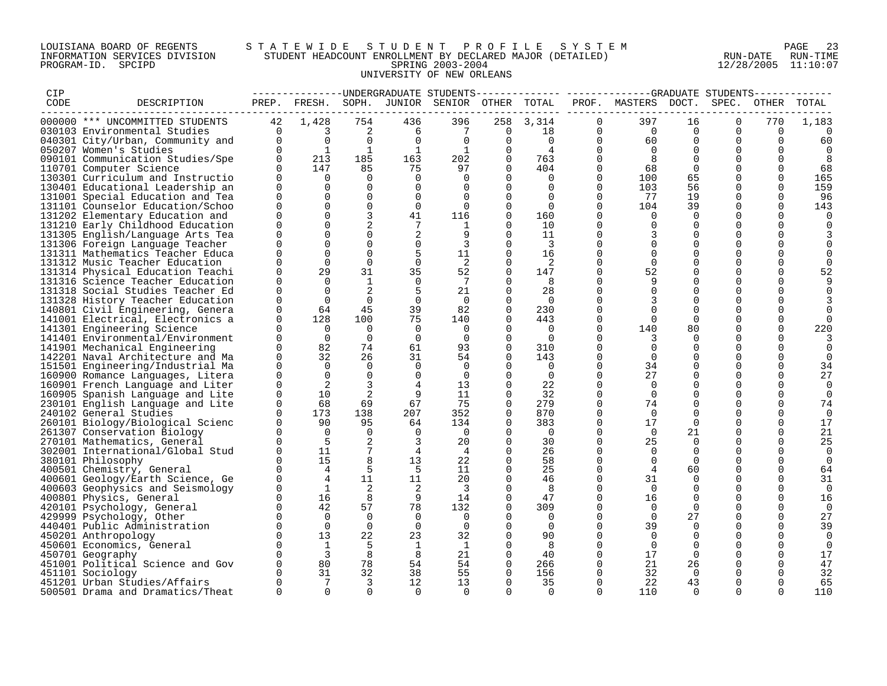LOUISIANA BOARD OF REGENTS
INFORMATION SERVICES DIVISION
PROGRAM-ID. SPCIPD

STATEWIDE STUDENT PROFILE SYSTEM
STUDENT HEADCOUNT ENROLLMENT BY DECLARED MAJOR (DETAILED)
SPRING 2003-2004
UNIVERSITY OF NEW ORLEANS

RUN-DATE 12/28/2005 RUN-TIME 11:10:07

| CIP CODE | DESCRIPTION | UG PREP. | UG FRESH. | UG SOPH. | UG JUNIOR | UG SENIOR | UG OTHER | UG TOTAL | GR PROF. | GR MASTERS | GR DOCT. | GR SPEC. | GR OTHER | GR TOTAL |
|---|---|---|---|---|---|---|---|---|---|---|---|---|---|---|
| 000000 | *** UNCOMMITTED STUDENTS | 42 | 1,428 | 754 | 436 | 396 | 258 | 3,314 | 0 | 397 | 16 | 0 | 770 | 1,183 |
| 030103 | Environmental Studies | 0 | 3 | 2 | 6 | 7 | 0 | 18 | 0 | 0 | 0 | 0 | 0 | 0 |
| 040301 | City/Urban, Community and | 0 | 0 | 0 | 0 | 0 | 0 | 0 | 0 | 60 | 0 | 0 | 0 | 60 |
| 050207 | Women's Studies | 0 | 1 | 1 | 1 | 1 | 0 | 4 | 0 | 0 | 0 | 0 | 0 | 0 |
| 090101 | Communication Studies/Spe | 0 | 213 | 185 | 163 | 202 | 0 | 763 | 0 | 8 | 0 | 0 | 0 | 8 |
| 110701 | Computer Science | 0 | 147 | 85 | 75 | 97 | 0 | 404 | 0 | 68 | 0 | 0 | 0 | 68 |
| 130301 | Curriculum and Instructio | 0 | 0 | 0 | 0 | 0 | 0 | 0 | 0 | 100 | 65 | 0 | 0 | 165 |
| 130401 | Educational Leadership an | 0 | 0 | 0 | 0 | 0 | 0 | 0 | 0 | 103 | 56 | 0 | 0 | 159 |
| 131001 | Special Education and Tea | 0 | 0 | 0 | 0 | 0 | 0 | 0 | 0 | 77 | 19 | 0 | 0 | 96 |
| 131101 | Counselor Education/Schoo | 0 | 0 | 0 | 0 | 0 | 0 | 0 | 0 | 104 | 39 | 0 | 0 | 143 |
| 131202 | Elementary Education and | 0 | 0 | 3 | 41 | 116 | 0 | 160 | 0 | 0 | 0 | 0 | 0 | 0 |
| 131210 | Early Childhood Education | 0 | 0 | 2 | 7 | 1 | 0 | 10 | 0 | 0 | 0 | 0 | 0 | 0 |
| 131305 | English/Language Arts Tea | 0 | 0 | 0 | 2 | 9 | 0 | 11 | 0 | 3 | 0 | 0 | 0 | 3 |
| 131306 | Foreign Language Teacher | 0 | 0 | 0 | 0 | 3 | 0 | 3 | 0 | 0 | 0 | 0 | 0 | 0 |
| 131311 | Mathematics Teacher Educa | 0 | 0 | 0 | 5 | 11 | 0 | 16 | 0 | 0 | 0 | 0 | 0 | 0 |
| 131312 | Music Teacher Education | 0 | 0 | 0 | 0 | 2 | 0 | 2 | 0 | 0 | 0 | 0 | 0 | 0 |
| 131314 | Physical Education Teachi | 0 | 29 | 31 | 35 | 52 | 0 | 147 | 0 | 52 | 0 | 0 | 0 | 52 |
| 131316 | Science Teacher Education | 0 | 0 | 1 | 0 | 7 | 0 | 8 | 0 | 9 | 0 | 0 | 0 | 9 |
| 131318 | Social Studies Teacher Ed | 0 | 0 | 2 | 5 | 21 | 0 | 28 | 0 | 0 | 0 | 0 | 0 | 0 |
| 131328 | History Teacher Education | 0 | 0 | 0 | 0 | 0 | 0 | 0 | 0 | 3 | 0 | 0 | 0 | 3 |
| 140801 | Civil Engineering, Genera | 0 | 64 | 45 | 39 | 82 | 0 | 230 | 0 | 0 | 0 | 0 | 0 | 0 |
| 141001 | Electrical, Electronics a | 0 | 128 | 100 | 75 | 140 | 0 | 443 | 0 | 0 | 0 | 0 | 0 | 0 |
| 141301 | Engineering Science | 0 | 0 | 0 | 0 | 0 | 0 | 0 | 0 | 140 | 80 | 0 | 0 | 220 |
| 141401 | Environmental/Environment | 0 | 0 | 0 | 0 | 0 | 0 | 0 | 0 | 3 | 0 | 0 | 0 | 3 |
| 141901 | Mechanical Engineering | 0 | 82 | 74 | 61 | 93 | 0 | 310 | 0 | 0 | 0 | 0 | 0 | 0 |
| 142201 | Naval Architecture and Ma | 0 | 32 | 26 | 31 | 54 | 0 | 143 | 0 | 0 | 0 | 0 | 0 | 0 |
| 151501 | Engineering/Industrial Ma | 0 | 0 | 0 | 0 | 0 | 0 | 0 | 0 | 34 | 0 | 0 | 0 | 34 |
| 160900 | Romance Languages, Litera | 0 | 0 | 0 | 0 | 0 | 0 | 0 | 0 | 27 | 0 | 0 | 0 | 27 |
| 160901 | French Language and Liter | 0 | 2 | 3 | 4 | 13 | 0 | 22 | 0 | 0 | 0 | 0 | 0 | 0 |
| 160905 | Spanish Language and Lite | 0 | 10 | 2 | 9 | 11 | 0 | 32 | 0 | 0 | 0 | 0 | 0 | 0 |
| 230101 | English Language and Lite | 0 | 68 | 69 | 67 | 75 | 0 | 279 | 0 | 74 | 0 | 0 | 0 | 74 |
| 240102 | General Studies | 0 | 173 | 138 | 207 | 352 | 0 | 870 | 0 | 0 | 0 | 0 | 0 | 0 |
| 260101 | Biology/Biological Scienc | 0 | 90 | 95 | 64 | 134 | 0 | 383 | 0 | 17 | 0 | 0 | 0 | 17 |
| 261307 | Conservation Biology | 0 | 0 | 0 | 0 | 0 | 0 | 0 | 0 | 0 | 21 | 0 | 0 | 21 |
| 270101 | Mathematics, General | 0 | 5 | 2 | 3 | 20 | 0 | 30 | 0 | 25 | 0 | 0 | 0 | 25 |
| 302001 | International/Global Stud | 0 | 11 | 7 | 4 | 4 | 0 | 26 | 0 | 0 | 0 | 0 | 0 | 0 |
| 380101 | Philosophy | 0 | 15 | 8 | 13 | 22 | 0 | 58 | 0 | 0 | 0 | 0 | 0 | 0 |
| 400501 | Chemistry, General | 0 | 4 | 5 | 5 | 11 | 0 | 25 | 0 | 4 | 60 | 0 | 0 | 64 |
| 400601 | Geology/Earth Science, Ge | 0 | 4 | 11 | 11 | 20 | 0 | 46 | 0 | 31 | 0 | 0 | 0 | 31 |
| 400603 | Geophysics and Seismology | 0 | 1 | 2 | 2 | 3 | 0 | 8 | 0 | 0 | 0 | 0 | 0 | 0 |
| 400801 | Physics, General | 0 | 16 | 8 | 9 | 14 | 0 | 47 | 0 | 16 | 0 | 0 | 0 | 16 |
| 420101 | Psychology, General | 0 | 42 | 57 | 78 | 132 | 0 | 309 | 0 | 0 | 0 | 0 | 0 | 0 |
| 429999 | Psychology, Other | 0 | 0 | 0 | 0 | 0 | 0 | 0 | 0 | 0 | 27 | 0 | 0 | 27 |
| 440401 | Public Administration | 0 | 0 | 0 | 0 | 0 | 0 | 0 | 0 | 39 | 0 | 0 | 0 | 39 |
| 450201 | Anthropology | 0 | 13 | 22 | 23 | 32 | 0 | 90 | 0 | 0 | 0 | 0 | 0 | 0 |
| 450601 | Economics, General | 0 | 1 | 5 | 1 | 1 | 0 | 8 | 0 | 0 | 0 | 0 | 0 | 0 |
| 450701 | Geography | 0 | 3 | 8 | 8 | 21 | 0 | 40 | 0 | 17 | 0 | 0 | 0 | 17 |
| 451001 | Political Science and Gov | 0 | 80 | 78 | 54 | 54 | 0 | 266 | 0 | 21 | 26 | 0 | 0 | 47 |
| 451101 | Sociology | 0 | 31 | 32 | 38 | 55 | 0 | 156 | 0 | 32 | 0 | 0 | 0 | 32 |
| 451201 | Urban Studies/Affairs | 0 | 7 | 3 | 12 | 13 | 0 | 35 | 0 | 22 | 43 | 0 | 0 | 65 |
| 500501 | Drama and Dramatics/Theat | 0 | 0 | 0 | 0 | 0 | 0 | 0 | 0 | 110 | 0 | 0 | 0 | 110 |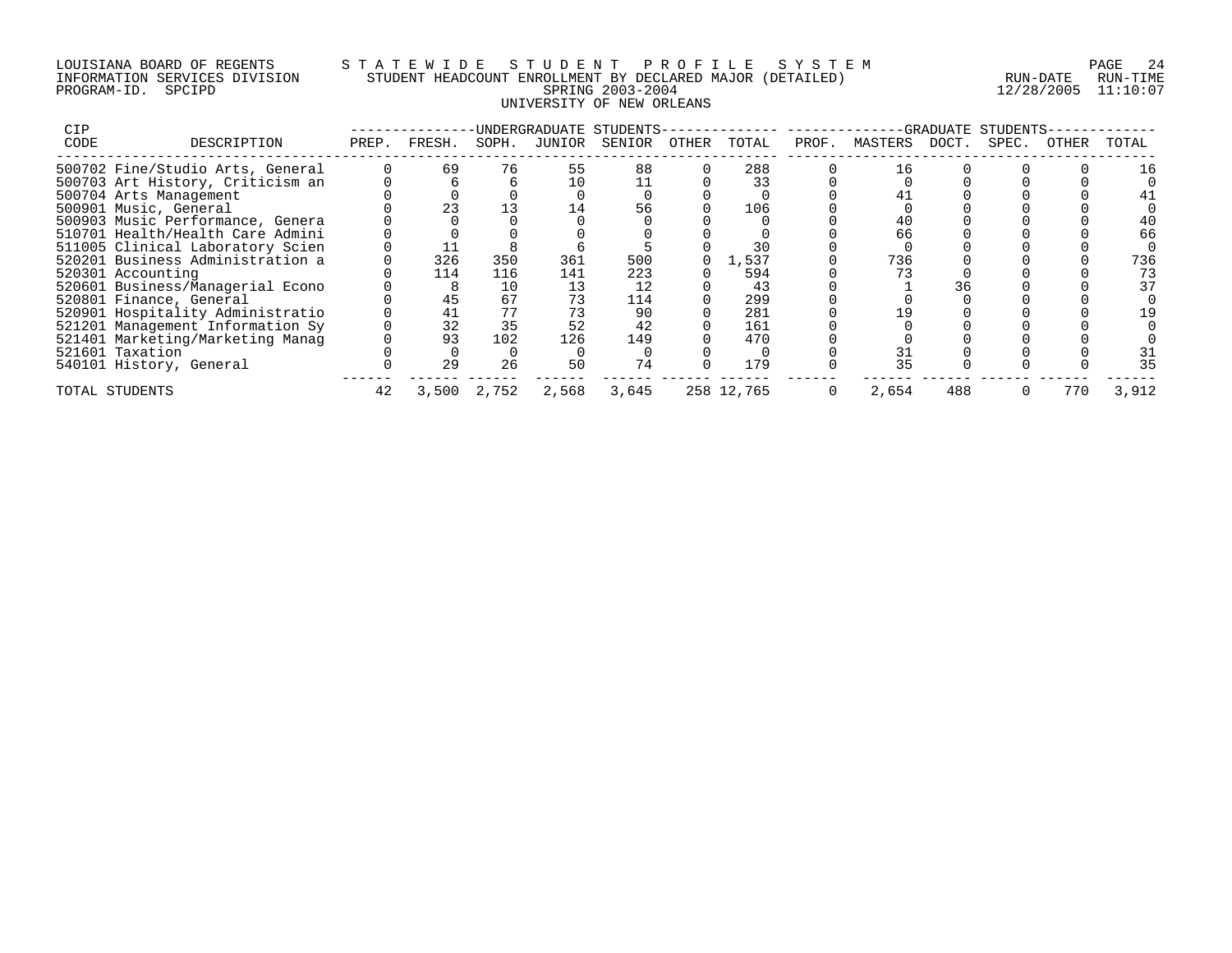LOUISIANA BOARD OF REGENTS — STATEWIDE STUDENT PROFILE SYSTEM
INFORMATION SERVICES DIVISION — STUDENT HEADCOUNT ENROLLMENT BY DECLARED MAJOR (DETAILED) — RUN-DATE 12/28/2005 RUN-TIME 11:10:07
PROGRAM-ID. SPCIPD — SPRING 2003-2004

UNIVERSITY OF NEW ORLEANS

| CIP CODE | DESCRIPTION | UNDERGRADUATE STUDENTS PREP. | FRESH. | SOPH. | JUNIOR | SENIOR | OTHER | TOTAL | GRADUATE STUDENTS PROF. | MASTERS | DOCT. | SPEC. | OTHER | TOTAL |
|---|---|---|---|---|---|---|---|---|---|---|---|---|---|---|
| 500702 | Fine/Studio Arts, General | 0 | 69 | 76 | 55 | 88 | 0 | 288 | 0 | 16 | 0 | 0 | 0 | 16 |
| 500703 | Art History, Criticism an | 0 | 6 | 6 | 10 | 11 | 0 | 33 | 0 | 0 | 0 | 0 | 0 | 0 |
| 500704 | Arts Management | 0 | 0 | 0 | 0 | 0 | 0 | 0 | 0 | 41 | 0 | 0 | 0 | 41 |
| 500901 | Music, General | 0 | 23 | 13 | 14 | 56 | 0 | 106 | 0 | 0 | 0 | 0 | 0 | 0 |
| 500903 | Music Performance, Genera | 0 | 0 | 0 | 0 | 0 | 0 | 0 | 0 | 40 | 0 | 0 | 0 | 40 |
| 510701 | Health/Health Care Admini | 0 | 0 | 0 | 0 | 0 | 0 | 0 | 0 | 66 | 0 | 0 | 0 | 66 |
| 511005 | Clinical Laboratory Scien | 0 | 11 | 8 | 6 | 5 | 0 | 30 | 0 | 0 | 0 | 0 | 0 | 0 |
| 520201 | Business Administration a | 0 | 326 | 350 | 361 | 500 | 0 | 1,537 | 0 | 736 | 0 | 0 | 0 | 736 |
| 520301 | Accounting | 0 | 114 | 116 | 141 | 223 | 0 | 594 | 0 | 73 | 0 | 0 | 0 | 73 |
| 520601 | Business/Managerial Econo | 0 | 8 | 10 | 13 | 12 | 0 | 43 | 0 | 1 | 36 | 0 | 0 | 37 |
| 520801 | Finance, General | 0 | 45 | 67 | 73 | 114 | 0 | 299 | 0 | 0 | 0 | 0 | 0 | 0 |
| 520901 | Hospitality Administratio | 0 | 41 | 77 | 73 | 90 | 0 | 281 | 0 | 19 | 0 | 0 | 0 | 19 |
| 521201 | Management Information Sy | 0 | 32 | 35 | 52 | 42 | 0 | 161 | 0 | 0 | 0 | 0 | 0 | 0 |
| 521401 | Marketing/Marketing Manag | 0 | 93 | 102 | 126 | 149 | 0 | 470 | 0 | 0 | 0 | 0 | 0 | 0 |
| 521601 | Taxation | 0 | 0 | 0 | 0 | 0 | 0 | 0 | 0 | 31 | 0 | 0 | 0 | 31 |
| 540101 | History, General | 0 | 29 | 26 | 50 | 74 | 0 | 179 | 0 | 35 | 0 | 0 | 0 | 35 |
| TOTAL STUDENTS | | 42 | 3,500 | 2,752 | 2,568 | 3,645 | 258 | 12,765 | 0 | 2,654 | 488 | 0 | 770 | 3,912 |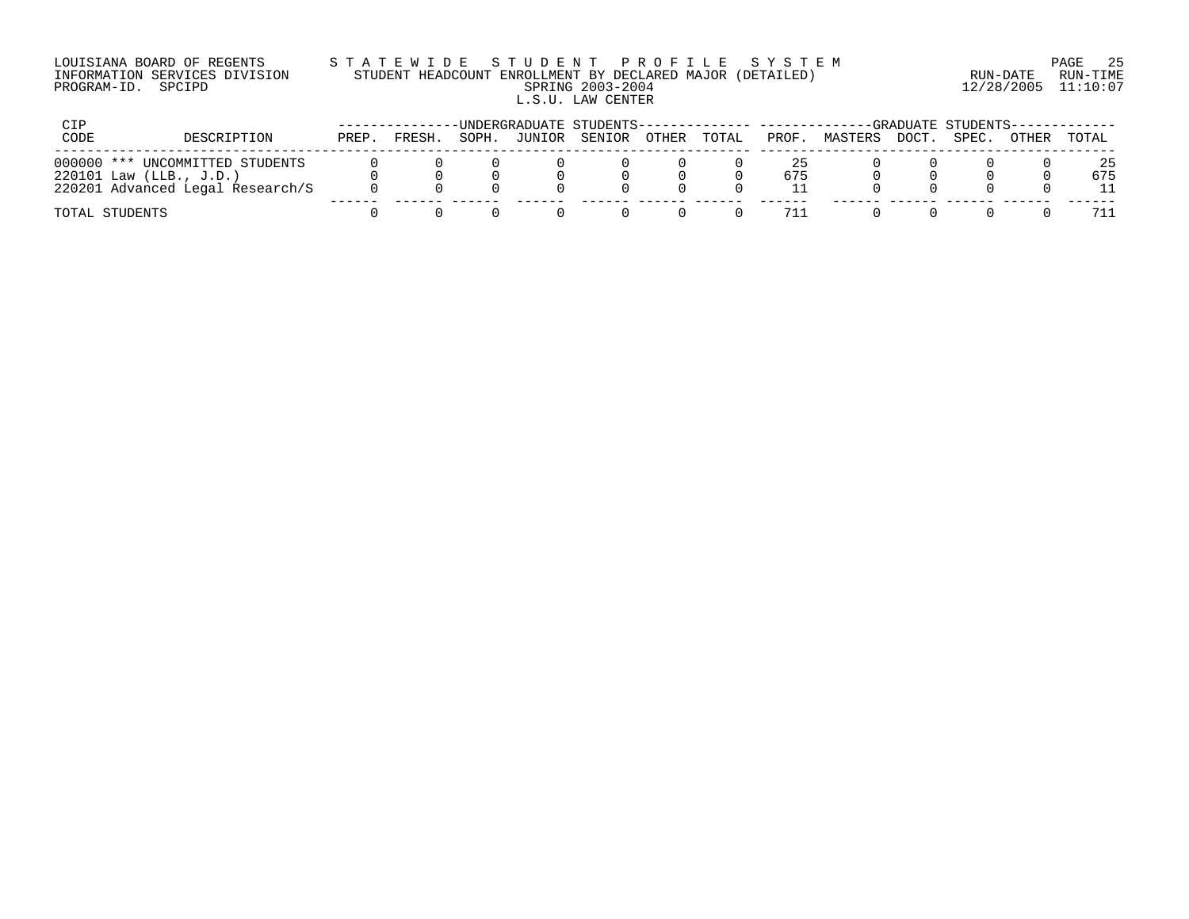LOUISIANA BOARD OF REGENTS — STATEWIDE STUDENT PROFILE SYSTEM

INFORMATION SERVICES DIVISION — STUDENT HEADCOUNT ENROLLMENT BY DECLARED MAJOR (DETAILED) — RUN-DATE 12/28/2005 RUN-TIME 11:10:07

PROGRAM-ID. SPCIPD — SPRING 2003-2004

L.S.U. LAW CENTER

| CIP CODE | DESCRIPTION | UNDERGRADUATE STUDENTS | | | | | | | GRADUATE STUDENTS | | | | | |
|---|---|---|---|---|---|---|---|---|---|---|---|---|---|---|
| | | PREP. | FRESH. | SOPH. | JUNIOR | SENIOR | OTHER | TOTAL | PROF. | MASTERS | DOCT. | SPEC. | OTHER | TOTAL |
| 000000 | *** UNCOMMITTED STUDENTS | 0 | 0 | 0 | 0 | 0 | 0 | 0 | 25 | 0 | 0 | 0 | 0 | 25 |
| 220101 | Law (LLB., J.D.) | 0 | 0 | 0 | 0 | 0 | 0 | 0 | 675 | 0 | 0 | 0 | 0 | 675 |
| 220201 | Advanced Legal Research/S | 0 | 0 | 0 | 0 | 0 | 0 | 0 | 11 | 0 | 0 | 0 | 0 | 11 |
| TOTAL STUDENTS | | 0 | 0 | 0 | 0 | 0 | 0 | 0 | 711 | 0 | 0 | 0 | 0 | 711 |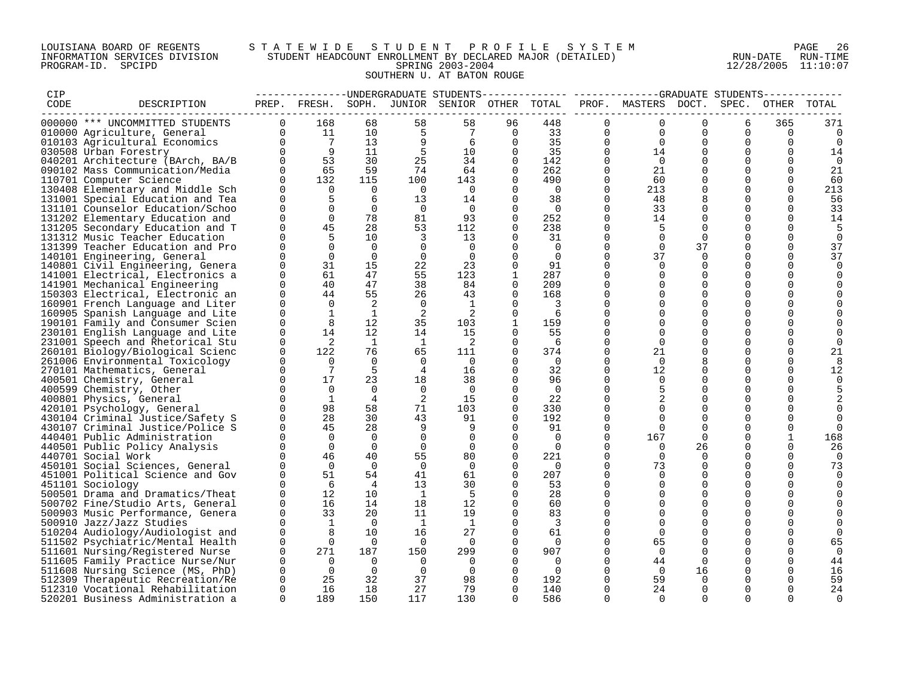LOUISIANA BOARD OF REGENTS — STATEWIDE STUDENT PROFILE SYSTEM
INFORMATION SERVICES DIVISION — STUDENT HEADCOUNT ENROLLMENT BY DECLARED MAJOR (DETAILED) — RUN-DATE 12/28/2005 RUN-TIME 11:10:07
PROGRAM-ID. SPCIPD — SPRING 2003-2004

SOUTHERN U. AT BATON ROUGE

| CIP CODE | DESCRIPTION | UNDERGRADUATE STUDENTS PREP. | FRESH. | SOPH. | JUNIOR | SENIOR | OTHER | TOTAL | GRADUATE STUDENTS PROF. | MASTERS | DOCT. | SPEC. | OTHER | TOTAL |
|---|---|---|---|---|---|---|---|---|---|---|---|---|---|---|
| 000000 | *** UNCOMMITTED STUDENTS | 0 | 168 | 68 | 58 | 58 | 96 | 448 | 0 | 0 | 0 | 6 | 365 | 371 |
| 010000 | Agriculture, General | 0 | 11 | 10 | 5 | 7 | 0 | 33 | 0 | 0 | 0 | 0 | 0 | 0 |
| 010103 | Agricultural Economics | 0 | 7 | 13 | 9 | 6 | 0 | 35 | 0 | 0 | 0 | 0 | 0 | 0 |
| 030508 | Urban Forestry | 0 | 9 | 11 | 5 | 10 | 0 | 35 | 0 | 14 | 0 | 0 | 0 | 14 |
| 040201 | Architecture (BArch, BA/B | 0 | 53 | 30 | 25 | 34 | 0 | 142 | 0 | 0 | 0 | 0 | 0 | 0 |
| 090102 | Mass Communication/Media | 0 | 65 | 59 | 74 | 64 | 0 | 262 | 0 | 21 | 0 | 0 | 0 | 21 |
| 110701 | Computer Science | 0 | 132 | 115 | 100 | 143 | 0 | 490 | 0 | 60 | 0 | 0 | 0 | 60 |
| 130408 | Elementary and Middle Sch | 0 | 0 | 0 | 0 | 0 | 0 | 0 | 0 | 213 | 0 | 0 | 0 | 213 |
| 131001 | Special Education and Tea | 0 | 5 | 6 | 13 | 14 | 0 | 38 | 0 | 48 | 8 | 0 | 0 | 56 |
| 131101 | Counselor Education/Schoo | 0 | 0 | 0 | 0 | 0 | 0 | 0 | 0 | 33 | 0 | 0 | 0 | 33 |
| 131202 | Elementary Education and | 0 | 0 | 78 | 81 | 93 | 0 | 252 | 0 | 14 | 0 | 0 | 0 | 14 |
| 131205 | Secondary Education and T | 0 | 45 | 28 | 53 | 112 | 0 | 238 | 0 | 5 | 0 | 0 | 0 | 5 |
| 131312 | Music Teacher Education | 0 | 5 | 10 | 3 | 13 | 0 | 31 | 0 | 0 | 0 | 0 | 0 | 0 |
| 131399 | Teacher Education and Pro | 0 | 0 | 0 | 0 | 0 | 0 | 0 | 0 | 0 | 37 | 0 | 0 | 37 |
| 140101 | Engineering, General | 0 | 0 | 0 | 0 | 0 | 0 | 0 | 0 | 37 | 0 | 0 | 0 | 37 |
| 140801 | Civil Engineering, Genera | 0 | 31 | 15 | 22 | 23 | 0 | 91 | 0 | 0 | 0 | 0 | 0 | 0 |
| 141001 | Electrical, Electronics a | 0 | 61 | 47 | 55 | 123 | 1 | 287 | 0 | 0 | 0 | 0 | 0 | 0 |
| 141901 | Mechanical Engineering | 0 | 40 | 47 | 38 | 84 | 0 | 209 | 0 | 0 | 0 | 0 | 0 | 0 |
| 150303 | Electrical, Electronic an | 0 | 44 | 55 | 26 | 43 | 0 | 168 | 0 | 0 | 0 | 0 | 0 | 0 |
| 160901 | French Language and Liter | 0 | 0 | 2 | 0 | 1 | 0 | 3 | 0 | 0 | 0 | 0 | 0 | 0 |
| 160905 | Spanish Language and Lite | 0 | 1 | 1 | 2 | 2 | 0 | 6 | 0 | 0 | 0 | 0 | 0 | 0 |
| 190101 | Family and Consumer Scien | 0 | 8 | 12 | 35 | 103 | 1 | 159 | 0 | 0 | 0 | 0 | 0 | 0 |
| 230101 | English Language and Lite | 0 | 14 | 12 | 14 | 15 | 0 | 55 | 0 | 0 | 0 | 0 | 0 | 0 |
| 231001 | Speech and Rhetorical Stu | 0 | 2 | 1 | 1 | 2 | 0 | 6 | 0 | 0 | 0 | 0 | 0 | 0 |
| 260101 | Biology/Biological Scienc | 0 | 122 | 76 | 65 | 111 | 0 | 374 | 0 | 21 | 0 | 0 | 0 | 21 |
| 261006 | Environmental Toxicology | 0 | 0 | 0 | 0 | 0 | 0 | 0 | 0 | 0 | 8 | 0 | 0 | 8 |
| 270101 | Mathematics, General | 0 | 7 | 5 | 4 | 16 | 0 | 32 | 0 | 12 | 0 | 0 | 0 | 12 |
| 400501 | Chemistry, General | 0 | 17 | 23 | 18 | 38 | 0 | 96 | 0 | 0 | 0 | 0 | 0 | 0 |
| 400599 | Chemistry, Other | 0 | 0 | 0 | 0 | 0 | 0 | 0 | 0 | 5 | 0 | 0 | 0 | 5 |
| 400801 | Physics, General | 0 | 1 | 4 | 2 | 15 | 0 | 22 | 0 | 2 | 0 | 0 | 0 | 2 |
| 420101 | Psychology, General | 0 | 98 | 58 | 71 | 103 | 0 | 330 | 0 | 0 | 0 | 0 | 0 | 0 |
| 430104 | Criminal Justice/Safety S | 0 | 28 | 30 | 43 | 91 | 0 | 192 | 0 | 0 | 0 | 0 | 0 | 0 |
| 430107 | Criminal Justice/Police S | 0 | 45 | 28 | 9 | 9 | 0 | 91 | 0 | 0 | 0 | 0 | 0 | 0 |
| 440401 | Public Administration | 0 | 0 | 0 | 0 | 0 | 0 | 0 | 0 | 167 | 0 | 0 | 1 | 168 |
| 440501 | Public Policy Analysis | 0 | 0 | 0 | 0 | 0 | 0 | 0 | 0 | 0 | 26 | 0 | 0 | 26 |
| 440701 | Social Work | 0 | 46 | 40 | 55 | 80 | 0 | 221 | 0 | 0 | 0 | 0 | 0 | 0 |
| 450101 | Social Sciences, General | 0 | 0 | 0 | 0 | 0 | 0 | 0 | 0 | 73 | 0 | 0 | 0 | 73 |
| 451001 | Political Science and Gov | 0 | 51 | 54 | 41 | 61 | 0 | 207 | 0 | 0 | 0 | 0 | 0 | 0 |
| 451101 | Sociology | 0 | 6 | 4 | 13 | 30 | 0 | 53 | 0 | 0 | 0 | 0 | 0 | 0 |
| 500501 | Drama and Dramatics/Theat | 0 | 12 | 10 | 1 | 5 | 0 | 28 | 0 | 0 | 0 | 0 | 0 | 0 |
| 500702 | Fine/Studio Arts, General | 0 | 16 | 14 | 18 | 12 | 0 | 60 | 0 | 0 | 0 | 0 | 0 | 0 |
| 500903 | Music Performance, Genera | 0 | 33 | 20 | 11 | 19 | 0 | 83 | 0 | 0 | 0 | 0 | 0 | 0 |
| 500910 | Jazz/Jazz Studies | 0 | 1 | 0 | 1 | 1 | 0 | 3 | 0 | 0 | 0 | 0 | 0 | 0 |
| 510204 | Audiology/Audiologist and | 0 | 8 | 10 | 16 | 27 | 0 | 61 | 0 | 0 | 0 | 0 | 0 | 0 |
| 511502 | Psychiatric/Mental Health | 0 | 0 | 0 | 0 | 0 | 0 | 0 | 0 | 65 | 0 | 0 | 0 | 65 |
| 511601 | Nursing/Registered Nurse | 0 | 271 | 187 | 150 | 299 | 0 | 907 | 0 | 0 | 0 | 0 | 0 | 0 |
| 511605 | Family Practice Nurse/Nur | 0 | 0 | 0 | 0 | 0 | 0 | 0 | 0 | 44 | 0 | 0 | 0 | 44 |
| 511608 | Nursing Science (MS, PhD) | 0 | 0 | 0 | 0 | 0 | 0 | 0 | 0 | 0 | 16 | 0 | 0 | 16 |
| 512309 | Therapeutic Recreation/Re | 0 | 25 | 32 | 37 | 98 | 0 | 192 | 0 | 59 | 0 | 0 | 0 | 59 |
| 512310 | Vocational Rehabilitation | 0 | 16 | 18 | 27 | 79 | 0 | 140 | 0 | 24 | 0 | 0 | 0 | 24 |
| 520201 | Business Administration a | 0 | 189 | 150 | 117 | 130 | 0 | 586 | 0 | 0 | 0 | 0 | 0 | 0 |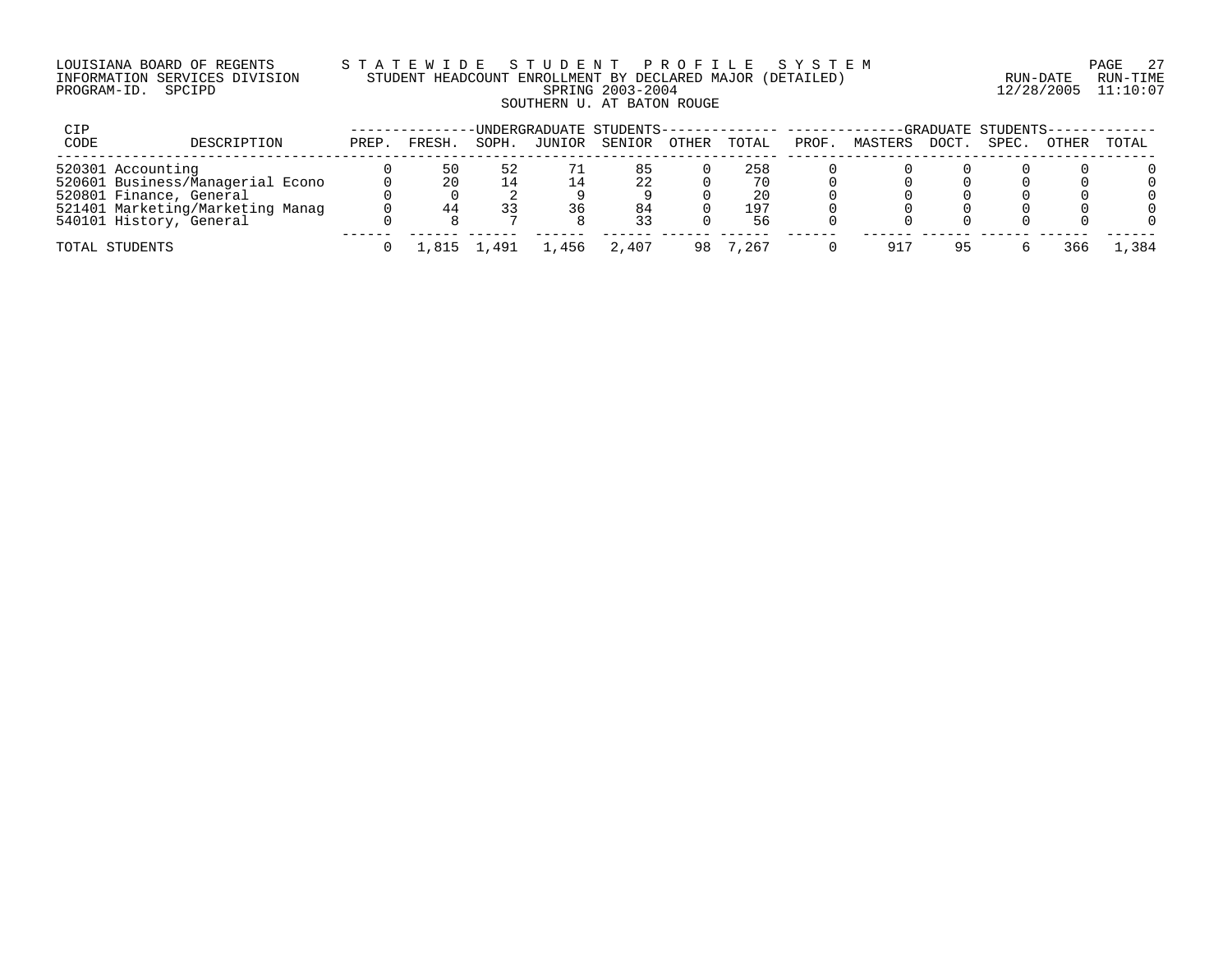LOUISIANA BOARD OF REGENTS — STATEWIDE STUDENT PROFILE SYSTEM
INFORMATION SERVICES DIVISION — STUDENT HEADCOUNT ENROLLMENT BY DECLARED MAJOR (DETAILED) — RUN-DATE 12/28/2005 RUN-TIME 11:10:07
PROGRAM-ID. SPCIPD — SPRING 2003-2004

SOUTHERN U. AT BATON ROUGE

| CIP CODE | DESCRIPTION | UNDERGRADUATE STUDENTS PREP. | FRESH. | SOPH. | JUNIOR | SENIOR | OTHER | TOTAL | GRADUATE STUDENTS PROF. | MASTERS | DOCT. | SPEC. | OTHER | TOTAL |
|---|---|---|---|---|---|---|---|---|---|---|---|---|---|---|
| 520301 | Accounting | 0 | 50 | 52 | 71 | 85 | 0 | 258 | 0 | 0 | 0 | 0 | 0 | 0 |
| 520601 | Business/Managerial Econo | 0 | 20 | 14 | 14 | 22 | 0 | 70 | 0 | 0 | 0 | 0 | 0 | 0 |
| 520801 | Finance, General | 0 | 0 | 2 | 9 | 9 | 0 | 20 | 0 | 0 | 0 | 0 | 0 | 0 |
| 521401 | Marketing/Marketing Manag | 0 | 44 | 33 | 36 | 84 | 0 | 197 | 0 | 0 | 0 | 0 | 0 | 0 |
| 540101 | History, General | 0 | 8 | 7 | 8 | 33 | 0 | 56 | 0 | 0 | 0 | 0 | 0 | 0 |
| TOTAL STUDENTS | | 0 | 1,815 | 1,491 | 1,456 | 2,407 | 98 | 7,267 | 0 | 917 | 95 | 6 | 366 | 1,384 |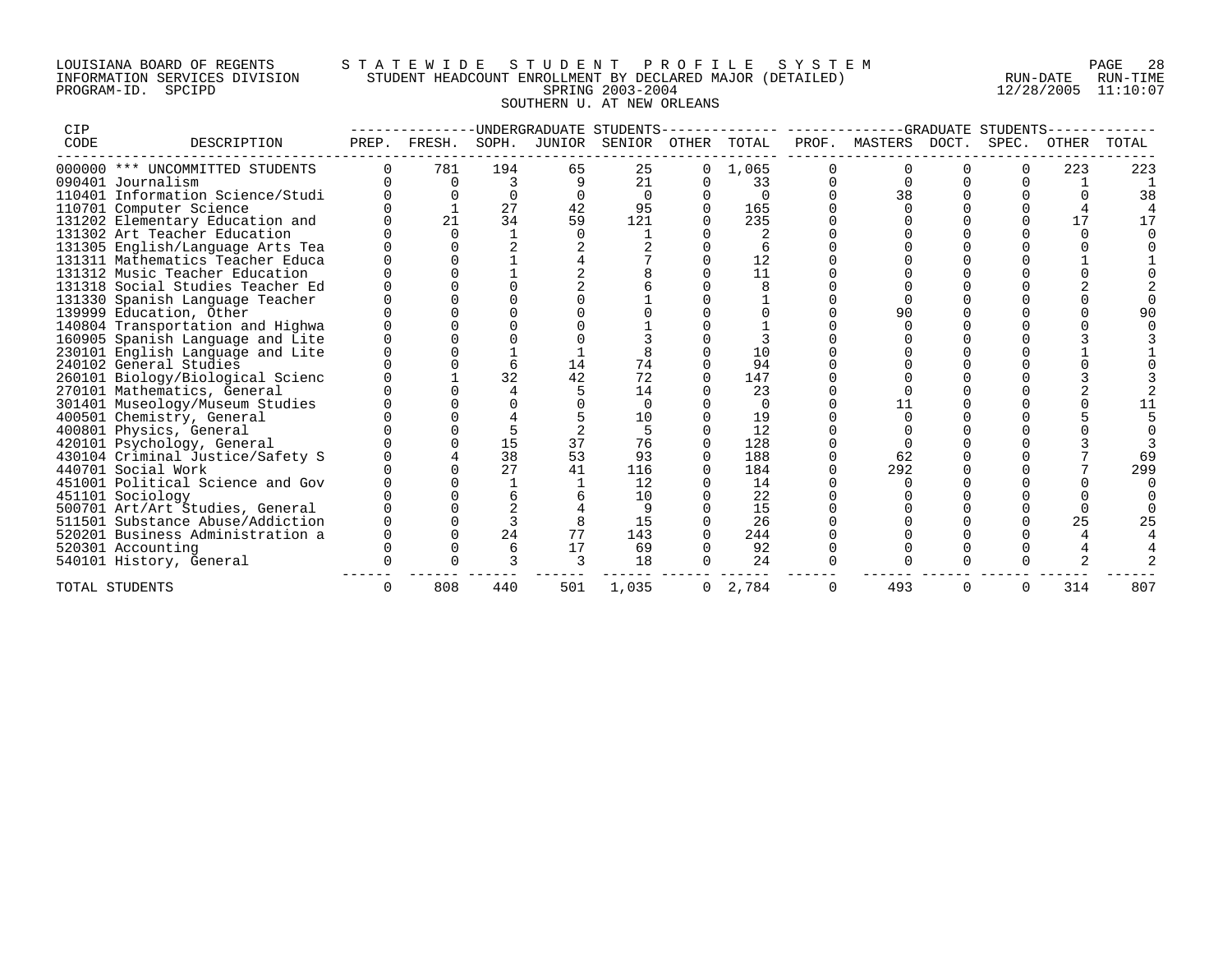LOUISIANA BOARD OF REGENTS — STATEWIDE STUDENT PROFILE SYSTEM
INFORMATION SERVICES DIVISION — STUDENT HEADCOUNT ENROLLMENT BY DECLARED MAJOR (DETAILED)
PROGRAM-ID. SPCIPD — SPRING 2003-2004
RUN-DATE 12/28/2005 RUN-TIME 11:10:07

SOUTHERN U. AT NEW ORLEANS

| CIP CODE | DESCRIPTION | UNDERGRADUATE STUDENTS PREP. | FRESH. | SOPH. | JUNIOR | SENIOR | OTHER | TOTAL | GRADUATE STUDENTS PROF. | MASTERS | DOCT. | SPEC. | OTHER | TOTAL |
|---|---|---|---|---|---|---|---|---|---|---|---|---|---|---|
| 000000 | *** UNCOMMITTED STUDENTS | 0 | 781 | 194 | 65 | 25 | 0 | 1,065 | 0 | 0 | 0 | 0 | 223 | 223 |
| 090401 | Journalism | 0 | 0 | 3 | 9 | 21 | 0 | 33 | 0 | 0 | 0 | 0 | 1 | 1 |
| 110401 | Information Science/Studi | 0 | 0 | 0 | 0 | 0 | 0 | 0 | 0 | 38 | 0 | 0 | 0 | 38 |
| 110701 | Computer Science | 0 | 1 | 27 | 42 | 95 | 0 | 165 | 0 | 0 | 0 | 0 | 4 | 4 |
| 131202 | Elementary Education and | 0 | 21 | 34 | 59 | 121 | 0 | 235 | 0 | 0 | 0 | 0 | 17 | 17 |
| 131302 | Art Teacher Education | 0 | 0 | 1 | 0 | 1 | 0 | 2 | 0 | 0 | 0 | 0 | 0 | 0 |
| 131305 | English/Language Arts Tea | 0 | 0 | 2 | 2 | 2 | 0 | 6 | 0 | 0 | 0 | 0 | 0 | 0 |
| 131311 | Mathematics Teacher Educa | 0 | 0 | 1 | 4 | 7 | 0 | 12 | 0 | 0 | 0 | 0 | 1 | 1 |
| 131312 | Music Teacher Education | 0 | 0 | 1 | 2 | 8 | 0 | 11 | 0 | 0 | 0 | 0 | 0 | 0 |
| 131318 | Social Studies Teacher Ed | 0 | 0 | 0 | 2 | 6 | 0 | 8 | 0 | 0 | 0 | 0 | 2 | 2 |
| 131330 | Spanish Language Teacher | 0 | 0 | 0 | 0 | 1 | 0 | 1 | 0 | 0 | 0 | 0 | 0 | 0 |
| 139999 | Education, Other | 0 | 0 | 0 | 0 | 0 | 0 | 0 | 0 | 90 | 0 | 0 | 0 | 90 |
| 140804 | Transportation and Highwa | 0 | 0 | 0 | 0 | 1 | 0 | 1 | 0 | 0 | 0 | 0 | 0 | 0 |
| 160905 | Spanish Language and Lite | 0 | 0 | 0 | 0 | 3 | 0 | 3 | 0 | 0 | 0 | 0 | 3 | 3 |
| 230101 | English Language and Lite | 0 | 0 | 1 | 1 | 8 | 0 | 10 | 0 | 0 | 0 | 0 | 1 | 1 |
| 240102 | General Studies | 0 | 0 | 6 | 14 | 74 | 0 | 94 | 0 | 0 | 0 | 0 | 0 | 0 |
| 260101 | Biology/Biological Scienc | 0 | 1 | 32 | 42 | 72 | 0 | 147 | 0 | 0 | 0 | 0 | 3 | 3 |
| 270101 | Mathematics, General | 0 | 0 | 4 | 5 | 14 | 0 | 23 | 0 | 0 | 0 | 0 | 2 | 2 |
| 301401 | Museology/Museum Studies | 0 | 0 | 0 | 0 | 0 | 0 | 0 | 0 | 11 | 0 | 0 | 0 | 11 |
| 400501 | Chemistry, General | 0 | 0 | 4 | 5 | 10 | 0 | 19 | 0 | 0 | 0 | 0 | 5 | 5 |
| 400801 | Physics, General | 0 | 0 | 5 | 2 | 5 | 0 | 12 | 0 | 0 | 0 | 0 | 0 | 0 |
| 420101 | Psychology, General | 0 | 0 | 15 | 37 | 76 | 0 | 128 | 0 | 0 | 0 | 0 | 3 | 3 |
| 430104 | Criminal Justice/Safety S | 0 | 4 | 38 | 53 | 93 | 0 | 188 | 0 | 62 | 0 | 0 | 7 | 69 |
| 440701 | Social Work | 0 | 0 | 27 | 41 | 116 | 0 | 184 | 0 | 292 | 0 | 0 | 7 | 299 |
| 451001 | Political Science and Gov | 0 | 0 | 1 | 1 | 12 | 0 | 14 | 0 | 0 | 0 | 0 | 0 | 0 |
| 451101 | Sociology | 0 | 0 | 6 | 6 | 10 | 0 | 22 | 0 | 0 | 0 | 0 | 0 | 0 |
| 500701 | Art/Art Studies, General | 0 | 0 | 2 | 4 | 9 | 0 | 15 | 0 | 0 | 0 | 0 | 0 | 0 |
| 511501 | Substance Abuse/Addiction | 0 | 0 | 3 | 8 | 15 | 0 | 26 | 0 | 0 | 0 | 0 | 25 | 25 |
| 520201 | Business Administration a | 0 | 0 | 24 | 77 | 143 | 0 | 244 | 0 | 0 | 0 | 0 | 4 | 4 |
| 520301 | Accounting | 0 | 0 | 6 | 17 | 69 | 0 | 92 | 0 | 0 | 0 | 0 | 4 | 4 |
| 540101 | History, General | 0 | 0 | 3 | 3 | 18 | 0 | 24 | 0 | 0 | 0 | 0 | 2 | 2 |
| TOTAL STUDENTS | | 0 | 808 | 440 | 501 | 1,035 | 0 | 2,784 | 0 | 493 | 0 | 0 | 314 | 807 |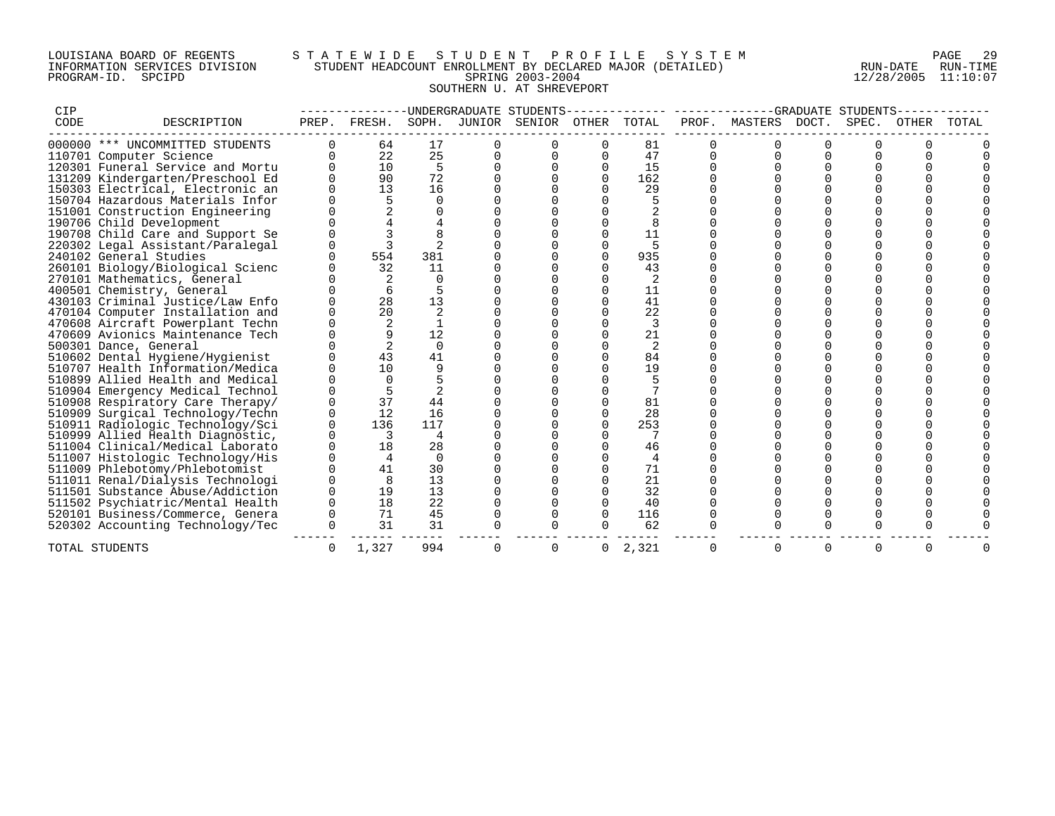LOUISIANA BOARD OF REGENTS — STATEWIDE STUDENT PROFILE SYSTEM
INFORMATION SERVICES DIVISION — STUDENT HEADCOUNT ENROLLMENT BY DECLARED MAJOR (DETAILED)
PROGRAM-ID. SPCIPD — SPRING 2003-2004
RUN-DATE 12/28/2005 RUN-TIME 11:10:07

## SOUTHERN U. AT SHREVEPORT

| CIP CODE | DESCRIPTION | UNDERGRADUATE STUDENTS PREP. | FRESH. | SOPH. | JUNIOR | SENIOR | OTHER | TOTAL | GRADUATE STUDENTS PROF. | MASTERS | DOCT. | SPEC. | OTHER | TOTAL |
|---|---|---|---|---|---|---|---|---|---|---|---|---|---|---|
| 000000 | *** UNCOMMITTED STUDENTS | 0 | 64 | 17 | 0 | 0 | 0 | 81 | 0 | 0 | 0 | 0 | 0 | 0 |
| 110701 | Computer Science | 0 | 22 | 25 | 0 | 0 | 0 | 47 | 0 | 0 | 0 | 0 | 0 | 0 |
| 120301 | Funeral Service and Mortu | 0 | 10 | 5 | 0 | 0 | 0 | 15 | 0 | 0 | 0 | 0 | 0 | 0 |
| 131209 | Kindergarten/Preschool Ed | 0 | 90 | 72 | 0 | 0 | 0 | 162 | 0 | 0 | 0 | 0 | 0 | 0 |
| 150303 | Electrical, Electronic an | 0 | 13 | 16 | 0 | 0 | 0 | 29 | 0 | 0 | 0 | 0 | 0 | 0 |
| 150704 | Hazardous Materials Infor | 0 | 5 | 0 | 0 | 0 | 0 | 5 | 0 | 0 | 0 | 0 | 0 | 0 |
| 151001 | Construction Engineering | 0 | 2 | 0 | 0 | 0 | 0 | 2 | 0 | 0 | 0 | 0 | 0 | 0 |
| 190706 | Child Development | 0 | 4 | 4 | 0 | 0 | 0 | 8 | 0 | 0 | 0 | 0 | 0 | 0 |
| 190708 | Child Care and Support Se | 0 | 3 | 8 | 0 | 0 | 0 | 11 | 0 | 0 | 0 | 0 | 0 | 0 |
| 220302 | Legal Assistant/Paralegal | 0 | 3 | 2 | 0 | 0 | 0 | 5 | 0 | 0 | 0 | 0 | 0 | 0 |
| 240102 | General Studies | 0 | 554 | 381 | 0 | 0 | 0 | 935 | 0 | 0 | 0 | 0 | 0 | 0 |
| 260101 | Biology/Biological Scienc | 0 | 32 | 11 | 0 | 0 | 0 | 43 | 0 | 0 | 0 | 0 | 0 | 0 |
| 270101 | Mathematics, General | 0 | 2 | 0 | 0 | 0 | 0 | 2 | 0 | 0 | 0 | 0 | 0 | 0 |
| 400501 | Chemistry, General | 0 | 6 | 5 | 0 | 0 | 0 | 11 | 0 | 0 | 0 | 0 | 0 | 0 |
| 430103 | Criminal Justice/Law Enfo | 0 | 28 | 13 | 0 | 0 | 0 | 41 | 0 | 0 | 0 | 0 | 0 | 0 |
| 470104 | Computer Installation and | 0 | 20 | 2 | 0 | 0 | 0 | 22 | 0 | 0 | 0 | 0 | 0 | 0 |
| 470608 | Aircraft Powerplant Techn | 0 | 2 | 1 | 0 | 0 | 0 | 3 | 0 | 0 | 0 | 0 | 0 | 0 |
| 470609 | Avionics Maintenance Tech | 0 | 9 | 12 | 0 | 0 | 0 | 21 | 0 | 0 | 0 | 0 | 0 | 0 |
| 500301 | Dance, General | 0 | 2 | 0 | 0 | 0 | 0 | 2 | 0 | 0 | 0 | 0 | 0 | 0 |
| 510602 | Dental Hygiene/Hygienist | 0 | 43 | 41 | 0 | 0 | 0 | 84 | 0 | 0 | 0 | 0 | 0 | 0 |
| 510707 | Health Information/Medica | 0 | 10 | 9 | 0 | 0 | 0 | 19 | 0 | 0 | 0 | 0 | 0 | 0 |
| 510899 | Allied Health and Medical | 0 | 0 | 5 | 0 | 0 | 0 | 5 | 0 | 0 | 0 | 0 | 0 | 0 |
| 510904 | Emergency Medical Technol | 0 | 5 | 2 | 0 | 0 | 0 | 7 | 0 | 0 | 0 | 0 | 0 | 0 |
| 510908 | Respiratory Care Therapy/ | 0 | 37 | 44 | 0 | 0 | 0 | 81 | 0 | 0 | 0 | 0 | 0 | 0 |
| 510909 | Surgical Technology/Techn | 0 | 12 | 16 | 0 | 0 | 0 | 28 | 0 | 0 | 0 | 0 | 0 | 0 |
| 510911 | Radiologic Technology/Sci | 0 | 136 | 117 | 0 | 0 | 0 | 253 | 0 | 0 | 0 | 0 | 0 | 0 |
| 510999 | Allied Health Diagnostic, | 0 | 3 | 4 | 0 | 0 | 0 | 7 | 0 | 0 | 0 | 0 | 0 | 0 |
| 511004 | Clinical/Medical Laborato | 0 | 18 | 28 | 0 | 0 | 0 | 46 | 0 | 0 | 0 | 0 | 0 | 0 |
| 511007 | Histologic Technology/His | 0 | 4 | 0 | 0 | 0 | 0 | 4 | 0 | 0 | 0 | 0 | 0 | 0 |
| 511009 | Phlebotomy/Phlebotomist | 0 | 41 | 30 | 0 | 0 | 0 | 71 | 0 | 0 | 0 | 0 | 0 | 0 |
| 511011 | Renal/Dialysis Technologi | 0 | 8 | 13 | 0 | 0 | 0 | 21 | 0 | 0 | 0 | 0 | 0 | 0 |
| 511501 | Substance Abuse/Addiction | 0 | 19 | 13 | 0 | 0 | 0 | 32 | 0 | 0 | 0 | 0 | 0 | 0 |
| 511502 | Psychiatric/Mental Health | 0 | 18 | 22 | 0 | 0 | 0 | 40 | 0 | 0 | 0 | 0 | 0 | 0 |
| 520101 | Business/Commerce, Genera | 0 | 71 | 45 | 0 | 0 | 0 | 116 | 0 | 0 | 0 | 0 | 0 | 0 |
| 520302 | Accounting Technology/Tec | 0 | 31 | 31 | 0 | 0 | 0 | 62 | 0 | 0 | 0 | 0 | 0 | 0 |
| TOTAL STUDENTS | | 0 | 1,327 | 994 | 0 | 0 | 0 | 2,321 | 0 | 0 | 0 | 0 | 0 | 0 |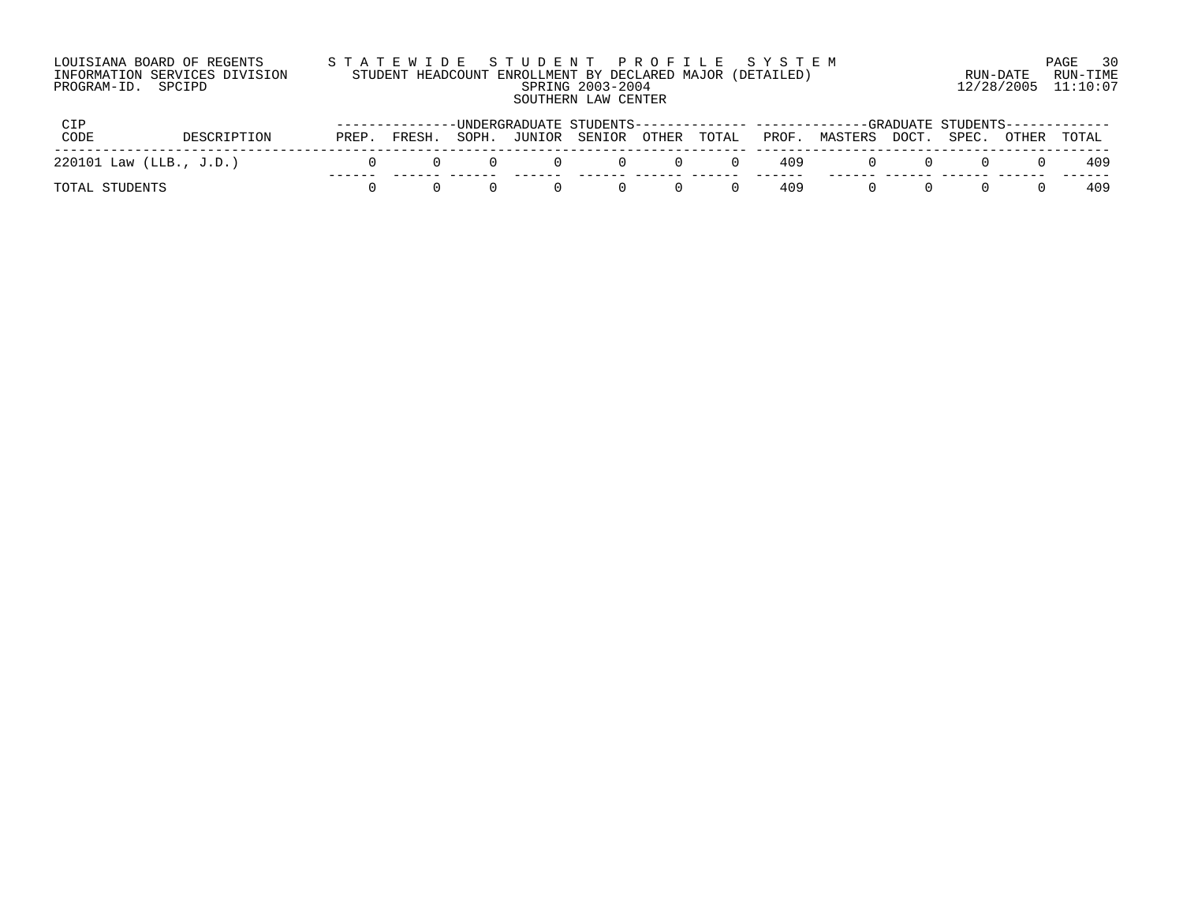LOUISIANA BOARD OF REGENTS
INFORMATION SERVICES DIVISION
PROGRAM-ID. SPCIPD

STATEWIDE STUDENT PROFILE SYSTEM
STUDENT HEADCOUNT ENROLLMENT BY DECLARED MAJOR (DETAILED)
SPRING 2003-2004
SOUTHERN LAW CENTER

RUN-DATE 12/28/2005 RUN-TIME 11:10:07

| CIP CODE | DESCRIPTION | UNDERGRADUATE STUDENTS | | | | | | | GRADUATE STUDENTS | | | | | |
|---|---|---|---|---|---|---|---|---|---|---|---|---|---|---|
| | | PREP. | FRESH. | SOPH. | JUNIOR | SENIOR | OTHER | TOTAL | PROF. | MASTERS | DOCT. | SPEC. | OTHER | TOTAL |
| 220101 | Law (LLB., J.D.) | 0 | 0 | 0 | 0 | 0 | 0 | 0 | 409 | 0 | 0 | 0 | 0 | 409 |
| TOTAL STUDENTS | | 0 | 0 | 0 | 0 | 0 | 0 | 0 | 409 | 0 | 0 | 0 | 0 | 409 |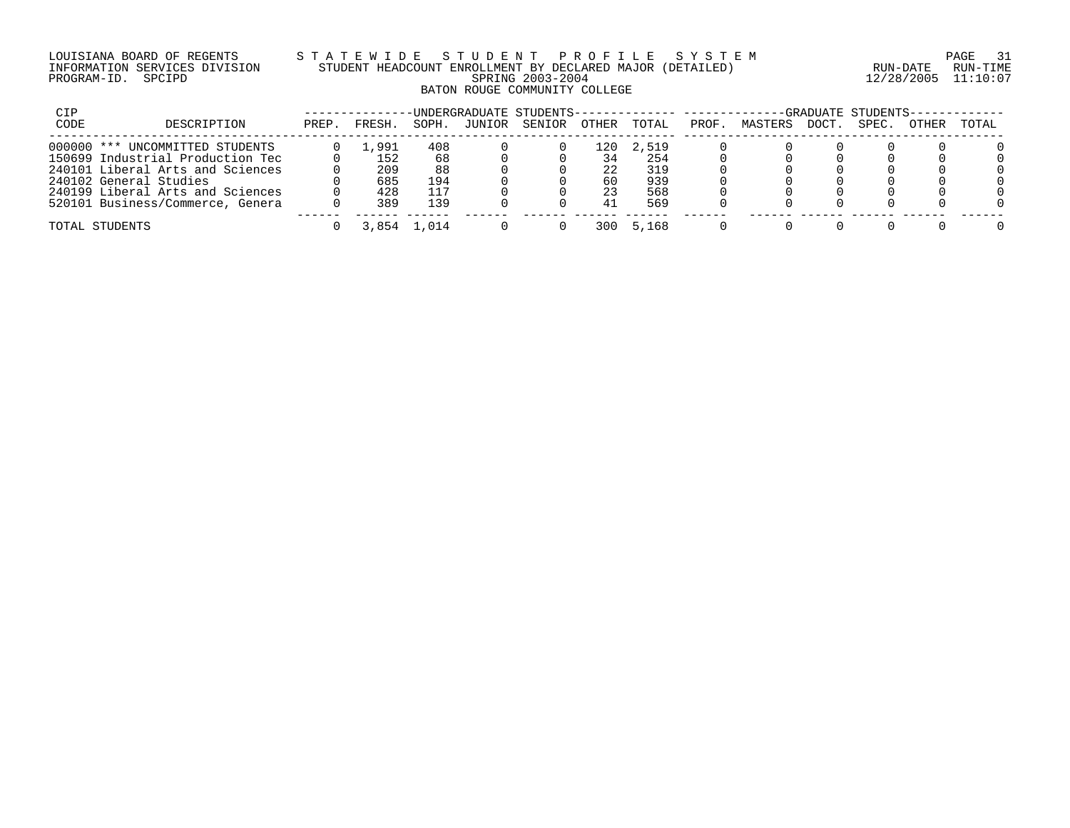LOUISIANA BOARD OF REGENTS — STATEWIDE STUDENT PROFILE SYSTEM
INFORMATION SERVICES DIVISION — STUDENT HEADCOUNT ENROLLMENT BY DECLARED MAJOR (DETAILED) — RUN-DATE 12/28/2005 RUN-TIME 11:10:07
PROGRAM-ID. SPCIPD — SPRING 2003-2004

## BATON ROUGE COMMUNITY COLLEGE

| CIP CODE | DESCRIPTION | UNDERGRADUATE STUDENTS PREP. | FRESH. | SOPH. | JUNIOR | SENIOR | OTHER | TOTAL | GRADUATE STUDENTS PROF. | MASTERS | DOCT. | SPEC. | OTHER | TOTAL |
|---|---|---|---|---|---|---|---|---|---|---|---|---|---|---|
| 000000 | *** UNCOMMITTED STUDENTS | 0 | 1,991 | 408 | 0 | 0 | 120 | 2,519 | 0 | 0 | 0 | 0 | 0 | 0 |
| 150699 | Industrial Production Tec | 0 | 152 | 68 | 0 | 0 | 34 | 254 | 0 | 0 | 0 | 0 | 0 | 0 |
| 240101 | Liberal Arts and Sciences | 0 | 209 | 88 | 0 | 0 | 22 | 319 | 0 | 0 | 0 | 0 | 0 | 0 |
| 240102 | General Studies | 0 | 685 | 194 | 0 | 0 | 60 | 939 | 0 | 0 | 0 | 0 | 0 | 0 |
| 240199 | Liberal Arts and Sciences | 0 | 428 | 117 | 0 | 0 | 23 | 568 | 0 | 0 | 0 | 0 | 0 | 0 |
| 520101 | Business/Commerce, Genera | 0 | 389 | 139 | 0 | 0 | 41 | 569 | 0 | 0 | 0 | 0 | 0 | 0 |
| TOTAL STUDENTS | | 0 | 3,854 | 1,014 | 0 | 0 | 300 | 5,168 | 0 | 0 | 0 | 0 | 0 | 0 |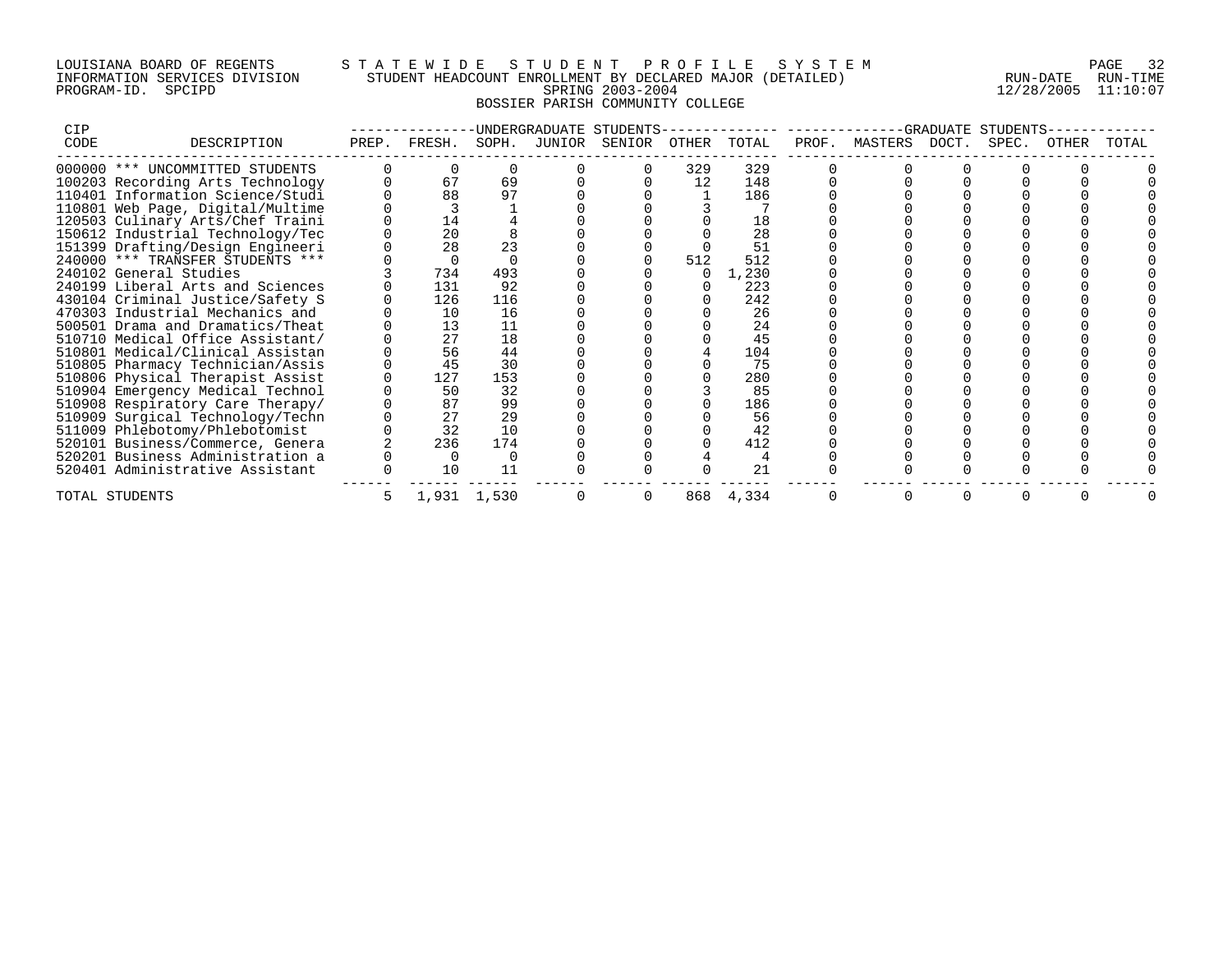LOUISIANA BOARD OF REGENTS — STATEWIDE STUDENT PROFILE SYSTEM
INFORMATION SERVICES DIVISION — STUDENT HEADCOUNT ENROLLMENT BY DECLARED MAJOR (DETAILED) — RUN-DATE 12/28/2005 RUN-TIME 11:10:07
PROGRAM-ID. SPCIPD — SPRING 2003-2004

## BOSSIER PARISH COMMUNITY COLLEGE

| CIP CODE | DESCRIPTION | UNDERGRADUATE STUDENTS PREP. | FRESH. | SOPH. | JUNIOR | SENIOR | OTHER | TOTAL | GRADUATE STUDENTS PROF. | MASTERS | DOCT. | SPEC. | OTHER | TOTAL |
|---|---|---|---|---|---|---|---|---|---|---|---|---|---|---|
| 000000 | *** UNCOMMITTED STUDENTS | 0 | 0 | 0 | 0 | 0 | 329 | 329 | 0 | 0 | 0 | 0 | 0 | 0 |
| 100203 | Recording Arts Technology | 0 | 67 | 69 | 0 | 0 | 12 | 148 | 0 | 0 | 0 | 0 | 0 | 0 |
| 110401 | Information Science/Studi | 0 | 88 | 97 | 0 | 0 | 1 | 186 | 0 | 0 | 0 | 0 | 0 | 0 |
| 110801 | Web Page, Digital/Multime | 0 | 3 | 1 | 0 | 0 | 3 | 7 | 0 | 0 | 0 | 0 | 0 | 0 |
| 120503 | Culinary Arts/Chef Traini | 0 | 14 | 4 | 0 | 0 | 0 | 18 | 0 | 0 | 0 | 0 | 0 | 0 |
| 150612 | Industrial Technology/Tec | 0 | 20 | 8 | 0 | 0 | 0 | 28 | 0 | 0 | 0 | 0 | 0 | 0 |
| 151399 | Drafting/Design Engineeri | 0 | 28 | 23 | 0 | 0 | 0 | 51 | 0 | 0 | 0 | 0 | 0 | 0 |
| 240000 | *** TRANSFER STUDENTS *** | 0 | 0 | 0 | 0 | 0 | 512 | 512 | 0 | 0 | 0 | 0 | 0 | 0 |
| 240102 | General Studies | 3 | 734 | 493 | 0 | 0 | 0 | 1,230 | 0 | 0 | 0 | 0 | 0 | 0 |
| 240199 | Liberal Arts and Sciences | 0 | 131 | 92 | 0 | 0 | 0 | 223 | 0 | 0 | 0 | 0 | 0 | 0 |
| 430104 | Criminal Justice/Safety S | 0 | 126 | 116 | 0 | 0 | 0 | 242 | 0 | 0 | 0 | 0 | 0 | 0 |
| 470303 | Industrial Mechanics and | 0 | 10 | 16 | 0 | 0 | 0 | 26 | 0 | 0 | 0 | 0 | 0 | 0 |
| 500501 | Drama and Dramatics/Theat | 0 | 13 | 11 | 0 | 0 | 0 | 24 | 0 | 0 | 0 | 0 | 0 | 0 |
| 510710 | Medical Office Assistant/ | 0 | 27 | 18 | 0 | 0 | 0 | 45 | 0 | 0 | 0 | 0 | 0 | 0 |
| 510801 | Medical/Clinical Assistan | 0 | 56 | 44 | 0 | 0 | 4 | 104 | 0 | 0 | 0 | 0 | 0 | 0 |
| 510805 | Pharmacy Technician/Assis | 0 | 45 | 30 | 0 | 0 | 0 | 75 | 0 | 0 | 0 | 0 | 0 | 0 |
| 510806 | Physical Therapist Assist | 0 | 127 | 153 | 0 | 0 | 0 | 280 | 0 | 0 | 0 | 0 | 0 | 0 |
| 510904 | Emergency Medical Technol | 0 | 50 | 32 | 0 | 0 | 3 | 85 | 0 | 0 | 0 | 0 | 0 | 0 |
| 510908 | Respiratory Care Therapy/ | 0 | 87 | 99 | 0 | 0 | 0 | 186 | 0 | 0 | 0 | 0 | 0 | 0 |
| 510909 | Surgical Technology/Techn | 0 | 27 | 29 | 0 | 0 | 0 | 56 | 0 | 0 | 0 | 0 | 0 | 0 |
| 511009 | Phlebotomy/Phlebotomist | 0 | 32 | 10 | 0 | 0 | 0 | 42 | 0 | 0 | 0 | 0 | 0 | 0 |
| 520101 | Business/Commerce, Genera | 2 | 236 | 174 | 0 | 0 | 0 | 412 | 0 | 0 | 0 | 0 | 0 | 0 |
| 520201 | Business Administration a | 0 | 0 | 0 | 0 | 0 | 4 | 4 | 0 | 0 | 0 | 0 | 0 | 0 |
| 520401 | Administrative Assistant | 0 | 10 | 11 | 0 | 0 | 0 | 21 | 0 | 0 | 0 | 0 | 0 | 0 |
| TOTAL STUDENTS | | 5 | 1,931 | 1,530 | 0 | 0 | 868 | 4,334 | 0 | 0 | 0 | 0 | 0 | 0 |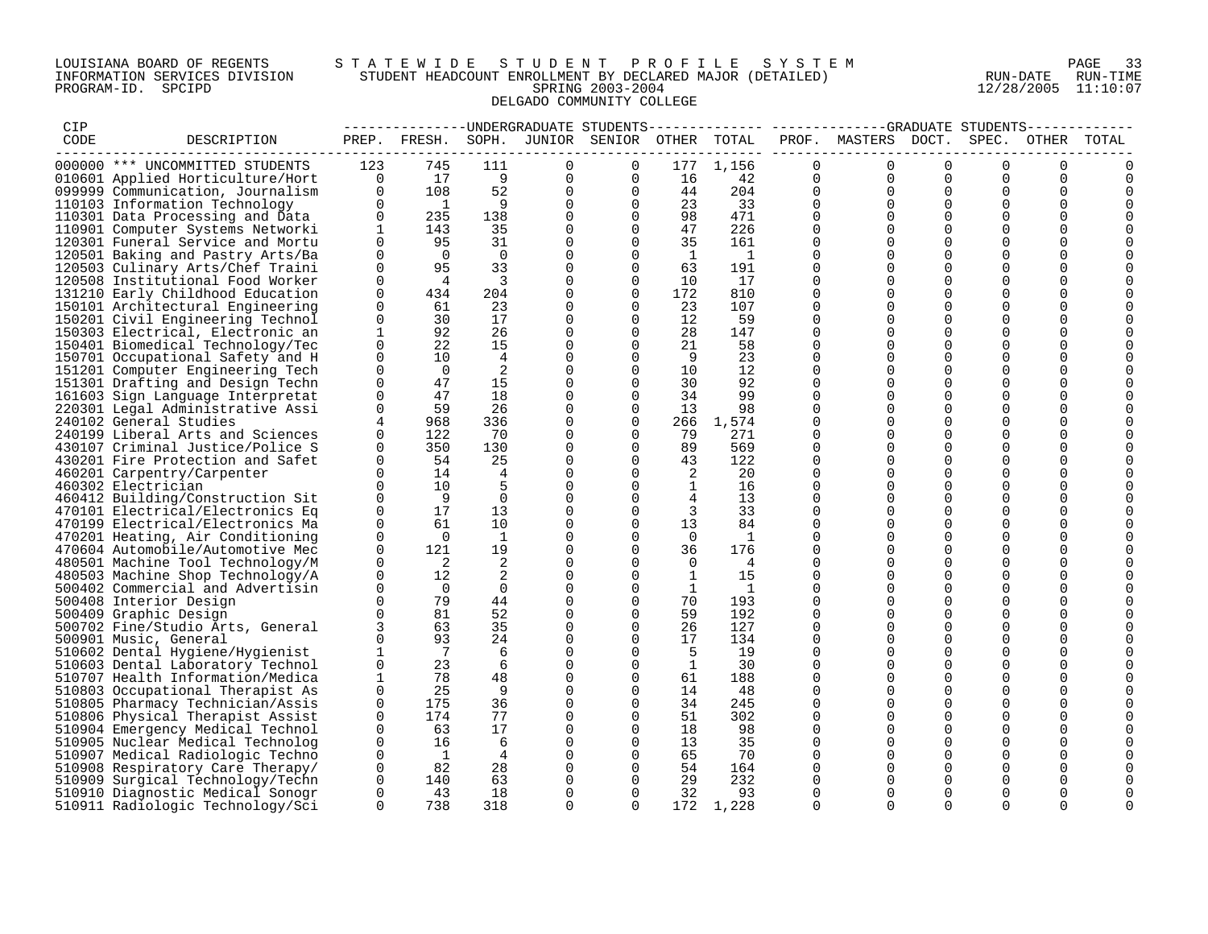LOUISIANA BOARD OF REGENTS — STATEWIDE STUDENT PROFILE SYSTEM
INFORMATION SERVICES DIVISION — STUDENT HEADCOUNT ENROLLMENT BY DECLARED MAJOR (DETAILED)
PROGRAM-ID. SPCIPD — SPRING 2003-2004 — RUN-DATE 12/28/2005 RUN-TIME 11:10:07

DELGADO COMMUNITY COLLEGE

| CIP CODE | DESCRIPTION | UNDERGRADUATE STUDENTS PREP. | FRESH. | SOPH. | JUNIOR | SENIOR | OTHER | TOTAL | GRADUATE STUDENTS PROF. | MASTERS | DOCT. | SPEC. | OTHER | TOTAL |
|---|---|---|---|---|---|---|---|---|---|---|---|---|---|---|
| 000000 | *** UNCOMMITTED STUDENTS | 123 | 745 | 111 | 0 | 0 | 177 | 1,156 | 0 | 0 | 0 | 0 | 0 | 0 |
| 010601 | Applied Horticulture/Hort | 0 | 17 | 9 | 0 | 0 | 16 | 42 | 0 | 0 | 0 | 0 | 0 | 0 |
| 099999 | Communication, Journalism | 0 | 108 | 52 | 0 | 0 | 44 | 204 | 0 | 0 | 0 | 0 | 0 | 0 |
| 110103 | Information Technology | 0 | 1 | 9 | 0 | 0 | 23 | 33 | 0 | 0 | 0 | 0 | 0 | 0 |
| 110301 | Data Processing and Data | 0 | 235 | 138 | 0 | 0 | 98 | 471 | 0 | 0 | 0 | 0 | 0 | 0 |
| 110901 | Computer Systems Networki | 1 | 143 | 35 | 0 | 0 | 47 | 226 | 0 | 0 | 0 | 0 | 0 | 0 |
| 120301 | Funeral Service and Mortu | 0 | 95 | 31 | 0 | 0 | 35 | 161 | 0 | 0 | 0 | 0 | 0 | 0 |
| 120501 | Baking and Pastry Arts/Ba | 0 | 0 | 0 | 0 | 0 | 1 | 1 | 0 | 0 | 0 | 0 | 0 | 0 |
| 120503 | Culinary Arts/Chef Traini | 0 | 95 | 33 | 0 | 0 | 63 | 191 | 0 | 0 | 0 | 0 | 0 | 0 |
| 120508 | Institutional Food Worker | 0 | 4 | 3 | 0 | 0 | 10 | 17 | 0 | 0 | 0 | 0 | 0 | 0 |
| 131210 | Early Childhood Education | 0 | 434 | 204 | 0 | 0 | 172 | 810 | 0 | 0 | 0 | 0 | 0 | 0 |
| 150101 | Architectural Engineering | 0 | 61 | 23 | 0 | 0 | 23 | 107 | 0 | 0 | 0 | 0 | 0 | 0 |
| 150201 | Civil Engineering Technol | 0 | 30 | 17 | 0 | 0 | 12 | 59 | 0 | 0 | 0 | 0 | 0 | 0 |
| 150303 | Electrical, Electronic an | 1 | 92 | 26 | 0 | 0 | 28 | 147 | 0 | 0 | 0 | 0 | 0 | 0 |
| 150401 | Biomedical Technology/Tec | 0 | 22 | 15 | 0 | 0 | 21 | 58 | 0 | 0 | 0 | 0 | 0 | 0 |
| 150701 | Occupational Safety and H | 0 | 10 | 4 | 0 | 0 | 9 | 23 | 0 | 0 | 0 | 0 | 0 | 0 |
| 151201 | Computer Engineering Tech | 0 | 0 | 2 | 0 | 0 | 10 | 12 | 0 | 0 | 0 | 0 | 0 | 0 |
| 151301 | Drafting and Design Techn | 0 | 47 | 15 | 0 | 0 | 30 | 92 | 0 | 0 | 0 | 0 | 0 | 0 |
| 161603 | Sign Language Interpretat | 0 | 47 | 18 | 0 | 0 | 34 | 99 | 0 | 0 | 0 | 0 | 0 | 0 |
| 220301 | Legal Administrative Assi | 0 | 59 | 26 | 0 | 0 | 13 | 98 | 0 | 0 | 0 | 0 | 0 | 0 |
| 240102 | General Studies | 4 | 968 | 336 | 0 | 0 | 266 | 1,574 | 0 | 0 | 0 | 0 | 0 | 0 |
| 240199 | Liberal Arts and Sciences | 0 | 122 | 70 | 0 | 0 | 79 | 271 | 0 | 0 | 0 | 0 | 0 | 0 |
| 430107 | Criminal Justice/Police S | 0 | 350 | 130 | 0 | 0 | 89 | 569 | 0 | 0 | 0 | 0 | 0 | 0 |
| 430201 | Fire Protection and Safet | 0 | 54 | 25 | 0 | 0 | 43 | 122 | 0 | 0 | 0 | 0 | 0 | 0 |
| 460201 | Carpentry/Carpenter | 0 | 14 | 4 | 0 | 0 | 2 | 20 | 0 | 0 | 0 | 0 | 0 | 0 |
| 460302 | Electrician | 0 | 10 | 5 | 0 | 0 | 1 | 16 | 0 | 0 | 0 | 0 | 0 | 0 |
| 460412 | Building/Construction Sit | 0 | 9 | 0 | 0 | 0 | 4 | 13 | 0 | 0 | 0 | 0 | 0 | 0 |
| 470101 | Electrical/Electronics Eq | 0 | 17 | 13 | 0 | 0 | 3 | 33 | 0 | 0 | 0 | 0 | 0 | 0 |
| 470199 | Electrical/Electronics Ma | 0 | 61 | 10 | 0 | 0 | 13 | 84 | 0 | 0 | 0 | 0 | 0 | 0 |
| 470201 | Heating, Air Conditioning | 0 | 0 | 1 | 0 | 0 | 0 | 1 | 0 | 0 | 0 | 0 | 0 | 0 |
| 470604 | Automobile/Automotive Mec | 0 | 121 | 19 | 0 | 0 | 36 | 176 | 0 | 0 | 0 | 0 | 0 | 0 |
| 480501 | Machine Tool Technology/M | 0 | 2 | 2 | 0 | 0 | 0 | 4 | 0 | 0 | 0 | 0 | 0 | 0 |
| 480503 | Machine Shop Technology/A | 0 | 12 | 2 | 0 | 0 | 1 | 15 | 0 | 0 | 0 | 0 | 0 | 0 |
| 500402 | Commercial and Advertisin | 0 | 0 | 0 | 0 | 0 | 1 | 1 | 0 | 0 | 0 | 0 | 0 | 0 |
| 500408 | Interior Design | 0 | 79 | 44 | 0 | 0 | 70 | 193 | 0 | 0 | 0 | 0 | 0 | 0 |
| 500409 | Graphic Design | 0 | 81 | 52 | 0 | 0 | 59 | 192 | 0 | 0 | 0 | 0 | 0 | 0 |
| 500702 | Fine/Studio Arts, General | 3 | 63 | 35 | 0 | 0 | 26 | 127 | 0 | 0 | 0 | 0 | 0 | 0 |
| 500901 | Music, General | 0 | 93 | 24 | 0 | 0 | 17 | 134 | 0 | 0 | 0 | 0 | 0 | 0 |
| 510602 | Dental Hygiene/Hygienist | 1 | 7 | 6 | 0 | 0 | 5 | 19 | 0 | 0 | 0 | 0 | 0 | 0 |
| 510603 | Dental Laboratory Technol | 0 | 23 | 6 | 0 | 0 | 1 | 30 | 0 | 0 | 0 | 0 | 0 | 0 |
| 510707 | Health Information/Medica | 1 | 78 | 48 | 0 | 0 | 61 | 188 | 0 | 0 | 0 | 0 | 0 | 0 |
| 510803 | Occupational Therapist As | 0 | 25 | 9 | 0 | 0 | 14 | 48 | 0 | 0 | 0 | 0 | 0 | 0 |
| 510805 | Pharmacy Technician/Assis | 0 | 175 | 36 | 0 | 0 | 34 | 245 | 0 | 0 | 0 | 0 | 0 | 0 |
| 510806 | Physical Therapist Assist | 0 | 174 | 77 | 0 | 0 | 51 | 302 | 0 | 0 | 0 | 0 | 0 | 0 |
| 510904 | Emergency Medical Technol | 0 | 63 | 17 | 0 | 0 | 18 | 98 | 0 | 0 | 0 | 0 | 0 | 0 |
| 510905 | Nuclear Medical Technolog | 0 | 16 | 6 | 0 | 0 | 13 | 35 | 0 | 0 | 0 | 0 | 0 | 0 |
| 510907 | Medical Radiologic Techno | 0 | 1 | 4 | 0 | 0 | 65 | 70 | 0 | 0 | 0 | 0 | 0 | 0 |
| 510908 | Respiratory Care Therapy/ | 0 | 82 | 28 | 0 | 0 | 54 | 164 | 0 | 0 | 0 | 0 | 0 | 0 |
| 510909 | Surgical Technology/Techn | 0 | 140 | 63 | 0 | 0 | 29 | 232 | 0 | 0 | 0 | 0 | 0 | 0 |
| 510910 | Diagnostic Medical Sonogr | 0 | 43 | 18 | 0 | 0 | 32 | 93 | 0 | 0 | 0 | 0 | 0 | 0 |
| 510911 | Radiologic Technology/Sci | 0 | 738 | 318 | 0 | 0 | 172 | 1,228 | 0 | 0 | 0 | 0 | 0 | 0 |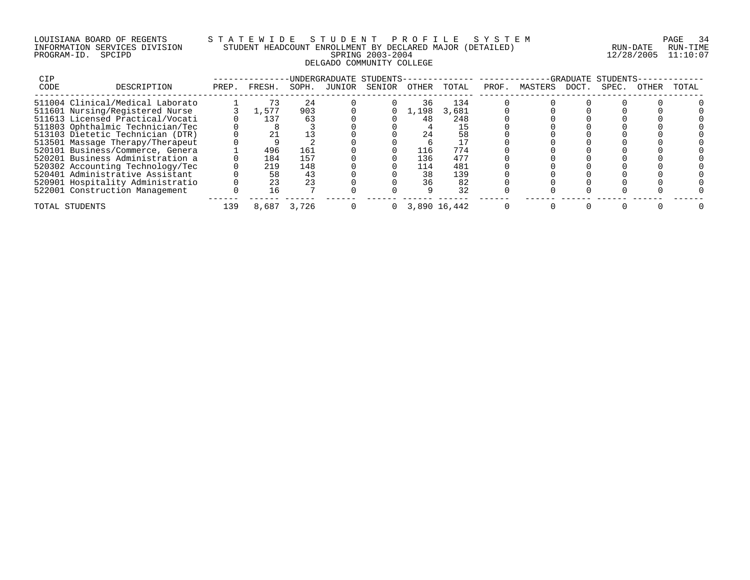LOUISIANA BOARD OF REGENTS — STATEWIDE STUDENT PROFILE SYSTEM
INFORMATION SERVICES DIVISION — STUDENT HEADCOUNT ENROLLMENT BY DECLARED MAJOR (DETAILED)
PROGRAM-ID. SPCIPD — SPRING 2003-2004
RUN-DATE 12/28/2005 RUN-TIME 11:10:07

DELGADO COMMUNITY COLLEGE

| CIP CODE | DESCRIPTION | UNDERGRADUATE STUDENTS PREP. | FRESH. | SOPH. | JUNIOR | SENIOR | OTHER | TOTAL | GRADUATE STUDENTS PROF. | MASTERS | DOCT. | SPEC. | OTHER | TOTAL |
|---|---|---|---|---|---|---|---|---|---|---|---|---|---|---|
| 511004 | Clinical/Medical Laborato | 1 | 73 | 24 | 0 | 0 | 36 | 134 | 0 | 0 | 0 | 0 | 0 | 0 |
| 511601 | Nursing/Registered Nurse | 3 | 1,577 | 903 | 0 | 0 | 1,198 | 3,681 | 0 | 0 | 0 | 0 | 0 | 0 |
| 511613 | Licensed Practical/Vocati | 0 | 137 | 63 | 0 | 0 | 48 | 248 | 0 | 0 | 0 | 0 | 0 | 0 |
| 511803 | Ophthalmic Technician/Tec | 0 | 8 | 3 | 0 | 0 | 4 | 15 | 0 | 0 | 0 | 0 | 0 | 0 |
| 513103 | Dietetic Technician (DTR) | 0 | 21 | 13 | 0 | 0 | 24 | 58 | 0 | 0 | 0 | 0 | 0 | 0 |
| 513501 | Massage Therapy/Therapeut | 0 | 9 | 2 | 0 | 0 | 6 | 17 | 0 | 0 | 0 | 0 | 0 | 0 |
| 520101 | Business/Commerce, Genera | 1 | 496 | 161 | 0 | 0 | 116 | 774 | 0 | 0 | 0 | 0 | 0 | 0 |
| 520201 | Business Administration a | 0 | 184 | 157 | 0 | 0 | 136 | 477 | 0 | 0 | 0 | 0 | 0 | 0 |
| 520302 | Accounting Technology/Tec | 0 | 219 | 148 | 0 | 0 | 114 | 481 | 0 | 0 | 0 | 0 | 0 | 0 |
| 520401 | Administrative Assistant | 0 | 58 | 43 | 0 | 0 | 38 | 139 | 0 | 0 | 0 | 0 | 0 | 0 |
| 520901 | Hospitality Administratio | 0 | 23 | 23 | 0 | 0 | 36 | 82 | 0 | 0 | 0 | 0 | 0 | 0 |
| 522001 | Construction Management | 0 | 16 | 7 | 0 | 0 | 9 | 32 | 0 | 0 | 0 | 0 | 0 | 0 |
| TOTAL STUDENTS | | 139 | 8,687 | 3,726 | 0 | 0 | 3,890 | 16,442 | 0 | 0 | 0 | 0 | 0 | 0 |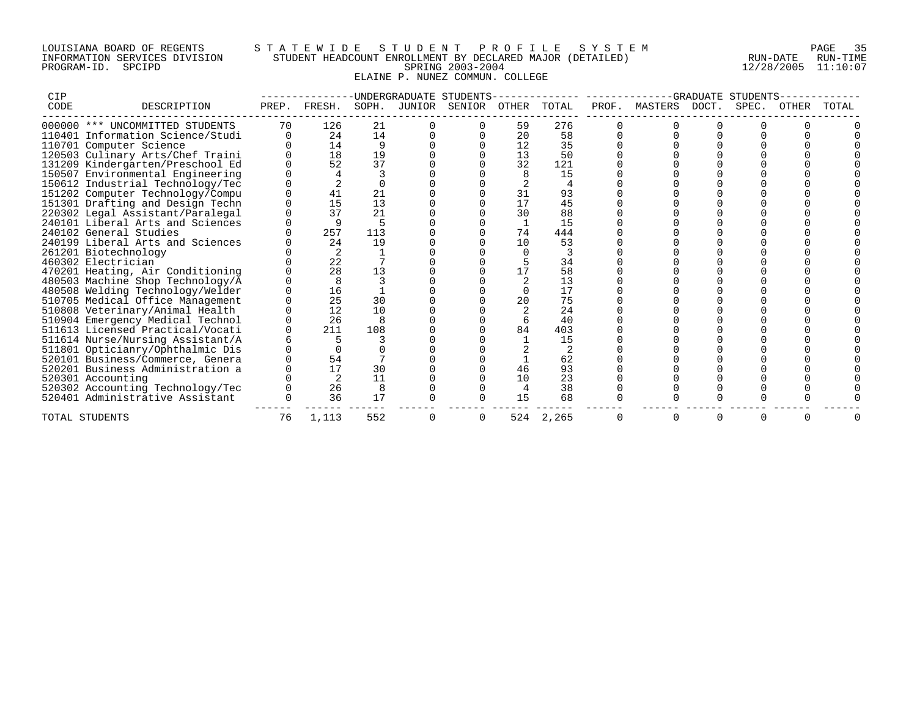LOUISIANA BOARD OF REGENTS — STATEWIDE STUDENT PROFILE SYSTEM
INFORMATION SERVICES DIVISION — STUDENT HEADCOUNT ENROLLMENT BY DECLARED MAJOR (DETAILED) — RUN-DATE 12/28/2005 RUN-TIME 11:10:07
PROGRAM-ID. SPCIPD — SPRING 2003-2004

## ELAINE P. NUNEZ COMMUN. COLLEGE

| CIP CODE | DESCRIPTION | UNDERGRADUATE STUDENTS PREP. | FRESH. | SOPH. | JUNIOR | SENIOR | OTHER | TOTAL | GRADUATE STUDENTS PROF. | MASTERS | DOCT. | SPEC. | OTHER | TOTAL |
|---|---|---|---|---|---|---|---|---|---|---|---|---|---|---|
| 000000 | *** UNCOMMITTED STUDENTS | 70 | 126 | 21 | 0 | 0 | 59 | 276 | 0 | 0 | 0 | 0 | 0 | 0 |
| 110401 | Information Science/Studi | 0 | 24 | 14 | 0 | 0 | 20 | 58 | 0 | 0 | 0 | 0 | 0 | 0 |
| 110701 | Computer Science | 0 | 14 | 9 | 0 | 0 | 12 | 35 | 0 | 0 | 0 | 0 | 0 | 0 |
| 120503 | Culinary Arts/Chef Traini | 0 | 18 | 19 | 0 | 0 | 13 | 50 | 0 | 0 | 0 | 0 | 0 | 0 |
| 131209 | Kindergarten/Preschool Ed | 0 | 52 | 37 | 0 | 0 | 32 | 121 | 0 | 0 | 0 | 0 | 0 | 0 |
| 150507 | Environmental Engineering | 0 | 4 | 3 | 0 | 0 | 8 | 15 | 0 | 0 | 0 | 0 | 0 | 0 |
| 150612 | Industrial Technology/Tec | 0 | 2 | 0 | 0 | 0 | 2 | 4 | 0 | 0 | 0 | 0 | 0 | 0 |
| 151202 | Computer Technology/Compu | 0 | 41 | 21 | 0 | 0 | 31 | 93 | 0 | 0 | 0 | 0 | 0 | 0 |
| 151301 | Drafting and Design Techn | 0 | 15 | 13 | 0 | 0 | 17 | 45 | 0 | 0 | 0 | 0 | 0 | 0 |
| 220302 | Legal Assistant/Paralegal | 0 | 37 | 21 | 0 | 0 | 30 | 88 | 0 | 0 | 0 | 0 | 0 | 0 |
| 240101 | Liberal Arts and Sciences | 0 | 9 | 5 | 0 | 0 | 1 | 15 | 0 | 0 | 0 | 0 | 0 | 0 |
| 240102 | General Studies | 0 | 257 | 113 | 0 | 0 | 74 | 444 | 0 | 0 | 0 | 0 | 0 | 0 |
| 240199 | Liberal Arts and Sciences | 0 | 24 | 19 | 0 | 0 | 10 | 53 | 0 | 0 | 0 | 0 | 0 | 0 |
| 261201 | Biotechnology | 0 | 2 | 1 | 0 | 0 | 0 | 3 | 0 | 0 | 0 | 0 | 0 | 0 |
| 460302 | Electrician | 0 | 22 | 7 | 0 | 0 | 5 | 34 | 0 | 0 | 0 | 0 | 0 | 0 |
| 470201 | Heating, Air Conditioning | 0 | 28 | 13 | 0 | 0 | 17 | 58 | 0 | 0 | 0 | 0 | 0 | 0 |
| 480503 | Machine Shop Technology/A | 0 | 8 | 3 | 0 | 0 | 2 | 13 | 0 | 0 | 0 | 0 | 0 | 0 |
| 480508 | Welding Technology/Welder | 0 | 16 | 1 | 0 | 0 | 0 | 17 | 0 | 0 | 0 | 0 | 0 | 0 |
| 510705 | Medical Office Management | 0 | 25 | 30 | 0 | 0 | 20 | 75 | 0 | 0 | 0 | 0 | 0 | 0 |
| 510808 | Veterinary/Animal Health | 0 | 12 | 10 | 0 | 0 | 2 | 24 | 0 | 0 | 0 | 0 | 0 | 0 |
| 510904 | Emergency Medical Technol | 0 | 26 | 8 | 0 | 0 | 6 | 40 | 0 | 0 | 0 | 0 | 0 | 0 |
| 511613 | Licensed Practical/Vocati | 0 | 211 | 108 | 0 | 0 | 84 | 403 | 0 | 0 | 0 | 0 | 0 | 0 |
| 511614 | Nurse/Nursing Assistant/A | 6 | 5 | 3 | 0 | 0 | 1 | 15 | 0 | 0 | 0 | 0 | 0 | 0 |
| 511801 | Opticianry/Ophthalmic Dis | 0 | 0 | 0 | 0 | 0 | 2 | 2 | 0 | 0 | 0 | 0 | 0 | 0 |
| 520101 | Business/Commerce, Genera | 0 | 54 | 7 | 0 | 0 | 1 | 62 | 0 | 0 | 0 | 0 | 0 | 0 |
| 520201 | Business Administration a | 0 | 17 | 30 | 0 | 0 | 46 | 93 | 0 | 0 | 0 | 0 | 0 | 0 |
| 520301 | Accounting | 0 | 2 | 11 | 0 | 0 | 10 | 23 | 0 | 0 | 0 | 0 | 0 | 0 |
| 520302 | Accounting Technology/Tec | 0 | 26 | 8 | 0 | 0 | 4 | 38 | 0 | 0 | 0 | 0 | 0 | 0 |
| 520401 | Administrative Assistant | 0 | 36 | 17 | 0 | 0 | 15 | 68 | 0 | 0 | 0 | 0 | 0 | 0 |
| TOTAL STUDENTS | | 76 | 1,113 | 552 | 0 | 0 | 524 | 2,265 | 0 | 0 | 0 | 0 | 0 | 0 |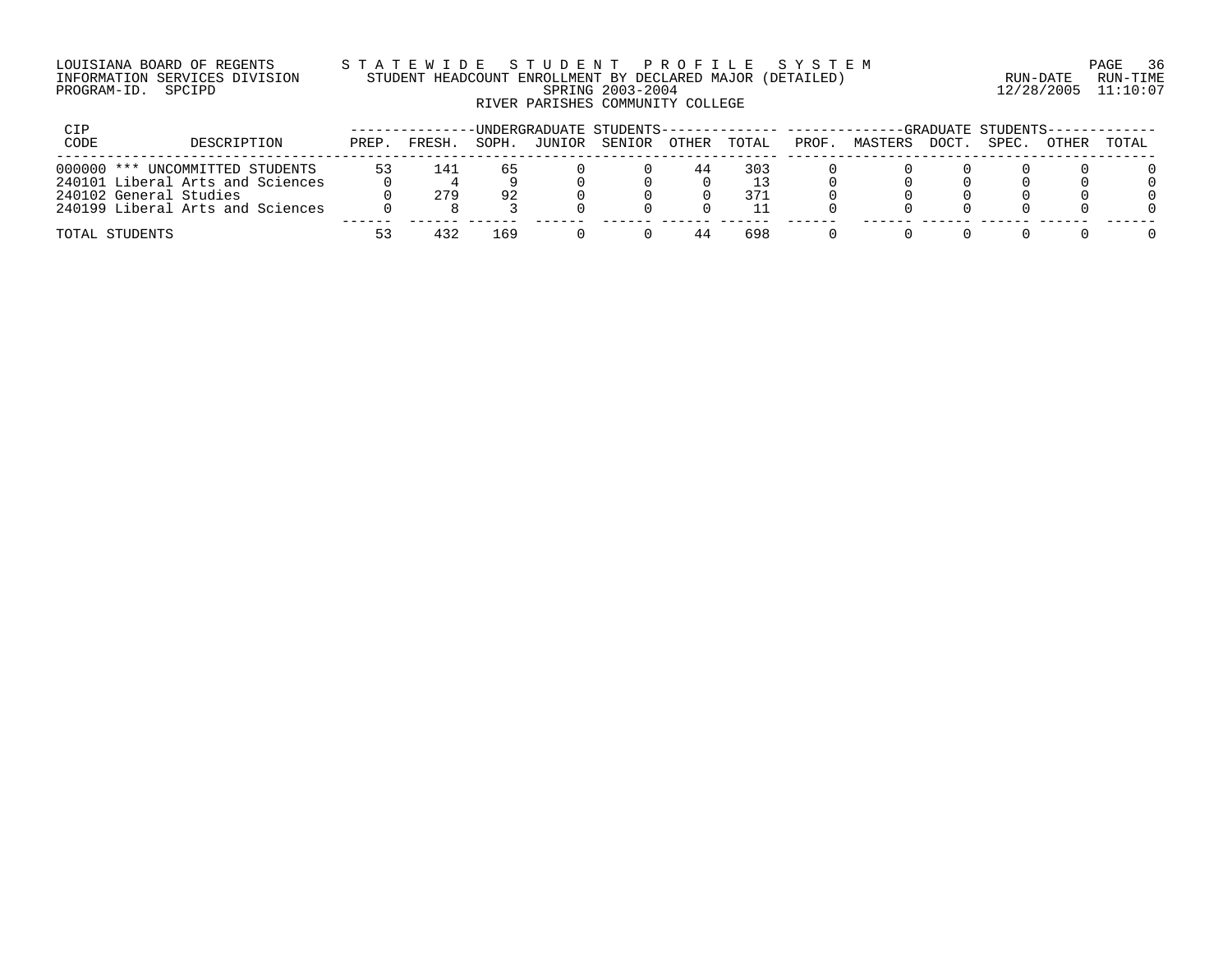LOUISIANA BOARD OF REGENTS
INFORMATION SERVICES DIVISION
PROGRAM-ID. SPCIPD

STATEWIDE STUDENT PROFILE SYSTEM
STUDENT HEADCOUNT ENROLLMENT BY DECLARED MAJOR (DETAILED)
SPRING 2003-2004
RIVER PARISHES COMMUNITY COLLEGE

RUN-DATE 12/28/2005 RUN-TIME 11:10:07

| CIP CODE | DESCRIPTION | UNDERGRADUATE STUDENTS PREP. | FRESH. | SOPH. | JUNIOR | SENIOR | OTHER | TOTAL | GRADUATE STUDENTS PROF. | MASTERS | DOCT. | SPEC. | OTHER | TOTAL |
|---|---|---|---|---|---|---|---|---|---|---|---|---|---|---|
| 000000 | *** UNCOMMITTED STUDENTS | 53 | 141 | 65 | 0 | 0 | 44 | 303 | 0 | 0 | 0 | 0 | 0 | 0 |
| 240101 | Liberal Arts and Sciences | 0 | 4 | 9 | 0 | 0 | 0 | 13 | 0 | 0 | 0 | 0 | 0 | 0 |
| 240102 | General Studies | 0 | 279 | 92 | 0 | 0 | 0 | 371 | 0 | 0 | 0 | 0 | 0 | 0 |
| 240199 | Liberal Arts and Sciences | 0 | 8 | 3 | 0 | 0 | 0 | 11 | 0 | 0 | 0 | 0 | 0 | 0 |
| TOTAL STUDENTS | | 53 | 432 | 169 | 0 | 0 | 44 | 698 | 0 | 0 | 0 | 0 | 0 | 0 |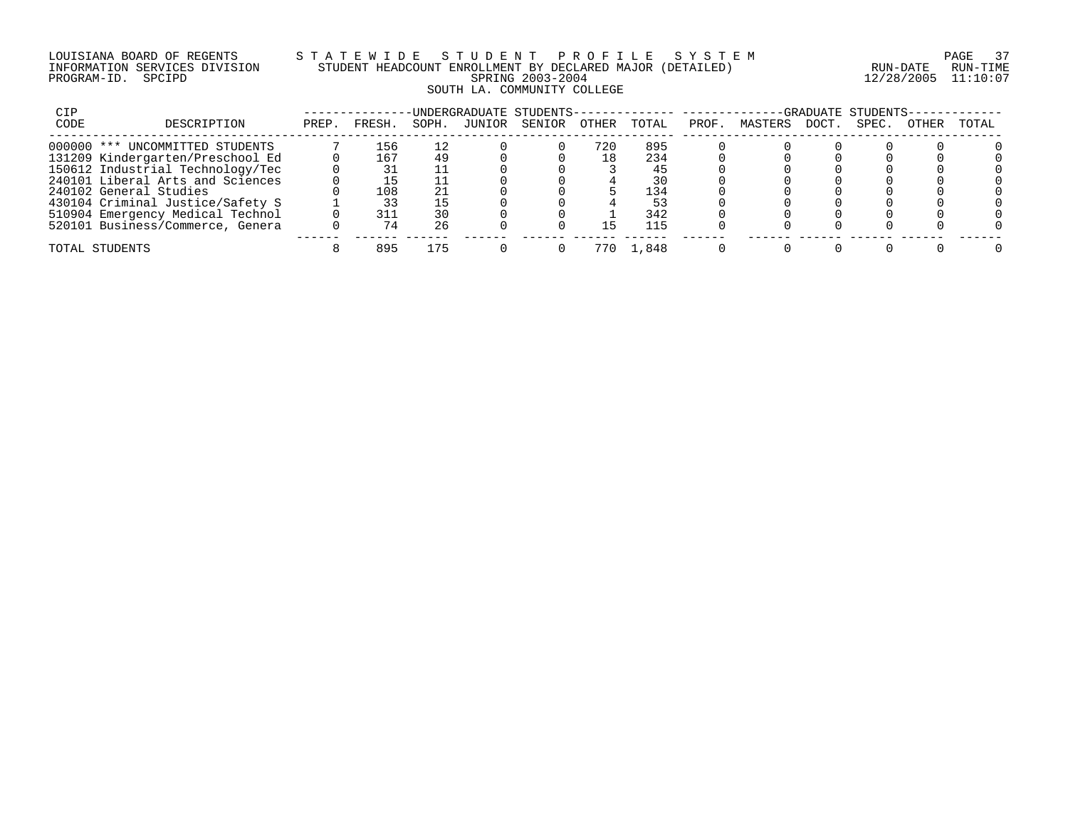LOUISIANA BOARD OF REGENTS — STATEWIDE STUDENT PROFILE SYSTEM
INFORMATION SERVICES DIVISION — STUDENT HEADCOUNT ENROLLMENT BY DECLARED MAJOR (DETAILED) — RUN-DATE 12/28/2005 RUN-TIME 11:10:07
PROGRAM-ID. SPCIPD — SPRING 2003-2004

SOUTH LA. COMMUNITY COLLEGE

| CIP CODE | DESCRIPTION | UNDERGRADUATE STUDENTS PREP. | FRESH. | SOPH. | JUNIOR | SENIOR | OTHER | TOTAL | GRADUATE STUDENTS PROF. | MASTERS | DOCT. | SPEC. | OTHER | TOTAL |
|---|---|---|---|---|---|---|---|---|---|---|---|---|---|---|
| 000000 | *** UNCOMMITTED STUDENTS | 7 | 156 | 12 | 0 | 0 | 720 | 895 | 0 | 0 | 0 | 0 | 0 | 0 |
| 131209 | Kindergarten/Preschool Ed | 0 | 167 | 49 | 0 | 0 | 18 | 234 | 0 | 0 | 0 | 0 | 0 | 0 |
| 150612 | Industrial Technology/Tec | 0 | 31 | 11 | 0 | 0 | 3 | 45 | 0 | 0 | 0 | 0 | 0 | 0 |
| 240101 | Liberal Arts and Sciences | 0 | 15 | 11 | 0 | 0 | 4 | 30 | 0 | 0 | 0 | 0 | 0 | 0 |
| 240102 | General Studies | 0 | 108 | 21 | 0 | 0 | 5 | 134 | 0 | 0 | 0 | 0 | 0 | 0 |
| 430104 | Criminal Justice/Safety S | 1 | 33 | 15 | 0 | 0 | 4 | 53 | 0 | 0 | 0 | 0 | 0 | 0 |
| 510904 | Emergency Medical Technol | 0 | 311 | 30 | 0 | 0 | 1 | 342 | 0 | 0 | 0 | 0 | 0 | 0 |
| 520101 | Business/Commerce, Genera | 0 | 74 | 26 | 0 | 0 | 15 | 115 | 0 | 0 | 0 | 0 | 0 | 0 |
| TOTAL STUDENTS | | 8 | 895 | 175 | 0 | 0 | 770 | 1,848 | 0 | 0 | 0 | 0 | 0 | 0 |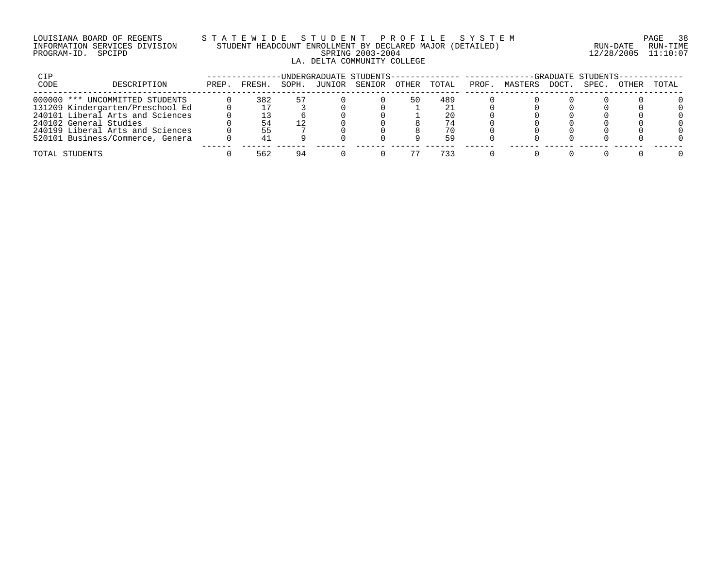LOUISIANA BOARD OF REGENTS
INFORMATION SERVICES DIVISION
PROGRAM-ID. SPCIPD

STATEWIDE STUDENT PROFILE SYSTEM
STUDENT HEADCOUNT ENROLLMENT BY DECLARED MAJOR (DETAILED)
SPRING 2003-2004
LA. DELTA COMMUNITY COLLEGE

RUN-DATE 12/28/2005 RUN-TIME 11:10:07

| CIP CODE | DESCRIPTION | UNDERGRADUATE STUDENTS PREP. | FRESH. | SOPH. | JUNIOR | SENIOR | OTHER | TOTAL | GRADUATE STUDENTS PROF. | MASTERS | DOCT. | SPEC. | OTHER | TOTAL |
|---|---|---|---|---|---|---|---|---|---|---|---|---|---|---|
| 000000 | *** UNCOMMITTED STUDENTS | 0 | 382 | 57 | 0 | 0 | 50 | 489 | 0 | 0 | 0 | 0 | 0 | 0 |
| 131209 | Kindergarten/Preschool Ed | 0 | 17 | 3 | 0 | 0 | 1 | 21 | 0 | 0 | 0 | 0 | 0 | 0 |
| 240101 | Liberal Arts and Sciences | 0 | 13 | 6 | 0 | 0 | 1 | 20 | 0 | 0 | 0 | 0 | 0 | 0 |
| 240102 | General Studies | 0 | 54 | 12 | 0 | 0 | 8 | 74 | 0 | 0 | 0 | 0 | 0 | 0 |
| 240199 | Liberal Arts and Sciences | 0 | 55 | 7 | 0 | 0 | 8 | 70 | 0 | 0 | 0 | 0 | 0 | 0 |
| 520101 | Business/Commerce, Genera | 0 | 41 | 9 | 0 | 0 | 9 | 59 | 0 | 0 | 0 | 0 | 0 | 0 |
| TOTAL STUDENTS | | 0 | 562 | 94 | 0 | 0 | 77 | 733 | 0 | 0 | 0 | 0 | 0 | 0 |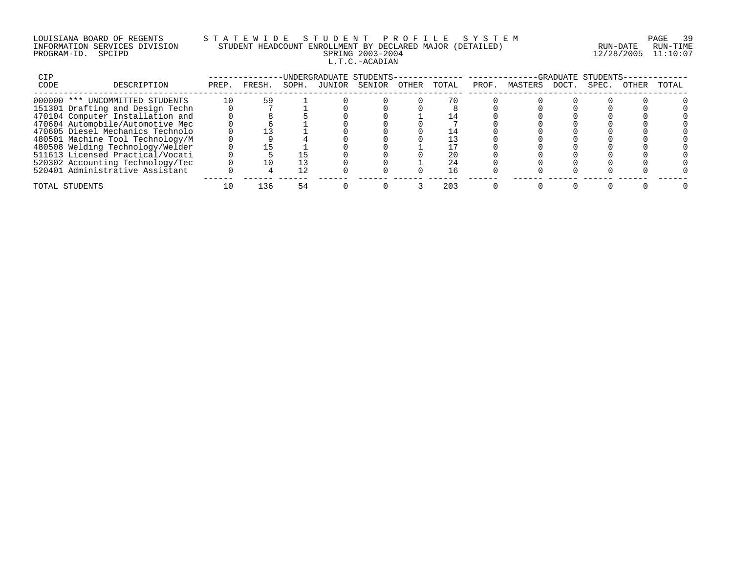LOUISIANA BOARD OF REGENTS — STATEWIDE STUDENT PROFILE SYSTEM
INFORMATION SERVICES DIVISION — STUDENT HEADCOUNT ENROLLMENT BY DECLARED MAJOR (DETAILED)
PROGRAM-ID. SPCIPD — SPRING 2003-2004 — RUN-DATE 12/28/2005 RUN-TIME 11:10:07

L.T.C.-ACADIAN

| CIP CODE | DESCRIPTION | UNDERGRADUATE STUDENTS PREP. | FRESH. | SOPH. | JUNIOR | SENIOR | OTHER | TOTAL | GRADUATE STUDENTS PROF. | MASTERS | DOCT. | SPEC. | OTHER | TOTAL |
|---|---|---|---|---|---|---|---|---|---|---|---|---|---|---|
| 000000 | *** UNCOMMITTED STUDENTS | 10 | 59 | 1 | 0 | 0 | 0 | 70 | 0 | 0 | 0 | 0 | 0 | 0 |
| 151301 | Drafting and Design Techn | 0 | 7 | 1 | 0 | 0 | 0 | 8 | 0 | 0 | 0 | 0 | 0 | 0 |
| 470104 | Computer Installation and | 0 | 8 | 5 | 0 | 0 | 1 | 14 | 0 | 0 | 0 | 0 | 0 | 0 |
| 470604 | Automobile/Automotive Mec | 0 | 6 | 1 | 0 | 0 | 0 | 7 | 0 | 0 | 0 | 0 | 0 | 0 |
| 470605 | Diesel Mechanics Technolo | 0 | 13 | 1 | 0 | 0 | 0 | 14 | 0 | 0 | 0 | 0 | 0 | 0 |
| 480501 | Machine Tool Technology/M | 0 | 9 | 4 | 0 | 0 | 0 | 13 | 0 | 0 | 0 | 0 | 0 | 0 |
| 480508 | Welding Technology/Welder | 0 | 15 | 1 | 0 | 0 | 1 | 17 | 0 | 0 | 0 | 0 | 0 | 0 |
| 511613 | Licensed Practical/Vocati | 0 | 5 | 15 | 0 | 0 | 0 | 20 | 0 | 0 | 0 | 0 | 0 | 0 |
| 520302 | Accounting Technology/Tec | 0 | 10 | 13 | 0 | 0 | 1 | 24 | 0 | 0 | 0 | 0 | 0 | 0 |
| 520401 | Administrative Assistant | 0 | 4 | 12 | 0 | 0 | 0 | 16 | 0 | 0 | 0 | 0 | 0 | 0 |
| TOTAL STUDENTS | | 10 | 136 | 54 | 0 | 0 | 3 | 203 | 0 | 0 | 0 | 0 | 0 | 0 |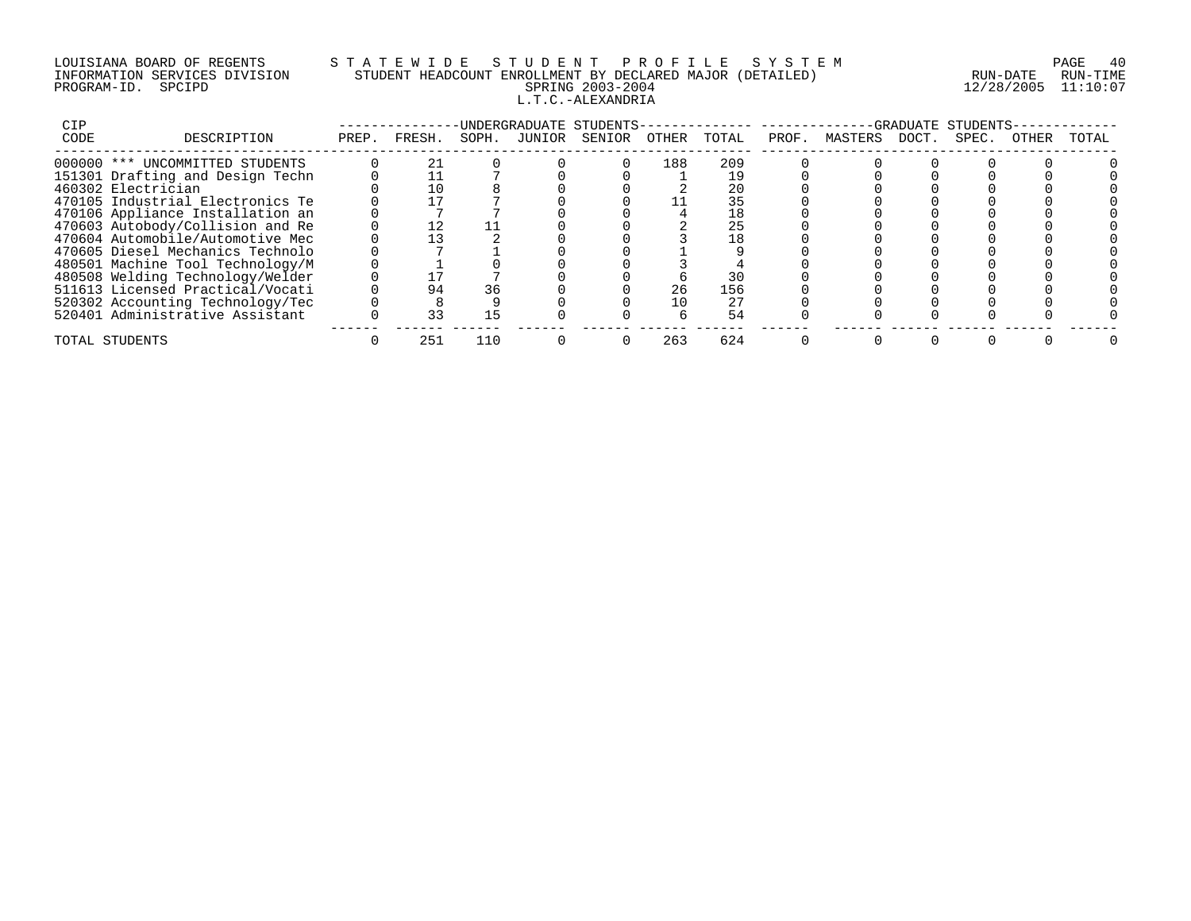LOUISIANA BOARD OF REGENTS — STATEWIDE STUDENT PROFILE SYSTEM
INFORMATION SERVICES DIVISION — STUDENT HEADCOUNT ENROLLMENT BY DECLARED MAJOR (DETAILED)
PROGRAM-ID. SPCIPD — SPRING 2003-2004
L.T.C.-ALEXANDRIA

RUN-DATE 12/28/2005 RUN-TIME 11:10:07

| CIP CODE | DESCRIPTION | UNDERGRADUATE STUDENTS PREP. | FRESH. | SOPH. | JUNIOR | SENIOR | OTHER | TOTAL | GRADUATE STUDENTS PROF. | MASTERS | DOCT. | SPEC. | OTHER | TOTAL |
|---|---|---|---|---|---|---|---|---|---|---|---|---|---|---|
| 000000 | *** UNCOMMITTED STUDENTS | 0 | 21 | 0 | 0 | 0 | 188 | 209 | 0 | 0 | 0 | 0 | 0 | 0 |
| 151301 | Drafting and Design Techn | 0 | 11 | 7 | 0 | 0 | 1 | 19 | 0 | 0 | 0 | 0 | 0 | 0 |
| 460302 | Electrician | 0 | 10 | 8 | 0 | 0 | 2 | 20 | 0 | 0 | 0 | 0 | 0 | 0 |
| 470105 | Industrial Electronics Te | 0 | 17 | 7 | 0 | 0 | 11 | 35 | 0 | 0 | 0 | 0 | 0 | 0 |
| 470106 | Appliance Installation an | 0 | 7 | 7 | 0 | 0 | 4 | 18 | 0 | 0 | 0 | 0 | 0 | 0 |
| 470603 | Autobody/Collision and Re | 0 | 12 | 11 | 0 | 0 | 2 | 25 | 0 | 0 | 0 | 0 | 0 | 0 |
| 470604 | Automobile/Automotive Mec | 0 | 13 | 2 | 0 | 0 | 3 | 18 | 0 | 0 | 0 | 0 | 0 | 0 |
| 470605 | Diesel Mechanics Technolo | 0 | 7 | 1 | 0 | 0 | 1 | 9 | 0 | 0 | 0 | 0 | 0 | 0 |
| 480501 | Machine Tool Technology/M | 0 | 1 | 0 | 0 | 0 | 3 | 4 | 0 | 0 | 0 | 0 | 0 | 0 |
| 480508 | Welding Technology/Welder | 0 | 17 | 7 | 0 | 0 | 6 | 30 | 0 | 0 | 0 | 0 | 0 | 0 |
| 511613 | Licensed Practical/Vocati | 0 | 94 | 36 | 0 | 0 | 26 | 156 | 0 | 0 | 0 | 0 | 0 | 0 |
| 520302 | Accounting Technology/Tec | 0 | 8 | 9 | 0 | 0 | 10 | 27 | 0 | 0 | 0 | 0 | 0 | 0 |
| 520401 | Administrative Assistant | 0 | 33 | 15 | 0 | 0 | 6 | 54 | 0 | 0 | 0 | 0 | 0 | 0 |
| TOTAL STUDENTS | | 0 | 251 | 110 | 0 | 0 | 263 | 624 | 0 | 0 | 0 | 0 | 0 | 0 |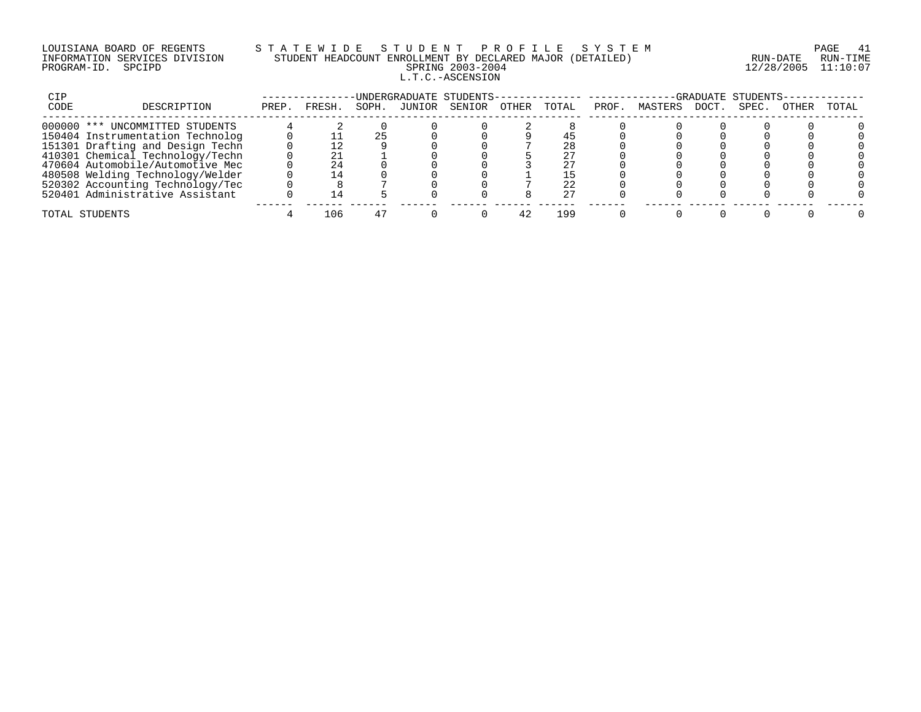LOUISIANA BOARD OF REGENTS — S T A T E W I D E   S T U D E N T   P R O F I L E   S Y S T E M

INFORMATION SERVICES DIVISION — STUDENT HEADCOUNT ENROLLMENT BY DECLARED MAJOR (DETAILED) — RUN-DATE 12/28/2005 RUN-TIME 11:10:07

PROGRAM-ID. SPCIPD — SPRING 2003-2004

L.T.C.-ASCENSION

| CIP CODE | DESCRIPTION | UNDERGRADUATE STUDENTS | | | | | | | GRADUATE STUDENTS | | | | | |
|---|---|---|---|---|---|---|---|---|---|---|---|---|---|---|
| | | PREP. | FRESH. | SOPH. | JUNIOR | SENIOR | OTHER | TOTAL | PROF. | MASTERS | DOCT. | SPEC. | OTHER | TOTAL |
| 000000 | *** UNCOMMITTED STUDENTS | 4 | 2 | 0 | 0 | 0 | 2 | 8 | 0 | 0 | 0 | 0 | 0 | 0 |
| 150404 | Instrumentation Technolog | 0 | 11 | 25 | 0 | 0 | 9 | 45 | 0 | 0 | 0 | 0 | 0 | 0 |
| 151301 | Drafting and Design Techn | 0 | 12 | 9 | 0 | 0 | 7 | 28 | 0 | 0 | 0 | 0 | 0 | 0 |
| 410301 | Chemical Technology/Techn | 0 | 21 | 1 | 0 | 0 | 5 | 27 | 0 | 0 | 0 | 0 | 0 | 0 |
| 470604 | Automobile/Automotive Mec | 0 | 24 | 0 | 0 | 0 | 3 | 27 | 0 | 0 | 0 | 0 | 0 | 0 |
| 480508 | Welding Technology/Welder | 0 | 14 | 0 | 0 | 0 | 1 | 15 | 0 | 0 | 0 | 0 | 0 | 0 |
| 520302 | Accounting Technology/Tec | 0 | 8 | 7 | 0 | 0 | 7 | 22 | 0 | 0 | 0 | 0 | 0 | 0 |
| 520401 | Administrative Assistant | 0 | 14 | 5 | 0 | 0 | 8 | 27 | 0 | 0 | 0 | 0 | 0 | 0 |
| TOTAL STUDENTS | | 4 | 106 | 47 | 0 | 0 | 42 | 199 | 0 | 0 | 0 | 0 | 0 | 0 |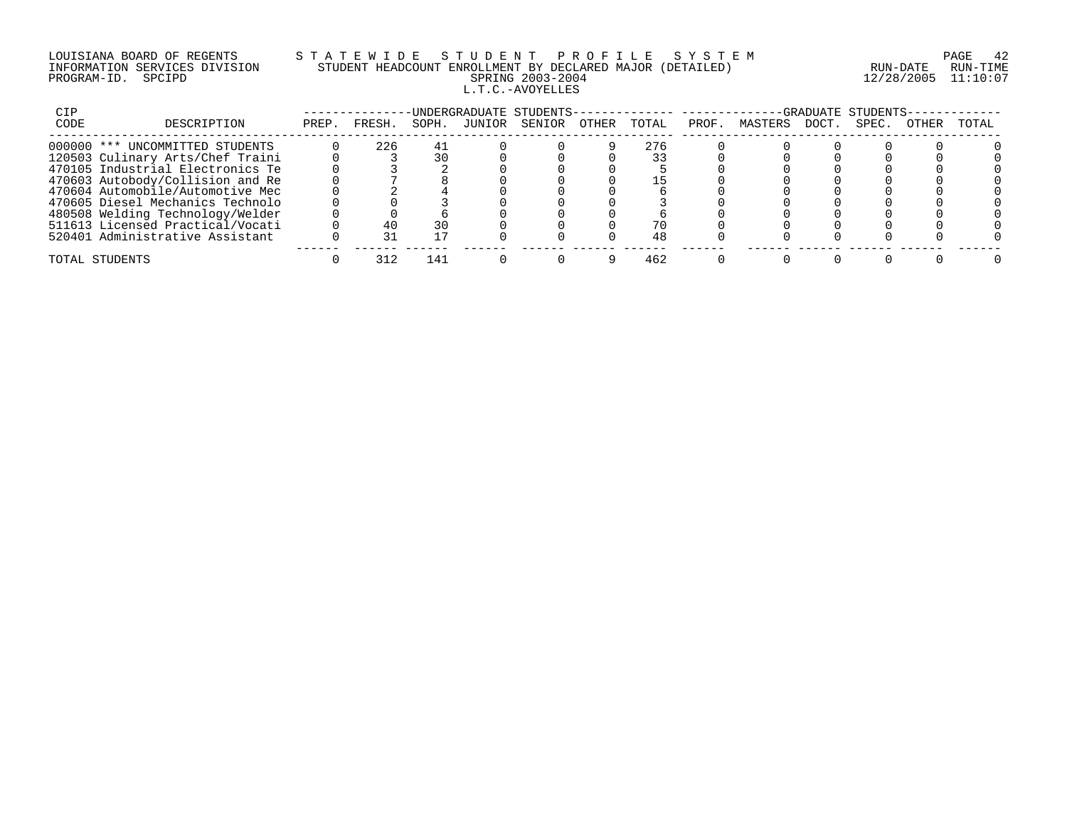LOUISIANA BOARD OF REGENTS — STATEWIDE STUDENT PROFILE SYSTEM
INFORMATION SERVICES DIVISION — STUDENT HEADCOUNT ENROLLMENT BY DECLARED MAJOR (DETAILED)
PROGRAM-ID. SPCIPD — SPRING 2003-2004 — RUN-DATE 12/28/2005 RUN-TIME 11:10:07

L.T.C.-AVOYELLES

| CIP CODE | DESCRIPTION | UNDERGRADUATE STUDENTS PREP. | FRESH. | SOPH. | JUNIOR | SENIOR | OTHER | TOTAL | GRADUATE STUDENTS PROF. | MASTERS | DOCT. | SPEC. | OTHER | TOTAL |
|---|---|---|---|---|---|---|---|---|---|---|---|---|---|---|
| 000000 | *** UNCOMMITTED STUDENTS | 0 | 226 | 41 | 0 | 0 | 9 | 276 | 0 | 0 | 0 | 0 | 0 | 0 |
| 120503 | Culinary Arts/Chef Traini | 0 | 3 | 30 | 0 | 0 | 0 | 33 | 0 | 0 | 0 | 0 | 0 | 0 |
| 470105 | Industrial Electronics Te | 0 | 3 | 2 | 0 | 0 | 0 | 5 | 0 | 0 | 0 | 0 | 0 | 0 |
| 470603 | Autobody/Collision and Re | 0 | 7 | 8 | 0 | 0 | 0 | 15 | 0 | 0 | 0 | 0 | 0 | 0 |
| 470604 | Automobile/Automotive Mec | 0 | 2 | 4 | 0 | 0 | 0 | 6 | 0 | 0 | 0 | 0 | 0 | 0 |
| 470605 | Diesel Mechanics Technolo | 0 | 0 | 3 | 0 | 0 | 0 | 3 | 0 | 0 | 0 | 0 | 0 | 0 |
| 480508 | Welding Technology/Welder | 0 | 0 | 6 | 0 | 0 | 0 | 6 | 0 | 0 | 0 | 0 | 0 | 0 |
| 511613 | Licensed Practical/Vocati | 0 | 40 | 30 | 0 | 0 | 0 | 70 | 0 | 0 | 0 | 0 | 0 | 0 |
| 520401 | Administrative Assistant | 0 | 31 | 17 | 0 | 0 | 0 | 48 | 0 | 0 | 0 | 0 | 0 | 0 |
| TOTAL STUDENTS | | 0 | 312 | 141 | 0 | 0 | 9 | 462 | 0 | 0 | 0 | 0 | 0 | 0 |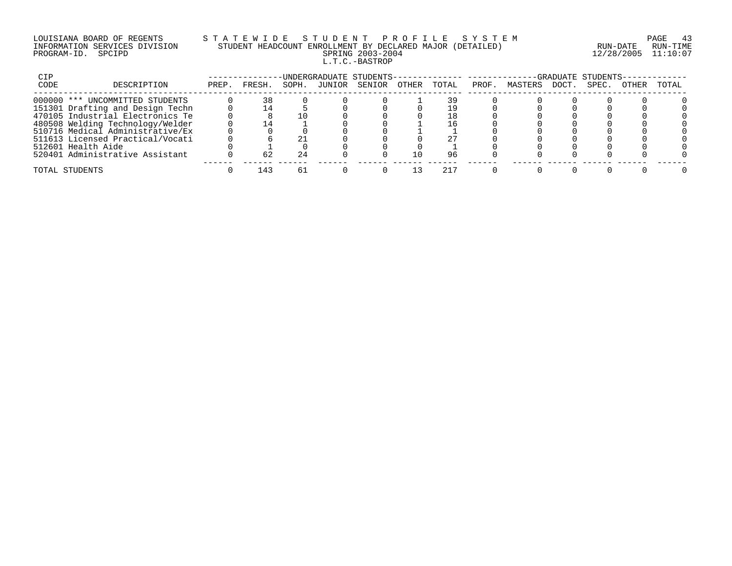LOUISIANA BOARD OF REGENTS — STATEWIDE STUDENT PROFILE SYSTEM
INFORMATION SERVICES DIVISION — STUDENT HEADCOUNT ENROLLMENT BY DECLARED MAJOR (DETAILED)
PROGRAM-ID. SPCIPD — SPRING 2003-2004
RUN-DATE 12/28/2005 RUN-TIME 11:10:07

L.T.C.-BASTROP

| CIP CODE | DESCRIPTION | UNDERGRADUATE STUDENTS | | | | | | | GRADUATE STUDENTS | | | | | |
|---|---|---|---|---|---|---|---|---|---|---|---|---|---|---|
| | | PREP. | FRESH. | SOPH. | JUNIOR | SENIOR | OTHER | TOTAL | PROF. | MASTERS | DOCT. | SPEC. | OTHER | TOTAL |
| 000000 | *** UNCOMMITTED STUDENTS | 0 | 38 | 0 | 0 | 0 | 1 | 39 | 0 | 0 | 0 | 0 | 0 | 0 |
| 151301 | Drafting and Design Techn | 0 | 14 | 5 | 0 | 0 | 0 | 19 | 0 | 0 | 0 | 0 | 0 | 0 |
| 470105 | Industrial Electronics Te | 0 | 8 | 10 | 0 | 0 | 0 | 18 | 0 | 0 | 0 | 0 | 0 | 0 |
| 480508 | Welding Technology/Welder | 0 | 14 | 1 | 0 | 0 | 1 | 16 | 0 | 0 | 0 | 0 | 0 | 0 |
| 510716 | Medical Administrative/Ex | 0 | 0 | 0 | 0 | 0 | 1 | 1 | 0 | 0 | 0 | 0 | 0 | 0 |
| 511613 | Licensed Practical/Vocati | 0 | 6 | 21 | 0 | 0 | 0 | 27 | 0 | 0 | 0 | 0 | 0 | 0 |
| 512601 | Health Aide | 0 | 1 | 0 | 0 | 0 | 0 | 1 | 0 | 0 | 0 | 0 | 0 | 0 |
| 520401 | Administrative Assistant | 0 | 62 | 24 | 0 | 0 | 10 | 96 | 0 | 0 | 0 | 0 | 0 | 0 |
| TOTAL STUDENTS | | 0 | 143 | 61 | 0 | 0 | 13 | 217 | 0 | 0 | 0 | 0 | 0 | 0 |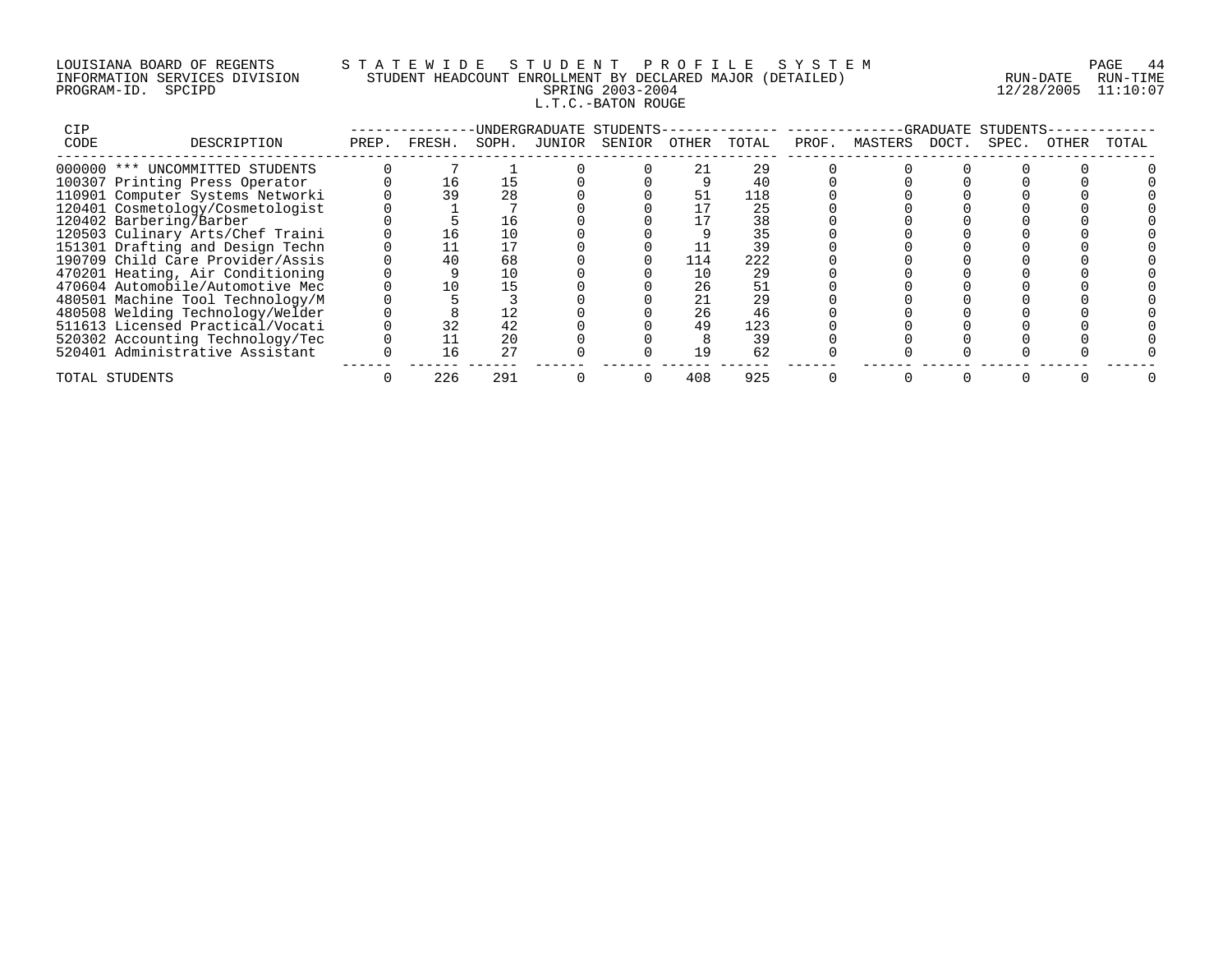LOUISIANA BOARD OF REGENTS
INFORMATION SERVICES DIVISION
PROGRAM-ID. SPCIPD

STATEWIDE STUDENT PROFILE SYSTEM
STUDENT HEADCOUNT ENROLLMENT BY DECLARED MAJOR (DETAILED)
SPRING 2003-2004
L.T.C.-BATON ROUGE

RUN-DATE 12/28/2005 RUN-TIME 11:10:07

| CIP CODE | DESCRIPTION | UNDERGRADUATE STUDENTS PREP. | FRESH. | SOPH. | JUNIOR | SENIOR | OTHER | TOTAL | GRADUATE STUDENTS PROF. | MASTERS | DOCT. | SPEC. | OTHER | TOTAL |
|---|---|---|---|---|---|---|---|---|---|---|---|---|---|---|
| 000000 | *** UNCOMMITTED STUDENTS | 0 | 7 | 1 | 0 | 0 | 21 | 29 | 0 | 0 | 0 | 0 | 0 | 0 |
| 100307 | Printing Press Operator | 0 | 16 | 15 | 0 | 0 | 9 | 40 | 0 | 0 | 0 | 0 | 0 | 0 |
| 110901 | Computer Systems Networki | 0 | 39 | 28 | 0 | 0 | 51 | 118 | 0 | 0 | 0 | 0 | 0 | 0 |
| 120401 | Cosmetology/Cosmetologist | 0 | 1 | 7 | 0 | 0 | 17 | 25 | 0 | 0 | 0 | 0 | 0 | 0 |
| 120402 | Barbering/Barber | 0 | 5 | 16 | 0 | 0 | 17 | 38 | 0 | 0 | 0 | 0 | 0 | 0 |
| 120503 | Culinary Arts/Chef Traini | 0 | 16 | 10 | 0 | 0 | 9 | 35 | 0 | 0 | 0 | 0 | 0 | 0 |
| 151301 | Drafting and Design Techn | 0 | 11 | 17 | 0 | 0 | 11 | 39 | 0 | 0 | 0 | 0 | 0 | 0 |
| 190709 | Child Care Provider/Assis | 0 | 40 | 68 | 0 | 0 | 114 | 222 | 0 | 0 | 0 | 0 | 0 | 0 |
| 470201 | Heating, Air Conditioning | 0 | 9 | 10 | 0 | 0 | 10 | 29 | 0 | 0 | 0 | 0 | 0 | 0 |
| 470604 | Automobile/Automotive Mec | 0 | 10 | 15 | 0 | 0 | 26 | 51 | 0 | 0 | 0 | 0 | 0 | 0 |
| 480501 | Machine Tool Technology/M | 0 | 5 | 3 | 0 | 0 | 21 | 29 | 0 | 0 | 0 | 0 | 0 | 0 |
| 480508 | Welding Technology/Welder | 0 | 8 | 12 | 0 | 0 | 26 | 46 | 0 | 0 | 0 | 0 | 0 | 0 |
| 511613 | Licensed Practical/Vocati | 0 | 32 | 42 | 0 | 0 | 49 | 123 | 0 | 0 | 0 | 0 | 0 | 0 |
| 520302 | Accounting Technology/Tec | 0 | 11 | 20 | 0 | 0 | 8 | 39 | 0 | 0 | 0 | 0 | 0 | 0 |
| 520401 | Administrative Assistant | 0 | 16 | 27 | 0 | 0 | 19 | 62 | 0 | 0 | 0 | 0 | 0 | 0 |
| TOTAL STUDENTS | | 0 | 226 | 291 | 0 | 0 | 408 | 925 | 0 | 0 | 0 | 0 | 0 | 0 |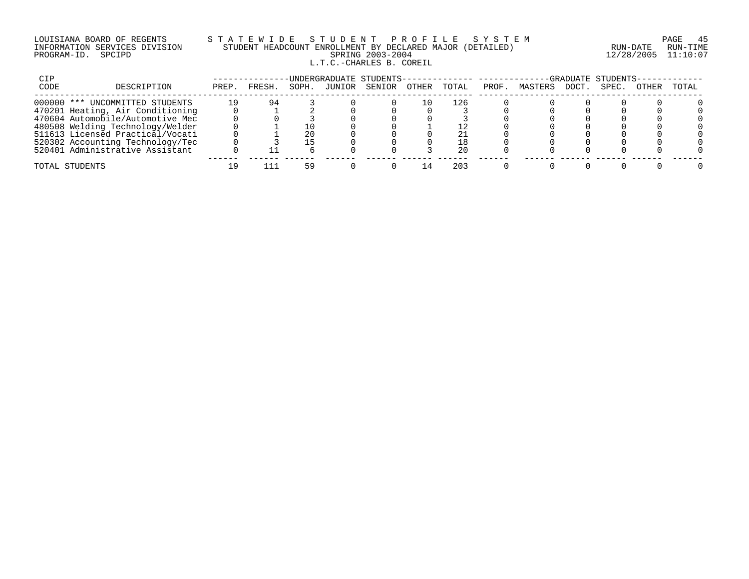LOUISIANA BOARD OF REGENTS — INFORMATION SERVICES DIVISION — PROGRAM-ID. SPCIPD

# STATEWIDE STUDENT PROFILE SYSTEM

## STUDENT HEADCOUNT ENROLLMENT BY DECLARED MAJOR (DETAILED)

SPRING 2003-2004

L.T.C.-CHARLES B. COREIL

RUN-DATE 12/28/2005 RUN-TIME 11:10:07

| CIP CODE | DESCRIPTION | UNDERGRADUATE STUDENTS | | | | | | | GRADUATE STUDENTS | | | | | |
|---|---|---|---|---|---|---|---|---|---|---|---|---|---|---|
| | | PREP. | FRESH. | SOPH. | JUNIOR | SENIOR | OTHER | TOTAL | PROF. | MASTERS | DOCT. | SPEC. | OTHER | TOTAL |
| 000000 | *** UNCOMMITTED STUDENTS | 19 | 94 | 3 | 0 | 0 | 10 | 126 | 0 | 0 | 0 | 0 | 0 | 0 |
| 470201 | Heating, Air Conditioning | 0 | 1 | 2 | 0 | 0 | 0 | 3 | 0 | 0 | 0 | 0 | 0 | 0 |
| 470604 | Automobile/Automotive Mec | 0 | 0 | 3 | 0 | 0 | 0 | 3 | 0 | 0 | 0 | 0 | 0 | 0 |
| 480508 | Welding Technology/Welder | 0 | 1 | 10 | 0 | 0 | 1 | 12 | 0 | 0 | 0 | 0 | 0 | 0 |
| 511613 | Licensed Practical/Vocati | 0 | 1 | 20 | 0 | 0 | 0 | 21 | 0 | 0 | 0 | 0 | 0 | 0 |
| 520302 | Accounting Technology/Tec | 0 | 3 | 15 | 0 | 0 | 0 | 18 | 0 | 0 | 0 | 0 | 0 | 0 |
| 520401 | Administrative Assistant | 0 | 11 | 6 | 0 | 0 | 3 | 20 | 0 | 0 | 0 | 0 | 0 | 0 |
| TOTAL STUDENTS | | 19 | 111 | 59 | 0 | 0 | 14 | 203 | 0 | 0 | 0 | 0 | 0 | 0 |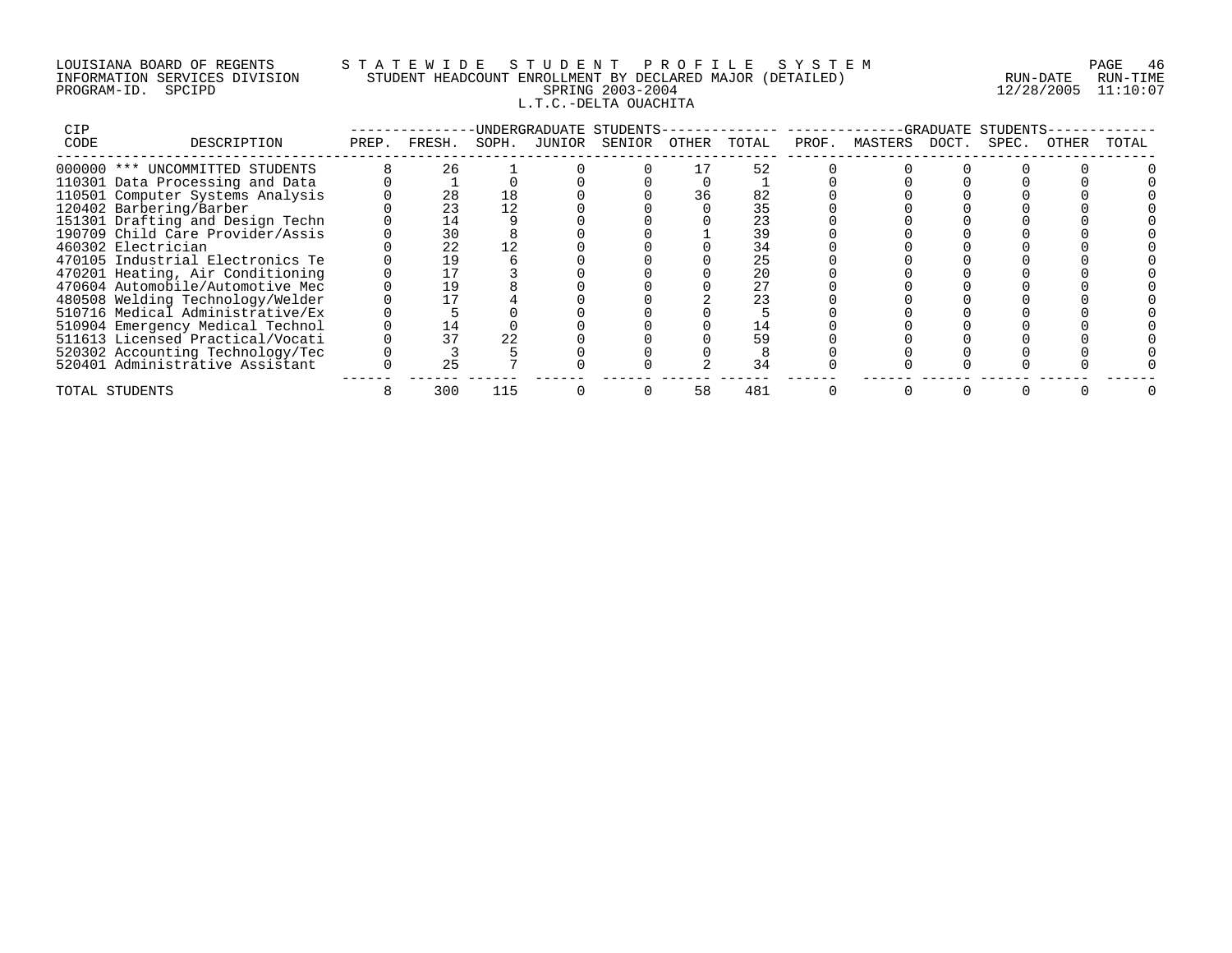LOUISIANA BOARD OF REGENTS — STATEWIDE STUDENT PROFILE SYSTEM
INFORMATION SERVICES DIVISION — STUDENT HEADCOUNT ENROLLMENT BY DECLARED MAJOR (DETAILED) — RUN-DATE 12/28/2005 RUN-TIME 11:10:07
PROGRAM-ID. SPCIPD — SPRING 2003-2004

L.T.C.-DELTA OUACHITA

| CIP CODE | DESCRIPTION | UNDERGRADUATE STUDENTS PREP. | FRESH. | SOPH. | JUNIOR | SENIOR | OTHER | TOTAL | GRADUATE STUDENTS PROF. | MASTERS | DOCT. | SPEC. | OTHER | TOTAL |
|---|---|---|---|---|---|---|---|---|---|---|---|---|---|---|
| 000000 | *** UNCOMMITTED STUDENTS | 8 | 26 | 1 | 0 | 0 | 17 | 52 | 0 | 0 | 0 | 0 | 0 | 0 |
| 110301 | Data Processing and Data | 0 | 1 | 0 | 0 | 0 | 0 | 1 | 0 | 0 | 0 | 0 | 0 | 0 |
| 110501 | Computer Systems Analysis | 0 | 28 | 18 | 0 | 0 | 36 | 82 | 0 | 0 | 0 | 0 | 0 | 0 |
| 120402 | Barbering/Barber | 0 | 23 | 12 | 0 | 0 | 0 | 35 | 0 | 0 | 0 | 0 | 0 | 0 |
| 151301 | Drafting and Design Techn | 0 | 14 | 9 | 0 | 0 | 0 | 23 | 0 | 0 | 0 | 0 | 0 | 0 |
| 190709 | Child Care Provider/Assis | 0 | 30 | 8 | 0 | 0 | 1 | 39 | 0 | 0 | 0 | 0 | 0 | 0 |
| 460302 | Electrician | 0 | 22 | 12 | 0 | 0 | 0 | 34 | 0 | 0 | 0 | 0 | 0 | 0 |
| 470105 | Industrial Electronics Te | 0 | 19 | 6 | 0 | 0 | 0 | 25 | 0 | 0 | 0 | 0 | 0 | 0 |
| 470201 | Heating, Air Conditioning | 0 | 17 | 3 | 0 | 0 | 0 | 20 | 0 | 0 | 0 | 0 | 0 | 0 |
| 470604 | Automobile/Automotive Mec | 0 | 19 | 8 | 0 | 0 | 0 | 27 | 0 | 0 | 0 | 0 | 0 | 0 |
| 480508 | Welding Technology/Welder | 0 | 17 | 4 | 0 | 0 | 2 | 23 | 0 | 0 | 0 | 0 | 0 | 0 |
| 510716 | Medical Administrative/Ex | 0 | 5 | 0 | 0 | 0 | 0 | 5 | 0 | 0 | 0 | 0 | 0 | 0 |
| 510904 | Emergency Medical Technol | 0 | 14 | 0 | 0 | 0 | 0 | 14 | 0 | 0 | 0 | 0 | 0 | 0 |
| 511613 | Licensed Practical/Vocati | 0 | 37 | 22 | 0 | 0 | 0 | 59 | 0 | 0 | 0 | 0 | 0 | 0 |
| 520302 | Accounting Technology/Tec | 0 | 3 | 5 | 0 | 0 | 0 | 8 | 0 | 0 | 0 | 0 | 0 | 0 |
| 520401 | Administrative Assistant | 0 | 25 | 7 | 0 | 0 | 2 | 34 | 0 | 0 | 0 | 0 | 0 | 0 |
| TOTAL STUDENTS | | 8 | 300 | 115 | 0 | 0 | 58 | 481 | 0 | 0 | 0 | 0 | 0 | 0 |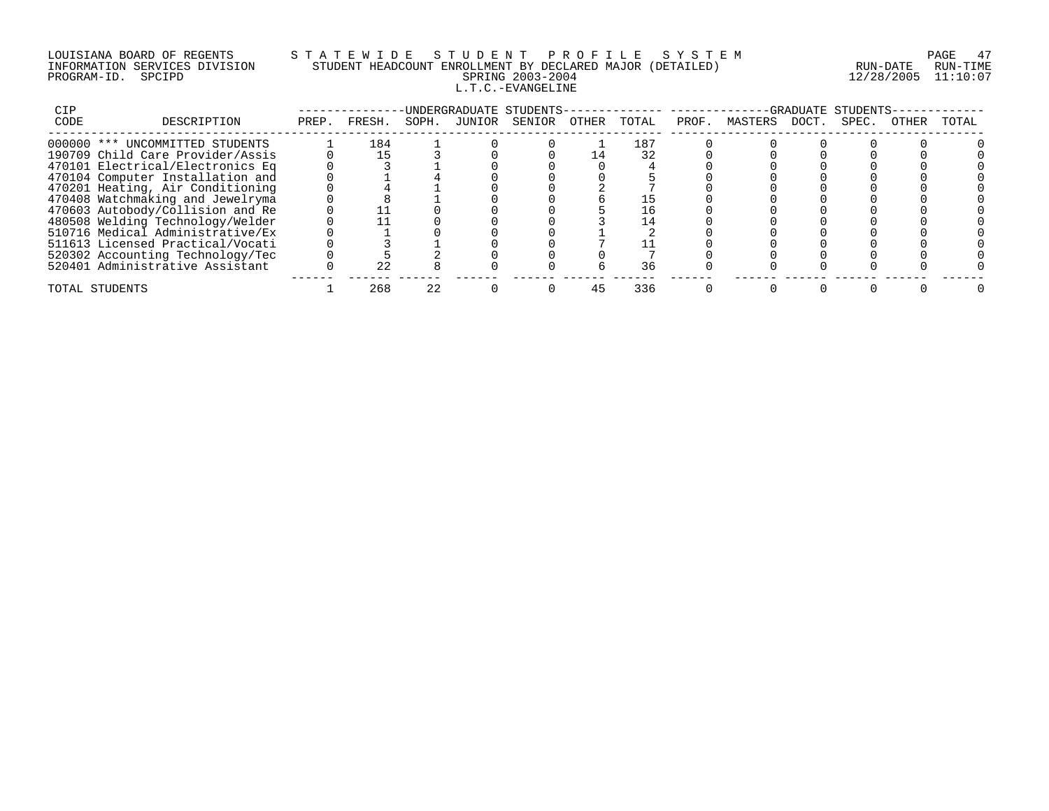LOUISIANA BOARD OF REGENTS — STATEWIDE STUDENT PROFILE SYSTEM
INFORMATION SERVICES DIVISION — STUDENT HEADCOUNT ENROLLMENT BY DECLARED MAJOR (DETAILED)
PROGRAM-ID. SPCIPD — SPRING 2003-2004
RUN-DATE 12/28/2005 RUN-TIME 11:10:07

L.T.C.-EVANGELINE

| CIP CODE | DESCRIPTION | UNDERGRADUATE STUDENTS PREP. | FRESH. | SOPH. | JUNIOR | SENIOR | OTHER | TOTAL | GRADUATE STUDENTS PROF. | MASTERS | DOCT. | SPEC. | OTHER | TOTAL |
|---|---|---|---|---|---|---|---|---|---|---|---|---|---|---|
| 000000 | *** UNCOMMITTED STUDENTS | 1 | 184 | 1 | 0 | 0 | 1 | 187 | 0 | 0 | 0 | 0 | 0 | 0 |
| 190709 | Child Care Provider/Assis | 0 | 15 | 3 | 0 | 0 | 14 | 32 | 0 | 0 | 0 | 0 | 0 | 0 |
| 470101 | Electrical/Electronics Eq | 0 | 3 | 1 | 0 | 0 | 0 | 4 | 0 | 0 | 0 | 0 | 0 | 0 |
| 470104 | Computer Installation and | 0 | 1 | 4 | 0 | 0 | 0 | 5 | 0 | 0 | 0 | 0 | 0 | 0 |
| 470201 | Heating, Air Conditioning | 0 | 4 | 1 | 0 | 0 | 2 | 7 | 0 | 0 | 0 | 0 | 0 | 0 |
| 470408 | Watchmaking and Jewelryma | 0 | 8 | 1 | 0 | 0 | 6 | 15 | 0 | 0 | 0 | 0 | 0 | 0 |
| 470603 | Autobody/Collision and Re | 0 | 11 | 0 | 0 | 0 | 5 | 16 | 0 | 0 | 0 | 0 | 0 | 0 |
| 480508 | Welding Technology/Welder | 0 | 11 | 0 | 0 | 0 | 3 | 14 | 0 | 0 | 0 | 0 | 0 | 0 |
| 510716 | Medical Administrative/Ex | 0 | 1 | 0 | 0 | 0 | 1 | 2 | 0 | 0 | 0 | 0 | 0 | 0 |
| 511613 | Licensed Practical/Vocati | 0 | 3 | 1 | 0 | 0 | 7 | 11 | 0 | 0 | 0 | 0 | 0 | 0 |
| 520302 | Accounting Technology/Tec | 0 | 5 | 2 | 0 | 0 | 0 | 7 | 0 | 0 | 0 | 0 | 0 | 0 |
| 520401 | Administrative Assistant | 0 | 22 | 8 | 0 | 0 | 6 | 36 | 0 | 0 | 0 | 0 | 0 | 0 |
| TOTAL STUDENTS | | 1 | 268 | 22 | 0 | 0 | 45 | 336 | 0 | 0 | 0 | 0 | 0 | 0 |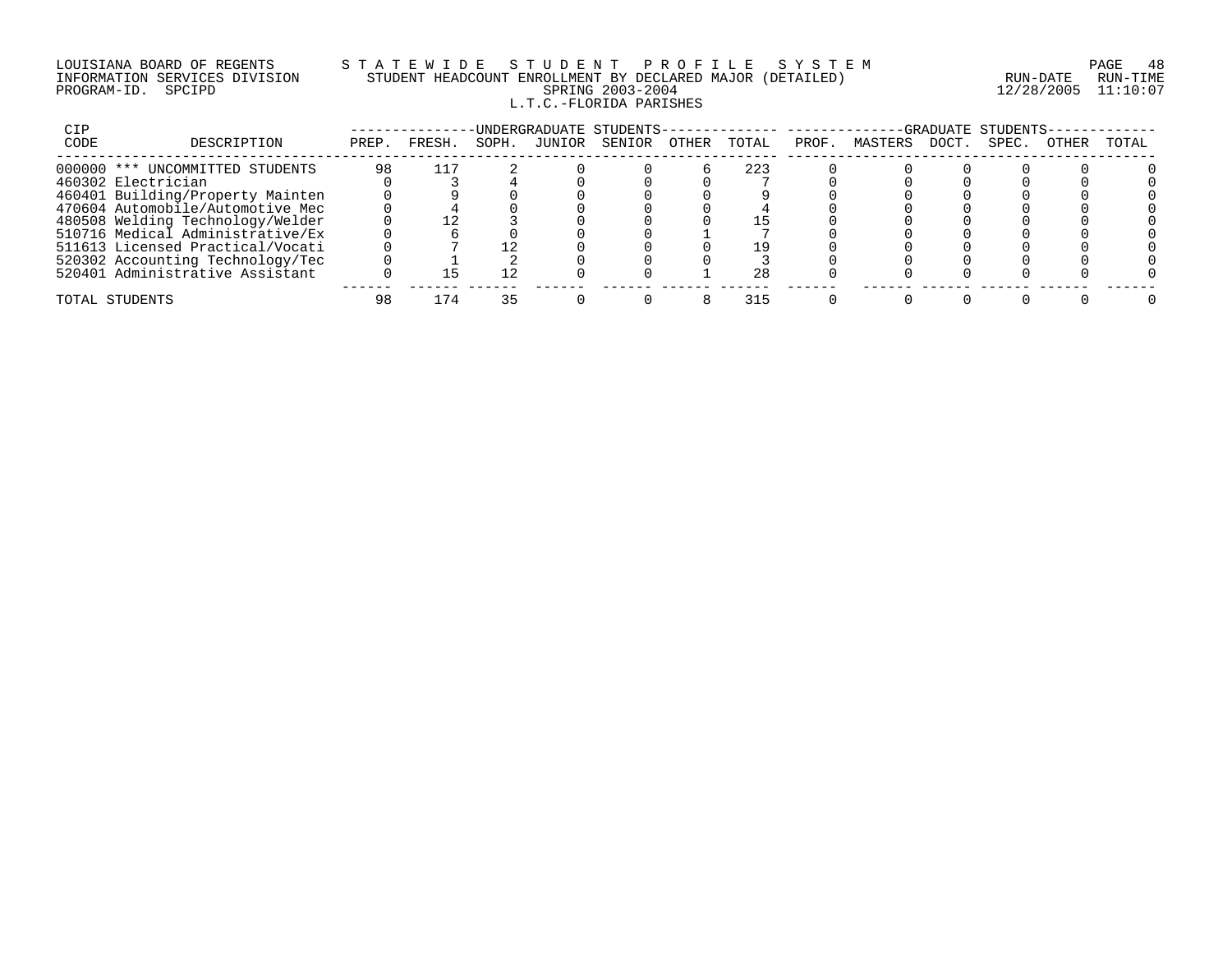LOUISIANA BOARD OF REGENTS — S T A T E W I D E   S T U D E N T   P R O F I L E   S Y S T E M

INFORMATION SERVICES DIVISION — STUDENT HEADCOUNT ENROLLMENT BY DECLARED MAJOR (DETAILED)

PROGRAM-ID. SPCIPD — SPRING 2003-2004 — RUN-DATE 12/28/2005 RUN-TIME 11:10:07

L.T.C.-FLORIDA PARISHES

| CIP CODE | DESCRIPTION | UNDERGRADUATE STUDENTS | | | | | | | GRADUATE STUDENTS | | | | | |
|---|---|---|---|---|---|---|---|---|---|---|---|---|---|---|
| | | PREP. | FRESH. | SOPH. | JUNIOR | SENIOR | OTHER | TOTAL | PROF. | MASTERS | DOCT. | SPEC. | OTHER | TOTAL |
| 000000 | *** UNCOMMITTED STUDENTS | 98 | 117 | 2 | 0 | 0 | 6 | 223 | 0 | 0 | 0 | 0 | 0 | 0 |
| 460302 | Electrician | 0 | 3 | 4 | 0 | 0 | 0 | 7 | 0 | 0 | 0 | 0 | 0 | 0 |
| 460401 | Building/Property Mainten | 0 | 9 | 0 | 0 | 0 | 0 | 9 | 0 | 0 | 0 | 0 | 0 | 0 |
| 470604 | Automobile/Automotive Mec | 0 | 4 | 0 | 0 | 0 | 0 | 4 | 0 | 0 | 0 | 0 | 0 | 0 |
| 480508 | Welding Technology/Welder | 0 | 12 | 3 | 0 | 0 | 0 | 15 | 0 | 0 | 0 | 0 | 0 | 0 |
| 510716 | Medical Administrative/Ex | 0 | 6 | 0 | 0 | 0 | 1 | 7 | 0 | 0 | 0 | 0 | 0 | 0 |
| 511613 | Licensed Practical/Vocati | 0 | 7 | 12 | 0 | 0 | 0 | 19 | 0 | 0 | 0 | 0 | 0 | 0 |
| 520302 | Accounting Technology/Tec | 0 | 1 | 2 | 0 | 0 | 0 | 3 | 0 | 0 | 0 | 0 | 0 | 0 |
| 520401 | Administrative Assistant | 0 | 15 | 12 | 0 | 0 | 1 | 28 | 0 | 0 | 0 | 0 | 0 | 0 |
| TOTAL STUDENTS | | 98 | 174 | 35 | 0 | 0 | 8 | 315 | 0 | 0 | 0 | 0 | 0 | 0 |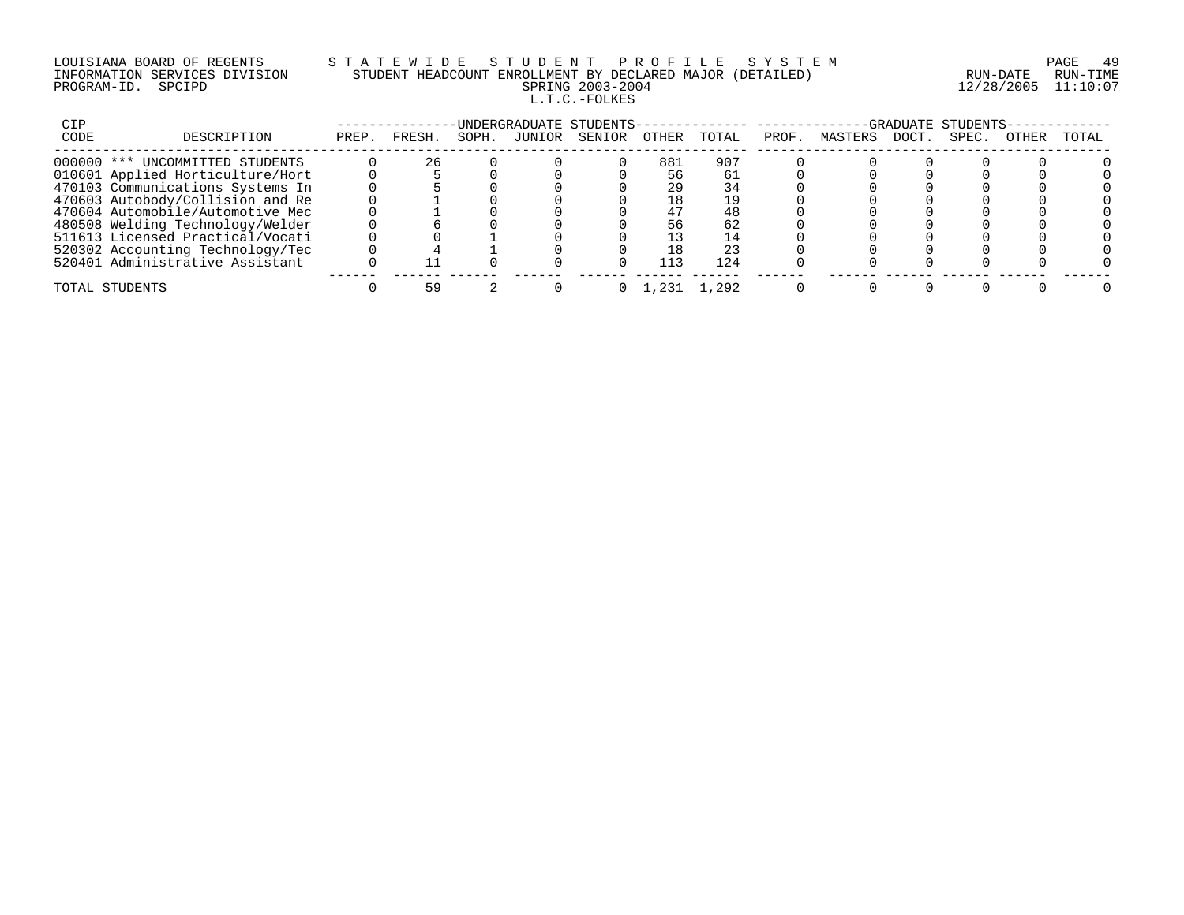LOUISIANA BOARD OF REGENTS — STATEWIDE STUDENT PROFILE SYSTEM
INFORMATION SERVICES DIVISION — STUDENT HEADCOUNT ENROLLMENT BY DECLARED MAJOR (DETAILED) — RUN-DATE 12/28/2005 RUN-TIME 11:10:07
PROGRAM-ID. SPCIPD — SPRING 2003-2004

L.T.C.-FOLKES

| CIP CODE | DESCRIPTION | UNDERGRADUATE STUDENTS | | | | | | | GRADUATE STUDENTS | | | | | |
|---|---|---|---|---|---|---|---|---|---|---|---|---|---|---|
| | | PREP. | FRESH. | SOPH. | JUNIOR | SENIOR | OTHER | TOTAL | PROF. | MASTERS | DOCT. | SPEC. | OTHER | TOTAL |
| 000000 | *** UNCOMMITTED STUDENTS | 0 | 26 | 0 | 0 | 0 | 881 | 907 | 0 | 0 | 0 | 0 | 0 | 0 |
| 010601 | Applied Horticulture/Hort | 0 | 5 | 0 | 0 | 0 | 56 | 61 | 0 | 0 | 0 | 0 | 0 | 0 |
| 470103 | Communications Systems In | 0 | 5 | 0 | 0 | 0 | 29 | 34 | 0 | 0 | 0 | 0 | 0 | 0 |
| 470603 | Autobody/Collision and Re | 0 | 1 | 0 | 0 | 0 | 18 | 19 | 0 | 0 | 0 | 0 | 0 | 0 |
| 470604 | Automobile/Automotive Mec | 0 | 1 | 0 | 0 | 0 | 47 | 48 | 0 | 0 | 0 | 0 | 0 | 0 |
| 480508 | Welding Technology/Welder | 0 | 6 | 0 | 0 | 0 | 56 | 62 | 0 | 0 | 0 | 0 | 0 | 0 |
| 511613 | Licensed Practical/Vocati | 0 | 0 | 1 | 0 | 0 | 13 | 14 | 0 | 0 | 0 | 0 | 0 | 0 |
| 520302 | Accounting Technology/Tec | 0 | 4 | 1 | 0 | 0 | 18 | 23 | 0 | 0 | 0 | 0 | 0 | 0 |
| 520401 | Administrative Assistant | 0 | 11 | 0 | 0 | 0 | 113 | 124 | 0 | 0 | 0 | 0 | 0 | 0 |
| TOTAL STUDENTS | | 0 | 59 | 2 | 0 | 0 | 1,231 | 1,292 | 0 | 0 | 0 | 0 | 0 | 0 |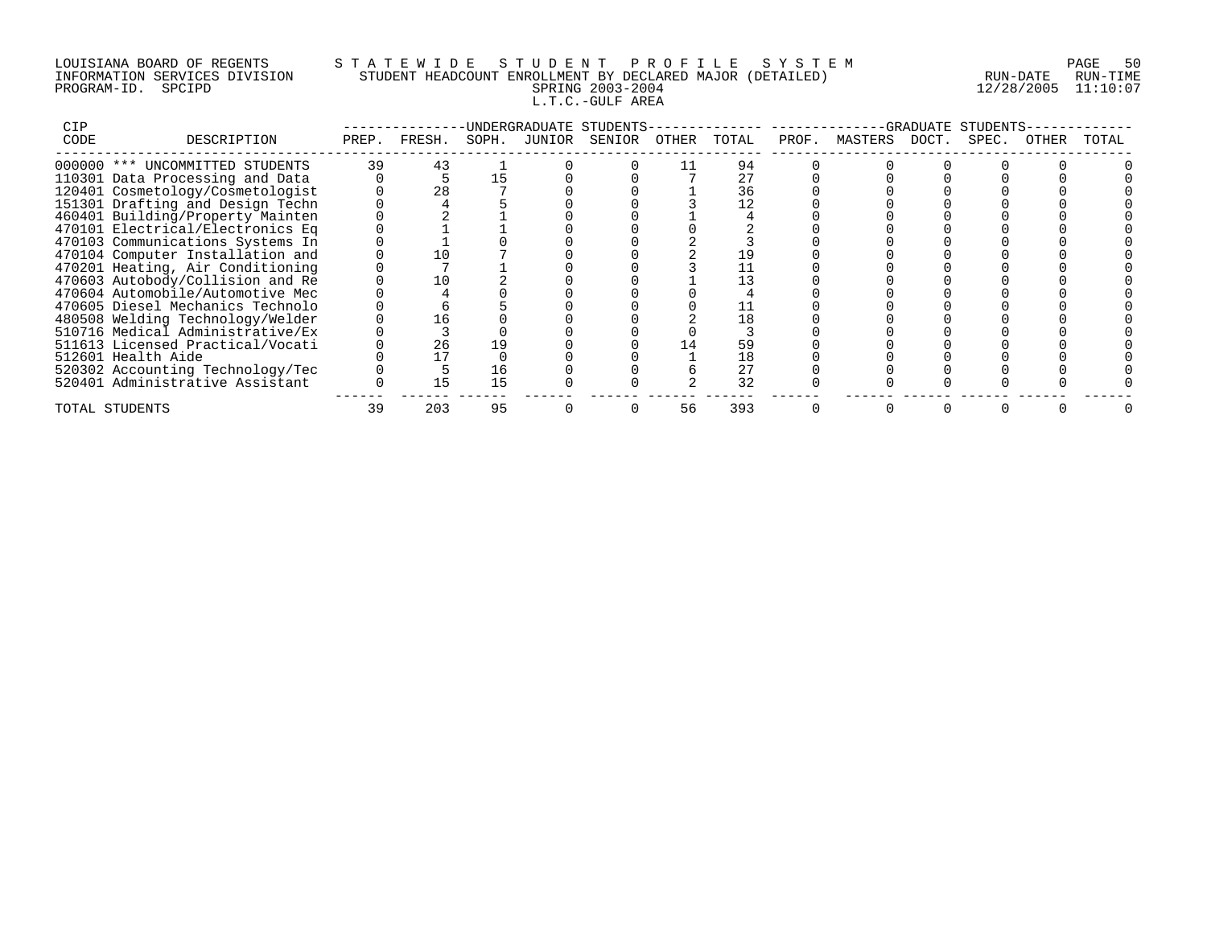LOUISIANA BOARD OF REGENTS — STATEWIDE STUDENT PROFILE SYSTEM
INFORMATION SERVICES DIVISION — STUDENT HEADCOUNT ENROLLMENT BY DECLARED MAJOR (DETAILED) — RUN-DATE 12/28/2005 RUN-TIME 11:10:07
PROGRAM-ID. SPCIPD — SPRING 2003-2004

L.T.C.-GULF AREA

| CIP CODE | DESCRIPTION | UNDERGRADUATE STUDENTS PREP. | FRESH. | SOPH. | JUNIOR | SENIOR | OTHER | TOTAL | GRADUATE STUDENTS PROF. | MASTERS | DOCT. | SPEC. | OTHER | TOTAL |
|---|---|---|---|---|---|---|---|---|---|---|---|---|---|---|
| 000000 | *** UNCOMMITTED STUDENTS | 39 | 43 | 1 | 0 | 0 | 11 | 94 | 0 | 0 | 0 | 0 | 0 | 0 |
| 110301 | Data Processing and Data | 0 | 5 | 15 | 0 | 0 | 7 | 27 | 0 | 0 | 0 | 0 | 0 | 0 |
| 120401 | Cosmetology/Cosmetologist | 0 | 28 | 7 | 0 | 0 | 1 | 36 | 0 | 0 | 0 | 0 | 0 | 0 |
| 151301 | Drafting and Design Techn | 0 | 4 | 5 | 0 | 0 | 3 | 12 | 0 | 0 | 0 | 0 | 0 | 0 |
| 460401 | Building/Property Mainten | 0 | 2 | 1 | 0 | 0 | 1 | 4 | 0 | 0 | 0 | 0 | 0 | 0 |
| 470101 | Electrical/Electronics Eq | 0 | 1 | 1 | 0 | 0 | 0 | 2 | 0 | 0 | 0 | 0 | 0 | 0 |
| 470103 | Communications Systems In | 0 | 1 | 0 | 0 | 0 | 2 | 3 | 0 | 0 | 0 | 0 | 0 | 0 |
| 470104 | Computer Installation and | 0 | 10 | 7 | 0 | 0 | 2 | 19 | 0 | 0 | 0 | 0 | 0 | 0 |
| 470201 | Heating, Air Conditioning | 0 | 7 | 1 | 0 | 0 | 3 | 11 | 0 | 0 | 0 | 0 | 0 | 0 |
| 470603 | Autobody/Collision and Re | 0 | 10 | 2 | 0 | 0 | 1 | 13 | 0 | 0 | 0 | 0 | 0 | 0 |
| 470604 | Automobile/Automotive Mec | 0 | 4 | 0 | 0 | 0 | 0 | 4 | 0 | 0 | 0 | 0 | 0 | 0 |
| 470605 | Diesel Mechanics Technolo | 0 | 6 | 5 | 0 | 0 | 0 | 11 | 0 | 0 | 0 | 0 | 0 | 0 |
| 480508 | Welding Technology/Welder | 0 | 16 | 0 | 0 | 0 | 2 | 18 | 0 | 0 | 0 | 0 | 0 | 0 |
| 510716 | Medical Administrative/Ex | 0 | 3 | 0 | 0 | 0 | 0 | 3 | 0 | 0 | 0 | 0 | 0 | 0 |
| 511613 | Licensed Practical/Vocati | 0 | 26 | 19 | 0 | 0 | 14 | 59 | 0 | 0 | 0 | 0 | 0 | 0 |
| 512601 | Health Aide | 0 | 17 | 0 | 0 | 0 | 1 | 18 | 0 | 0 | 0 | 0 | 0 | 0 |
| 520302 | Accounting Technology/Tec | 0 | 5 | 16 | 0 | 0 | 6 | 27 | 0 | 0 | 0 | 0 | 0 | 0 |
| 520401 | Administrative Assistant | 0 | 15 | 15 | 0 | 0 | 2 | 32 | 0 | 0 | 0 | 0 | 0 | 0 |
| TOTAL STUDENTS | | 39 | 203 | 95 | 0 | 0 | 56 | 393 | 0 | 0 | 0 | 0 | 0 | 0 |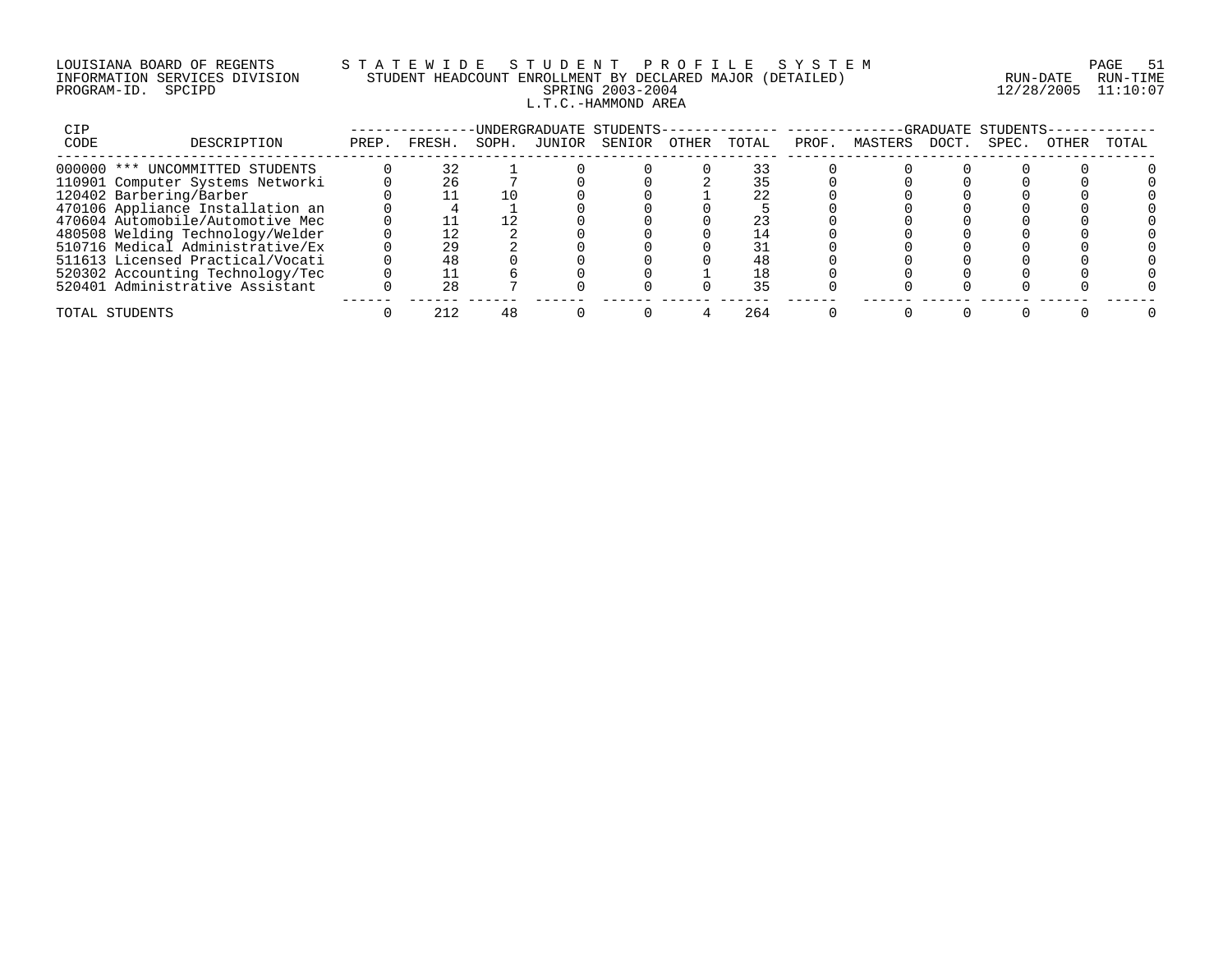LOUISIANA BOARD OF REGENTS — STATEWIDE STUDENT PROFILE SYSTEM
INFORMATION SERVICES DIVISION — STUDENT HEADCOUNT ENROLLMENT BY DECLARED MAJOR (DETAILED)
PROGRAM-ID. SPCIPD — SPRING 2003-2004
RUN-DATE 12/28/2005 RUN-TIME 11:10:07

L.T.C.-HAMMOND AREA

| CIP CODE | DESCRIPTION | UNDERGRADUATE STUDENTS | | | | | | | GRADUATE STUDENTS | | | | | |
|---|---|---|---|---|---|---|---|---|---|---|---|---|---|---|
| | | PREP. | FRESH. | SOPH. | JUNIOR | SENIOR | OTHER | TOTAL | PROF. | MASTERS | DOCT. | SPEC. | OTHER | TOTAL |
| 000000 | *** UNCOMMITTED STUDENTS | 0 | 32 | 1 | 0 | 0 | 0 | 33 | 0 | 0 | 0 | 0 | 0 | 0 |
| 110901 | Computer Systems Networki | 0 | 26 | 7 | 0 | 0 | 2 | 35 | 0 | 0 | 0 | 0 | 0 | 0 |
| 120402 | Barbering/Barber | 0 | 11 | 10 | 0 | 0 | 1 | 22 | 0 | 0 | 0 | 0 | 0 | 0 |
| 470106 | Appliance Installation an | 0 | 4 | 1 | 0 | 0 | 0 | 5 | 0 | 0 | 0 | 0 | 0 | 0 |
| 470604 | Automobile/Automotive Mec | 0 | 11 | 12 | 0 | 0 | 0 | 23 | 0 | 0 | 0 | 0 | 0 | 0 |
| 480508 | Welding Technology/Welder | 0 | 12 | 2 | 0 | 0 | 0 | 14 | 0 | 0 | 0 | 0 | 0 | 0 |
| 510716 | Medical Administrative/Ex | 0 | 29 | 2 | 0 | 0 | 0 | 31 | 0 | 0 | 0 | 0 | 0 | 0 |
| 511613 | Licensed Practical/Vocati | 0 | 48 | 0 | 0 | 0 | 0 | 48 | 0 | 0 | 0 | 0 | 0 | 0 |
| 520302 | Accounting Technology/Tec | 0 | 11 | 6 | 0 | 0 | 1 | 18 | 0 | 0 | 0 | 0 | 0 | 0 |
| 520401 | Administrative Assistant | 0 | 28 | 7 | 0 | 0 | 0 | 35 | 0 | 0 | 0 | 0 | 0 | 0 |
| TOTAL STUDENTS | | 0 | 212 | 48 | 0 | 0 | 4 | 264 | 0 | 0 | 0 | 0 | 0 | 0 |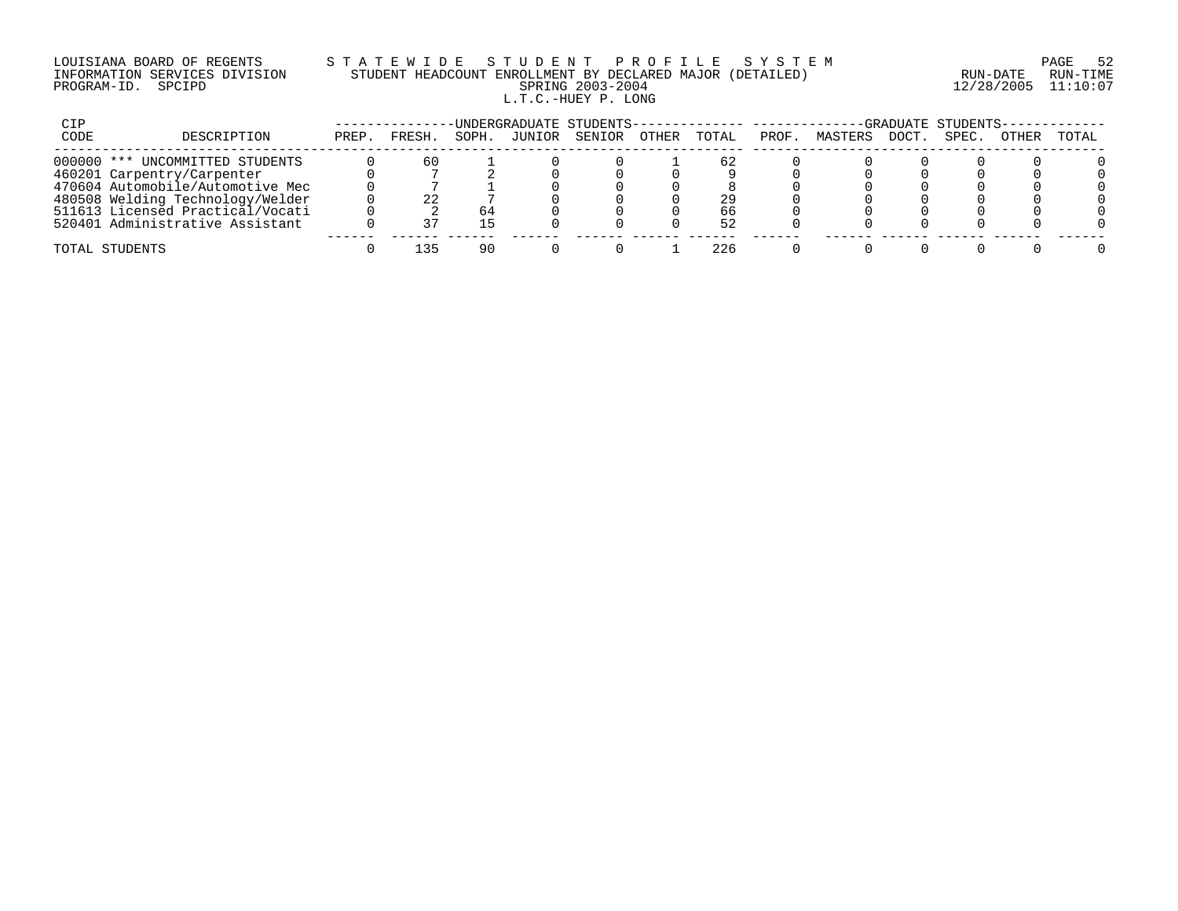LOUISIANA BOARD OF REGENTS
INFORMATION SERVICES DIVISION
PROGRAM-ID. SPCIPD

# STATEWIDE STUDENT PROFILE SYSTEM

## STUDENT HEADCOUNT ENROLLMENT BY DECLARED MAJOR (DETAILED)

SPRING 2003-2004

L.T.C.-HUEY P. LONG

RUN-DATE 12/28/2005 RUN-TIME 11:10:07

| CIP CODE | DESCRIPTION | UNDERGRADUATE STUDENTS PREP. | FRESH. | SOPH. | JUNIOR | SENIOR | OTHER | TOTAL | GRADUATE STUDENTS PROF. | MASTERS | DOCT. | SPEC. | OTHER | TOTAL |
|---|---|---|---|---|---|---|---|---|---|---|---|---|---|---|
| 000000 | *** UNCOMMITTED STUDENTS | 0 | 60 | 1 | 0 | 0 | 1 | 62 | 0 | 0 | 0 | 0 | 0 | 0 |
| 460201 | Carpentry/Carpenter | 0 | 7 | 2 | 0 | 0 | 0 | 9 | 0 | 0 | 0 | 0 | 0 | 0 |
| 470604 | Automobile/Automotive Mec | 0 | 7 | 1 | 0 | 0 | 0 | 8 | 0 | 0 | 0 | 0 | 0 | 0 |
| 480508 | Welding Technology/Welder | 0 | 22 | 7 | 0 | 0 | 0 | 29 | 0 | 0 | 0 | 0 | 0 | 0 |
| 511613 | Licensed Practical/Vocati | 0 | 2 | 64 | 0 | 0 | 0 | 66 | 0 | 0 | 0 | 0 | 0 | 0 |
| 520401 | Administrative Assistant | 0 | 37 | 15 | 0 | 0 | 0 | 52 | 0 | 0 | 0 | 0 | 0 | 0 |
| TOTAL STUDENTS | | 0 | 135 | 90 | 0 | 0 | 1 | 226 | 0 | 0 | 0 | 0 | 0 | 0 |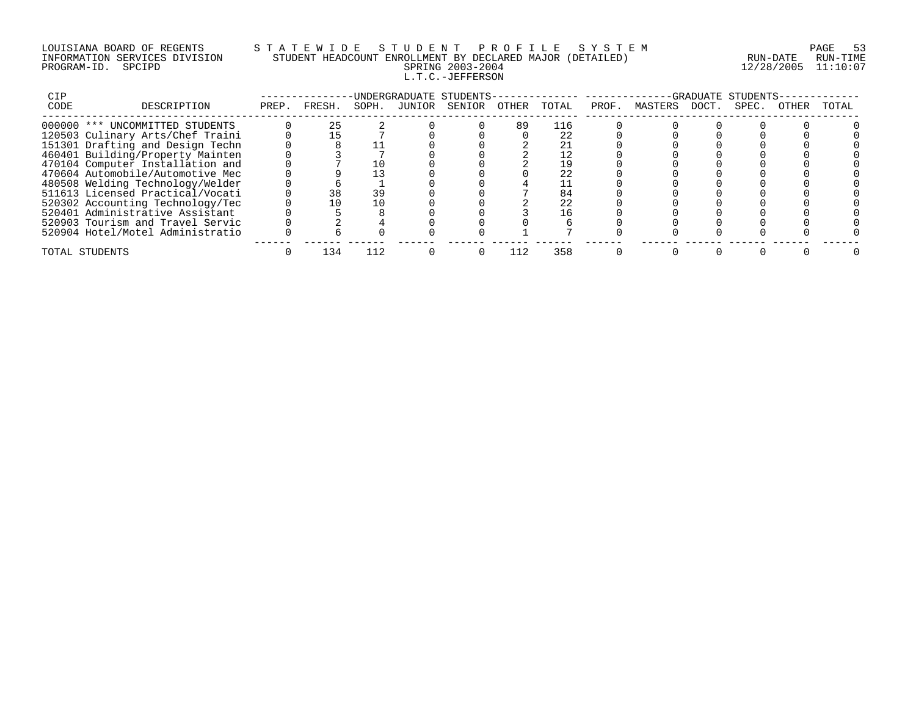LOUISIANA BOARD OF REGENTS — STATEWIDE STUDENT PROFILE SYSTEM
INFORMATION SERVICES DIVISION — STUDENT HEADCOUNT ENROLLMENT BY DECLARED MAJOR (DETAILED)
PROGRAM-ID. SPCIPD — SPRING 2003-2004 — RUN-DATE 12/28/2005 RUN-TIME 11:10:07

## L.T.C.-JEFFERSON

| CIP CODE | DESCRIPTION | UNDERGRADUATE STUDENTS PREP. | FRESH. | SOPH. | JUNIOR | SENIOR | OTHER | TOTAL | GRADUATE STUDENTS PROF. | MASTERS | DOCT. | SPEC. | OTHER | TOTAL |
|---|---|---|---|---|---|---|---|---|---|---|---|---|---|---|
| 000000 | *** UNCOMMITTED STUDENTS | 0 | 25 | 2 | 0 | 0 | 89 | 116 | 0 | 0 | 0 | 0 | 0 | 0 |
| 120503 | Culinary Arts/Chef Traini | 0 | 15 | 7 | 0 | 0 | 0 | 22 | 0 | 0 | 0 | 0 | 0 | 0 |
| 151301 | Drafting and Design Techn | 0 | 8 | 11 | 0 | 0 | 2 | 21 | 0 | 0 | 0 | 0 | 0 | 0 |
| 460401 | Building/Property Mainten | 0 | 3 | 7 | 0 | 0 | 2 | 12 | 0 | 0 | 0 | 0 | 0 | 0 |
| 470104 | Computer Installation and | 0 | 7 | 10 | 0 | 0 | 2 | 19 | 0 | 0 | 0 | 0 | 0 | 0 |
| 470604 | Automobile/Automotive Mec | 0 | 9 | 13 | 0 | 0 | 0 | 22 | 0 | 0 | 0 | 0 | 0 | 0 |
| 480508 | Welding Technology/Welder | 0 | 6 | 1 | 0 | 0 | 4 | 11 | 0 | 0 | 0 | 0 | 0 | 0 |
| 511613 | Licensed Practical/Vocati | 0 | 38 | 39 | 0 | 0 | 7 | 84 | 0 | 0 | 0 | 0 | 0 | 0 |
| 520302 | Accounting Technology/Tec | 0 | 10 | 10 | 0 | 0 | 2 | 22 | 0 | 0 | 0 | 0 | 0 | 0 |
| 520401 | Administrative Assistant | 0 | 5 | 8 | 0 | 0 | 3 | 16 | 0 | 0 | 0 | 0 | 0 | 0 |
| 520903 | Tourism and Travel Servic | 0 | 2 | 4 | 0 | 0 | 0 | 6 | 0 | 0 | 0 | 0 | 0 | 0 |
| 520904 | Hotel/Motel Administratio | 0 | 6 | 0 | 0 | 0 | 1 | 7 | 0 | 0 | 0 | 0 | 0 | 0 |
| TOTAL STUDENTS | | 0 | 134 | 112 | 0 | 0 | 112 | 358 | 0 | 0 | 0 | 0 | 0 | 0 |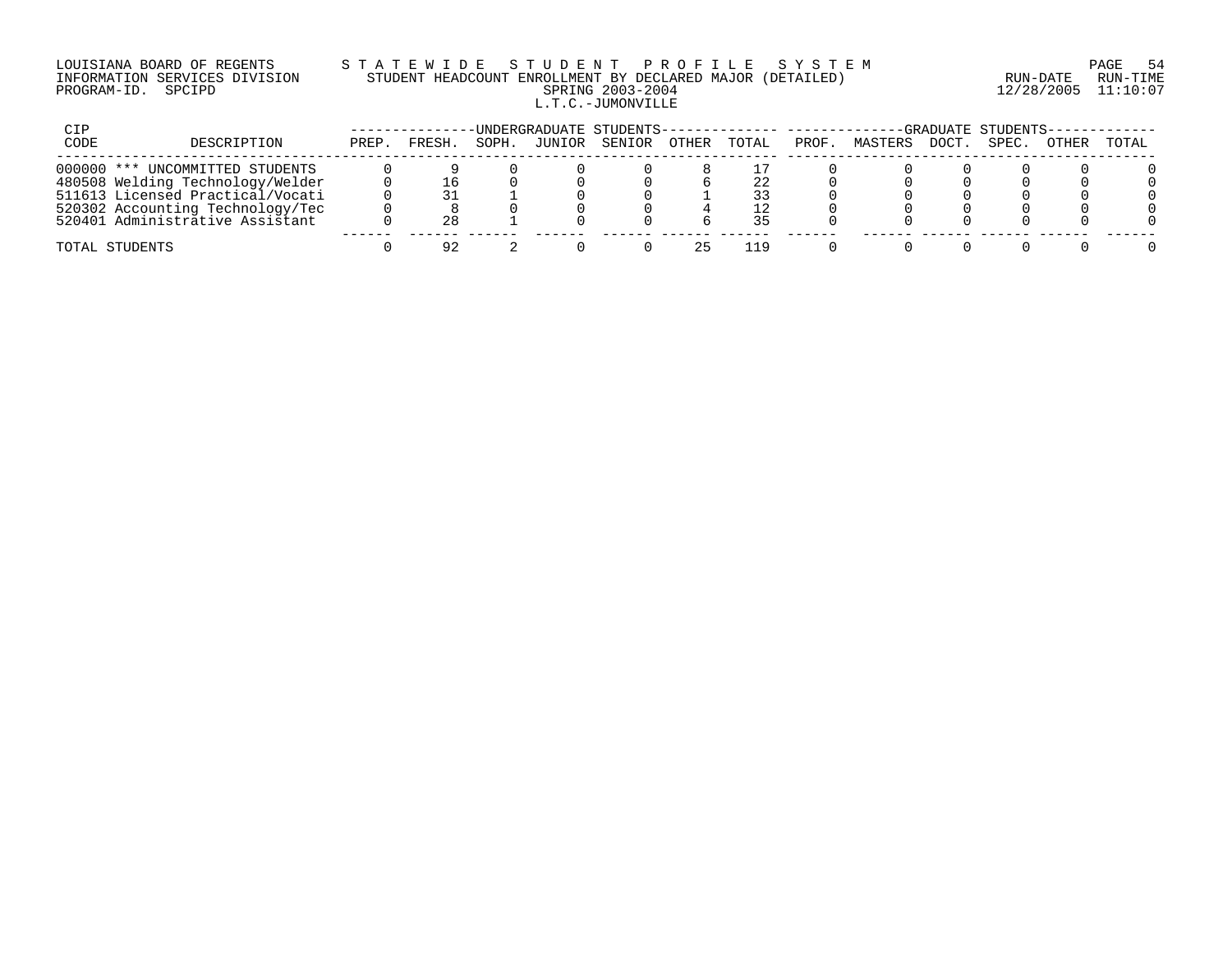LOUISIANA BOARD OF REGENTS — STATEWIDE STUDENT PROFILE SYSTEM
INFORMATION SERVICES DIVISION — STUDENT HEADCOUNT ENROLLMENT BY DECLARED MAJOR (DETAILED)
PROGRAM-ID. SPCIPD — SPRING 2003-2004 — RUN-DATE 12/28/2005 RUN-TIME 11:10:07

L.T.C.-JUMONVILLE

| CIP CODE | DESCRIPTION | UNDERGRADUATE STUDENTS | | | | | | | GRADUATE STUDENTS | | | | | |
|---|---|---|---|---|---|---|---|---|---|---|---|---|---|---|
| | | PREP. | FRESH. | SOPH. | JUNIOR | SENIOR | OTHER | TOTAL | PROF. | MASTERS | DOCT. | SPEC. | OTHER | TOTAL |
| 000000 | *** UNCOMMITTED STUDENTS | 0 | 9 | 0 | 0 | 0 | 8 | 17 | 0 | 0 | 0 | 0 | 0 | 0 |
| 480508 | Welding Technology/Welder | 0 | 16 | 0 | 0 | 0 | 6 | 22 | 0 | 0 | 0 | 0 | 0 | 0 |
| 511613 | Licensed Practical/Vocati | 0 | 31 | 1 | 0 | 0 | 1 | 33 | 0 | 0 | 0 | 0 | 0 | 0 |
| 520302 | Accounting Technology/Tec | 0 | 8 | 0 | 0 | 0 | 4 | 12 | 0 | 0 | 0 | 0 | 0 | 0 |
| 520401 | Administrative Assistant | 0 | 28 | 1 | 0 | 0 | 6 | 35 | 0 | 0 | 0 | 0 | 0 | 0 |
| TOTAL STUDENTS | | 0 | 92 | 2 | 0 | 0 | 25 | 119 | 0 | 0 | 0 | 0 | 0 | 0 |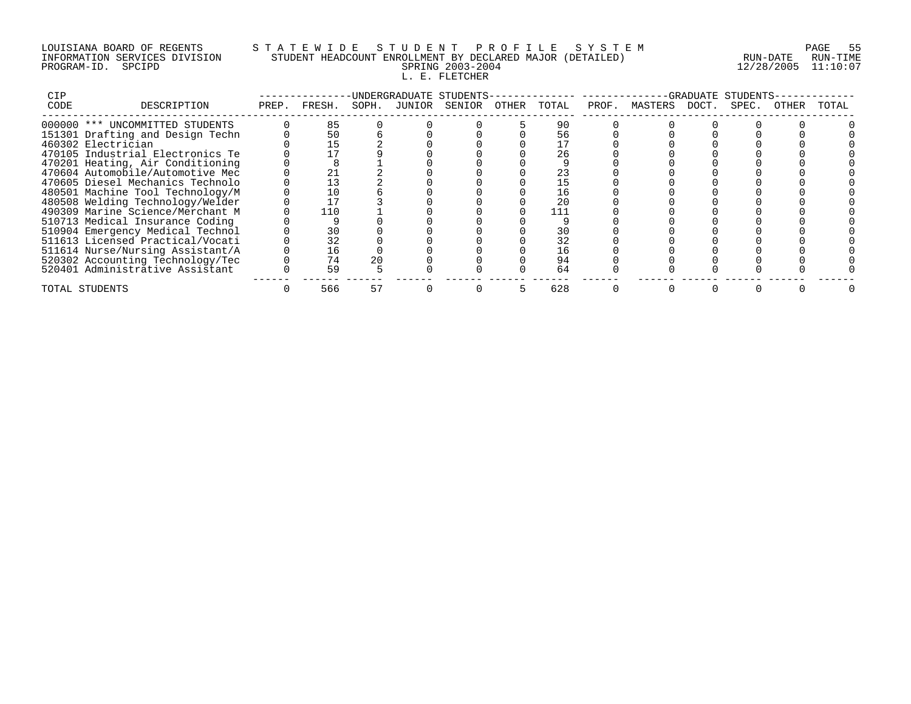LOUISIANA BOARD OF REGENTS
INFORMATION SERVICES DIVISION
PROGRAM-ID. SPCIPD

STATEWIDE STUDENT PROFILE SYSTEM
STUDENT HEADCOUNT ENROLLMENT BY DECLARED MAJOR (DETAILED)
SPRING 2003-2004
L. E. FLETCHER

RUN-DATE 12/28/2005 RUN-TIME 11:10:07

| CIP CODE | DESCRIPTION | UNDERGRADUATE STUDENTS PREP. | FRESH. | SOPH. | JUNIOR | SENIOR | OTHER | TOTAL | GRADUATE STUDENTS PROF. | MASTERS | DOCT. | SPEC. | OTHER | TOTAL |
|---|---|---|---|---|---|---|---|---|---|---|---|---|---|---|
| 000000 | *** UNCOMMITTED STUDENTS | 0 | 85 | 0 | 0 | 0 | 5 | 90 | 0 | 0 | 0 | 0 | 0 | 0 |
| 151301 | Drafting and Design Techn | 0 | 50 | 6 | 0 | 0 | 0 | 56 | 0 | 0 | 0 | 0 | 0 | 0 |
| 460302 | Electrician | 0 | 15 | 2 | 0 | 0 | 0 | 17 | 0 | 0 | 0 | 0 | 0 | 0 |
| 470105 | Industrial Electronics Te | 0 | 17 | 9 | 0 | 0 | 0 | 26 | 0 | 0 | 0 | 0 | 0 | 0 |
| 470201 | Heating, Air Conditioning | 0 | 8 | 1 | 0 | 0 | 0 | 9 | 0 | 0 | 0 | 0 | 0 | 0 |
| 470604 | Automobile/Automotive Mec | 0 | 21 | 2 | 0 | 0 | 0 | 23 | 0 | 0 | 0 | 0 | 0 | 0 |
| 470605 | Diesel Mechanics Technolo | 0 | 13 | 2 | 0 | 0 | 0 | 15 | 0 | 0 | 0 | 0 | 0 | 0 |
| 480501 | Machine Tool Technology/M | 0 | 10 | 6 | 0 | 0 | 0 | 16 | 0 | 0 | 0 | 0 | 0 | 0 |
| 480508 | Welding Technology/Welder | 0 | 17 | 3 | 0 | 0 | 0 | 20 | 0 | 0 | 0 | 0 | 0 | 0 |
| 490309 | Marine Science/Merchant M | 0 | 110 | 1 | 0 | 0 | 0 | 111 | 0 | 0 | 0 | 0 | 0 | 0 |
| 510713 | Medical Insurance Coding | 0 | 9 | 0 | 0 | 0 | 0 | 9 | 0 | 0 | 0 | 0 | 0 | 0 |
| 510904 | Emergency Medical Technol | 0 | 30 | 0 | 0 | 0 | 0 | 30 | 0 | 0 | 0 | 0 | 0 | 0 |
| 511613 | Licensed Practical/Vocati | 0 | 32 | 0 | 0 | 0 | 0 | 32 | 0 | 0 | 0 | 0 | 0 | 0 |
| 511614 | Nurse/Nursing Assistant/A | 0 | 16 | 0 | 0 | 0 | 0 | 16 | 0 | 0 | 0 | 0 | 0 | 0 |
| 520302 | Accounting Technology/Tec | 0 | 74 | 20 | 0 | 0 | 0 | 94 | 0 | 0 | 0 | 0 | 0 | 0 |
| 520401 | Administrative Assistant | 0 | 59 | 5 | 0 | 0 | 0 | 64 | 0 | 0 | 0 | 0 | 0 | 0 |
| TOTAL STUDENTS | | 0 | 566 | 57 | 0 | 0 | 5 | 628 | 0 | 0 | 0 | 0 | 0 | 0 |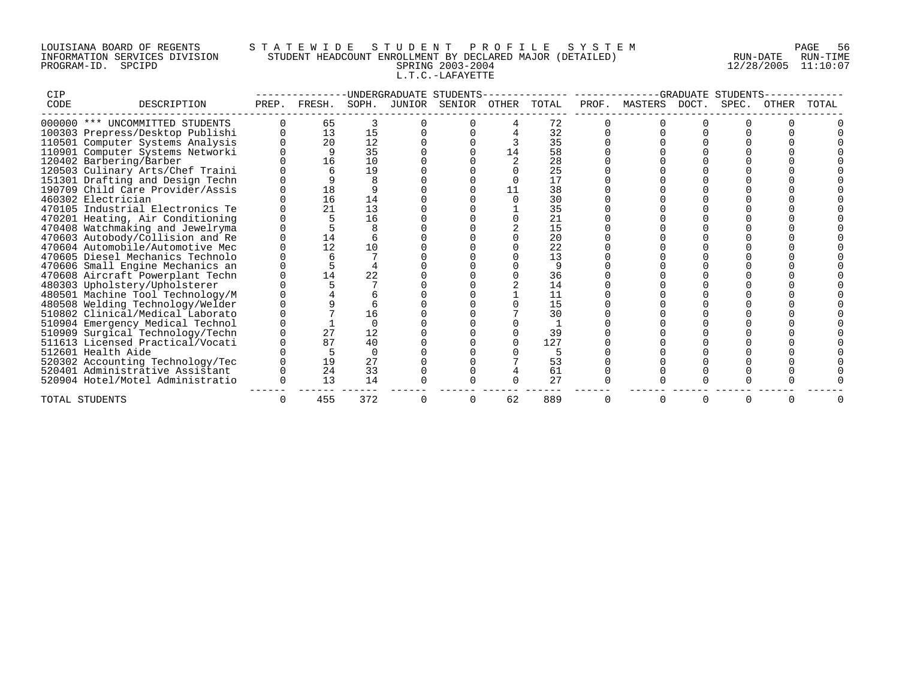LOUISIANA BOARD OF REGENTS — STATEWIDE STUDENT PROFILE SYSTEM
INFORMATION SERVICES DIVISION — STUDENT HEADCOUNT ENROLLMENT BY DECLARED MAJOR (DETAILED)
PROGRAM-ID. SPCIPD — SPRING 2003-2004 — RUN-DATE 12/28/2005 RUN-TIME 11:10:07

L.T.C.-LAFAYETTE

| CIP CODE | DESCRIPTION | UNDERGRADUATE STUDENTS PREP. | FRESH. | SOPH. | JUNIOR | SENIOR | OTHER | TOTAL | GRADUATE STUDENTS PROF. | MASTERS | DOCT. | SPEC. | OTHER | TOTAL |
|---|---|---|---|---|---|---|---|---|---|---|---|---|---|---|
| 000000 | *** UNCOMMITTED STUDENTS | 0 | 65 | 3 | 0 | 0 | 4 | 72 | 0 | 0 | 0 | 0 | 0 | 0 |
| 100303 | Prepress/Desktop Publishi | 0 | 13 | 15 | 0 | 0 | 4 | 32 | 0 | 0 | 0 | 0 | 0 | 0 |
| 110501 | Computer Systems Analysis | 0 | 20 | 12 | 0 | 0 | 3 | 35 | 0 | 0 | 0 | 0 | 0 | 0 |
| 110901 | Computer Systems Networki | 0 | 9 | 35 | 0 | 0 | 14 | 58 | 0 | 0 | 0 | 0 | 0 | 0 |
| 120402 | Barbering/Barber | 0 | 16 | 10 | 0 | 0 | 2 | 28 | 0 | 0 | 0 | 0 | 0 | 0 |
| 120503 | Culinary Arts/Chef Traini | 0 | 6 | 19 | 0 | 0 | 0 | 25 | 0 | 0 | 0 | 0 | 0 | 0 |
| 151301 | Drafting and Design Techn | 0 | 9 | 8 | 0 | 0 | 0 | 17 | 0 | 0 | 0 | 0 | 0 | 0 |
| 190709 | Child Care Provider/Assis | 0 | 18 | 9 | 0 | 0 | 11 | 38 | 0 | 0 | 0 | 0 | 0 | 0 |
| 460302 | Electrician | 0 | 16 | 14 | 0 | 0 | 0 | 30 | 0 | 0 | 0 | 0 | 0 | 0 |
| 470105 | Industrial Electronics Te | 0 | 21 | 13 | 0 | 0 | 1 | 35 | 0 | 0 | 0 | 0 | 0 | 0 |
| 470201 | Heating, Air Conditioning | 0 | 5 | 16 | 0 | 0 | 0 | 21 | 0 | 0 | 0 | 0 | 0 | 0 |
| 470408 | Watchmaking and Jewelryma | 0 | 5 | 8 | 0 | 0 | 2 | 15 | 0 | 0 | 0 | 0 | 0 | 0 |
| 470603 | Autobody/Collision and Re | 0 | 14 | 6 | 0 | 0 | 0 | 20 | 0 | 0 | 0 | 0 | 0 | 0 |
| 470604 | Automobile/Automotive Mec | 0 | 12 | 10 | 0 | 0 | 0 | 22 | 0 | 0 | 0 | 0 | 0 | 0 |
| 470605 | Diesel Mechanics Technolo | 0 | 6 | 7 | 0 | 0 | 0 | 13 | 0 | 0 | 0 | 0 | 0 | 0 |
| 470606 | Small Engine Mechanics an | 0 | 5 | 4 | 0 | 0 | 0 | 9 | 0 | 0 | 0 | 0 | 0 | 0 |
| 470608 | Aircraft Powerplant Techn | 0 | 14 | 22 | 0 | 0 | 0 | 36 | 0 | 0 | 0 | 0 | 0 | 0 |
| 480303 | Upholstery/Upholsterer | 0 | 5 | 7 | 0 | 0 | 2 | 14 | 0 | 0 | 0 | 0 | 0 | 0 |
| 480501 | Machine Tool Technology/M | 0 | 4 | 6 | 0 | 0 | 1 | 11 | 0 | 0 | 0 | 0 | 0 | 0 |
| 480508 | Welding Technology/Welder | 0 | 9 | 6 | 0 | 0 | 0 | 15 | 0 | 0 | 0 | 0 | 0 | 0 |
| 510802 | Clinical/Medical Laborato | 0 | 7 | 16 | 0 | 0 | 7 | 30 | 0 | 0 | 0 | 0 | 0 | 0 |
| 510904 | Emergency Medical Technol | 0 | 1 | 0 | 0 | 0 | 0 | 1 | 0 | 0 | 0 | 0 | 0 | 0 |
| 510909 | Surgical Technology/Techn | 0 | 27 | 12 | 0 | 0 | 0 | 39 | 0 | 0 | 0 | 0 | 0 | 0 |
| 511613 | Licensed Practical/Vocati | 0 | 87 | 40 | 0 | 0 | 0 | 127 | 0 | 0 | 0 | 0 | 0 | 0 |
| 512601 | Health Aide | 0 | 5 | 0 | 0 | 0 | 0 | 5 | 0 | 0 | 0 | 0 | 0 | 0 |
| 520302 | Accounting Technology/Tec | 0 | 19 | 27 | 0 | 0 | 7 | 53 | 0 | 0 | 0 | 0 | 0 | 0 |
| 520401 | Administrative Assistant | 0 | 24 | 33 | 0 | 0 | 4 | 61 | 0 | 0 | 0 | 0 | 0 | 0 |
| 520904 | Hotel/Motel Administratio | 0 | 13 | 14 | 0 | 0 | 0 | 27 | 0 | 0 | 0 | 0 | 0 | 0 |
| TOTAL STUDENTS | | 0 | 455 | 372 | 0 | 0 | 62 | 889 | 0 | 0 | 0 | 0 | 0 | 0 |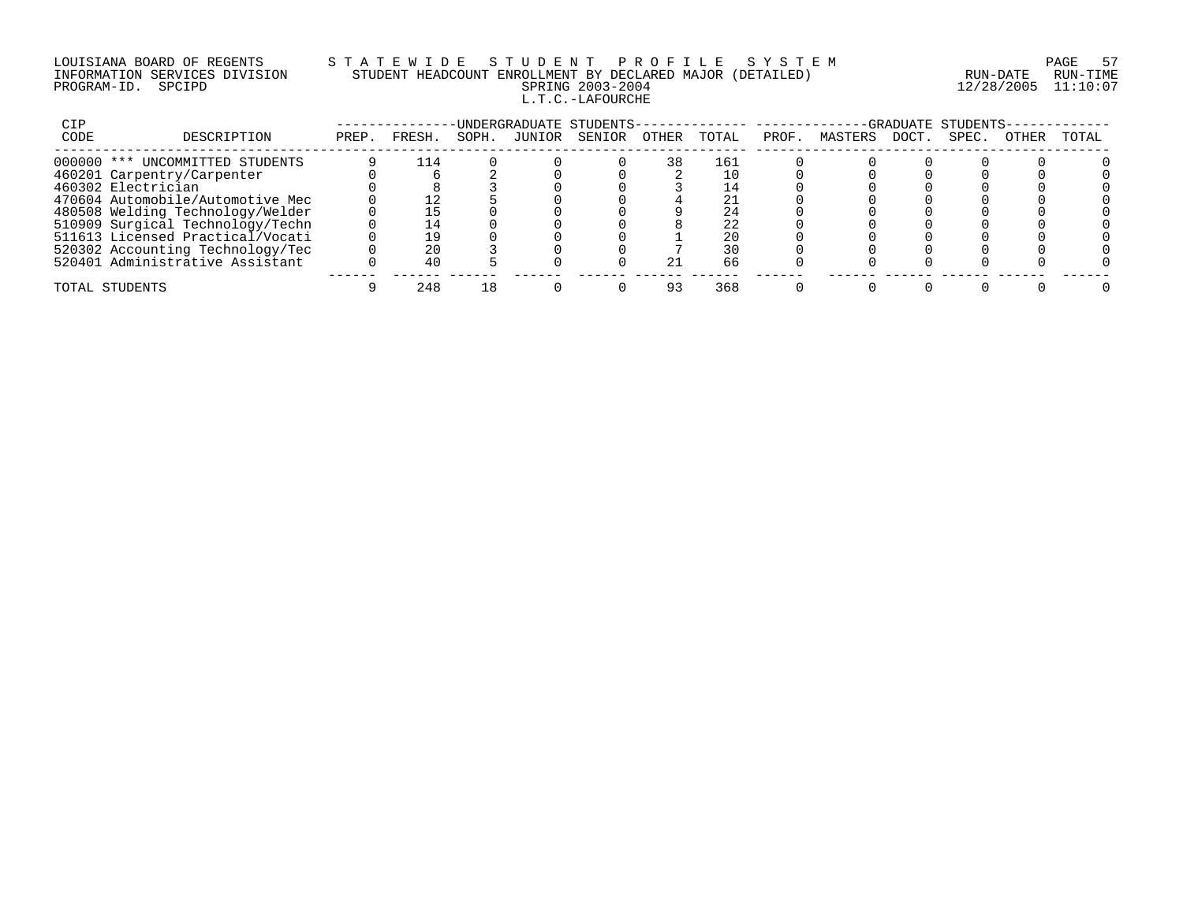LOUISIANA BOARD OF REGENTS
INFORMATION SERVICES DIVISION
PROGRAM-ID. SPCIPD

STATEWIDE STUDENT PROFILE SYSTEM
STUDENT HEADCOUNT ENROLLMENT BY DECLARED MAJOR (DETAILED)
SPRING 2003-2004
L.T.C.-LAFOURCHE

RUN-DATE 12/28/2005 RUN-TIME 11:10:07

| CIP CODE | DESCRIPTION | UNDERGRADUATE STUDENTS PREP. | FRESH. | SOPH. | JUNIOR | SENIOR | OTHER | TOTAL | GRADUATE STUDENTS PROF. | MASTERS | DOCT. | SPEC. | OTHER | TOTAL |
|---|---|---|---|---|---|---|---|---|---|---|---|---|---|---|
| 000000 | *** UNCOMMITTED STUDENTS | 9 | 114 | 0 | 0 | 0 | 38 | 161 | 0 | 0 | 0 | 0 | 0 | 0 |
| 460201 | Carpentry/Carpenter | 0 | 6 | 2 | 0 | 0 | 2 | 10 | 0 | 0 | 0 | 0 | 0 | 0 |
| 460302 | Electrician | 0 | 8 | 3 | 0 | 0 | 3 | 14 | 0 | 0 | 0 | 0 | 0 | 0 |
| 470604 | Automobile/Automotive Mec | 0 | 12 | 5 | 0 | 0 | 4 | 21 | 0 | 0 | 0 | 0 | 0 | 0 |
| 480508 | Welding Technology/Welder | 0 | 15 | 0 | 0 | 0 | 9 | 24 | 0 | 0 | 0 | 0 | 0 | 0 |
| 510909 | Surgical Technology/Techn | 0 | 14 | 0 | 0 | 0 | 8 | 22 | 0 | 0 | 0 | 0 | 0 | 0 |
| 511613 | Licensed Practical/Vocati | 0 | 19 | 0 | 0 | 0 | 1 | 20 | 0 | 0 | 0 | 0 | 0 | 0 |
| 520302 | Accounting Technology/Tec | 0 | 20 | 3 | 0 | 0 | 7 | 30 | 0 | 0 | 0 | 0 | 0 | 0 |
| 520401 | Administrative Assistant | 0 | 40 | 5 | 0 | 0 | 21 | 66 | 0 | 0 | 0 | 0 | 0 | 0 |
| TOTAL STUDENTS | | 9 | 248 | 18 | 0 | 0 | 93 | 368 | 0 | 0 | 0 | 0 | 0 | 0 |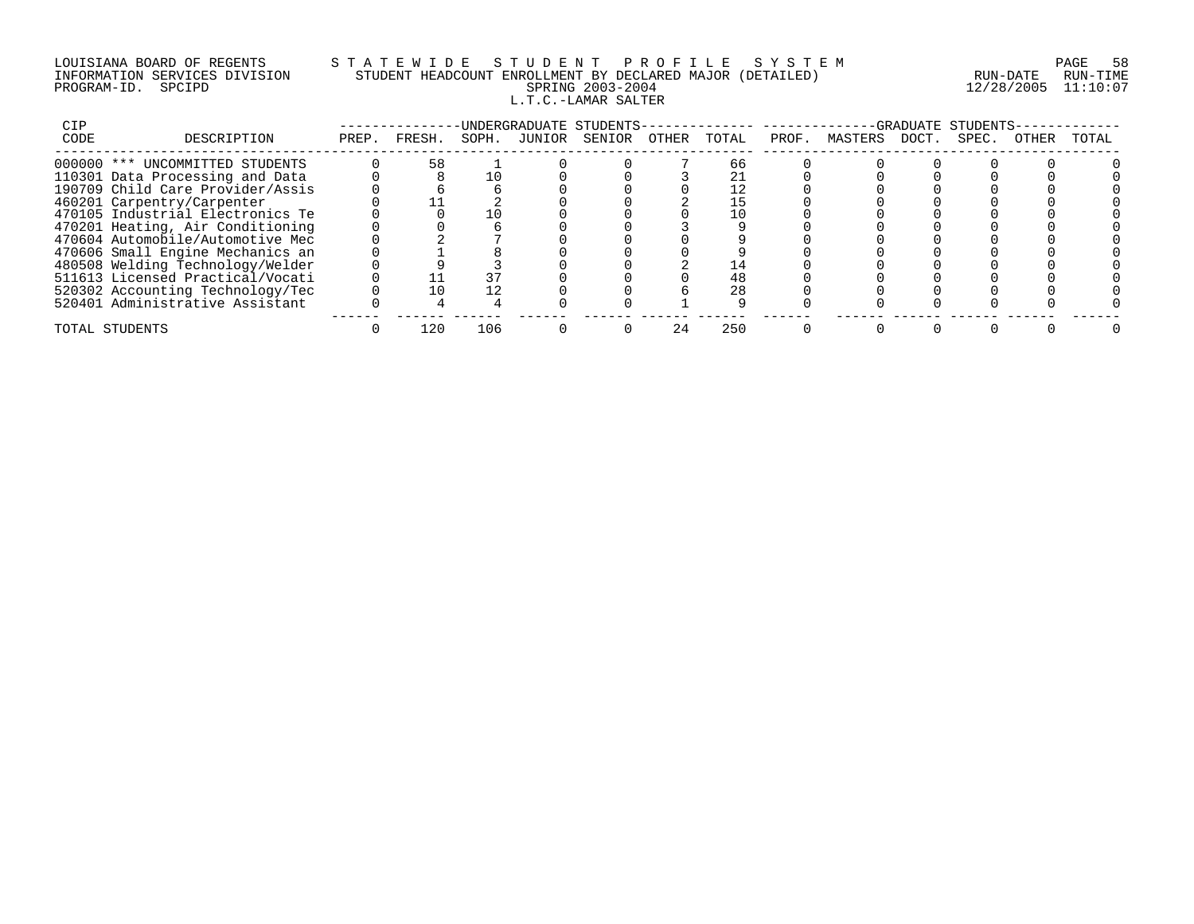LOUISIANA BOARD OF REGENTS — STATEWIDE STUDENT PROFILE SYSTEM
INFORMATION SERVICES DIVISION — STUDENT HEADCOUNT ENROLLMENT BY DECLARED MAJOR (DETAILED)
PROGRAM-ID. SPCIPD — SPRING 2003-2004
RUN-DATE 12/28/2005 RUN-TIME 11:10:07

## L.T.C.-LAMAR SALTER

| CIP CODE | DESCRIPTION | UNDERGRADUATE STUDENTS PREP. | FRESH. | SOPH. | JUNIOR | SENIOR | OTHER | TOTAL | GRADUATE STUDENTS PROF. | MASTERS | DOCT. | SPEC. | OTHER | TOTAL |
|---|---|---|---|---|---|---|---|---|---|---|---|---|---|---|
| 000000 | *** UNCOMMITTED STUDENTS | 0 | 58 | 1 | 0 | 0 | 7 | 66 | 0 | 0 | 0 | 0 | 0 | 0 |
| 110301 | Data Processing and Data | 0 | 8 | 10 | 0 | 0 | 3 | 21 | 0 | 0 | 0 | 0 | 0 | 0 |
| 190709 | Child Care Provider/Assis | 0 | 6 | 6 | 0 | 0 | 0 | 12 | 0 | 0 | 0 | 0 | 0 | 0 |
| 460201 | Carpentry/Carpenter | 0 | 11 | 2 | 0 | 0 | 2 | 15 | 0 | 0 | 0 | 0 | 0 | 0 |
| 470105 | Industrial Electronics Te | 0 | 0 | 10 | 0 | 0 | 0 | 10 | 0 | 0 | 0 | 0 | 0 | 0 |
| 470201 | Heating, Air Conditioning | 0 | 0 | 6 | 0 | 0 | 3 | 9 | 0 | 0 | 0 | 0 | 0 | 0 |
| 470604 | Automobile/Automotive Mec | 0 | 2 | 7 | 0 | 0 | 0 | 9 | 0 | 0 | 0 | 0 | 0 | 0 |
| 470606 | Small Engine Mechanics an | 0 | 1 | 8 | 0 | 0 | 0 | 9 | 0 | 0 | 0 | 0 | 0 | 0 |
| 480508 | Welding Technology/Welder | 0 | 9 | 3 | 0 | 0 | 2 | 14 | 0 | 0 | 0 | 0 | 0 | 0 |
| 511613 | Licensed Practical/Vocati | 0 | 11 | 37 | 0 | 0 | 0 | 48 | 0 | 0 | 0 | 0 | 0 | 0 |
| 520302 | Accounting Technology/Tec | 0 | 10 | 12 | 0 | 0 | 6 | 28 | 0 | 0 | 0 | 0 | 0 | 0 |
| 520401 | Administrative Assistant | 0 | 4 | 4 | 0 | 0 | 1 | 9 | 0 | 0 | 0 | 0 | 0 | 0 |
| TOTAL STUDENTS | | 0 | 120 | 106 | 0 | 0 | 24 | 250 | 0 | 0 | 0 | 0 | 0 | 0 |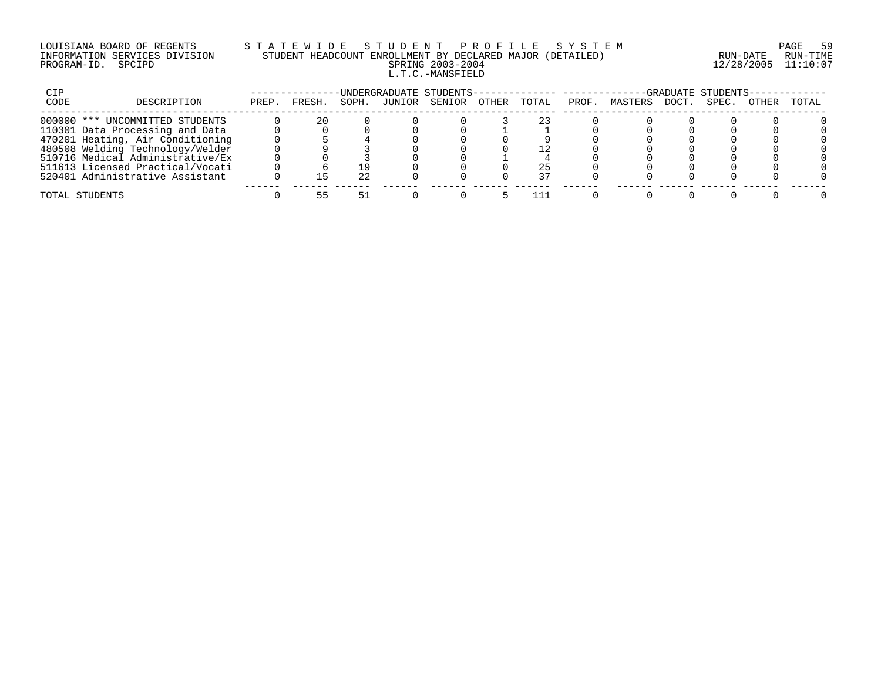LOUISIANA BOARD OF REGENTS — STATEWIDE STUDENT PROFILE SYSTEM
INFORMATION SERVICES DIVISION — STUDENT HEADCOUNT ENROLLMENT BY DECLARED MAJOR (DETAILED) — RUN-DATE 12/28/2005 RUN-TIME 11:10:07
PROGRAM-ID. SPCIPD

SPRING 2003-2004

L.T.C.-MANSFIELD

| CIP CODE | DESCRIPTION | UNDERGRADUATE STUDENTS | | | | | | | GRADUATE STUDENTS | | | | | |
|---|---|---|---|---|---|---|---|---|---|---|---|---|---|---|
| | | PREP. | FRESH. | SOPH. | JUNIOR | SENIOR | OTHER | TOTAL | PROF. | MASTERS | DOCT. | SPEC. | OTHER | TOTAL |
| 000000 | *** UNCOMMITTED STUDENTS | 0 | 20 | 0 | 0 | 0 | 3 | 23 | 0 | 0 | 0 | 0 | 0 | 0 |
| 110301 | Data Processing and Data | 0 | 0 | 0 | 0 | 0 | 1 | 1 | 0 | 0 | 0 | 0 | 0 | 0 |
| 470201 | Heating, Air Conditioning | 0 | 5 | 4 | 0 | 0 | 0 | 9 | 0 | 0 | 0 | 0 | 0 | 0 |
| 480508 | Welding Technology/Welder | 0 | 9 | 3 | 0 | 0 | 0 | 12 | 0 | 0 | 0 | 0 | 0 | 0 |
| 510716 | Medical Administrative/Ex | 0 | 0 | 3 | 0 | 0 | 1 | 4 | 0 | 0 | 0 | 0 | 0 | 0 |
| 511613 | Licensed Practical/Vocati | 0 | 6 | 19 | 0 | 0 | 0 | 25 | 0 | 0 | 0 | 0 | 0 | 0 |
| 520401 | Administrative Assistant | 0 | 15 | 22 | 0 | 0 | 0 | 37 | 0 | 0 | 0 | 0 | 0 | 0 |
| TOTAL STUDENTS | | 0 | 55 | 51 | 0 | 0 | 5 | 111 | 0 | 0 | 0 | 0 | 0 | 0 |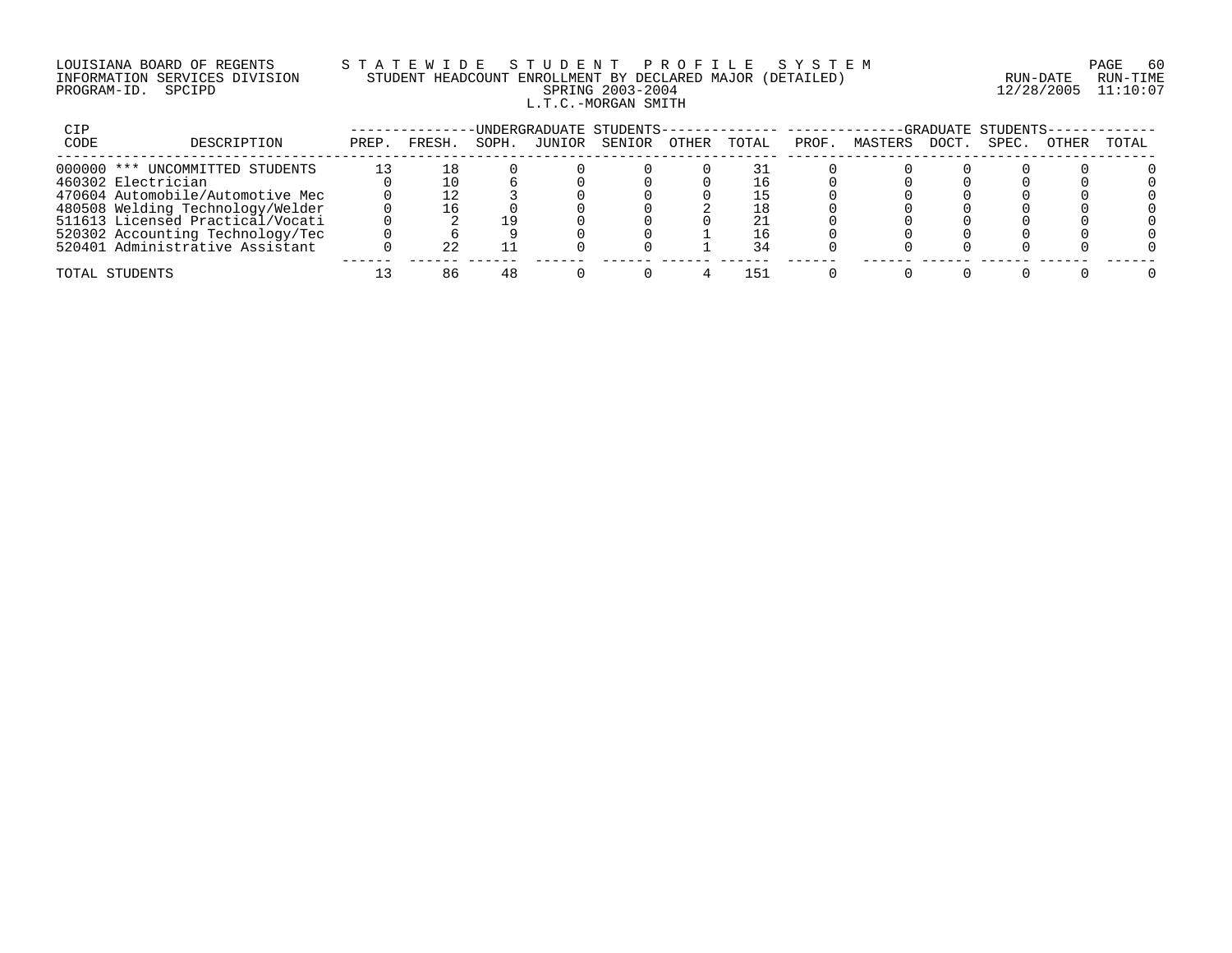LOUISIANA BOARD OF REGENTS
INFORMATION SERVICES DIVISION
PROGRAM-ID. SPCIPD

S T A T E W I D E   S T U D E N T   P R O F I L E   S Y S T E M
STUDENT HEADCOUNT ENROLLMENT BY DECLARED MAJOR (DETAILED)
SPRING 2003-2004
L.T.C.-MORGAN SMITH

RUN-DATE 12/28/2005 RUN-TIME 11:10:07

| CIP CODE | DESCRIPTION | UNDERGRADUATE STUDENTS PREP. | FRESH. | SOPH. | JUNIOR | SENIOR | OTHER | TOTAL | GRADUATE STUDENTS PROF. | MASTERS | DOCT. | SPEC. | OTHER | TOTAL |
|---|---|---|---|---|---|---|---|---|---|---|---|---|---|---|
| 000000 | *** UNCOMMITTED STUDENTS | 13 | 18 | 0 | 0 | 0 | 0 | 31 | 0 | 0 | 0 | 0 | 0 | 0 |
| 460302 | Electrician | 0 | 10 | 6 | 0 | 0 | 0 | 16 | 0 | 0 | 0 | 0 | 0 | 0 |
| 470604 | Automobile/Automotive Mec | 0 | 12 | 3 | 0 | 0 | 0 | 15 | 0 | 0 | 0 | 0 | 0 | 0 |
| 480508 | Welding Technology/Welder | 0 | 16 | 0 | 0 | 0 | 2 | 18 | 0 | 0 | 0 | 0 | 0 | 0 |
| 511613 | Licensed Practical/Vocati | 0 | 2 | 19 | 0 | 0 | 0 | 21 | 0 | 0 | 0 | 0 | 0 | 0 |
| 520302 | Accounting Technology/Tec | 0 | 6 | 9 | 0 | 0 | 1 | 16 | 0 | 0 | 0 | 0 | 0 | 0 |
| 520401 | Administrative Assistant | 0 | 22 | 11 | 0 | 0 | 1 | 34 | 0 | 0 | 0 | 0 | 0 | 0 |
| TOTAL STUDENTS | | 13 | 86 | 48 | 0 | 0 | 4 | 151 | 0 | 0 | 0 | 0 | 0 | 0 |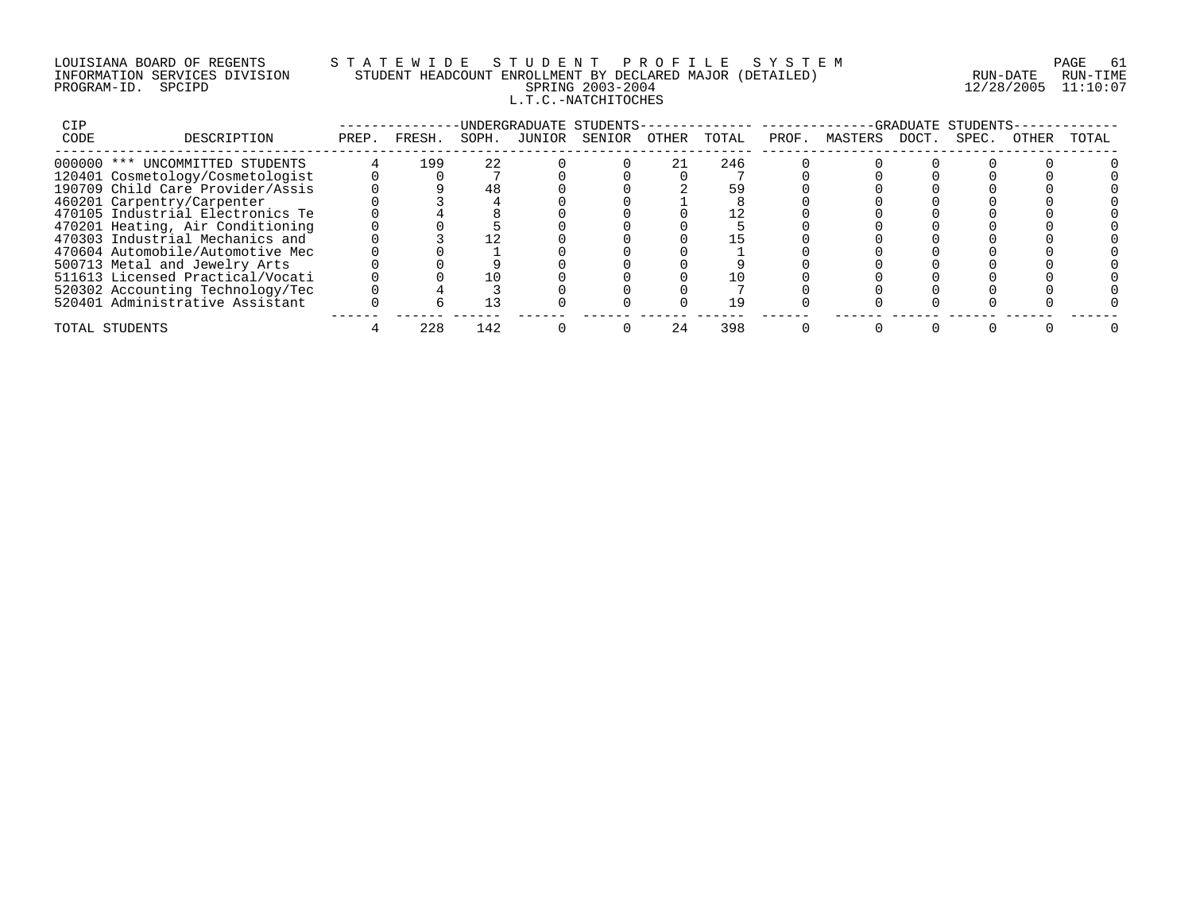LOUISIANA BOARD OF REGENTS
INFORMATION SERVICES DIVISION
PROGRAM-ID. SPCIPD

STATEWIDE STUDENT PROFILE SYSTEM
STUDENT HEADCOUNT ENROLLMENT BY DECLARED MAJOR (DETAILED)
SPRING 2003-2004
L.T.C.-NATCHITOCHES

RUN-DATE 12/28/2005 RUN-TIME 11:10:07

| CIP CODE | DESCRIPTION | UNDERGRADUATE STUDENTS PREP. | FRESH. | SOPH. | JUNIOR | SENIOR | OTHER | TOTAL | GRADUATE STUDENTS PROF. | MASTERS | DOCT. | SPEC. | OTHER | TOTAL |
|---|---|---|---|---|---|---|---|---|---|---|---|---|---|---|
| 000000 | *** UNCOMMITTED STUDENTS | 4 | 199 | 22 | 0 | 0 | 21 | 246 | 0 | 0 | 0 | 0 | 0 | 0 |
| 120401 | Cosmetology/Cosmetologist | 0 | 0 | 7 | 0 | 0 | 0 | 7 | 0 | 0 | 0 | 0 | 0 | 0 |
| 190709 | Child Care Provider/Assis | 0 | 9 | 48 | 0 | 0 | 2 | 59 | 0 | 0 | 0 | 0 | 0 | 0 |
| 460201 | Carpentry/Carpenter | 0 | 3 | 4 | 0 | 0 | 1 | 8 | 0 | 0 | 0 | 0 | 0 | 0 |
| 470105 | Industrial Electronics Te | 0 | 4 | 8 | 0 | 0 | 0 | 12 | 0 | 0 | 0 | 0 | 0 | 0 |
| 470201 | Heating, Air Conditioning | 0 | 0 | 5 | 0 | 0 | 0 | 5 | 0 | 0 | 0 | 0 | 0 | 0 |
| 470303 | Industrial Mechanics and | 0 | 3 | 12 | 0 | 0 | 0 | 15 | 0 | 0 | 0 | 0 | 0 | 0 |
| 470604 | Automobile/Automotive Mec | 0 | 0 | 1 | 0 | 0 | 0 | 1 | 0 | 0 | 0 | 0 | 0 | 0 |
| 500713 | Metal and Jewelry Arts | 0 | 0 | 9 | 0 | 0 | 0 | 9 | 0 | 0 | 0 | 0 | 0 | 0 |
| 511613 | Licensed Practical/Vocati | 0 | 0 | 10 | 0 | 0 | 0 | 10 | 0 | 0 | 0 | 0 | 0 | 0 |
| 520302 | Accounting Technology/Tec | 0 | 4 | 3 | 0 | 0 | 0 | 7 | 0 | 0 | 0 | 0 | 0 | 0 |
| 520401 | Administrative Assistant | 0 | 6 | 13 | 0 | 0 | 0 | 19 | 0 | 0 | 0 | 0 | 0 | 0 |
| TOTAL STUDENTS | | 4 | 228 | 142 | 0 | 0 | 24 | 398 | 0 | 0 | 0 | 0 | 0 | 0 |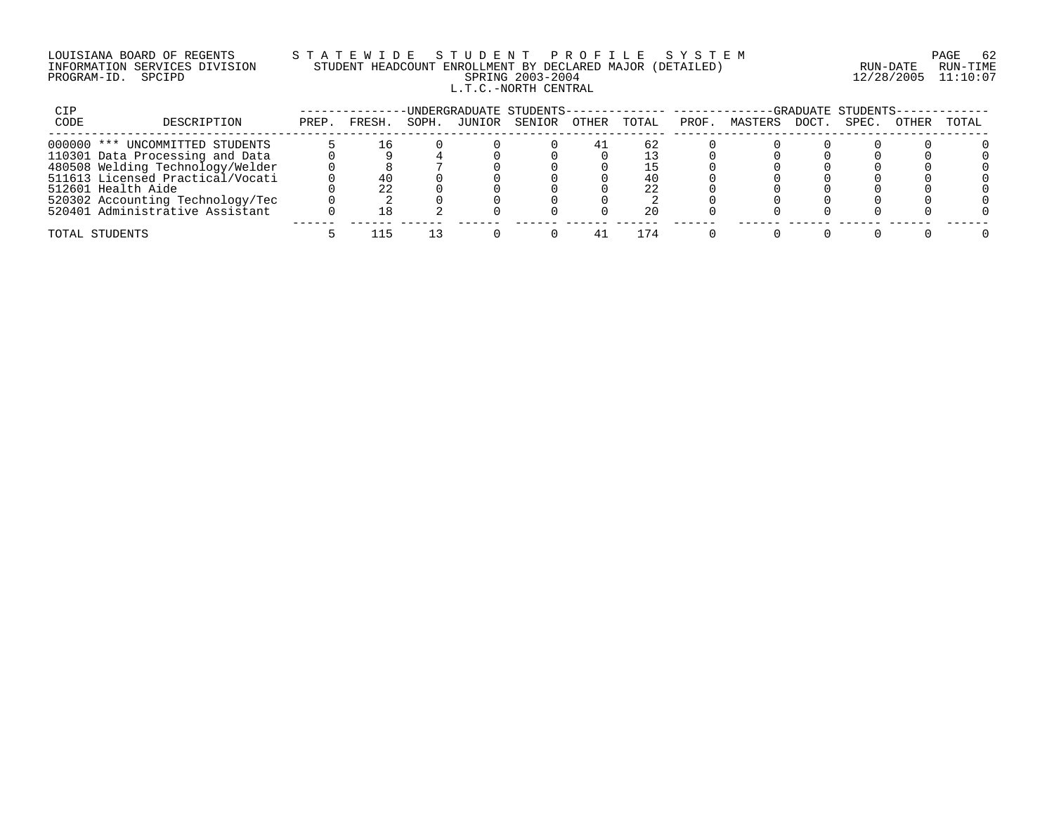LOUISIANA BOARD OF REGENTS — INFORMATION SERVICES DIVISION — PROGRAM-ID. SPCIPD

STATEWIDE STUDENT PROFILE SYSTEM

STUDENT HEADCOUNT ENROLLMENT BY DECLARED MAJOR (DETAILED)

SPRING 2003-2004

L.T.C.-NORTH CENTRAL

RUN-DATE 12/28/2005 RUN-TIME 11:10:07

| CIP CODE | DESCRIPTION | UNDERGRADUATE STUDENTS PREP. | FRESH. | SOPH. | JUNIOR | SENIOR | OTHER | TOTAL | GRADUATE STUDENTS PROF. | MASTERS | DOCT. | SPEC. | OTHER | TOTAL |
|---|---|---|---|---|---|---|---|---|---|---|---|---|---|---|
| 000000 | *** UNCOMMITTED STUDENTS | 5 | 16 | 0 | 0 | 0 | 41 | 62 | 0 | 0 | 0 | 0 | 0 | 0 |
| 110301 | Data Processing and Data | 0 | 9 | 4 | 0 | 0 | 0 | 13 | 0 | 0 | 0 | 0 | 0 | 0 |
| 480508 | Welding Technology/Welder | 0 | 8 | 7 | 0 | 0 | 0 | 15 | 0 | 0 | 0 | 0 | 0 | 0 |
| 511613 | Licensed Practical/Vocati | 0 | 40 | 0 | 0 | 0 | 0 | 40 | 0 | 0 | 0 | 0 | 0 | 0 |
| 512601 | Health Aide | 0 | 22 | 0 | 0 | 0 | 0 | 22 | 0 | 0 | 0 | 0 | 0 | 0 |
| 520302 | Accounting Technology/Tec | 0 | 2 | 0 | 0 | 0 | 0 | 2 | 0 | 0 | 0 | 0 | 0 | 0 |
| 520401 | Administrative Assistant | 0 | 18 | 2 | 0 | 0 | 0 | 20 | 0 | 0 | 0 | 0 | 0 | 0 |
| TOTAL STUDENTS | | 5 | 115 | 13 | 0 | 0 | 41 | 174 | 0 | 0 | 0 | 0 | 0 | 0 |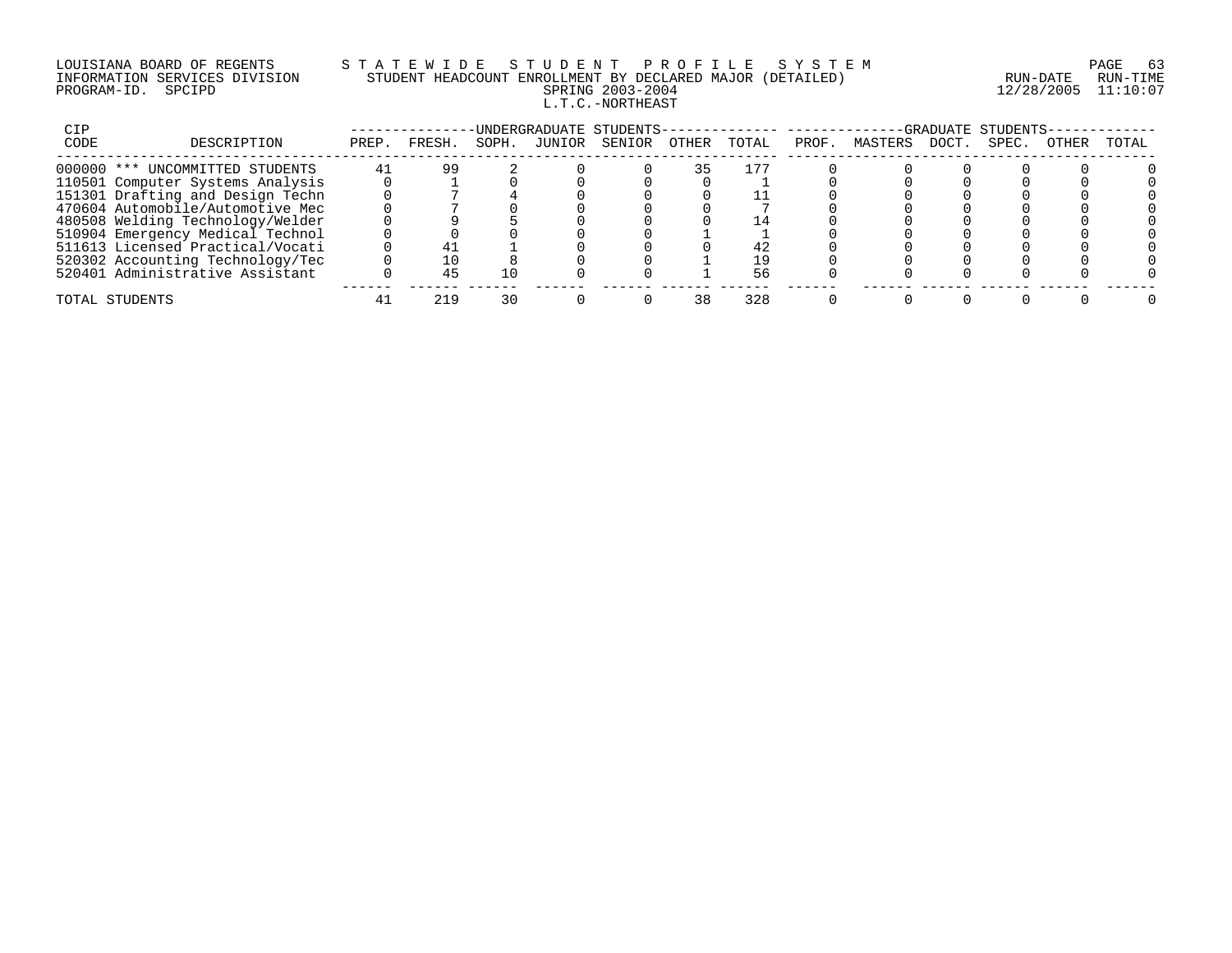LOUISIANA BOARD OF REGENTS — STATEWIDE STUDENT PROFILE SYSTEM
INFORMATION SERVICES DIVISION — STUDENT HEADCOUNT ENROLLMENT BY DECLARED MAJOR (DETAILED)
PROGRAM-ID. SPCIPD — SPRING 2003-2004 — RUN-DATE 12/28/2005 RUN-TIME 11:10:07

L.T.C.-NORTHEAST

| CIP CODE | DESCRIPTION | UNDERGRADUATE STUDENTS PREP. | FRESH. | SOPH. | JUNIOR | SENIOR | OTHER | TOTAL | GRADUATE STUDENTS PROF. | MASTERS | DOCT. | SPEC. | OTHER | TOTAL |
|---|---|---|---|---|---|---|---|---|---|---|---|---|---|---|
| 000000 | *** UNCOMMITTED STUDENTS | 41 | 99 | 2 | 0 | 0 | 35 | 177 | 0 | 0 | 0 | 0 | 0 | 0 |
| 110501 | Computer Systems Analysis | 0 | 1 | 0 | 0 | 0 | 0 | 1 | 0 | 0 | 0 | 0 | 0 | 0 |
| 151301 | Drafting and Design Techn | 0 | 7 | 4 | 0 | 0 | 0 | 11 | 0 | 0 | 0 | 0 | 0 | 0 |
| 470604 | Automobile/Automotive Mec | 0 | 7 | 0 | 0 | 0 | 0 | 7 | 0 | 0 | 0 | 0 | 0 | 0 |
| 480508 | Welding Technology/Welder | 0 | 9 | 5 | 0 | 0 | 0 | 14 | 0 | 0 | 0 | 0 | 0 | 0 |
| 510904 | Emergency Medical Technol | 0 | 0 | 0 | 0 | 0 | 1 | 1 | 0 | 0 | 0 | 0 | 0 | 0 |
| 511613 | Licensed Practical/Vocati | 0 | 41 | 1 | 0 | 0 | 0 | 42 | 0 | 0 | 0 | 0 | 0 | 0 |
| 520302 | Accounting Technology/Tec | 0 | 10 | 8 | 0 | 0 | 1 | 19 | 0 | 0 | 0 | 0 | 0 | 0 |
| 520401 | Administrative Assistant | 0 | 45 | 10 | 0 | 0 | 1 | 56 | 0 | 0 | 0 | 0 | 0 | 0 |
| TOTAL STUDENTS | | 41 | 219 | 30 | 0 | 0 | 38 | 328 | 0 | 0 | 0 | 0 | 0 | 0 |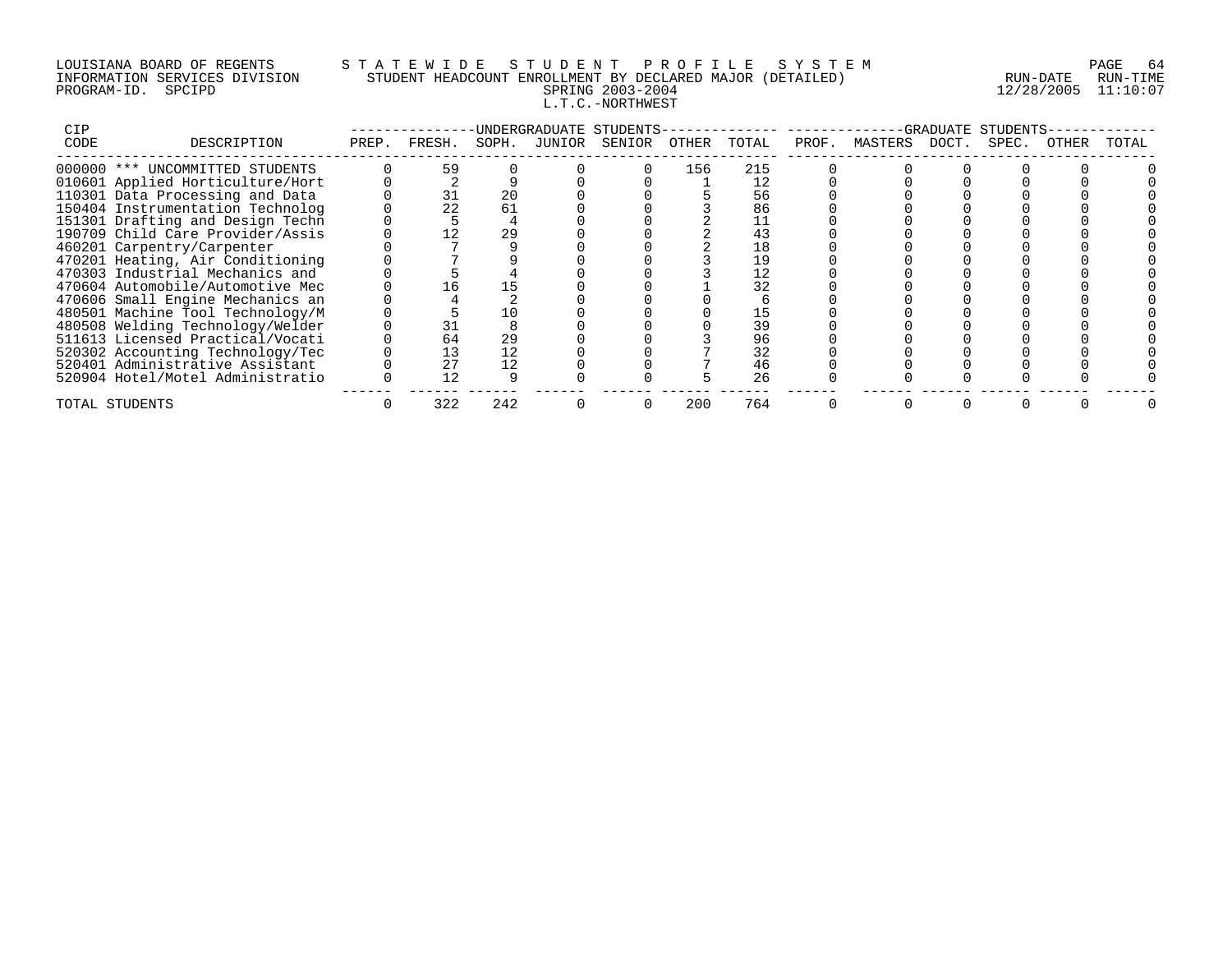LOUISIANA BOARD OF REGENTS
INFORMATION SERVICES DIVISION
PROGRAM-ID. SPCIPD

# STATEWIDE STUDENT PROFILE SYSTEM
## STUDENT HEADCOUNT ENROLLMENT BY DECLARED MAJOR (DETAILED)
### SPRING 2003-2004
### L.T.C.-NORTHWEST

RUN-DATE 12/28/2005 RUN-TIME 11:10:07

| CIP CODE | DESCRIPTION | UNDERGRADUATE STUDENTS PREP. | FRESH. | SOPH. | JUNIOR | SENIOR | OTHER | TOTAL | GRADUATE STUDENTS PROF. | MASTERS | DOCT. | SPEC. | OTHER | TOTAL |
|---|---|---|---|---|---|---|---|---|---|---|---|---|---|---|
| 000000 | *** UNCOMMITTED STUDENTS | 0 | 59 | 0 | 0 | 0 | 156 | 215 | 0 | 0 | 0 | 0 | 0 | 0 |
| 010601 | Applied Horticulture/Hort | 0 | 2 | 9 | 0 | 0 | 1 | 12 | 0 | 0 | 0 | 0 | 0 | 0 |
| 110301 | Data Processing and Data | 0 | 31 | 20 | 0 | 0 | 5 | 56 | 0 | 0 | 0 | 0 | 0 | 0 |
| 150404 | Instrumentation Technolog | 0 | 22 | 61 | 0 | 0 | 3 | 86 | 0 | 0 | 0 | 0 | 0 | 0 |
| 151301 | Drafting and Design Techn | 0 | 5 | 4 | 0 | 0 | 2 | 11 | 0 | 0 | 0 | 0 | 0 | 0 |
| 190709 | Child Care Provider/Assis | 0 | 12 | 29 | 0 | 0 | 2 | 43 | 0 | 0 | 0 | 0 | 0 | 0 |
| 460201 | Carpentry/Carpenter | 0 | 7 | 9 | 0 | 0 | 2 | 18 | 0 | 0 | 0 | 0 | 0 | 0 |
| 470201 | Heating, Air Conditioning | 0 | 7 | 9 | 0 | 0 | 3 | 19 | 0 | 0 | 0 | 0 | 0 | 0 |
| 470303 | Industrial Mechanics and | 0 | 5 | 4 | 0 | 0 | 3 | 12 | 0 | 0 | 0 | 0 | 0 | 0 |
| 470604 | Automobile/Automotive Mec | 0 | 16 | 15 | 0 | 0 | 1 | 32 | 0 | 0 | 0 | 0 | 0 | 0 |
| 470606 | Small Engine Mechanics an | 0 | 4 | 2 | 0 | 0 | 0 | 6 | 0 | 0 | 0 | 0 | 0 | 0 |
| 480501 | Machine Tool Technology/M | 0 | 5 | 10 | 0 | 0 | 0 | 15 | 0 | 0 | 0 | 0 | 0 | 0 |
| 480508 | Welding Technology/Welder | 0 | 31 | 8 | 0 | 0 | 0 | 39 | 0 | 0 | 0 | 0 | 0 | 0 |
| 511613 | Licensed Practical/Vocati | 0 | 64 | 29 | 0 | 0 | 3 | 96 | 0 | 0 | 0 | 0 | 0 | 0 |
| 520302 | Accounting Technology/Tec | 0 | 13 | 12 | 0 | 0 | 7 | 32 | 0 | 0 | 0 | 0 | 0 | 0 |
| 520401 | Administrative Assistant | 0 | 27 | 12 | 0 | 0 | 7 | 46 | 0 | 0 | 0 | 0 | 0 | 0 |
| 520904 | Hotel/Motel Administratio | 0 | 12 | 9 | 0 | 0 | 5 | 26 | 0 | 0 | 0 | 0 | 0 | 0 |
| TOTAL STUDENTS | | 0 | 322 | 242 | 0 | 0 | 200 | 764 | 0 | 0 | 0 | 0 | 0 | 0 |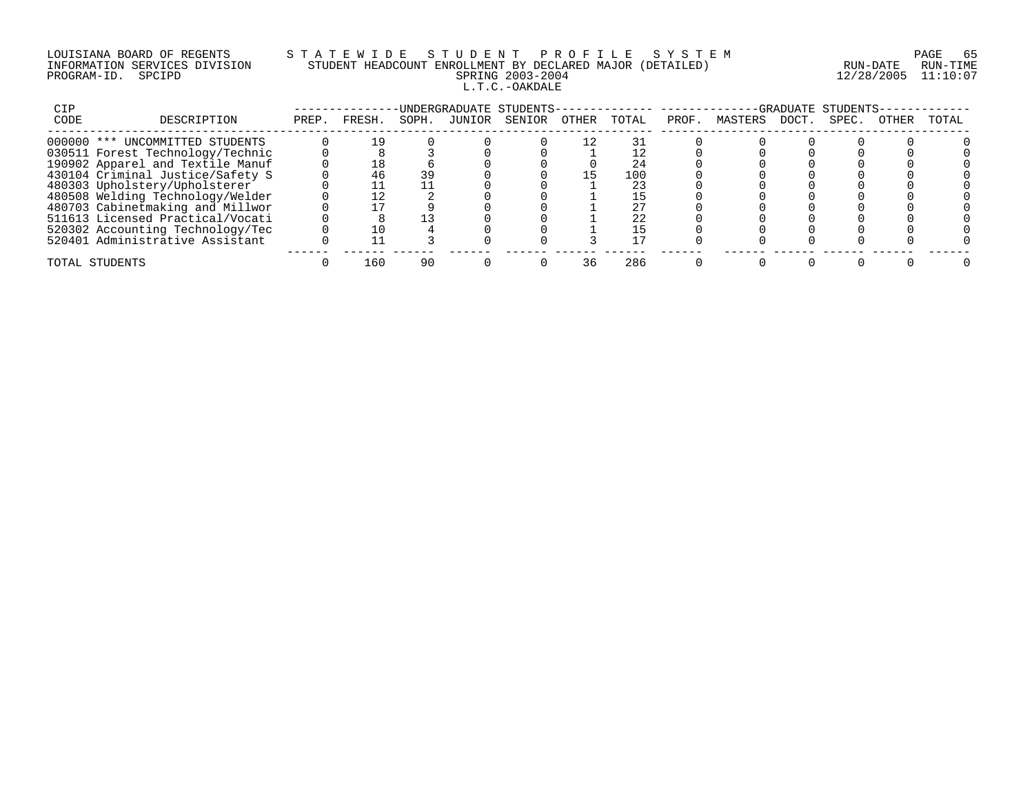LOUISIANA BOARD OF REGENTS — STATEWIDE STUDENT PROFILE SYSTEM
INFORMATION SERVICES DIVISION — STUDENT HEADCOUNT ENROLLMENT BY DECLARED MAJOR (DETAILED)
PROGRAM-ID. SPCIPD — SPRING 2003-2004 — RUN-DATE 12/28/2005 RUN-TIME 11:10:07

L.T.C.-OAKDALE

| CIP CODE | DESCRIPTION | UNDERGRADUATE STUDENTS | | | | | | | GRADUATE STUDENTS | | | | | |
|---|---|---|---|---|---|---|---|---|---|---|---|---|---|---|
| | | PREP. | FRESH. | SOPH. | JUNIOR | SENIOR | OTHER | TOTAL | PROF. | MASTERS | DOCT. | SPEC. | OTHER | TOTAL |
| 000000 | *** UNCOMMITTED STUDENTS | 0 | 19 | 0 | 0 | 0 | 12 | 31 | 0 | 0 | 0 | 0 | 0 | 0 |
| 030511 | Forest Technology/Technic | 0 | 8 | 3 | 0 | 0 | 1 | 12 | 0 | 0 | 0 | 0 | 0 | 0 |
| 190902 | Apparel and Textile Manuf | 0 | 18 | 6 | 0 | 0 | 0 | 24 | 0 | 0 | 0 | 0 | 0 | 0 |
| 430104 | Criminal Justice/Safety S | 0 | 46 | 39 | 0 | 0 | 15 | 100 | 0 | 0 | 0 | 0 | 0 | 0 |
| 480303 | Upholstery/Upholsterer | 0 | 11 | 11 | 0 | 0 | 1 | 23 | 0 | 0 | 0 | 0 | 0 | 0 |
| 480508 | Welding Technology/Welder | 0 | 12 | 2 | 0 | 0 | 1 | 15 | 0 | 0 | 0 | 0 | 0 | 0 |
| 480703 | Cabinetmaking and Millwor | 0 | 17 | 9 | 0 | 0 | 1 | 27 | 0 | 0 | 0 | 0 | 0 | 0 |
| 511613 | Licensed Practical/Vocati | 0 | 8 | 13 | 0 | 0 | 1 | 22 | 0 | 0 | 0 | 0 | 0 | 0 |
| 520302 | Accounting Technology/Tec | 0 | 10 | 4 | 0 | 0 | 1 | 15 | 0 | 0 | 0 | 0 | 0 | 0 |
| 520401 | Administrative Assistant | 0 | 11 | 3 | 0 | 0 | 3 | 17 | 0 | 0 | 0 | 0 | 0 | 0 |
| TOTAL STUDENTS | | 0 | 160 | 90 | 0 | 0 | 36 | 286 | 0 | 0 | 0 | 0 | 0 | 0 |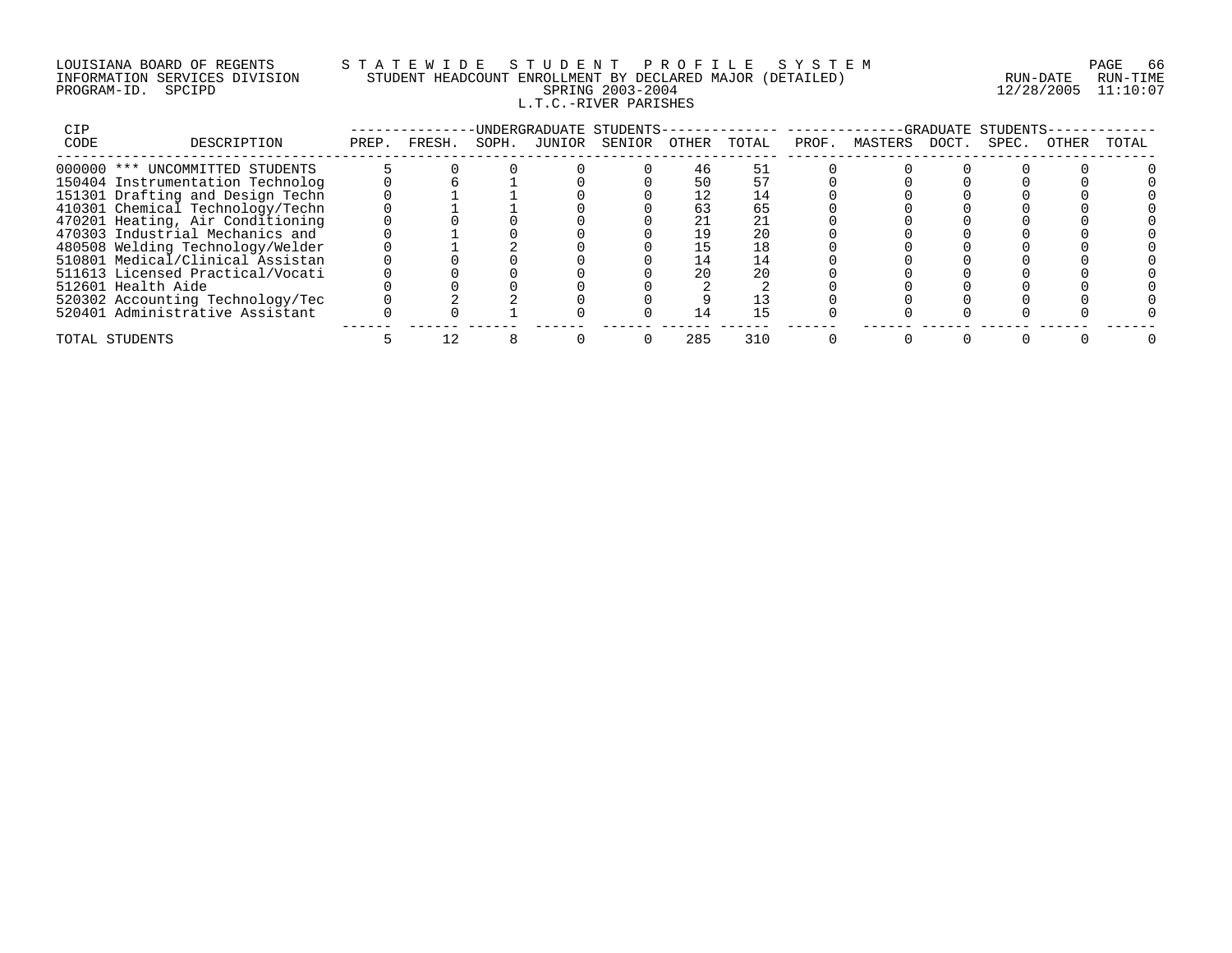LOUISIANA BOARD OF REGENTS — STATEWIDE STUDENT PROFILE SYSTEM
INFORMATION SERVICES DIVISION — STUDENT HEADCOUNT ENROLLMENT BY DECLARED MAJOR (DETAILED)
PROGRAM-ID. SPCIPD — SPRING 2003-2004 — RUN-DATE 12/28/2005 RUN-TIME 11:10:07

L.T.C.-RIVER PARISHES

| CIP CODE | DESCRIPTION | UNDERGRADUATE STUDENTS PREP. | FRESH. | SOPH. | JUNIOR | SENIOR | OTHER | TOTAL | GRADUATE STUDENTS PROF. | MASTERS | DOCT. | SPEC. | OTHER | TOTAL |
|---|---|---|---|---|---|---|---|---|---|---|---|---|---|---|
| 000000 | *** UNCOMMITTED STUDENTS | 5 | 0 | 0 | 0 | 0 | 46 | 51 | 0 | 0 | 0 | 0 | 0 | 0 |
| 150404 | Instrumentation Technolog | 0 | 6 | 1 | 0 | 0 | 50 | 57 | 0 | 0 | 0 | 0 | 0 | 0 |
| 151301 | Drafting and Design Techn | 0 | 1 | 1 | 0 | 0 | 12 | 14 | 0 | 0 | 0 | 0 | 0 | 0 |
| 410301 | Chemical Technology/Techn | 0 | 1 | 1 | 0 | 0 | 63 | 65 | 0 | 0 | 0 | 0 | 0 | 0 |
| 470201 | Heating, Air Conditioning | 0 | 0 | 0 | 0 | 0 | 21 | 21 | 0 | 0 | 0 | 0 | 0 | 0 |
| 470303 | Industrial Mechanics and | 0 | 1 | 0 | 0 | 0 | 19 | 20 | 0 | 0 | 0 | 0 | 0 | 0 |
| 480508 | Welding Technology/Welder | 0 | 1 | 2 | 0 | 0 | 15 | 18 | 0 | 0 | 0 | 0 | 0 | 0 |
| 510801 | Medical/Clinical Assistan | 0 | 0 | 0 | 0 | 0 | 14 | 14 | 0 | 0 | 0 | 0 | 0 | 0 |
| 511613 | Licensed Practical/Vocati | 0 | 0 | 0 | 0 | 0 | 20 | 20 | 0 | 0 | 0 | 0 | 0 | 0 |
| 512601 | Health Aide | 0 | 0 | 0 | 0 | 0 | 2 | 2 | 0 | 0 | 0 | 0 | 0 | 0 |
| 520302 | Accounting Technology/Tec | 0 | 2 | 2 | 0 | 0 | 9 | 13 | 0 | 0 | 0 | 0 | 0 | 0 |
| 520401 | Administrative Assistant | 0 | 0 | 1 | 0 | 0 | 14 | 15 | 0 | 0 | 0 | 0 | 0 | 0 |
| TOTAL STUDENTS | | 5 | 12 | 8 | 0 | 0 | 285 | 310 | 0 | 0 | 0 | 0 | 0 | 0 |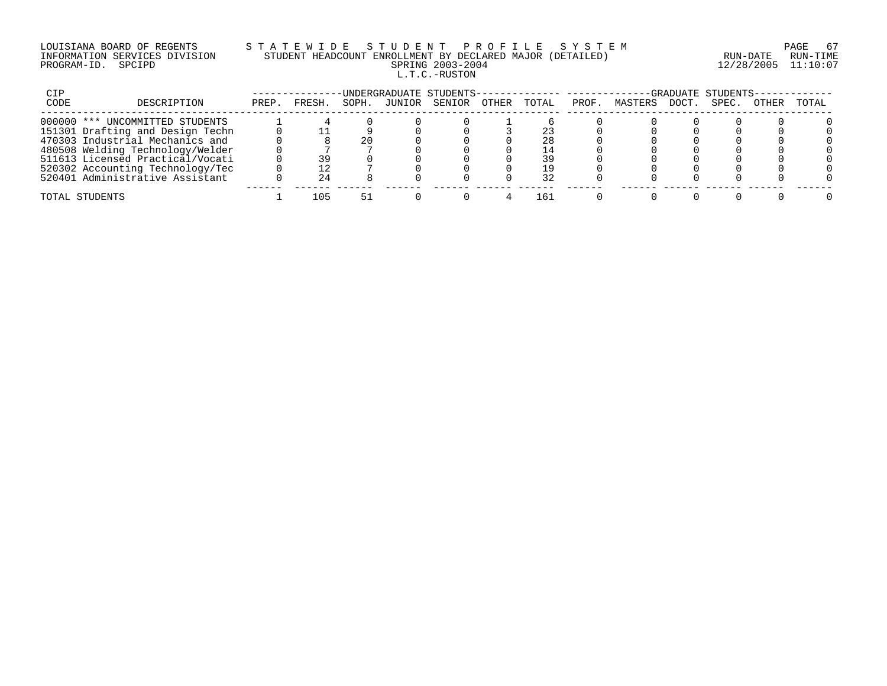LOUISIANA BOARD OF REGENTS
INFORMATION SERVICES DIVISION
PROGRAM-ID. SPCIPD

STATEWIDE STUDENT PROFILE SYSTEM
STUDENT HEADCOUNT ENROLLMENT BY DECLARED MAJOR (DETAILED)
SPRING 2003-2004
L.T.C.-RUSTON

RUN-DATE 12/28/2005 RUN-TIME 11:10:07

| CIP CODE | DESCRIPTION | UNDERGRADUATE STUDENTS PREP. | FRESH. | SOPH. | JUNIOR | SENIOR | OTHER | TOTAL | GRADUATE STUDENTS PROF. | MASTERS | DOCT. | SPEC. | OTHER | TOTAL |
|---|---|---|---|---|---|---|---|---|---|---|---|---|---|---|
| 000000 | *** UNCOMMITTED STUDENTS | 1 | 4 | 0 | 0 | 0 | 1 | 6 | 0 | 0 | 0 | 0 | 0 | 0 |
| 151301 | Drafting and Design Techn | 0 | 11 | 9 | 0 | 0 | 3 | 23 | 0 | 0 | 0 | 0 | 0 | 0 |
| 470303 | Industrial Mechanics and | 0 | 8 | 20 | 0 | 0 | 0 | 28 | 0 | 0 | 0 | 0 | 0 | 0 |
| 480508 | Welding Technology/Welder | 0 | 7 | 7 | 0 | 0 | 0 | 14 | 0 | 0 | 0 | 0 | 0 | 0 |
| 511613 | Licensed Practical/Vocati | 0 | 39 | 0 | 0 | 0 | 0 | 39 | 0 | 0 | 0 | 0 | 0 | 0 |
| 520302 | Accounting Technology/Tec | 0 | 12 | 7 | 0 | 0 | 0 | 19 | 0 | 0 | 0 | 0 | 0 | 0 |
| 520401 | Administrative Assistant | 0 | 24 | 8 | 0 | 0 | 0 | 32 | 0 | 0 | 0 | 0 | 0 | 0 |
| TOTAL STUDENTS | | 1 | 105 | 51 | 0 | 0 | 4 | 161 | 0 | 0 | 0 | 0 | 0 | 0 |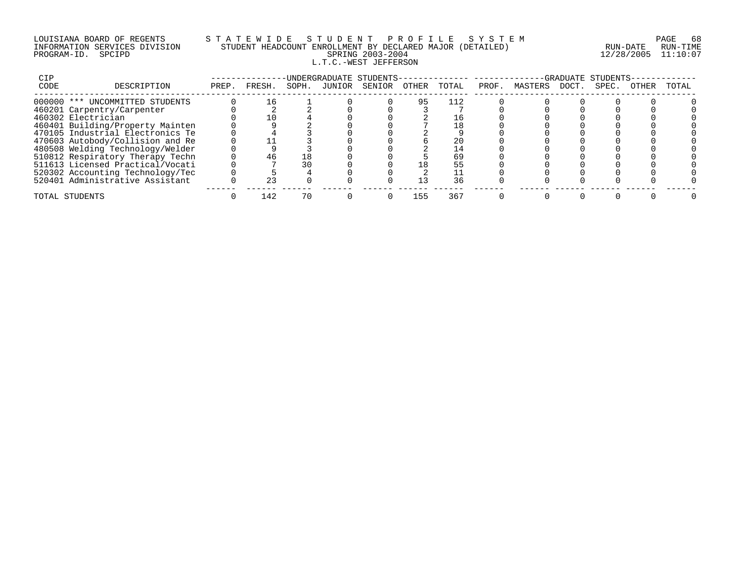LOUISIANA BOARD OF REGENTS — STATEWIDE STUDENT PROFILE SYSTEM
INFORMATION SERVICES DIVISION — STUDENT HEADCOUNT ENROLLMENT BY DECLARED MAJOR (DETAILED)
PROGRAM-ID. SPCIPD — SPRING 2003-2004 — RUN-DATE 12/28/2005 RUN-TIME 11:10:07

L.T.C.-WEST JEFFERSON

| CIP CODE | DESCRIPTION | UNDERGRADUATE STUDENTS | | | | | | | GRADUATE STUDENTS | | | | | |
|---|---|---|---|---|---|---|---|---|---|---|---|---|---|---|
| | | PREP. | FRESH. | SOPH. | JUNIOR | SENIOR | OTHER | TOTAL | PROF. | MASTERS | DOCT. | SPEC. | OTHER | TOTAL |
| 000000 | *** UNCOMMITTED STUDENTS | 0 | 16 | 1 | 0 | 0 | 95 | 112 | 0 | 0 | 0 | 0 | 0 | 0 |
| 460201 | Carpentry/Carpenter | 0 | 2 | 2 | 0 | 0 | 3 | 7 | 0 | 0 | 0 | 0 | 0 | 0 |
| 460302 | Electrician | 0 | 10 | 4 | 0 | 0 | 2 | 16 | 0 | 0 | 0 | 0 | 0 | 0 |
| 460401 | Building/Property Mainten | 0 | 9 | 2 | 0 | 0 | 7 | 18 | 0 | 0 | 0 | 0 | 0 | 0 |
| 470105 | Industrial Electronics Te | 0 | 4 | 3 | 0 | 0 | 2 | 9 | 0 | 0 | 0 | 0 | 0 | 0 |
| 470603 | Autobody/Collision and Re | 0 | 11 | 3 | 0 | 0 | 6 | 20 | 0 | 0 | 0 | 0 | 0 | 0 |
| 480508 | Welding Technology/Welder | 0 | 9 | 3 | 0 | 0 | 2 | 14 | 0 | 0 | 0 | 0 | 0 | 0 |
| 510812 | Respiratory Therapy Techn | 0 | 46 | 18 | 0 | 0 | 5 | 69 | 0 | 0 | 0 | 0 | 0 | 0 |
| 511613 | Licensed Practical/Vocati | 0 | 7 | 30 | 0 | 0 | 18 | 55 | 0 | 0 | 0 | 0 | 0 | 0 |
| 520302 | Accounting Technology/Tec | 0 | 5 | 4 | 0 | 0 | 2 | 11 | 0 | 0 | 0 | 0 | 0 | 0 |
| 520401 | Administrative Assistant | 0 | 23 | 0 | 0 | 0 | 13 | 36 | 0 | 0 | 0 | 0 | 0 | 0 |
| TOTAL STUDENTS | | 0 | 142 | 70 | 0 | 0 | 155 | 367 | 0 | 0 | 0 | 0 | 0 | 0 |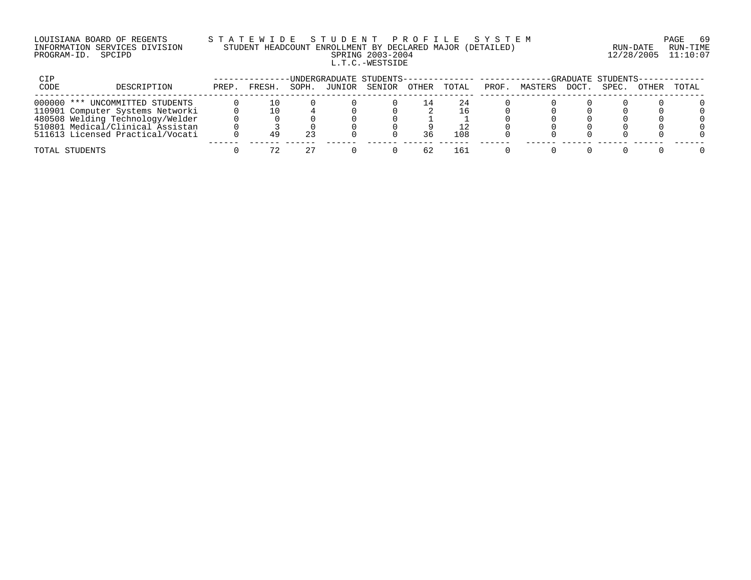LOUISIANA BOARD OF REGENTS
INFORMATION SERVICES DIVISION
PROGRAM-ID. SPCIPD

# S T A T E W I D E   S T U D E N T   P R O F I L E   S Y S T E M

## STUDENT HEADCOUNT ENROLLMENT BY DECLARED MAJOR (DETAILED)

SPRING 2003-2004

L.T.C.-WESTSIDE

RUN-DATE 12/28/2005 RUN-TIME 11:10:07

| CIP CODE | DESCRIPTION | UNDERGRADUATE STUDENTS PREP. | FRESH. | SOPH. | JUNIOR | SENIOR | OTHER | TOTAL | GRADUATE STUDENTS PROF. | MASTERS | DOCT. | SPEC. | OTHER | TOTAL |
|---|---|---|---|---|---|---|---|---|---|---|---|---|---|---|
| 000000 | *** UNCOMMITTED STUDENTS | 0 | 10 | 0 | 0 | 0 | 14 | 24 | 0 | 0 | 0 | 0 | 0 | 0 |
| 110901 | Computer Systems Networki | 0 | 10 | 4 | 0 | 0 | 2 | 16 | 0 | 0 | 0 | 0 | 0 | 0 |
| 480508 | Welding Technology/Welder | 0 | 0 | 0 | 0 | 0 | 1 | 1 | 0 | 0 | 0 | 0 | 0 | 0 |
| 510801 | Medical/Clinical Assistan | 0 | 3 | 0 | 0 | 0 | 9 | 12 | 0 | 0 | 0 | 0 | 0 | 0 |
| 511613 | Licensed Practical/Vocati | 0 | 49 | 23 | 0 | 0 | 36 | 108 | 0 | 0 | 0 | 0 | 0 | 0 |
| TOTAL STUDENTS | | 0 | 72 | 27 | 0 | 0 | 62 | 161 | 0 | 0 | 0 | 0 | 0 | 0 |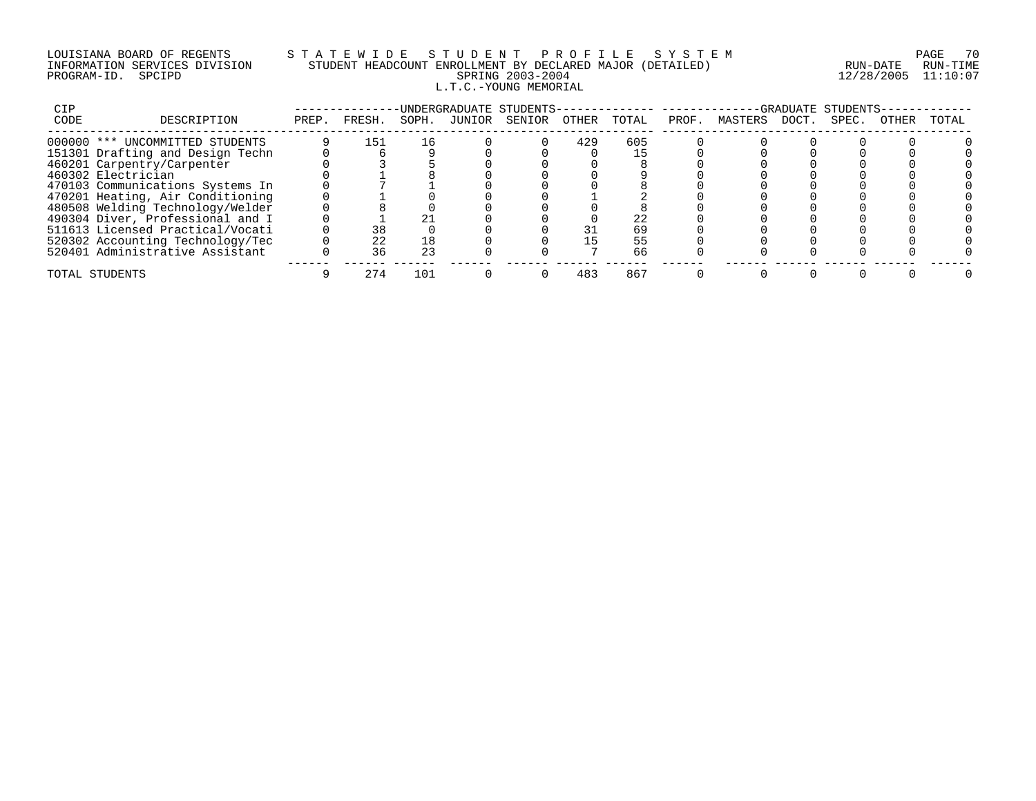LOUISIANA BOARD OF REGENTS — STATEWIDE STUDENT PROFILE SYSTEM
INFORMATION SERVICES DIVISION — STUDENT HEADCOUNT ENROLLMENT BY DECLARED MAJOR (DETAILED)
PROGRAM-ID. SPCIPD — SPRING 2003-2004 — RUN-DATE 12/28/2005 RUN-TIME 11:10:07

L.T.C.-YOUNG MEMORIAL

| CIP CODE | DESCRIPTION | UNDERGRADUATE STUDENTS PREP. | FRESH. | SOPH. | JUNIOR | SENIOR | OTHER | TOTAL | GRADUATE STUDENTS PROF. | MASTERS | DOCT. | SPEC. | OTHER | TOTAL |
|---|---|---|---|---|---|---|---|---|---|---|---|---|---|---|
| 000000 | *** UNCOMMITTED STUDENTS | 9 | 151 | 16 | 0 | 0 | 429 | 605 | 0 | 0 | 0 | 0 | 0 | 0 |
| 151301 | Drafting and Design Techn | 0 | 6 | 9 | 0 | 0 | 0 | 15 | 0 | 0 | 0 | 0 | 0 | 0 |
| 460201 | Carpentry/Carpenter | 0 | 3 | 5 | 0 | 0 | 0 | 8 | 0 | 0 | 0 | 0 | 0 | 0 |
| 460302 | Electrician | 0 | 1 | 8 | 0 | 0 | 0 | 9 | 0 | 0 | 0 | 0 | 0 | 0 |
| 470103 | Communications Systems In | 0 | 7 | 1 | 0 | 0 | 0 | 8 | 0 | 0 | 0 | 0 | 0 | 0 |
| 470201 | Heating, Air Conditioning | 0 | 1 | 0 | 0 | 0 | 1 | 2 | 0 | 0 | 0 | 0 | 0 | 0 |
| 480508 | Welding Technology/Welder | 0 | 8 | 0 | 0 | 0 | 0 | 8 | 0 | 0 | 0 | 0 | 0 | 0 |
| 490304 | Diver, Professional and I | 0 | 1 | 21 | 0 | 0 | 0 | 22 | 0 | 0 | 0 | 0 | 0 | 0 |
| 511613 | Licensed Practical/Vocati | 0 | 38 | 0 | 0 | 0 | 31 | 69 | 0 | 0 | 0 | 0 | 0 | 0 |
| 520302 | Accounting Technology/Tec | 0 | 22 | 18 | 0 | 0 | 15 | 55 | 0 | 0 | 0 | 0 | 0 | 0 |
| 520401 | Administrative Assistant | 0 | 36 | 23 | 0 | 0 | 7 | 66 | 0 | 0 | 0 | 0 | 0 | 0 |
| TOTAL STUDENTS | | 9 | 274 | 101 | 0 | 0 | 483 | 867 | 0 | 0 | 0 | 0 | 0 | 0 |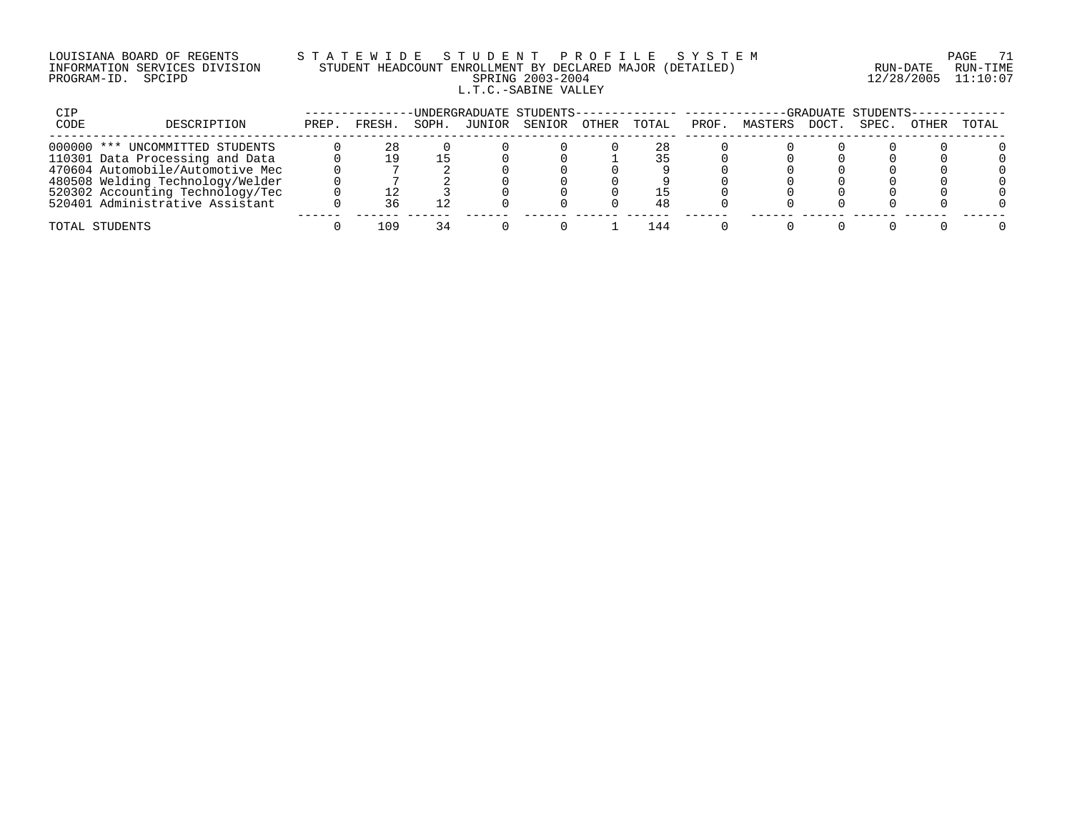LOUISIANA BOARD OF REGENTS
INFORMATION SERVICES DIVISION
PROGRAM-ID. SPCIPD

# STATEWIDE STUDENT PROFILE SYSTEM
## STUDENT HEADCOUNT ENROLLMENT BY DECLARED MAJOR (DETAILED)
### SPRING 2003-2004
### L.T.C.-SABINE VALLEY

RUN-DATE 12/28/2005 RUN-TIME 11:10:07

| CIP CODE | DESCRIPTION | UNDERGRADUATE STUDENTS | | | | | | | GRADUATE STUDENTS | | | | | |
|---|---|---|---|---|---|---|---|---|---|---|---|---|---|---|
| | | PREP. | FRESH. | SOPH. | JUNIOR | SENIOR | OTHER | TOTAL | PROF. | MASTERS | DOCT. | SPEC. | OTHER | TOTAL |
| 000000 | *** UNCOMMITTED STUDENTS | 0 | 28 | 0 | 0 | 0 | 0 | 28 | 0 | 0 | 0 | 0 | 0 | 0 |
| 110301 | Data Processing and Data | 0 | 19 | 15 | 0 | 0 | 1 | 35 | 0 | 0 | 0 | 0 | 0 | 0 |
| 470604 | Automobile/Automotive Mec | 0 | 7 | 2 | 0 | 0 | 0 | 9 | 0 | 0 | 0 | 0 | 0 | 0 |
| 480508 | Welding Technology/Welder | 0 | 7 | 2 | 0 | 0 | 0 | 9 | 0 | 0 | 0 | 0 | 0 | 0 |
| 520302 | Accounting Technology/Tec | 0 | 12 | 3 | 0 | 0 | 0 | 15 | 0 | 0 | 0 | 0 | 0 | 0 |
| 520401 | Administrative Assistant | 0 | 36 | 12 | 0 | 0 | 0 | 48 | 0 | 0 | 0 | 0 | 0 | 0 |
| TOTAL STUDENTS | | 0 | 109 | 34 | 0 | 0 | 1 | 144 | 0 | 0 | 0 | 0 | 0 | 0 |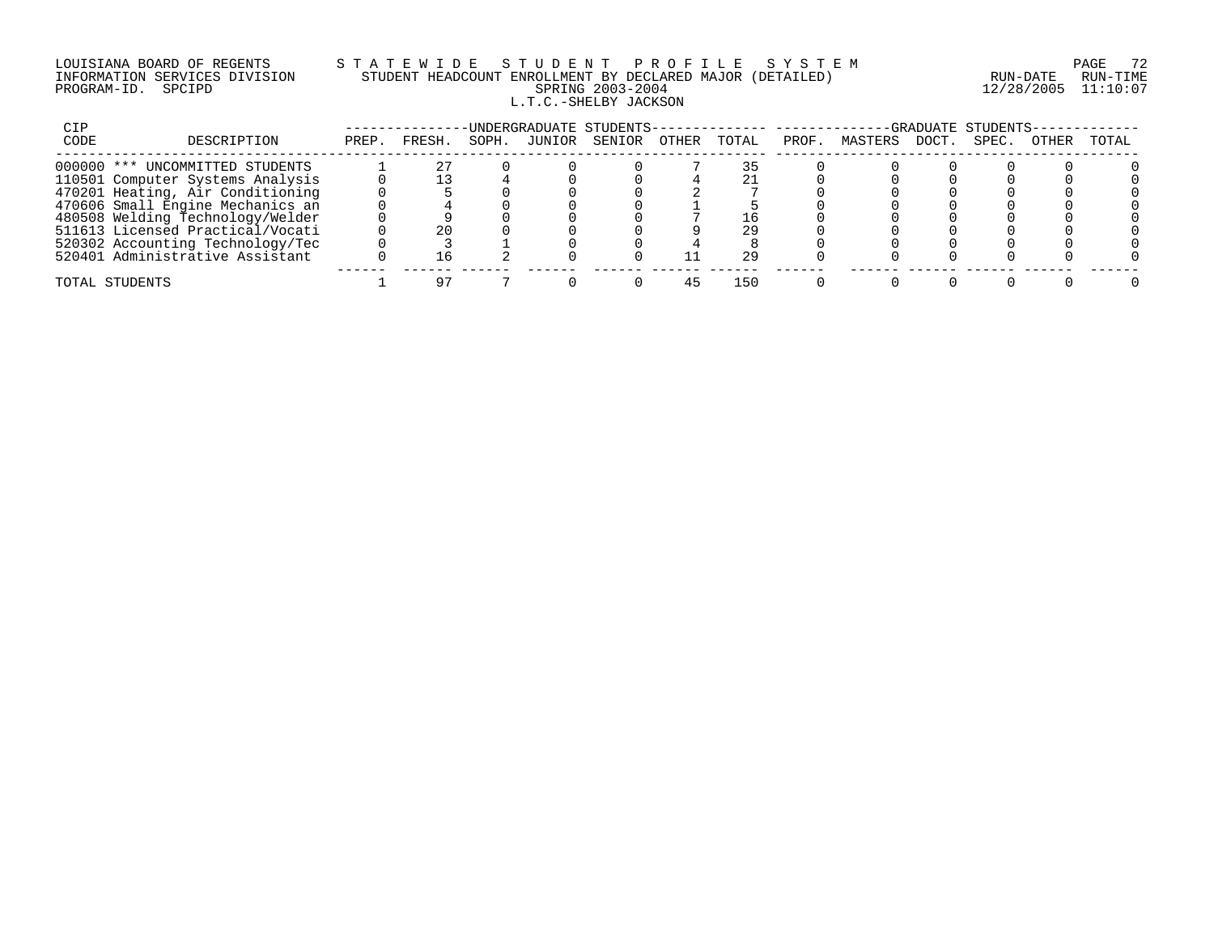LOUISIANA BOARD OF REGENTS
INFORMATION SERVICES DIVISION
PROGRAM-ID. SPCIPD

STATEWIDE STUDENT PROFILE SYSTEM
STUDENT HEADCOUNT ENROLLMENT BY DECLARED MAJOR (DETAILED)
SPRING 2003-2004
L.T.C.-SHELBY JACKSON

RUN-DATE 12/28/2005 RUN-TIME 11:10:07

| CIP CODE | DESCRIPTION | UNDERGRADUATE STUDENTS PREP. | FRESH. | SOPH. | JUNIOR | SENIOR | OTHER | TOTAL | GRADUATE STUDENTS PROF. | MASTERS | DOCT. | SPEC. | OTHER | TOTAL |
|---|---|---|---|---|---|---|---|---|---|---|---|---|---|---|
| 000000 | *** UNCOMMITTED STUDENTS | 1 | 27 | 0 | 0 | 0 | 7 | 35 | 0 | 0 | 0 | 0 | 0 | 0 |
| 110501 | Computer Systems Analysis | 0 | 13 | 4 | 0 | 0 | 4 | 21 | 0 | 0 | 0 | 0 | 0 | 0 |
| 470201 | Heating, Air Conditioning | 0 | 5 | 0 | 0 | 0 | 2 | 7 | 0 | 0 | 0 | 0 | 0 | 0 |
| 470606 | Small Engine Mechanics an | 0 | 4 | 0 | 0 | 0 | 1 | 5 | 0 | 0 | 0 | 0 | 0 | 0 |
| 480508 | Welding Technology/Welder | 0 | 9 | 0 | 0 | 0 | 7 | 16 | 0 | 0 | 0 | 0 | 0 | 0 |
| 511613 | Licensed Practical/Vocati | 0 | 20 | 0 | 0 | 0 | 9 | 29 | 0 | 0 | 0 | 0 | 0 | 0 |
| 520302 | Accounting Technology/Tec | 0 | 3 | 1 | 0 | 0 | 4 | 8 | 0 | 0 | 0 | 0 | 0 | 0 |
| 520401 | Administrative Assistant | 0 | 16 | 2 | 0 | 0 | 11 | 29 | 0 | 0 | 0 | 0 | 0 | 0 |
| TOTAL STUDENTS | | 1 | 97 | 7 | 0 | 0 | 45 | 150 | 0 | 0 | 0 | 0 | 0 | 0 |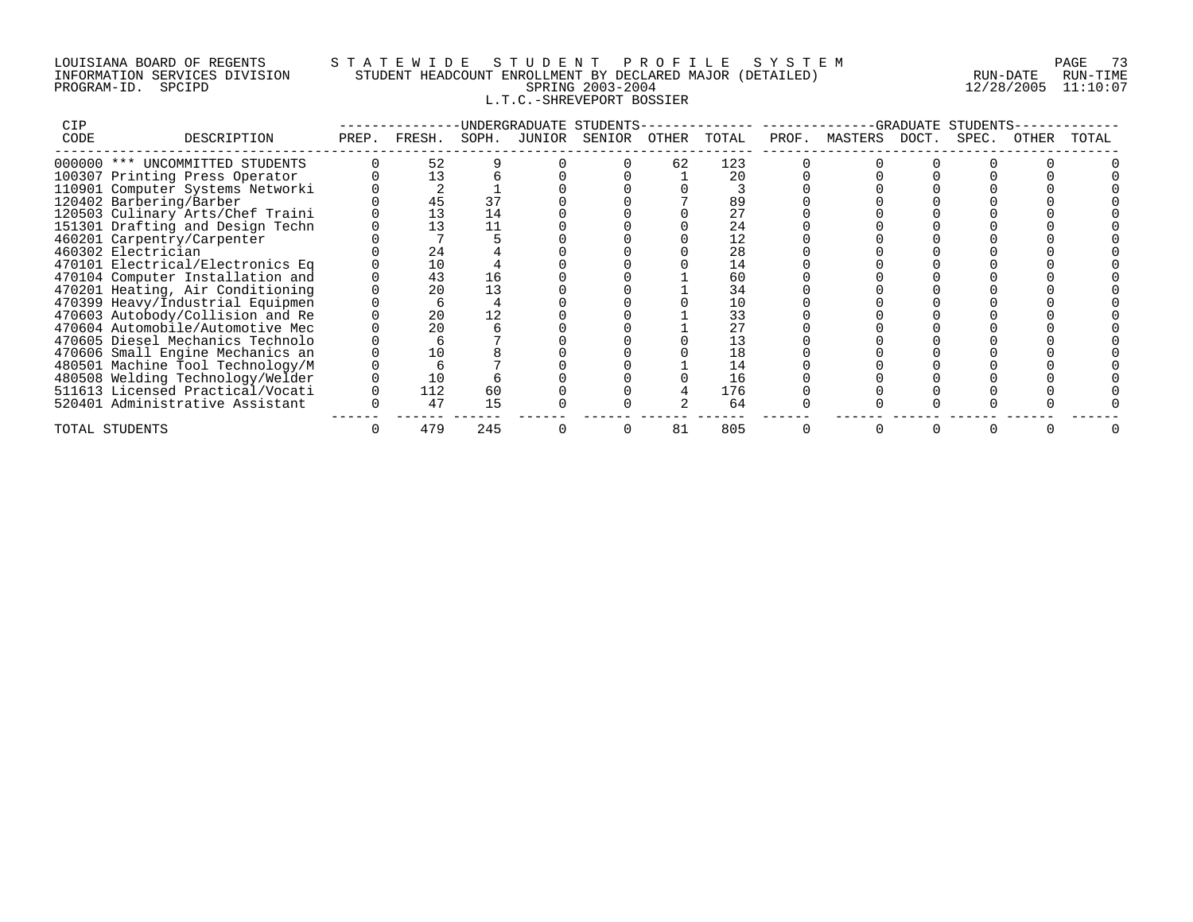LOUISIANA BOARD OF REGENTS
INFORMATION SERVICES DIVISION
PROGRAM-ID. SPCIPD

STATEWIDE STUDENT PROFILE SYSTEM
STUDENT HEADCOUNT ENROLLMENT BY DECLARED MAJOR (DETAILED)
SPRING 2003-2004
L.T.C.-SHREVEPORT BOSSIER

RUN-DATE 12/28/2005 RUN-TIME 11:10:07

| CIP CODE | DESCRIPTION | UNDERGRADUATE STUDENTS PREP. | FRESH. | SOPH. | JUNIOR | SENIOR | OTHER | TOTAL | GRADUATE STUDENTS PROF. | MASTERS | DOCT. | SPEC. | OTHER | TOTAL |
|---|---|---|---|---|---|---|---|---|---|---|---|---|---|---|
| 000000 | *** UNCOMMITTED STUDENTS | 0 | 52 | 9 | 0 | 0 | 62 | 123 | 0 | 0 | 0 | 0 | 0 | 0 |
| 100307 | Printing Press Operator | 0 | 13 | 6 | 0 | 0 | 1 | 20 | 0 | 0 | 0 | 0 | 0 | 0 |
| 110901 | Computer Systems Networki | 0 | 2 | 1 | 0 | 0 | 0 | 3 | 0 | 0 | 0 | 0 | 0 | 0 |
| 120402 | Barbering/Barber | 0 | 45 | 37 | 0 | 0 | 7 | 89 | 0 | 0 | 0 | 0 | 0 | 0 |
| 120503 | Culinary Arts/Chef Traini | 0 | 13 | 14 | 0 | 0 | 0 | 27 | 0 | 0 | 0 | 0 | 0 | 0 |
| 151301 | Drafting and Design Techn | 0 | 13 | 11 | 0 | 0 | 0 | 24 | 0 | 0 | 0 | 0 | 0 | 0 |
| 460201 | Carpentry/Carpenter | 0 | 7 | 5 | 0 | 0 | 0 | 12 | 0 | 0 | 0 | 0 | 0 | 0 |
| 460302 | Electrician | 0 | 24 | 4 | 0 | 0 | 0 | 28 | 0 | 0 | 0 | 0 | 0 | 0 |
| 470101 | Electrical/Electronics Eq | 0 | 10 | 4 | 0 | 0 | 0 | 14 | 0 | 0 | 0 | 0 | 0 | 0 |
| 470104 | Computer Installation and | 0 | 43 | 16 | 0 | 0 | 1 | 60 | 0 | 0 | 0 | 0 | 0 | 0 |
| 470201 | Heating, Air Conditioning | 0 | 20 | 13 | 0 | 0 | 1 | 34 | 0 | 0 | 0 | 0 | 0 | 0 |
| 470399 | Heavy/Industrial Equipmen | 0 | 6 | 4 | 0 | 0 | 0 | 10 | 0 | 0 | 0 | 0 | 0 | 0 |
| 470603 | Autobody/Collision and Re | 0 | 20 | 12 | 0 | 0 | 1 | 33 | 0 | 0 | 0 | 0 | 0 | 0 |
| 470604 | Automobile/Automotive Mec | 0 | 20 | 6 | 0 | 0 | 1 | 27 | 0 | 0 | 0 | 0 | 0 | 0 |
| 470605 | Diesel Mechanics Technolo | 0 | 6 | 7 | 0 | 0 | 0 | 13 | 0 | 0 | 0 | 0 | 0 | 0 |
| 470606 | Small Engine Mechanics an | 0 | 10 | 8 | 0 | 0 | 0 | 18 | 0 | 0 | 0 | 0 | 0 | 0 |
| 480501 | Machine Tool Technology/M | 0 | 6 | 7 | 0 | 0 | 1 | 14 | 0 | 0 | 0 | 0 | 0 | 0 |
| 480508 | Welding Technology/Welder | 0 | 10 | 6 | 0 | 0 | 0 | 16 | 0 | 0 | 0 | 0 | 0 | 0 |
| 511613 | Licensed Practical/Vocati | 0 | 112 | 60 | 0 | 0 | 4 | 176 | 0 | 0 | 0 | 0 | 0 | 0 |
| 520401 | Administrative Assistant | 0 | 47 | 15 | 0 | 0 | 2 | 64 | 0 | 0 | 0 | 0 | 0 | 0 |
| TOTAL STUDENTS | | 0 | 479 | 245 | 0 | 0 | 81 | 805 | 0 | 0 | 0 | 0 | 0 | 0 |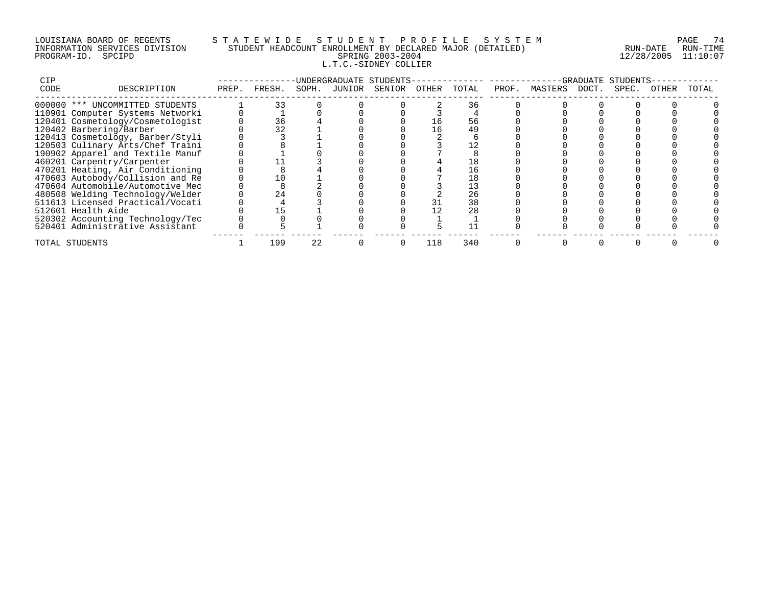LOUISIANA BOARD OF REGENTS
INFORMATION SERVICES DIVISION
PROGRAM-ID. SPCIPD

STATEWIDE STUDENT PROFILE SYSTEM
STUDENT HEADCOUNT ENROLLMENT BY DECLARED MAJOR (DETAILED)
SPRING 2003-2004
L.T.C.-SIDNEY COLLIER

RUN-DATE 12/28/2005 RUN-TIME 11:10:07

| CIP CODE | DESCRIPTION | UNDERGRADUATE STUDENTS PREP. | FRESH. | SOPH. | JUNIOR | SENIOR | OTHER | TOTAL | GRADUATE STUDENTS PROF. | MASTERS | DOCT. | SPEC. | OTHER | TOTAL |
|---|---|---|---|---|---|---|---|---|---|---|---|---|---|---|
| 000000 | *** UNCOMMITTED STUDENTS | 1 | 33 | 0 | 0 | 0 | 2 | 36 | 0 | 0 | 0 | 0 | 0 | 0 |
| 110901 | Computer Systems Networki | 0 | 1 | 0 | 0 | 0 | 3 | 4 | 0 | 0 | 0 | 0 | 0 | 0 |
| 120401 | Cosmetology/Cosmetologist | 0 | 36 | 4 | 0 | 0 | 16 | 56 | 0 | 0 | 0 | 0 | 0 | 0 |
| 120402 | Barbering/Barber | 0 | 32 | 1 | 0 | 0 | 16 | 49 | 0 | 0 | 0 | 0 | 0 | 0 |
| 120413 | Cosmetology, Barber/Styli | 0 | 3 | 1 | 0 | 0 | 2 | 6 | 0 | 0 | 0 | 0 | 0 | 0 |
| 120503 | Culinary Arts/Chef Traini | 0 | 8 | 1 | 0 | 0 | 3 | 12 | 0 | 0 | 0 | 0 | 0 | 0 |
| 190902 | Apparel and Textile Manuf | 0 | 1 | 0 | 0 | 0 | 7 | 8 | 0 | 0 | 0 | 0 | 0 | 0 |
| 460201 | Carpentry/Carpenter | 0 | 11 | 3 | 0 | 0 | 4 | 18 | 0 | 0 | 0 | 0 | 0 | 0 |
| 470201 | Heating, Air Conditioning | 0 | 8 | 4 | 0 | 0 | 4 | 16 | 0 | 0 | 0 | 0 | 0 | 0 |
| 470603 | Autobody/Collision and Re | 0 | 10 | 1 | 0 | 0 | 7 | 18 | 0 | 0 | 0 | 0 | 0 | 0 |
| 470604 | Automobile/Automotive Mec | 0 | 8 | 2 | 0 | 0 | 3 | 13 | 0 | 0 | 0 | 0 | 0 | 0 |
| 480508 | Welding Technology/Welder | 0 | 24 | 0 | 0 | 0 | 2 | 26 | 0 | 0 | 0 | 0 | 0 | 0 |
| 511613 | Licensed Practical/Vocati | 0 | 4 | 3 | 0 | 0 | 31 | 38 | 0 | 0 | 0 | 0 | 0 | 0 |
| 512601 | Health Aide | 0 | 15 | 1 | 0 | 0 | 12 | 28 | 0 | 0 | 0 | 0 | 0 | 0 |
| 520302 | Accounting Technology/Tec | 0 | 0 | 0 | 0 | 0 | 1 | 1 | 0 | 0 | 0 | 0 | 0 | 0 |
| 520401 | Administrative Assistant | 0 | 5 | 1 | 0 | 0 | 5 | 11 | 0 | 0 | 0 | 0 | 0 | 0 |
| TOTAL STUDENTS | | 1 | 199 | 22 | 0 | 0 | 118 | 340 | 0 | 0 | 0 | 0 | 0 | 0 |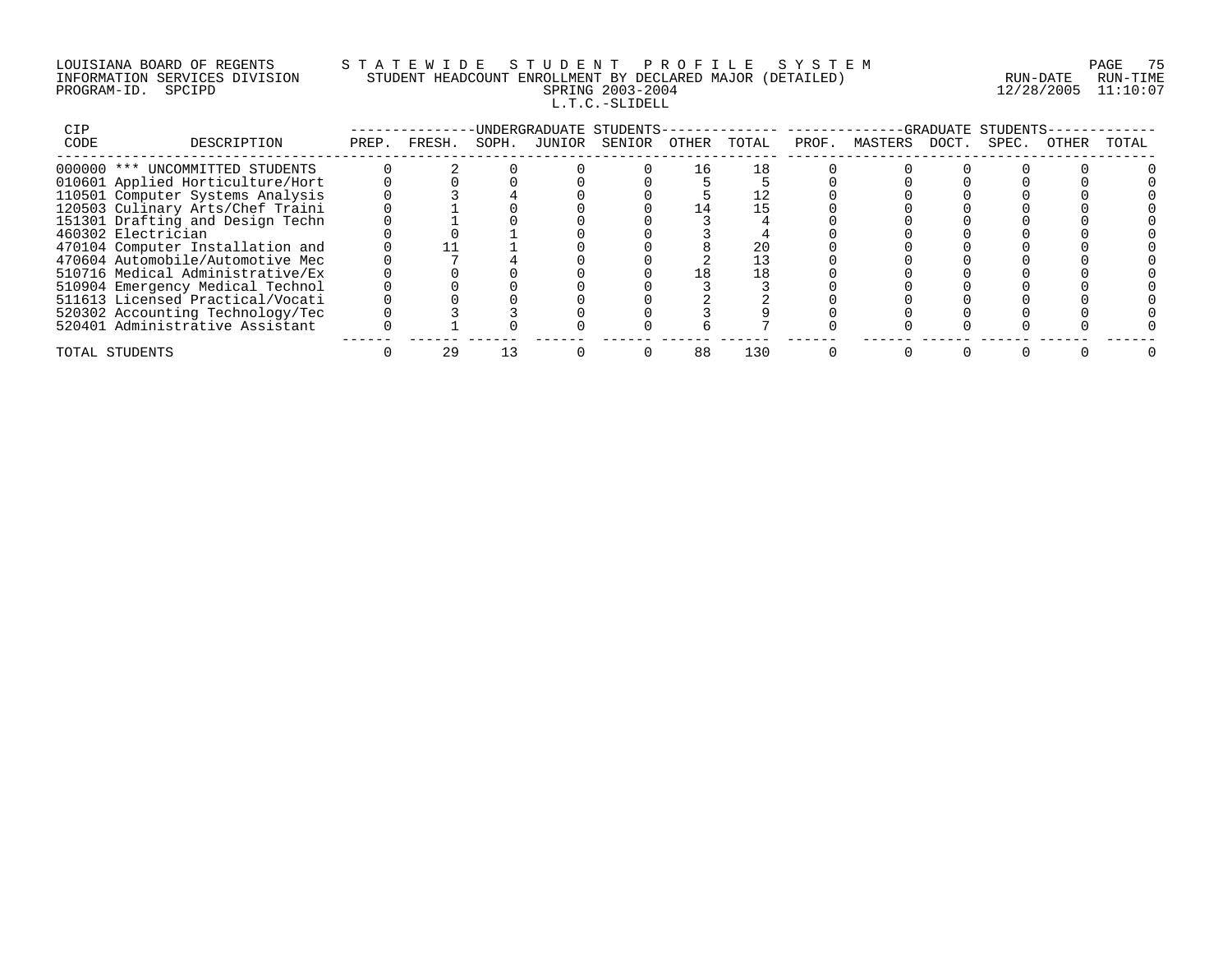LOUISIANA BOARD OF REGENTS
INFORMATION SERVICES DIVISION
PROGRAM-ID. SPCIPD

# STATEWIDE STUDENT PROFILE SYSTEM
## STUDENT HEADCOUNT ENROLLMENT BY DECLARED MAJOR (DETAILED)
### SPRING 2003-2004
### L.T.C.-SLIDELL

RUN-DATE 12/28/2005 RUN-TIME 11:10:07

| CIP CODE | DESCRIPTION | UNDERGRADUATE STUDENTS PREP. | FRESH. | SOPH. | JUNIOR | SENIOR | OTHER | TOTAL | GRADUATE STUDENTS PROF. | MASTERS | DOCT. | SPEC. | OTHER | TOTAL |
|---|---|---|---|---|---|---|---|---|---|---|---|---|---|---|
| 000000 | *** UNCOMMITTED STUDENTS | 0 | 2 | 0 | 0 | 0 | 16 | 18 | 0 | 0 | 0 | 0 | 0 | 0 |
| 010601 | Applied Horticulture/Hort | 0 | 0 | 0 | 0 | 0 | 5 | 5 | 0 | 0 | 0 | 0 | 0 | 0 |
| 110501 | Computer Systems Analysis | 0 | 3 | 4 | 0 | 0 | 5 | 12 | 0 | 0 | 0 | 0 | 0 | 0 |
| 120503 | Culinary Arts/Chef Traini | 0 | 1 | 0 | 0 | 0 | 14 | 15 | 0 | 0 | 0 | 0 | 0 | 0 |
| 151301 | Drafting and Design Techn | 0 | 1 | 0 | 0 | 0 | 3 | 4 | 0 | 0 | 0 | 0 | 0 | 0 |
| 460302 | Electrician | 0 | 0 | 1 | 0 | 0 | 3 | 4 | 0 | 0 | 0 | 0 | 0 | 0 |
| 470104 | Computer Installation and | 0 | 11 | 1 | 0 | 0 | 8 | 20 | 0 | 0 | 0 | 0 | 0 | 0 |
| 470604 | Automobile/Automotive Mec | 0 | 7 | 4 | 0 | 0 | 2 | 13 | 0 | 0 | 0 | 0 | 0 | 0 |
| 510716 | Medical Administrative/Ex | 0 | 0 | 0 | 0 | 0 | 18 | 18 | 0 | 0 | 0 | 0 | 0 | 0 |
| 510904 | Emergency Medical Technol | 0 | 0 | 0 | 0 | 0 | 3 | 3 | 0 | 0 | 0 | 0 | 0 | 0 |
| 511613 | Licensed Practical/Vocati | 0 | 0 | 0 | 0 | 0 | 2 | 2 | 0 | 0 | 0 | 0 | 0 | 0 |
| 520302 | Accounting Technology/Tec | 0 | 3 | 3 | 0 | 0 | 3 | 9 | 0 | 0 | 0 | 0 | 0 | 0 |
| 520401 | Administrative Assistant | 0 | 1 | 0 | 0 | 0 | 6 | 7 | 0 | 0 | 0 | 0 | 0 | 0 |
| TOTAL STUDENTS | | 0 | 29 | 13 | 0 | 0 | 88 | 130 | 0 | 0 | 0 | 0 | 0 | 0 |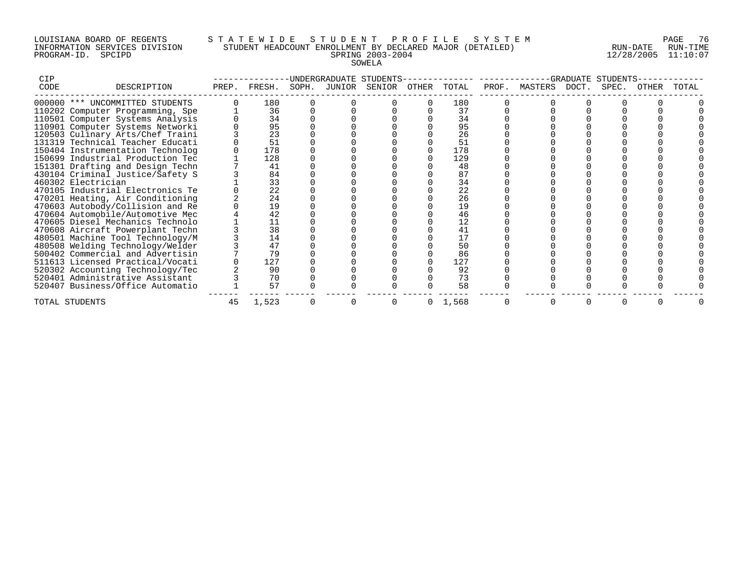LOUISIANA BOARD OF REGENTS — STATEWIDE STUDENT PROFILE SYSTEM
INFORMATION SERVICES DIVISION — STUDENT HEADCOUNT ENROLLMENT BY DECLARED MAJOR (DETAILED)
PROGRAM-ID. SPCIPD — SPRING 2003-2004 — RUN-DATE 12/28/2005 RUN-TIME 11:10:07

SOWELA

| CIP CODE | DESCRIPTION | UNDERGRADUATE STUDENTS PREP. | FRESH. | SOPH. | JUNIOR | SENIOR | OTHER | TOTAL | GRADUATE STUDENTS PROF. | MASTERS | DOCT. | SPEC. | OTHER | TOTAL |
|---|---|---|---|---|---|---|---|---|---|---|---|---|---|---|
| 000000 | *** UNCOMMITTED STUDENTS | 0 | 180 | 0 | 0 | 0 | 0 | 180 | 0 | 0 | 0 | 0 | 0 | 0 |
| 110202 | Computer Programming, Spe | 1 | 36 | 0 | 0 | 0 | 0 | 37 | 0 | 0 | 0 | 0 | 0 | 0 |
| 110501 | Computer Systems Analysis | 0 | 34 | 0 | 0 | 0 | 0 | 34 | 0 | 0 | 0 | 0 | 0 | 0 |
| 110901 | Computer Systems Networki | 0 | 95 | 0 | 0 | 0 | 0 | 95 | 0 | 0 | 0 | 0 | 0 | 0 |
| 120503 | Culinary Arts/Chef Traini | 3 | 23 | 0 | 0 | 0 | 0 | 26 | 0 | 0 | 0 | 0 | 0 | 0 |
| 131319 | Technical Teacher Educati | 0 | 51 | 0 | 0 | 0 | 0 | 51 | 0 | 0 | 0 | 0 | 0 | 0 |
| 150404 | Instrumentation Technolog | 0 | 178 | 0 | 0 | 0 | 0 | 178 | 0 | 0 | 0 | 0 | 0 | 0 |
| 150699 | Industrial Production Tec | 1 | 128 | 0 | 0 | 0 | 0 | 129 | 0 | 0 | 0 | 0 | 0 | 0 |
| 151301 | Drafting and Design Techn | 7 | 41 | 0 | 0 | 0 | 0 | 48 | 0 | 0 | 0 | 0 | 0 | 0 |
| 430104 | Criminal Justice/Safety S | 3 | 84 | 0 | 0 | 0 | 0 | 87 | 0 | 0 | 0 | 0 | 0 | 0 |
| 460302 | Electrician | 1 | 33 | 0 | 0 | 0 | 0 | 34 | 0 | 0 | 0 | 0 | 0 | 0 |
| 470105 | Industrial Electronics Te | 0 | 22 | 0 | 0 | 0 | 0 | 22 | 0 | 0 | 0 | 0 | 0 | 0 |
| 470201 | Heating, Air Conditioning | 2 | 24 | 0 | 0 | 0 | 0 | 26 | 0 | 0 | 0 | 0 | 0 | 0 |
| 470603 | Autobody/Collision and Re | 0 | 19 | 0 | 0 | 0 | 0 | 19 | 0 | 0 | 0 | 0 | 0 | 0 |
| 470604 | Automobile/Automotive Mec | 4 | 42 | 0 | 0 | 0 | 0 | 46 | 0 | 0 | 0 | 0 | 0 | 0 |
| 470605 | Diesel Mechanics Technolo | 1 | 11 | 0 | 0 | 0 | 0 | 12 | 0 | 0 | 0 | 0 | 0 | 0 |
| 470608 | Aircraft Powerplant Techn | 3 | 38 | 0 | 0 | 0 | 0 | 41 | 0 | 0 | 0 | 0 | 0 | 0 |
| 480501 | Machine Tool Technology/M | 3 | 14 | 0 | 0 | 0 | 0 | 17 | 0 | 0 | 0 | 0 | 0 | 0 |
| 480508 | Welding Technology/Welder | 3 | 47 | 0 | 0 | 0 | 0 | 50 | 0 | 0 | 0 | 0 | 0 | 0 |
| 500402 | Commercial and Advertisin | 7 | 79 | 0 | 0 | 0 | 0 | 86 | 0 | 0 | 0 | 0 | 0 | 0 |
| 511613 | Licensed Practical/Vocati | 0 | 127 | 0 | 0 | 0 | 0 | 127 | 0 | 0 | 0 | 0 | 0 | 0 |
| 520302 | Accounting Technology/Tec | 2 | 90 | 0 | 0 | 0 | 0 | 92 | 0 | 0 | 0 | 0 | 0 | 0 |
| 520401 | Administrative Assistant | 3 | 70 | 0 | 0 | 0 | 0 | 73 | 0 | 0 | 0 | 0 | 0 | 0 |
| 520407 | Business/Office Automatio | 1 | 57 | 0 | 0 | 0 | 0 | 58 | 0 | 0 | 0 | 0 | 0 | 0 |
| TOTAL STUDENTS | | 45 | 1,523 | 0 | 0 | 0 | 0 | 1,568 | 0 | 0 | 0 | 0 | 0 | 0 |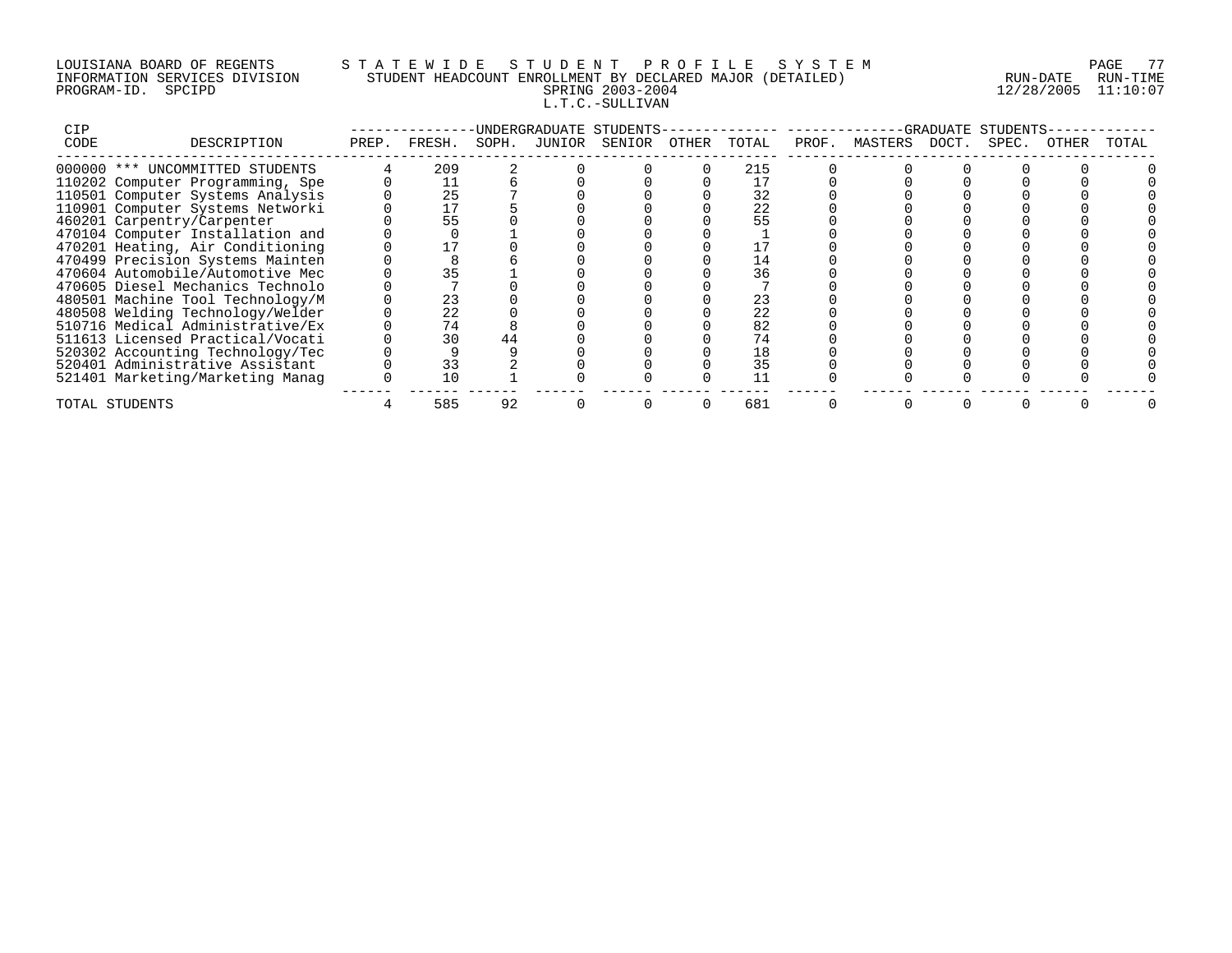LOUISIANA BOARD OF REGENTS — STATEWIDE STUDENT PROFILE SYSTEM
INFORMATION SERVICES DIVISION — STUDENT HEADCOUNT ENROLLMENT BY DECLARED MAJOR (DETAILED)
PROGRAM-ID. SPCIPD — SPRING 2003-2004 — RUN-DATE 12/28/2005 RUN-TIME 11:10:07

L.T.C.-SULLIVAN

| CIP CODE | DESCRIPTION | UNDERGRADUATE STUDENTS PREP. | FRESH. | SOPH. | JUNIOR | SENIOR | OTHER | TOTAL | GRADUATE STUDENTS PROF. | MASTERS | DOCT. | SPEC. | OTHER | TOTAL |
|---|---|---|---|---|---|---|---|---|---|---|---|---|---|---|
| 000000 | *** UNCOMMITTED STUDENTS | 4 | 209 | 2 | 0 | 0 | 0 | 215 | 0 | 0 | 0 | 0 | 0 | 0 |
| 110202 | Computer Programming, Spe | 0 | 11 | 6 | 0 | 0 | 0 | 17 | 0 | 0 | 0 | 0 | 0 | 0 |
| 110501 | Computer Systems Analysis | 0 | 25 | 7 | 0 | 0 | 0 | 32 | 0 | 0 | 0 | 0 | 0 | 0 |
| 110901 | Computer Systems Networki | 0 | 17 | 5 | 0 | 0 | 0 | 22 | 0 | 0 | 0 | 0 | 0 | 0 |
| 460201 | Carpentry/Carpenter | 0 | 55 | 0 | 0 | 0 | 0 | 55 | 0 | 0 | 0 | 0 | 0 | 0 |
| 470104 | Computer Installation and | 0 | 0 | 1 | 0 | 0 | 0 | 1 | 0 | 0 | 0 | 0 | 0 | 0 |
| 470201 | Heating, Air Conditioning | 0 | 17 | 0 | 0 | 0 | 0 | 17 | 0 | 0 | 0 | 0 | 0 | 0 |
| 470499 | Precision Systems Mainten | 0 | 8 | 6 | 0 | 0 | 0 | 14 | 0 | 0 | 0 | 0 | 0 | 0 |
| 470604 | Automobile/Automotive Mec | 0 | 35 | 1 | 0 | 0 | 0 | 36 | 0 | 0 | 0 | 0 | 0 | 0 |
| 470605 | Diesel Mechanics Technolo | 0 | 7 | 0 | 0 | 0 | 0 | 7 | 0 | 0 | 0 | 0 | 0 | 0 |
| 480501 | Machine Tool Technology/M | 0 | 23 | 0 | 0 | 0 | 0 | 23 | 0 | 0 | 0 | 0 | 0 | 0 |
| 480508 | Welding Technology/Welder | 0 | 22 | 0 | 0 | 0 | 0 | 22 | 0 | 0 | 0 | 0 | 0 | 0 |
| 510716 | Medical Administrative/Ex | 0 | 74 | 8 | 0 | 0 | 0 | 82 | 0 | 0 | 0 | 0 | 0 | 0 |
| 511613 | Licensed Practical/Vocati | 0 | 30 | 44 | 0 | 0 | 0 | 74 | 0 | 0 | 0 | 0 | 0 | 0 |
| 520302 | Accounting Technology/Tec | 0 | 9 | 9 | 0 | 0 | 0 | 18 | 0 | 0 | 0 | 0 | 0 | 0 |
| 520401 | Administrative Assistant | 0 | 33 | 2 | 0 | 0 | 0 | 35 | 0 | 0 | 0 | 0 | 0 | 0 |
| 521401 | Marketing/Marketing Manag | 0 | 10 | 1 | 0 | 0 | 0 | 11 | 0 | 0 | 0 | 0 | 0 | 0 |
| TOTAL STUDENTS | | 4 | 585 | 92 | 0 | 0 | 0 | 681 | 0 | 0 | 0 | 0 | 0 | 0 |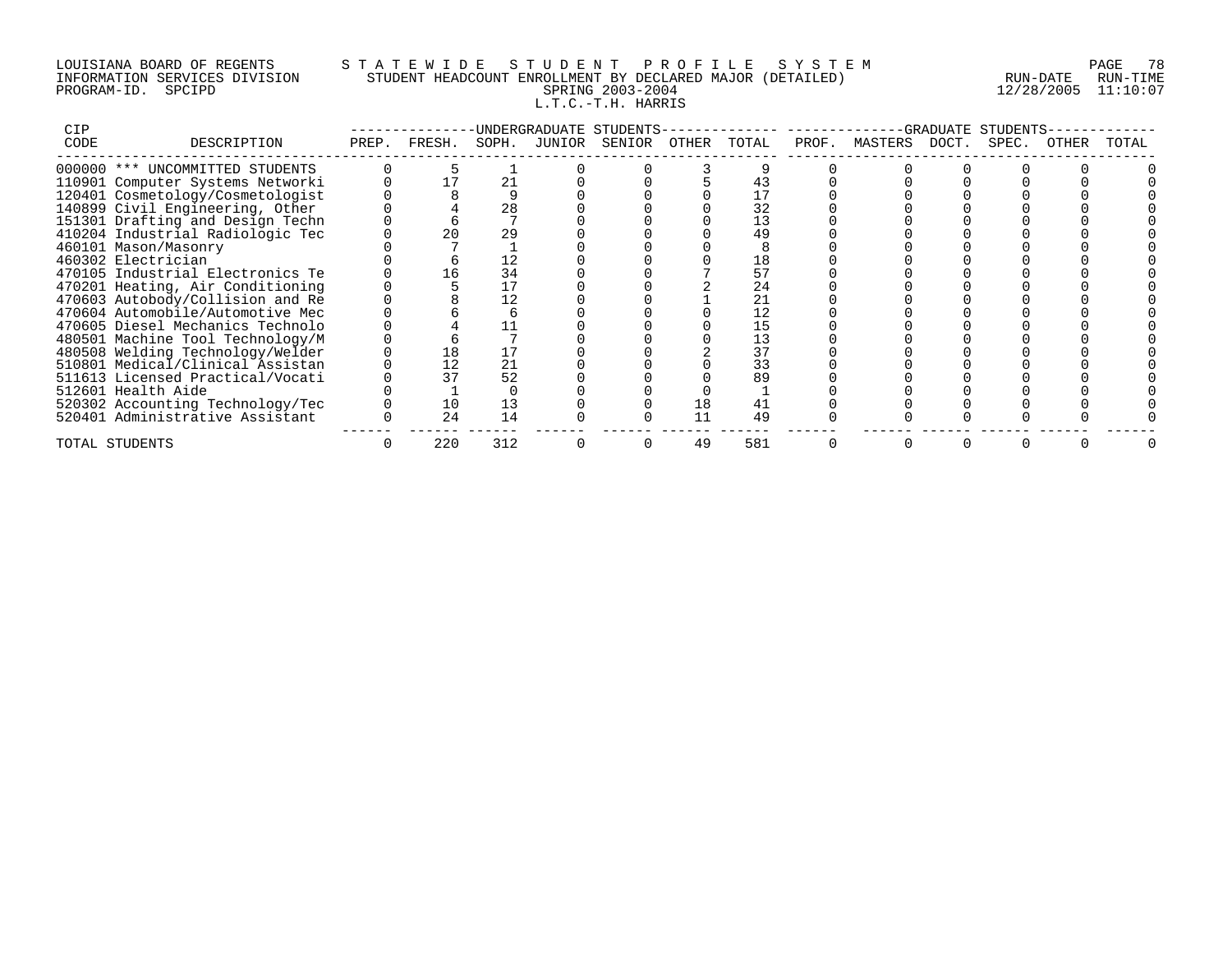LOUISIANA BOARD OF REGENTS — STATEWIDE STUDENT PROFILE SYSTEM
INFORMATION SERVICES DIVISION — STUDENT HEADCOUNT ENROLLMENT BY DECLARED MAJOR (DETAILED)
PROGRAM-ID. SPCIPD — SPRING 2003-2004 — RUN-DATE 12/28/2005 RUN-TIME 11:10:07

L.T.C.-T.H. HARRIS

| CIP CODE | DESCRIPTION | UNDERGRADUATE STUDENTS PREP. | FRESH. | SOPH. | JUNIOR | SENIOR | OTHER | TOTAL | GRADUATE STUDENTS PROF. | MASTERS | DOCT. | SPEC. | OTHER | TOTAL |
|---|---|---|---|---|---|---|---|---|---|---|---|---|---|---|
| 000000 | *** UNCOMMITTED STUDENTS | 0 | 5 | 1 | 0 | 0 | 3 | 9 | 0 | 0 | 0 | 0 | 0 | 0 |
| 110901 | Computer Systems Networki | 0 | 17 | 21 | 0 | 0 | 5 | 43 | 0 | 0 | 0 | 0 | 0 | 0 |
| 120401 | Cosmetology/Cosmetologist | 0 | 8 | 9 | 0 | 0 | 0 | 17 | 0 | 0 | 0 | 0 | 0 | 0 |
| 140899 | Civil Engineering, Other | 0 | 4 | 28 | 0 | 0 | 0 | 32 | 0 | 0 | 0 | 0 | 0 | 0 |
| 151301 | Drafting and Design Techn | 0 | 6 | 7 | 0 | 0 | 0 | 13 | 0 | 0 | 0 | 0 | 0 | 0 |
| 410204 | Industrial Radiologic Tec | 0 | 20 | 29 | 0 | 0 | 0 | 49 | 0 | 0 | 0 | 0 | 0 | 0 |
| 460101 | Mason/Masonry | 0 | 7 | 1 | 0 | 0 | 0 | 8 | 0 | 0 | 0 | 0 | 0 | 0 |
| 460302 | Electrician | 0 | 6 | 12 | 0 | 0 | 0 | 18 | 0 | 0 | 0 | 0 | 0 | 0 |
| 470105 | Industrial Electronics Te | 0 | 16 | 34 | 0 | 0 | 7 | 57 | 0 | 0 | 0 | 0 | 0 | 0 |
| 470201 | Heating, Air Conditioning | 0 | 5 | 17 | 0 | 0 | 2 | 24 | 0 | 0 | 0 | 0 | 0 | 0 |
| 470603 | Autobody/Collision and Re | 0 | 8 | 12 | 0 | 0 | 1 | 21 | 0 | 0 | 0 | 0 | 0 | 0 |
| 470604 | Automobile/Automotive Mec | 0 | 6 | 6 | 0 | 0 | 0 | 12 | 0 | 0 | 0 | 0 | 0 | 0 |
| 470605 | Diesel Mechanics Technolo | 0 | 4 | 11 | 0 | 0 | 0 | 15 | 0 | 0 | 0 | 0 | 0 | 0 |
| 480501 | Machine Tool Technology/M | 0 | 6 | 7 | 0 | 0 | 0 | 13 | 0 | 0 | 0 | 0 | 0 | 0 |
| 480508 | Welding Technology/Welder | 0 | 18 | 17 | 0 | 0 | 2 | 37 | 0 | 0 | 0 | 0 | 0 | 0 |
| 510801 | Medical/Clinical Assistan | 0 | 12 | 21 | 0 | 0 | 0 | 33 | 0 | 0 | 0 | 0 | 0 | 0 |
| 511613 | Licensed Practical/Vocati | 0 | 37 | 52 | 0 | 0 | 0 | 89 | 0 | 0 | 0 | 0 | 0 | 0 |
| 512601 | Health Aide | 0 | 1 | 0 | 0 | 0 | 0 | 1 | 0 | 0 | 0 | 0 | 0 | 0 |
| 520302 | Accounting Technology/Tec | 0 | 10 | 13 | 0 | 0 | 18 | 41 | 0 | 0 | 0 | 0 | 0 | 0 |
| 520401 | Administrative Assistant | 0 | 24 | 14 | 0 | 0 | 11 | 49 | 0 | 0 | 0 | 0 | 0 | 0 |
| TOTAL STUDENTS | | 0 | 220 | 312 | 0 | 0 | 49 | 581 | 0 | 0 | 0 | 0 | 0 | 0 |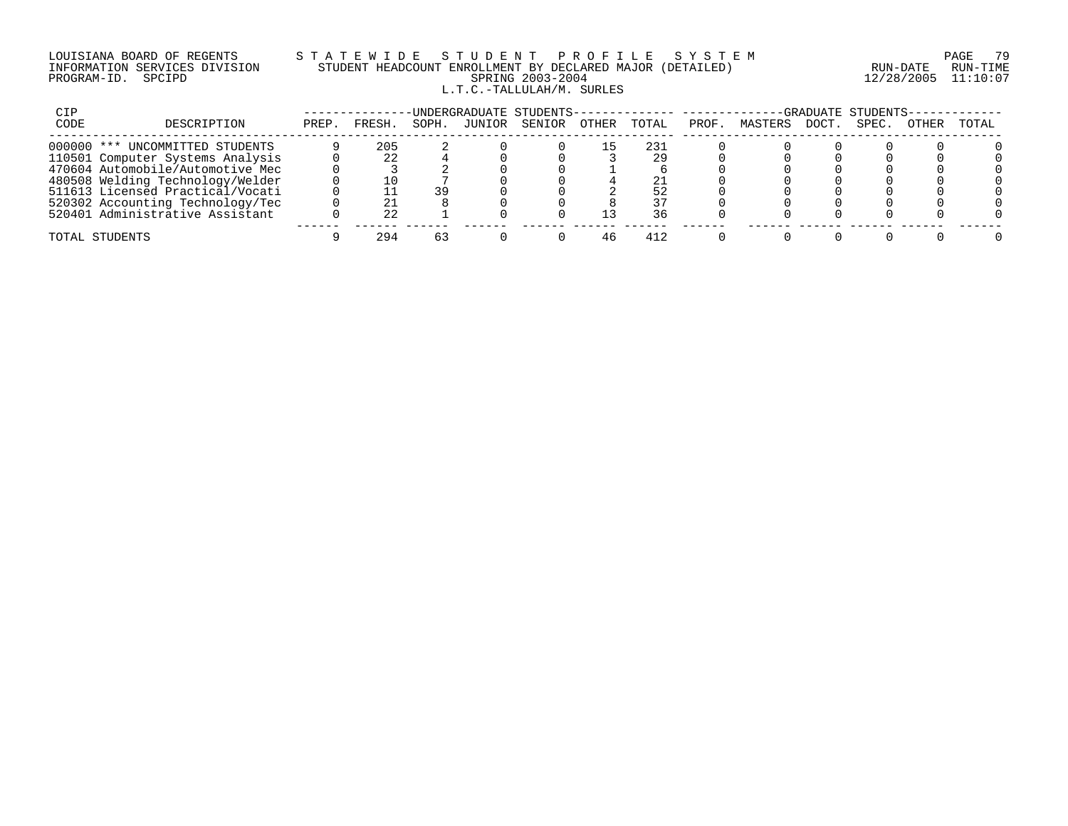LOUISIANA BOARD OF REGENTS — STATEWIDE STUDENT PROFILE SYSTEM
INFORMATION SERVICES DIVISION — STUDENT HEADCOUNT ENROLLMENT BY DECLARED MAJOR (DETAILED)
PROGRAM-ID. SPCIPD — SPRING 2003-2004 — RUN-DATE 12/28/2005 RUN-TIME 11:10:07

L.T.C.-TALLULAH/M. SURLES

| CIP CODE | DESCRIPTION | UNDERGRADUATE STUDENTS PREP. | FRESH. | SOPH. | JUNIOR | SENIOR | OTHER | TOTAL | GRADUATE STUDENTS PROF. | MASTERS | DOCT. | SPEC. | OTHER | TOTAL |
|---|---|---|---|---|---|---|---|---|---|---|---|---|---|---|
| 000000 | *** UNCOMMITTED STUDENTS | 9 | 205 | 2 | 0 | 0 | 15 | 231 | 0 | 0 | 0 | 0 | 0 | 0 |
| 110501 | Computer Systems Analysis | 0 | 22 | 4 | 0 | 0 | 3 | 29 | 0 | 0 | 0 | 0 | 0 | 0 |
| 470604 | Automobile/Automotive Mec | 0 | 3 | 2 | 0 | 0 | 1 | 6 | 0 | 0 | 0 | 0 | 0 | 0 |
| 480508 | Welding Technology/Welder | 0 | 10 | 7 | 0 | 0 | 4 | 21 | 0 | 0 | 0 | 0 | 0 | 0 |
| 511613 | Licensed Practical/Vocati | 0 | 11 | 39 | 0 | 0 | 2 | 52 | 0 | 0 | 0 | 0 | 0 | 0 |
| 520302 | Accounting Technology/Tec | 0 | 21 | 8 | 0 | 0 | 8 | 37 | 0 | 0 | 0 | 0 | 0 | 0 |
| 520401 | Administrative Assistant | 0 | 22 | 1 | 0 | 0 | 13 | 36 | 0 | 0 | 0 | 0 | 0 | 0 |
| TOTAL STUDENTS | | 9 | 294 | 63 | 0 | 0 | 46 | 412 | 0 | 0 | 0 | 0 | 0 | 0 |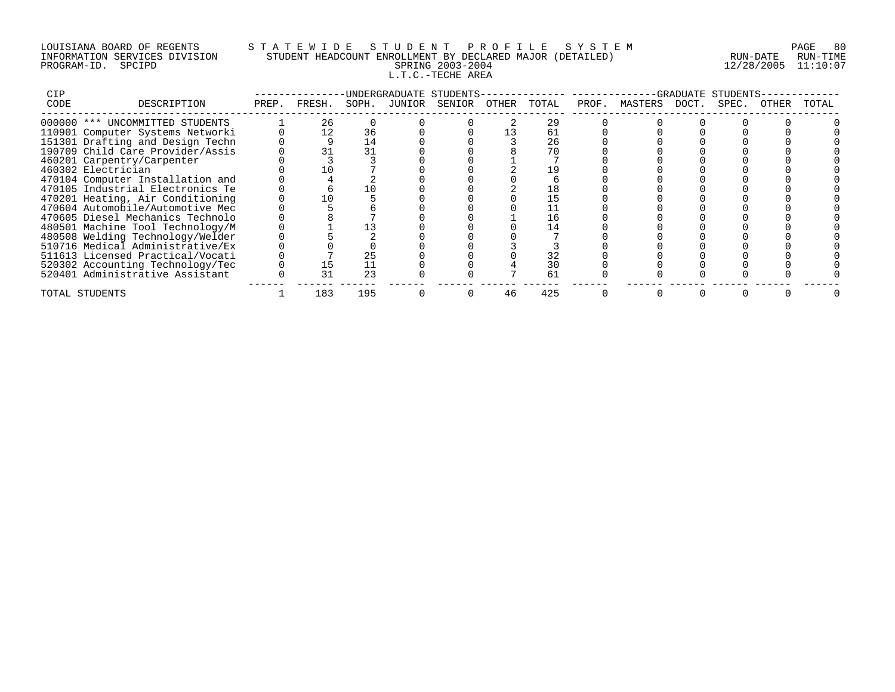LOUISIANA BOARD OF REGENTS
INFORMATION SERVICES DIVISION
PROGRAM-ID. SPCIPD

S T A T E W I D E   S T U D E N T   P R O F I L E   S Y S T E M
STUDENT HEADCOUNT ENROLLMENT BY DECLARED MAJOR (DETAILED)
SPRING 2003-2004
L.T.C.-TECHE AREA

RUN-DATE 12/28/2005  RUN-TIME 11:10:07

| CIP CODE | DESCRIPTION | UNDERGRADUATE STUDENTS PREP. | FRESH. | SOPH. | JUNIOR | SENIOR | OTHER | TOTAL | GRADUATE STUDENTS PROF. | MASTERS | DOCT. | SPEC. | OTHER | TOTAL |
|---|---|---|---|---|---|---|---|---|---|---|---|---|---|---|
| 000000 | *** UNCOMMITTED STUDENTS | 1 | 26 | 0 | 0 | 0 | 2 | 29 | 0 | 0 | 0 | 0 | 0 | 0 |
| 110901 | Computer Systems Networki | 0 | 12 | 36 | 0 | 0 | 13 | 61 | 0 | 0 | 0 | 0 | 0 | 0 |
| 151301 | Drafting and Design Techn | 0 | 9 | 14 | 0 | 0 | 3 | 26 | 0 | 0 | 0 | 0 | 0 | 0 |
| 190709 | Child Care Provider/Assis | 0 | 31 | 31 | 0 | 0 | 8 | 70 | 0 | 0 | 0 | 0 | 0 | 0 |
| 460201 | Carpentry/Carpenter | 0 | 3 | 3 | 0 | 0 | 1 | 7 | 0 | 0 | 0 | 0 | 0 | 0 |
| 460302 | Electrician | 0 | 10 | 7 | 0 | 0 | 2 | 19 | 0 | 0 | 0 | 0 | 0 | 0 |
| 470104 | Computer Installation and | 0 | 4 | 2 | 0 | 0 | 0 | 6 | 0 | 0 | 0 | 0 | 0 | 0 |
| 470105 | Industrial Electronics Te | 0 | 6 | 10 | 0 | 0 | 2 | 18 | 0 | 0 | 0 | 0 | 0 | 0 |
| 470201 | Heating, Air Conditioning | 0 | 10 | 5 | 0 | 0 | 0 | 15 | 0 | 0 | 0 | 0 | 0 | 0 |
| 470604 | Automobile/Automotive Mec | 0 | 5 | 6 | 0 | 0 | 0 | 11 | 0 | 0 | 0 | 0 | 0 | 0 |
| 470605 | Diesel Mechanics Technolo | 0 | 8 | 7 | 0 | 0 | 1 | 16 | 0 | 0 | 0 | 0 | 0 | 0 |
| 480501 | Machine Tool Technology/M | 0 | 1 | 13 | 0 | 0 | 0 | 14 | 0 | 0 | 0 | 0 | 0 | 0 |
| 480508 | Welding Technology/Welder | 0 | 5 | 2 | 0 | 0 | 0 | 7 | 0 | 0 | 0 | 0 | 0 | 0 |
| 510716 | Medical Administrative/Ex | 0 | 0 | 0 | 0 | 0 | 3 | 3 | 0 | 0 | 0 | 0 | 0 | 0 |
| 511613 | Licensed Practical/Vocati | 0 | 7 | 25 | 0 | 0 | 0 | 32 | 0 | 0 | 0 | 0 | 0 | 0 |
| 520302 | Accounting Technology/Tec | 0 | 15 | 11 | 0 | 0 | 4 | 30 | 0 | 0 | 0 | 0 | 0 | 0 |
| 520401 | Administrative Assistant | 0 | 31 | 23 | 0 | 0 | 7 | 61 | 0 | 0 | 0 | 0 | 0 | 0 |
| TOTAL STUDENTS | | 1 | 183 | 195 | 0 | 0 | 46 | 425 | 0 | 0 | 0 | 0 | 0 | 0 |